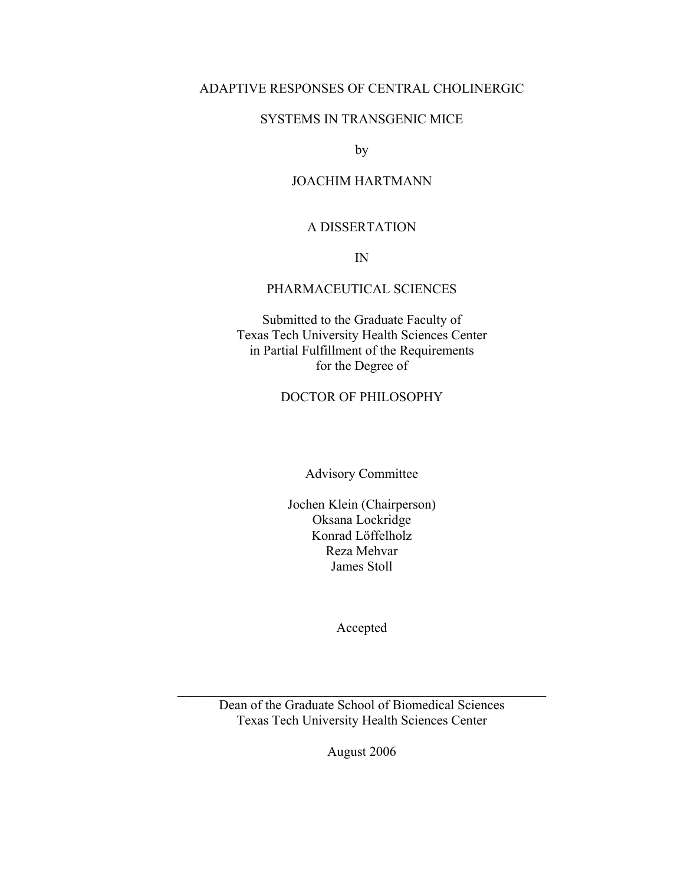# ADAPTIVE RESPONSES OF CENTRAL CHOLINERGIC SYSTEMS IN TRANSGENIC MICE

by

JOACHIM HARTMANN

A DISSERTATION

IN

PHARMACEUTICAL SCIENCES

Submitted to the Graduate Faculty of
Texas Tech University Health Sciences Center
in Partial Fulfillment of the Requirements
for the Degree of

DOCTOR OF PHILOSOPHY

Advisory Committee

Jochen Klein (Chairperson)
Oksana Lockridge
Konrad Löffelholz
Reza Mehvar
James Stoll

Accepted

______________________________________________________

Dean of the Graduate School of Biomedical Sciences
Texas Tech University Health Sciences Center

August 2006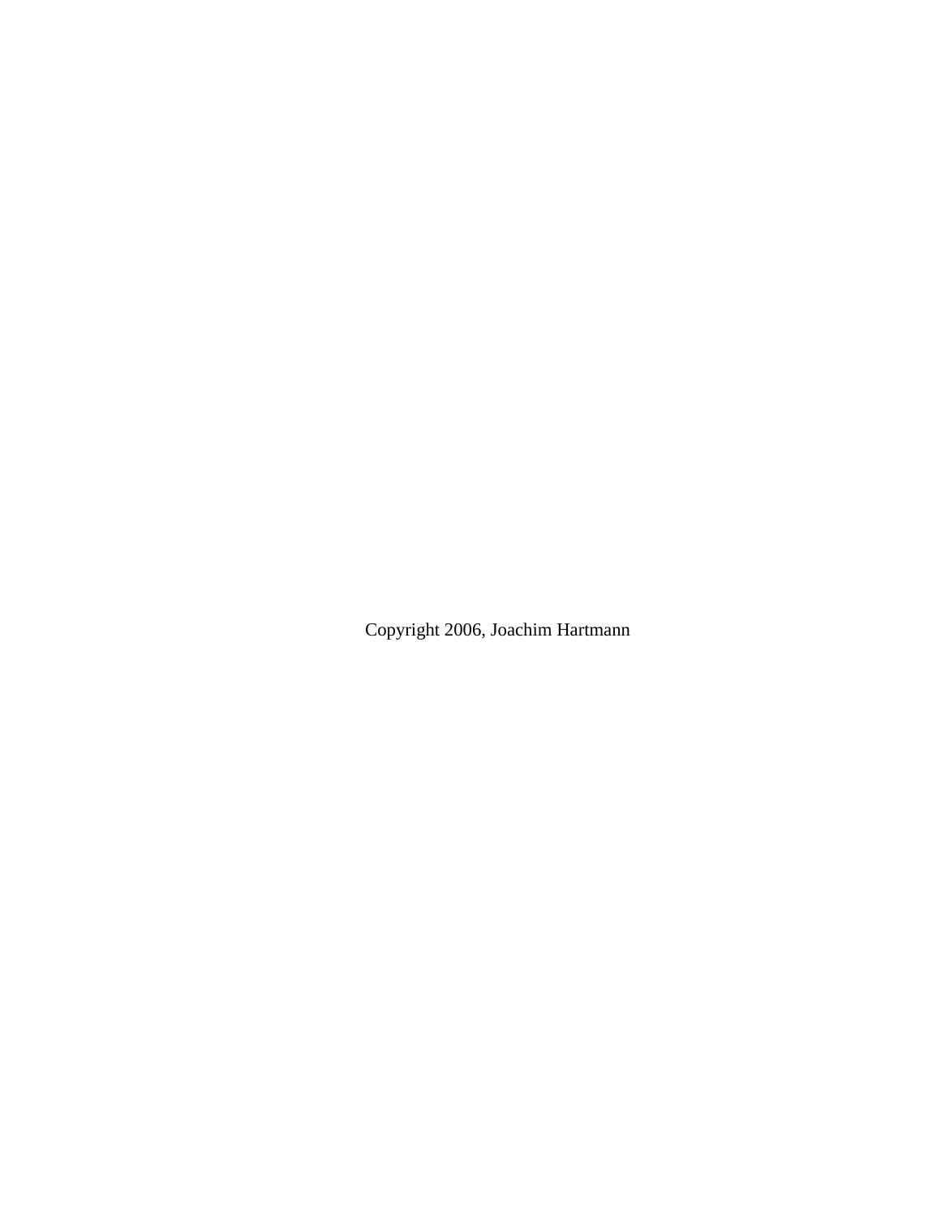Copyright 2006, Joachim Hartmann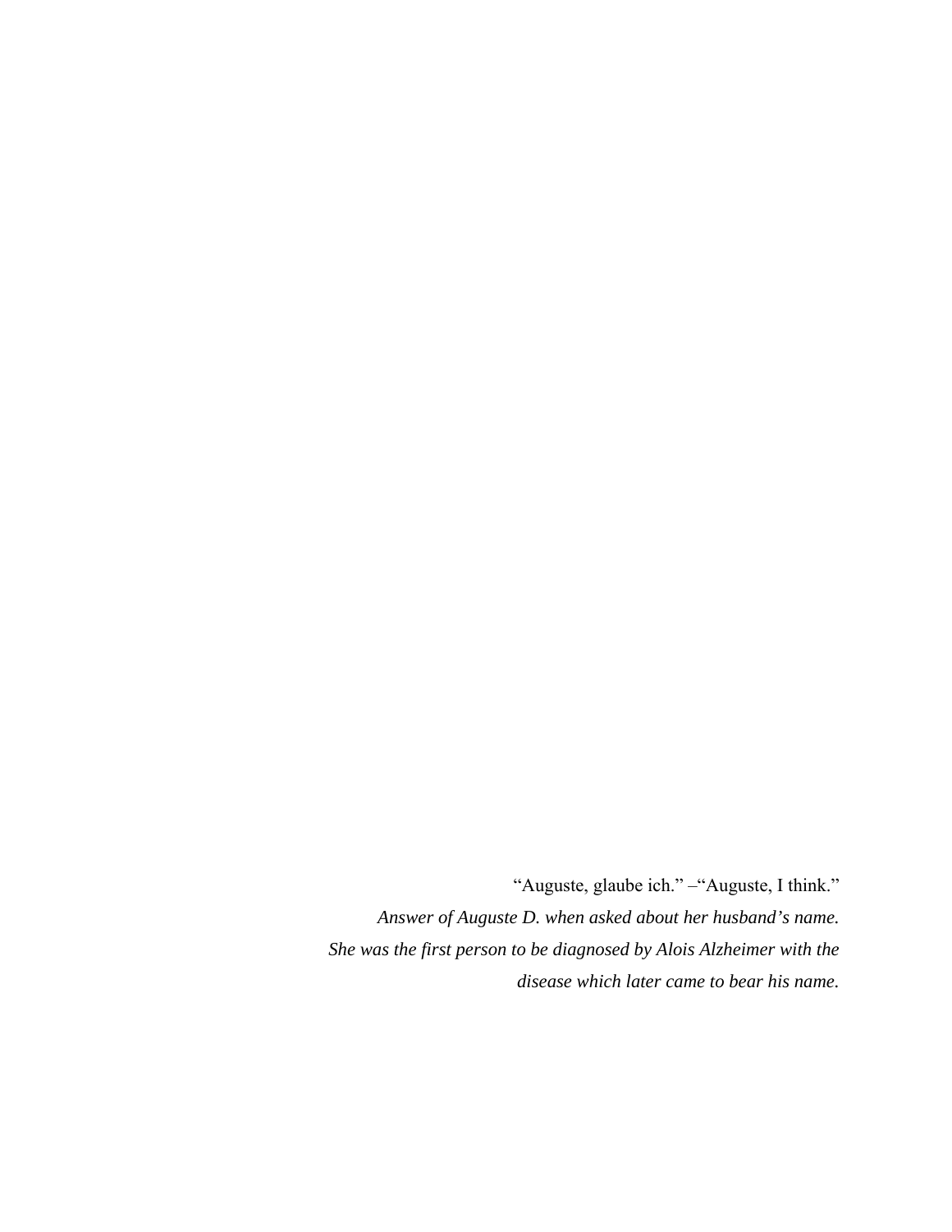"Auguste, glaube ich." –"Auguste, I think."

*Answer of Auguste D. when asked about her husband's name.*
*She was the first person to be diagnosed by Alois Alzheimer with the disease which later came to bear his name.*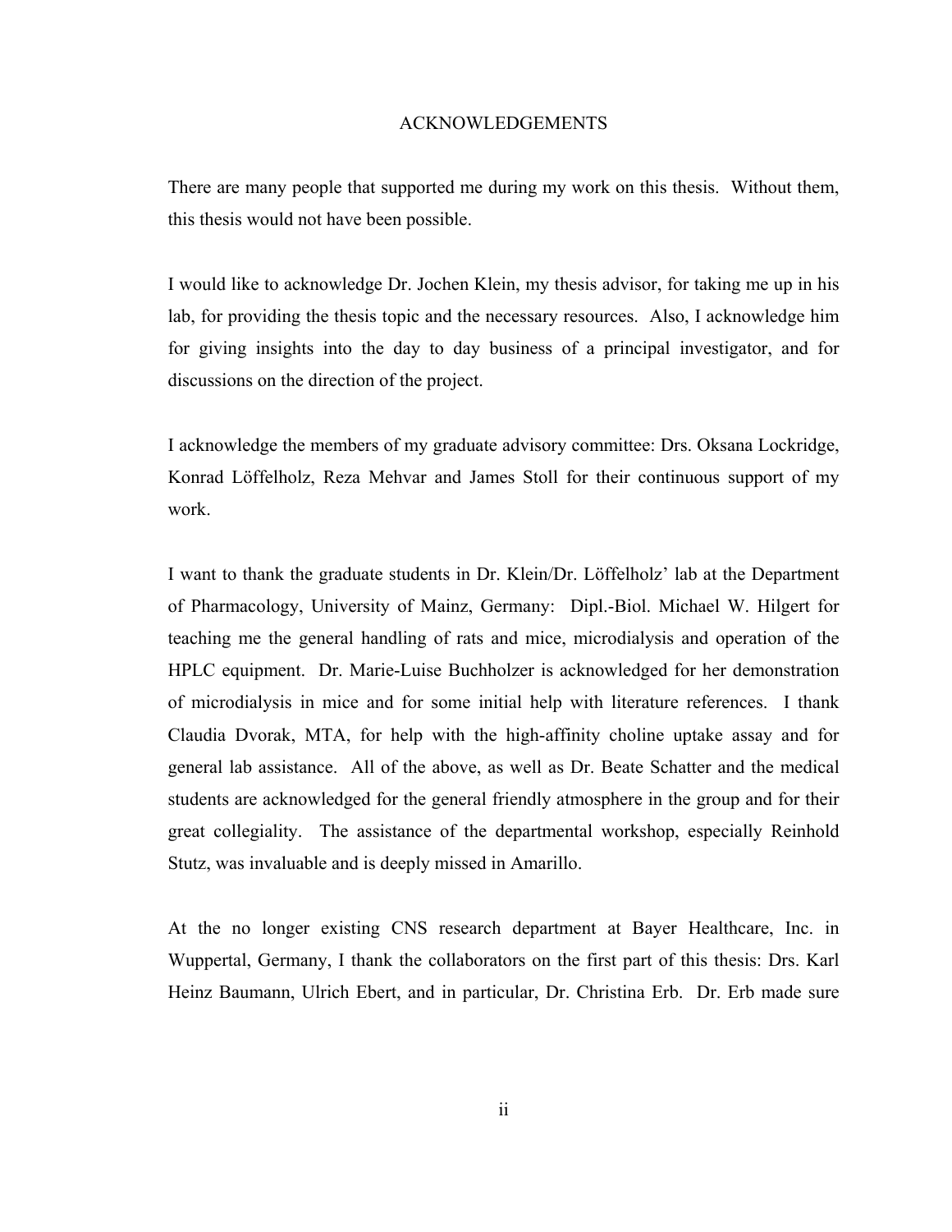# ACKNOWLEDGEMENTS

There are many people that supported me during my work on this thesis. Without them, this thesis would not have been possible.

I would like to acknowledge Dr. Jochen Klein, my thesis advisor, for taking me up in his lab, for providing the thesis topic and the necessary resources. Also, I acknowledge him for giving insights into the day to day business of a principal investigator, and for discussions on the direction of the project.

I acknowledge the members of my graduate advisory committee: Drs. Oksana Lockridge, Konrad Löffelholz, Reza Mehvar and James Stoll for their continuous support of my work.

I want to thank the graduate students in Dr. Klein/Dr. Löffelholz' lab at the Department of Pharmacology, University of Mainz, Germany: Dipl.-Biol. Michael W. Hilgert for teaching me the general handling of rats and mice, microdialysis and operation of the HPLC equipment. Dr. Marie-Luise Buchholzer is acknowledged for her demonstration of microdialysis in mice and for some initial help with literature references. I thank Claudia Dvorak, MTA, for help with the high-affinity choline uptake assay and for general lab assistance. All of the above, as well as Dr. Beate Schatter and the medical students are acknowledged for the general friendly atmosphere in the group and for their great collegiality. The assistance of the departmental workshop, especially Reinhold Stutz, was invaluable and is deeply missed in Amarillo.

At the no longer existing CNS research department at Bayer Healthcare, Inc. in Wuppertal, Germany, I thank the collaborators on the first part of this thesis: Drs. Karl Heinz Baumann, Ulrich Ebert, and in particular, Dr. Christina Erb. Dr. Erb made sure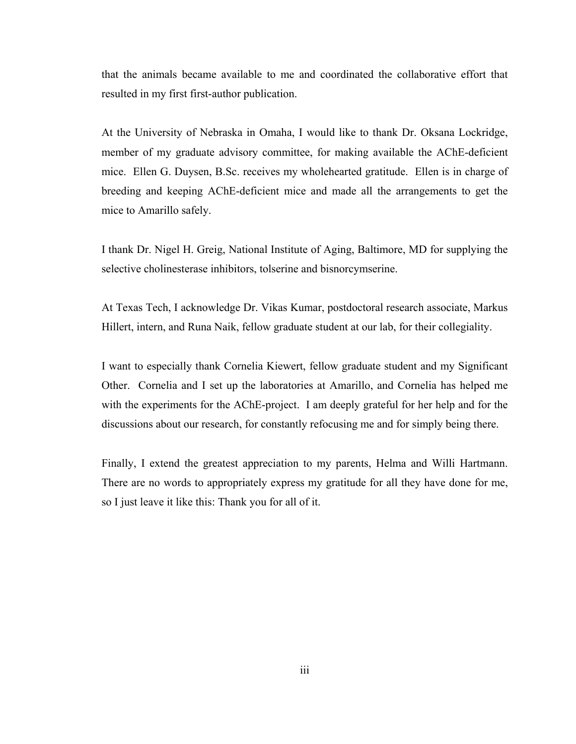that the animals became available to me and coordinated the collaborative effort that resulted in my first first-author publication.

At the University of Nebraska in Omaha, I would like to thank Dr. Oksana Lockridge, member of my graduate advisory committee, for making available the AChE-deficient mice. Ellen G. Duysen, B.Sc. receives my wholehearted gratitude. Ellen is in charge of breeding and keeping AChE-deficient mice and made all the arrangements to get the mice to Amarillo safely.

I thank Dr. Nigel H. Greig, National Institute of Aging, Baltimore, MD for supplying the selective cholinesterase inhibitors, tolserine and bisnorcymserine.

At Texas Tech, I acknowledge Dr. Vikas Kumar, postdoctoral research associate, Markus Hillert, intern, and Runa Naik, fellow graduate student at our lab, for their collegiality.

I want to especially thank Cornelia Kiewert, fellow graduate student and my Significant Other. Cornelia and I set up the laboratories at Amarillo, and Cornelia has helped me with the experiments for the AChE-project. I am deeply grateful for her help and for the discussions about our research, for constantly refocusing me and for simply being there.

Finally, I extend the greatest appreciation to my parents, Helma and Willi Hartmann. There are no words to appropriately express my gratitude for all they have done for me, so I just leave it like this: Thank you for all of it.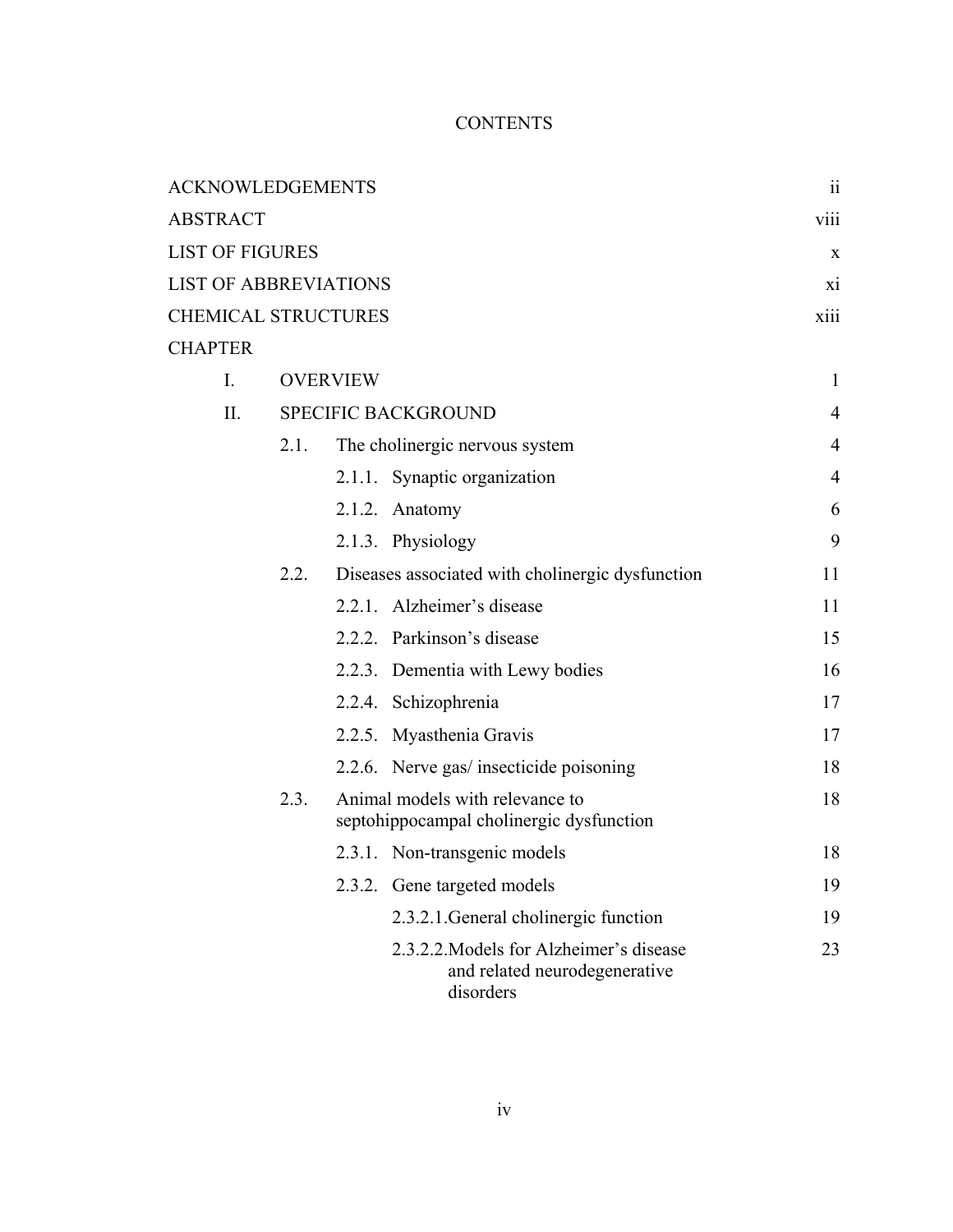# CONTENTS

| | |
|---|---|
| ACKNOWLEDGEMENTS | ii |
| ABSTRACT | viii |
| LIST OF FIGURES | x |
| LIST OF ABBREVIATIONS | xi |
| CHEMICAL STRUCTURES | xiii |

CHAPTER

| | | | |
|---|---|---|---|
| I. | OVERVIEW | | 1 |
| II. | SPECIFIC BACKGROUND | | 4 |
| | 2.1. | The cholinergic nervous system | 4 |
| | | 2.1.1. Synaptic organization | 4 |
| | | 2.1.2. Anatomy | 6 |
| | | 2.1.3. Physiology | 9 |
| | 2.2. | Diseases associated with cholinergic dysfunction | 11 |
| | | 2.2.1. Alzheimer's disease | 11 |
| | | 2.2.2. Parkinson's disease | 15 |
| | | 2.2.3. Dementia with Lewy bodies | 16 |
| | | 2.2.4. Schizophrenia | 17 |
| | | 2.2.5. Myasthenia Gravis | 17 |
| | | 2.2.6. Nerve gas/ insecticide poisoning | 18 |
| | 2.3. | Animal models with relevance to septohippocampal cholinergic dysfunction | 18 |
| | | 2.3.1. Non-transgenic models | 18 |
| | | 2.3.2. Gene targeted models | 19 |
| | | 2.3.2.1. General cholinergic function | 19 |
| | | 2.3.2.2. Models for Alzheimer's disease and related neurodegenerative disorders | 23 |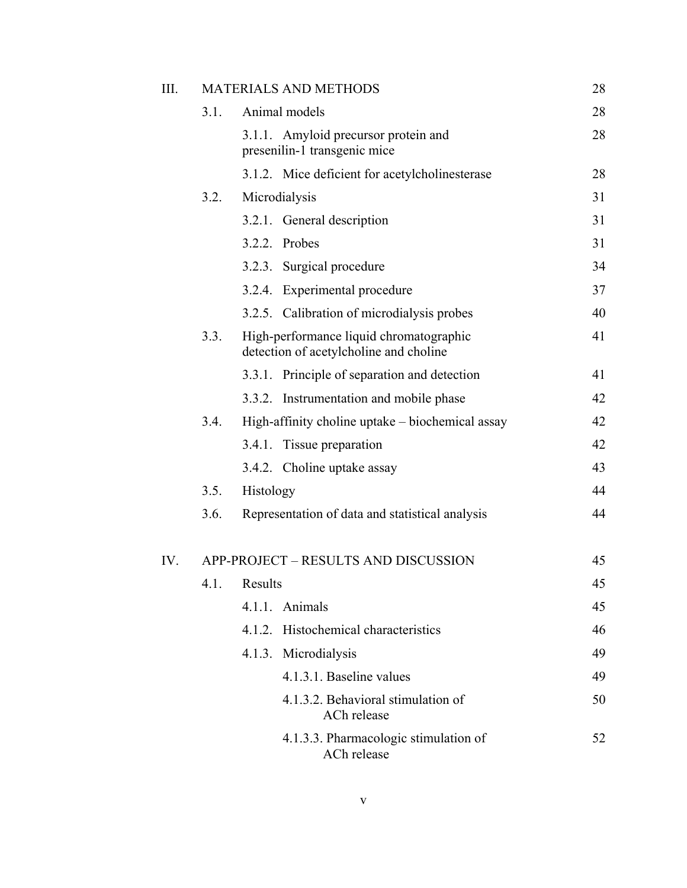| | | | |
|---|---|---|---|
| III. | MATERIALS AND METHODS | | 28 |
| | 3.1. | Animal models | 28 |
| | | 3.1.1. Amyloid precursor protein and presenilin-1 transgenic mice | 28 |
| | | 3.1.2. Mice deficient for acetylcholinesterase | 28 |
| | 3.2. | Microdialysis | 31 |
| | | 3.2.1. General description | 31 |
| | | 3.2.2. Probes | 31 |
| | | 3.2.3. Surgical procedure | 34 |
| | | 3.2.4. Experimental procedure | 37 |
| | | 3.2.5. Calibration of microdialysis probes | 40 |
| | 3.3. | High-performance liquid chromatographic detection of acetylcholine and choline | 41 |
| | | 3.3.1. Principle of separation and detection | 41 |
| | | 3.3.2. Instrumentation and mobile phase | 42 |
| | 3.4. | High-affinity choline uptake – biochemical assay | 42 |
| | | 3.4.1. Tissue preparation | 42 |
| | | 3.4.2. Choline uptake assay | 43 |
| | 3.5. | Histology | 44 |
| | 3.6. | Representation of data and statistical analysis | 44 |
| IV. | APP-PROJECT – RESULTS AND DISCUSSION | | 45 |
| | 4.1. | Results | 45 |
| | | 4.1.1. Animals | 45 |
| | | 4.1.2. Histochemical characteristics | 46 |
| | | 4.1.3. Microdialysis | 49 |
| | | 4.1.3.1. Baseline values | 49 |
| | | 4.1.3.2. Behavioral stimulation of ACh release | 50 |
| | | 4.1.3.3. Pharmacologic stimulation of ACh release | 52 |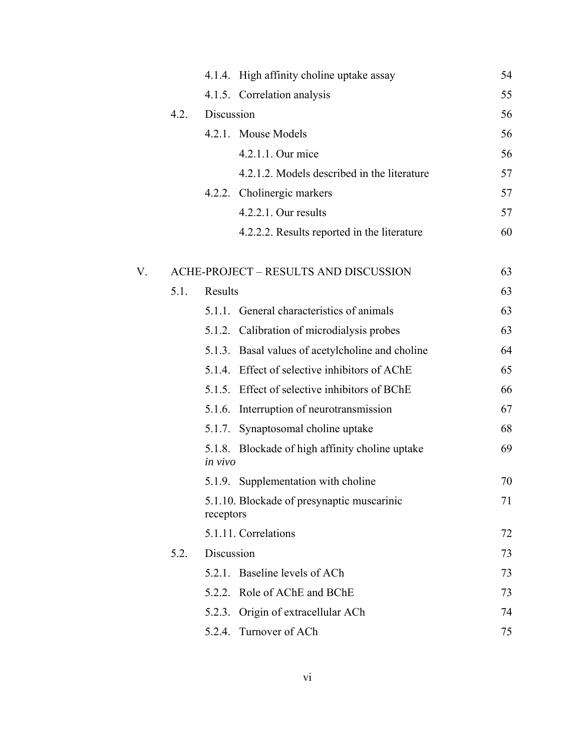| | | | |
|---|---|---|---|
| | | 4.1.4. High affinity choline uptake assay | 54 |
| | | 4.1.5. Correlation analysis | 55 |
| | 4.2. | Discussion | 56 |
| | | 4.2.1. Mouse Models | 56 |
| | | 4.2.1.1. Our mice | 56 |
| | | 4.2.1.2. Models described in the literature | 57 |
| | | 4.2.2. Cholinergic markers | 57 |
| | | 4.2.2.1. Our results | 57 |
| | | 4.2.2.2. Results reported in the literature | 60 |
| V. | ACHE-PROJECT – RESULTS AND DISCUSSION | | 63 |
| | 5.1. | Results | 63 |
| | | 5.1.1. General characteristics of animals | 63 |
| | | 5.1.2. Calibration of microdialysis probes | 63 |
| | | 5.1.3. Basal values of acetylcholine and choline | 64 |
| | | 5.1.4. Effect of selective inhibitors of AChE | 65 |
| | | 5.1.5. Effect of selective inhibitors of BChE | 66 |
| | | 5.1.6. Interruption of neurotransmission | 67 |
| | | 5.1.7. Synaptosomal choline uptake | 68 |
| | | 5.1.8. Blockade of high affinity choline uptake *in vivo* | 69 |
| | | 5.1.9. Supplementation with choline | 70 |
| | | 5.1.10. Blockade of presynaptic muscarinic receptors | 71 |
| | | 5.1.11. Correlations | 72 |
| | 5.2. | Discussion | 73 |
| | | 5.2.1. Baseline levels of ACh | 73 |
| | | 5.2.2. Role of AChE and BChE | 73 |
| | | 5.2.3. Origin of extracellular ACh | 74 |
| | | 5.2.4. Turnover of ACh | 75 |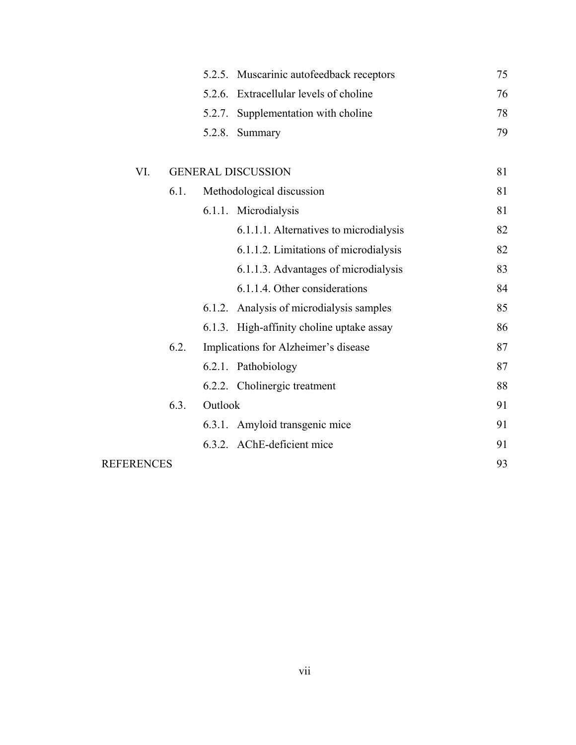| | | | |
|---|---|---|---|
| | | 5.2.5. Muscarinic autofeedback receptors | 75 |
| | | 5.2.6. Extracellular levels of choline | 76 |
| | | 5.2.7. Supplementation with choline | 78 |
| | | 5.2.8. Summary | 79 |
| VI. | GENERAL DISCUSSION | | 81 |
| | 6.1. | Methodological discussion | 81 |
| | | 6.1.1. Microdialysis | 81 |
| | | 6.1.1.1. Alternatives to microdialysis | 82 |
| | | 6.1.1.2. Limitations of microdialysis | 82 |
| | | 6.1.1.3. Advantages of microdialysis | 83 |
| | | 6.1.1.4. Other considerations | 84 |
| | | 6.1.2. Analysis of microdialysis samples | 85 |
| | | 6.1.3. High-affinity choline uptake assay | 86 |
| | 6.2. | Implications for Alzheimer's disease | 87 |
| | | 6.2.1. Pathobiology | 87 |
| | | 6.2.2. Cholinergic treatment | 88 |
| | 6.3. | Outlook | 91 |
| | | 6.3.1. Amyloid transgenic mice | 91 |
| | | 6.3.2. AChE-deficient mice | 91 |
| REFERENCES | | | 93 |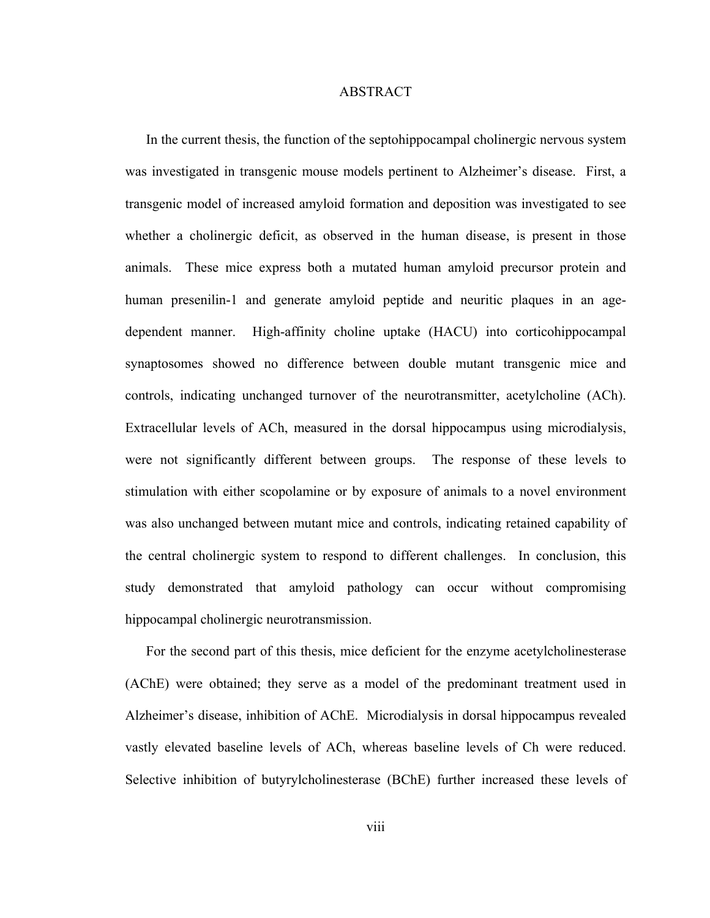# ABSTRACT

In the current thesis, the function of the septohippocampal cholinergic nervous system was investigated in transgenic mouse models pertinent to Alzheimer's disease. First, a transgenic model of increased amyloid formation and deposition was investigated to see whether a cholinergic deficit, as observed in the human disease, is present in those animals. These mice express both a mutated human amyloid precursor protein and human presenilin-1 and generate amyloid peptide and neuritic plaques in an age-dependent manner. High-affinity choline uptake (HACU) into corticohippocampal synaptosomes showed no difference between double mutant transgenic mice and controls, indicating unchanged turnover of the neurotransmitter, acetylcholine (ACh). Extracellular levels of ACh, measured in the dorsal hippocampus using microdialysis, were not significantly different between groups. The response of these levels to stimulation with either scopolamine or by exposure of animals to a novel environment was also unchanged between mutant mice and controls, indicating retained capability of the central cholinergic system to respond to different challenges. In conclusion, this study demonstrated that amyloid pathology can occur without compromising hippocampal cholinergic neurotransmission.

For the second part of this thesis, mice deficient for the enzyme acetylcholinesterase (AChE) were obtained; they serve as a model of the predominant treatment used in Alzheimer's disease, inhibition of AChE. Microdialysis in dorsal hippocampus revealed vastly elevated baseline levels of ACh, whereas baseline levels of Ch were reduced. Selective inhibition of butyrylcholinesterase (BChE) further increased these levels of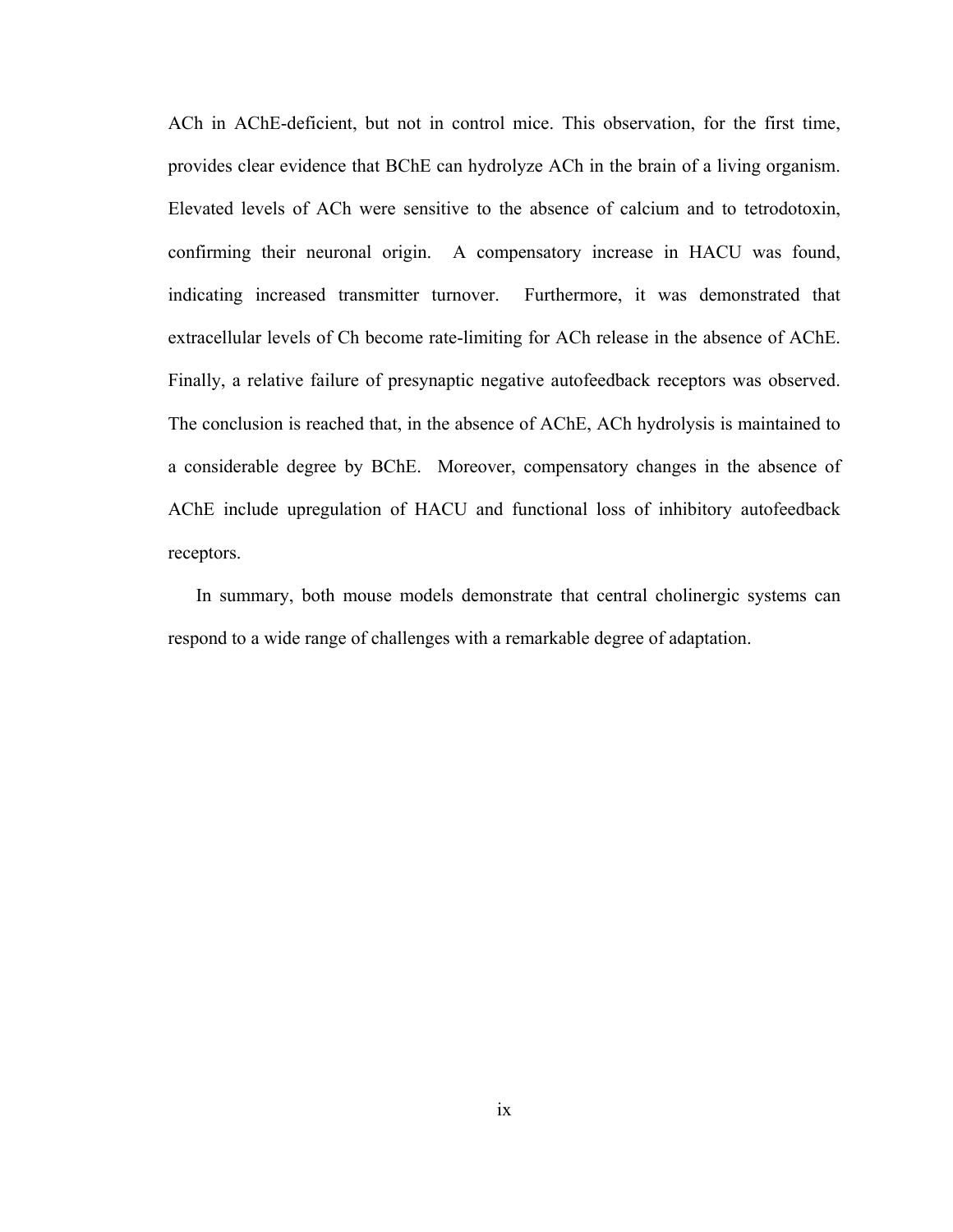ACh in AChE-deficient, but not in control mice. This observation, for the first time, provides clear evidence that BChE can hydrolyze ACh in the brain of a living organism. Elevated levels of ACh were sensitive to the absence of calcium and to tetrodotoxin, confirming their neuronal origin. A compensatory increase in HACU was found, indicating increased transmitter turnover. Furthermore, it was demonstrated that extracellular levels of Ch become rate-limiting for ACh release in the absence of AChE. Finally, a relative failure of presynaptic negative autofeedback receptors was observed. The conclusion is reached that, in the absence of AChE, ACh hydrolysis is maintained to a considerable degree by BChE. Moreover, compensatory changes in the absence of AChE include upregulation of HACU and functional loss of inhibitory autofeedback receptors.

In summary, both mouse models demonstrate that central cholinergic systems can respond to a wide range of challenges with a remarkable degree of adaptation.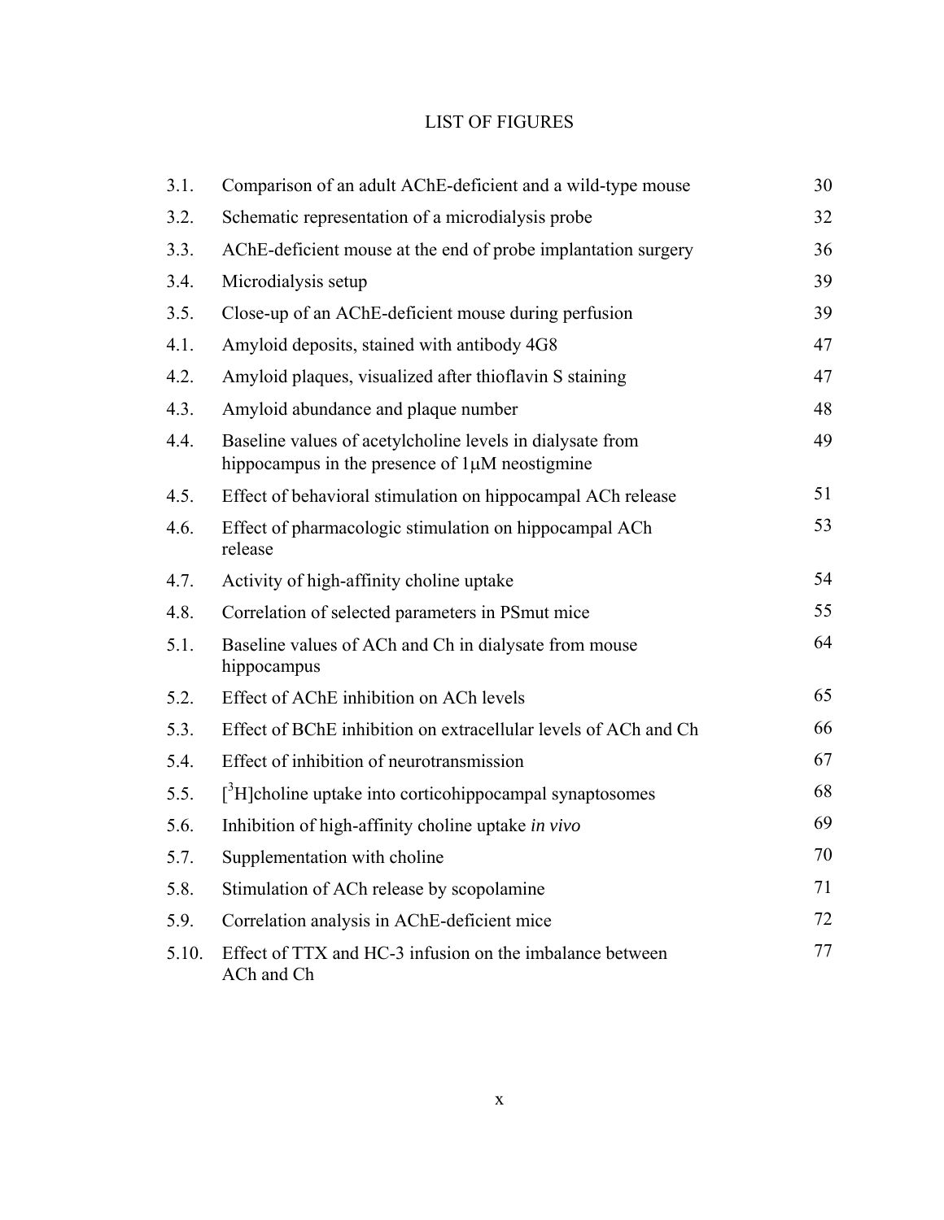# LIST OF FIGURES

| | | |
|---|---|---|
| 3.1. | Comparison of an adult AChE-deficient and a wild-type mouse | 30 |
| 3.2. | Schematic representation of a microdialysis probe | 32 |
| 3.3. | AChE-deficient mouse at the end of probe implantation surgery | 36 |
| 3.4. | Microdialysis setup | 39 |
| 3.5. | Close-up of an AChE-deficient mouse during perfusion | 39 |
| 4.1. | Amyloid deposits, stained with antibody 4G8 | 47 |
| 4.2. | Amyloid plaques, visualized after thioflavin S staining | 47 |
| 4.3. | Amyloid abundance and plaque number | 48 |
| 4.4. | Baseline values of acetylcholine levels in dialysate from hippocampus in the presence of 1μM neostigmine | 49 |
| 4.5. | Effect of behavioral stimulation on hippocampal ACh release | 51 |
| 4.6. | Effect of pharmacologic stimulation on hippocampal ACh release | 53 |
| 4.7. | Activity of high-affinity choline uptake | 54 |
| 4.8. | Correlation of selected parameters in PSmut mice | 55 |
| 5.1. | Baseline values of ACh and Ch in dialysate from mouse hippocampus | 64 |
| 5.2. | Effect of AChE inhibition on ACh levels | 65 |
| 5.3. | Effect of BChE inhibition on extracellular levels of ACh and Ch | 66 |
| 5.4. | Effect of inhibition of neurotransmission | 67 |
| 5.5. | [$^3$H]choline uptake into corticohippocampal synaptosomes | 68 |
| 5.6. | Inhibition of high-affinity choline uptake *in vivo* | 69 |
| 5.7. | Supplementation with choline | 70 |
| 5.8. | Stimulation of ACh release by scopolamine | 71 |
| 5.9. | Correlation analysis in AChE-deficient mice | 72 |
| 5.10. | Effect of TTX and HC-3 infusion on the imbalance between ACh and Ch | 77 |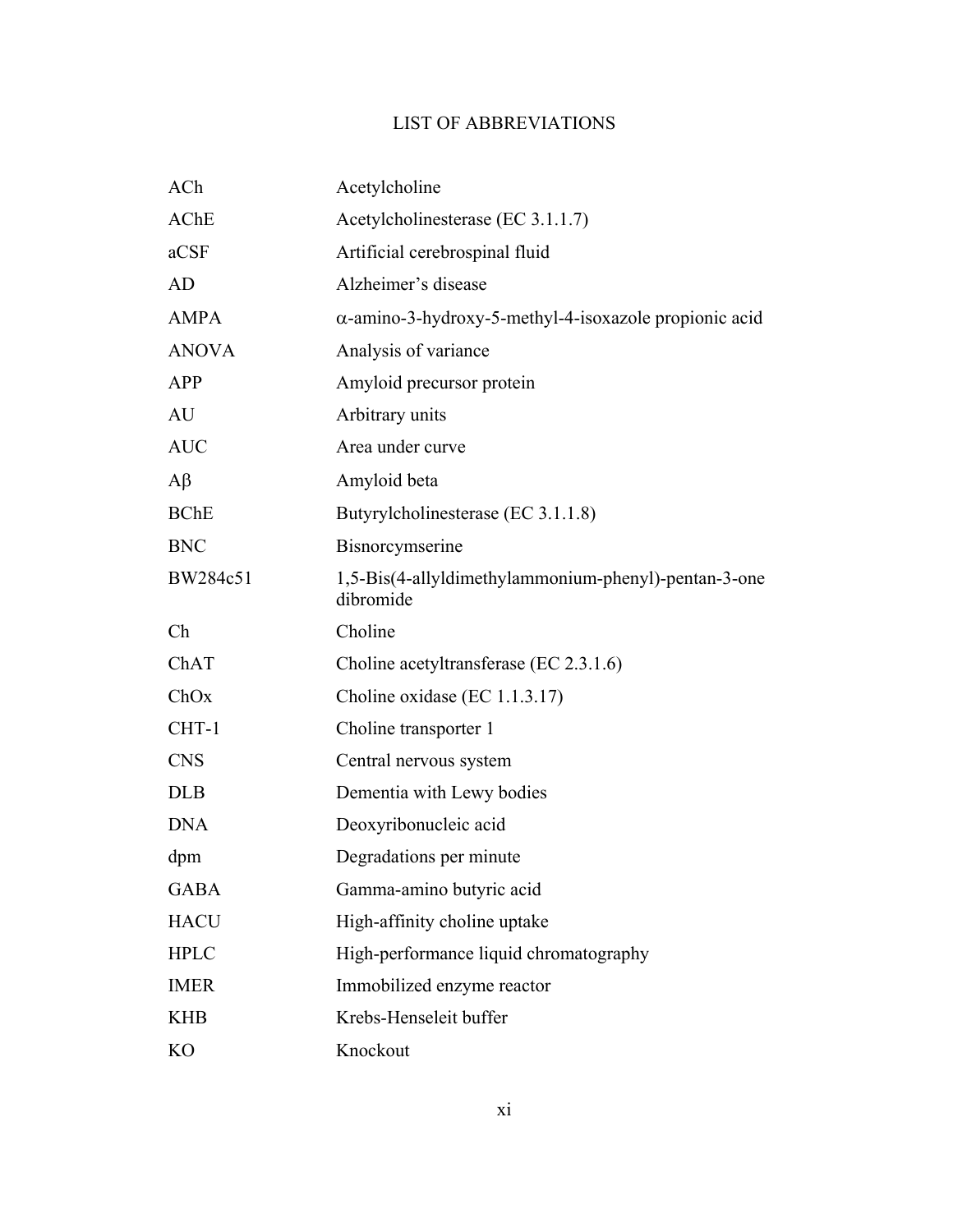# LIST OF ABBREVIATIONS

| | |
|---|---|
| ACh | Acetylcholine |
| AChE | Acetylcholinesterase (EC 3.1.1.7) |
| aCSF | Artificial cerebrospinal fluid |
| AD | Alzheimer's disease |
| AMPA | $\alpha$-amino-3-hydroxy-5-methyl-4-isoxazole propionic acid |
| ANOVA | Analysis of variance |
| APP | Amyloid precursor protein |
| AU | Arbitrary units |
| AUC | Area under curve |
| A$\beta$ | Amyloid beta |
| BChE | Butyrylcholinesterase (EC 3.1.1.8) |
| BNC | Bisnorcymserine |
| BW284c51 | 1,5-Bis(4-allyldimethylammonium-phenyl)-pentan-3-one dibromide |
| Ch | Choline |
| ChAT | Choline acetyltransferase (EC 2.3.1.6) |
| ChOx | Choline oxidase (EC 1.1.3.17) |
| CHT-1 | Choline transporter 1 |
| CNS | Central nervous system |
| DLB | Dementia with Lewy bodies |
| DNA | Deoxyribonucleic acid |
| dpm | Degradations per minute |
| GABA | Gamma-amino butyric acid |
| HACU | High-affinity choline uptake |
| HPLC | High-performance liquid chromatography |
| IMER | Immobilized enzyme reactor |
| KHB | Krebs-Henseleit buffer |
| KO | Knockout |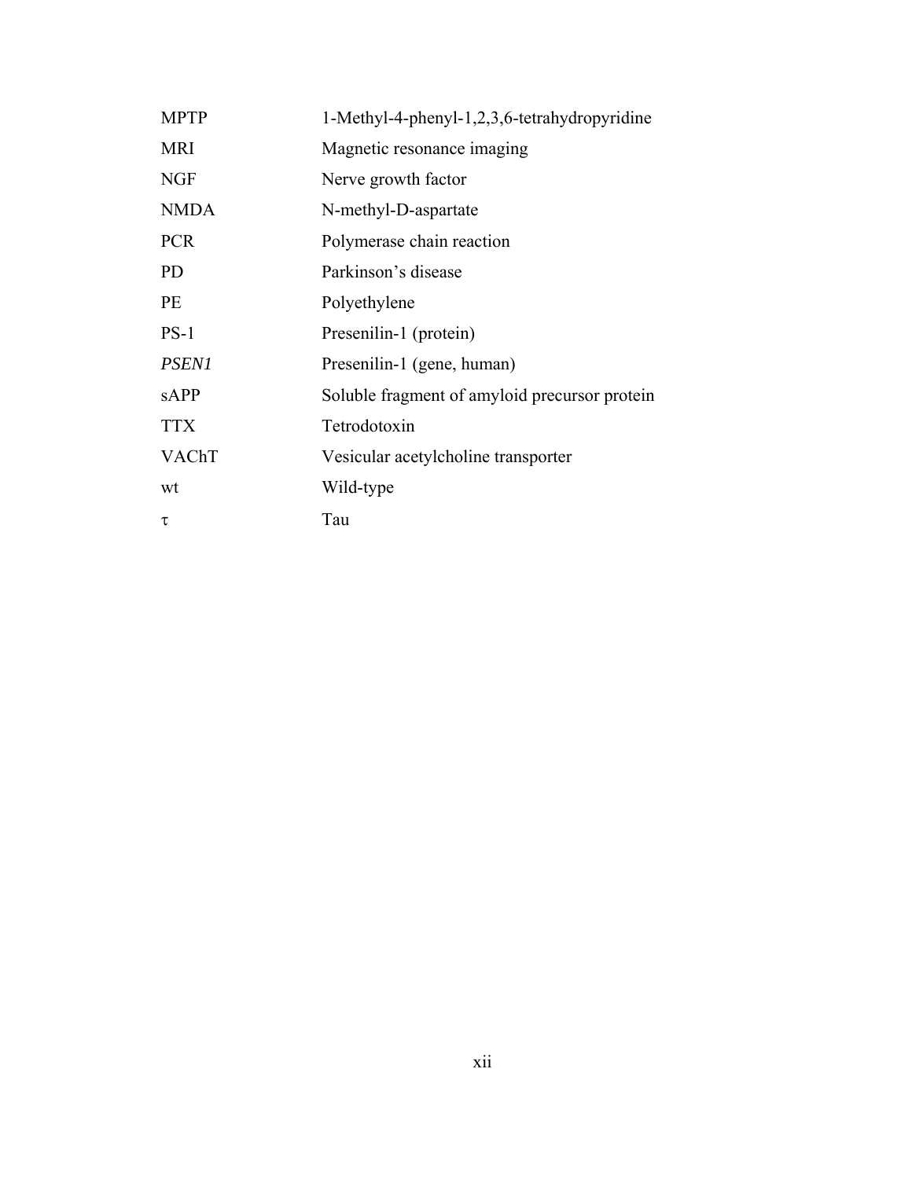| | |
|---|---|
| MPTP | 1-Methyl-4-phenyl-1,2,3,6-tetrahydropyridine |
| MRI | Magnetic resonance imaging |
| NGF | Nerve growth factor |
| NMDA | N-methyl-D-aspartate |
| PCR | Polymerase chain reaction |
| PD | Parkinson's disease |
| PE | Polyethylene |
| PS-1 | Presenilin-1 (protein) |
| *PSEN1* | Presenilin-1 (gene, human) |
| sAPP | Soluble fragment of amyloid precursor protein |
| TTX | Tetrodotoxin |
| VAChT | Vesicular acetylcholine transporter |
| wt | Wild-type |
| $\tau$ | Tau |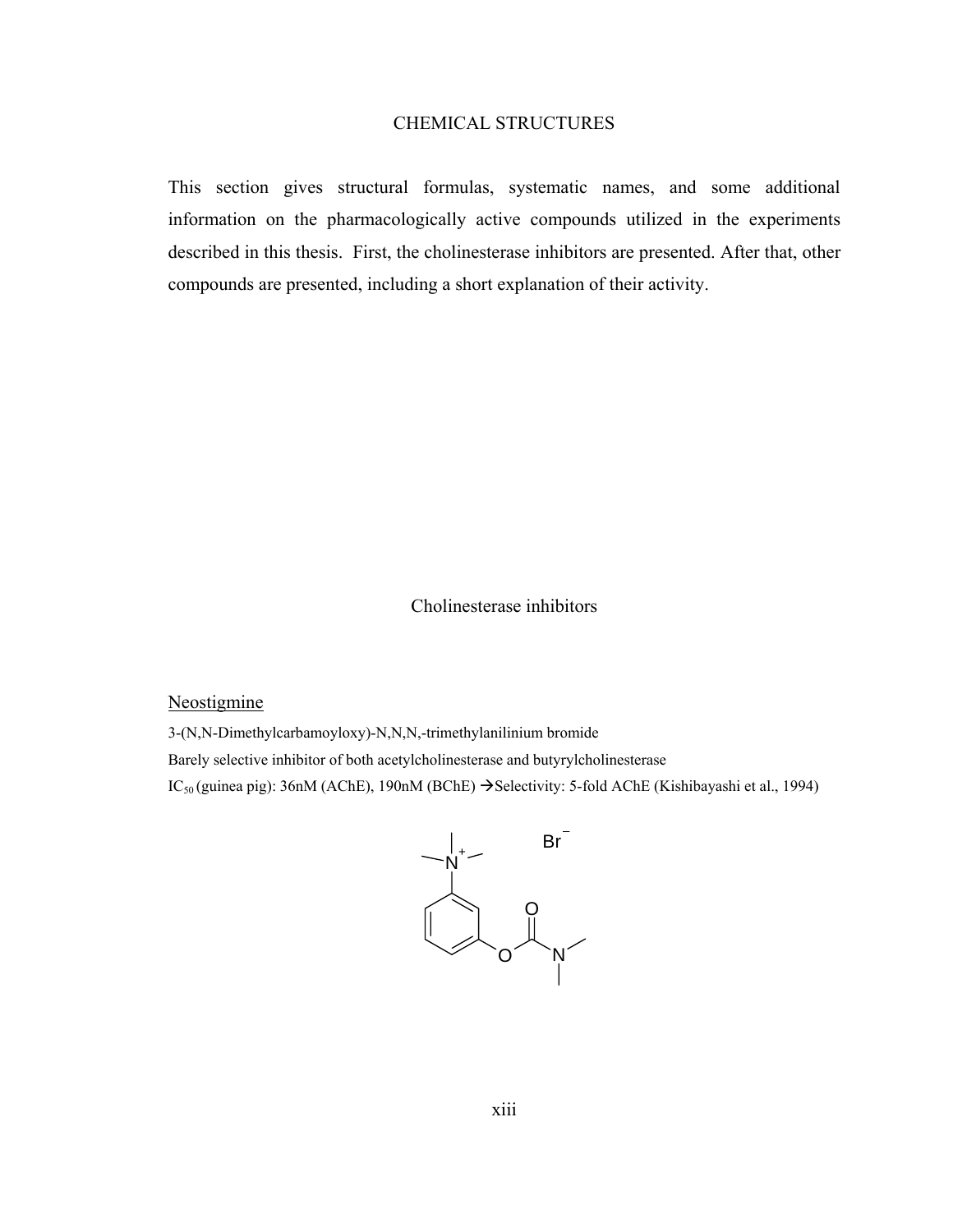# CHEMICAL STRUCTURES

This section gives structural formulas, systematic names, and some additional information on the pharmacologically active compounds utilized in the experiments described in this thesis. First, the cholinesterase inhibitors are presented. After that, other compounds are presented, including a short explanation of their activity.

## Cholinesterase inhibitors

<u>Neostigmine</u>

3-(N,N-Dimethylcarbamoyloxy)-N,N,N,-trimethylanilinium bromide

Barely selective inhibitor of both acetylcholinesterase and butyrylcholinesterase

$IC_{50}$ (guinea pig): 36nM (AChE), 190nM (BChE) →Selectivity: 5-fold AChE (Kishibayashi et al., 1994)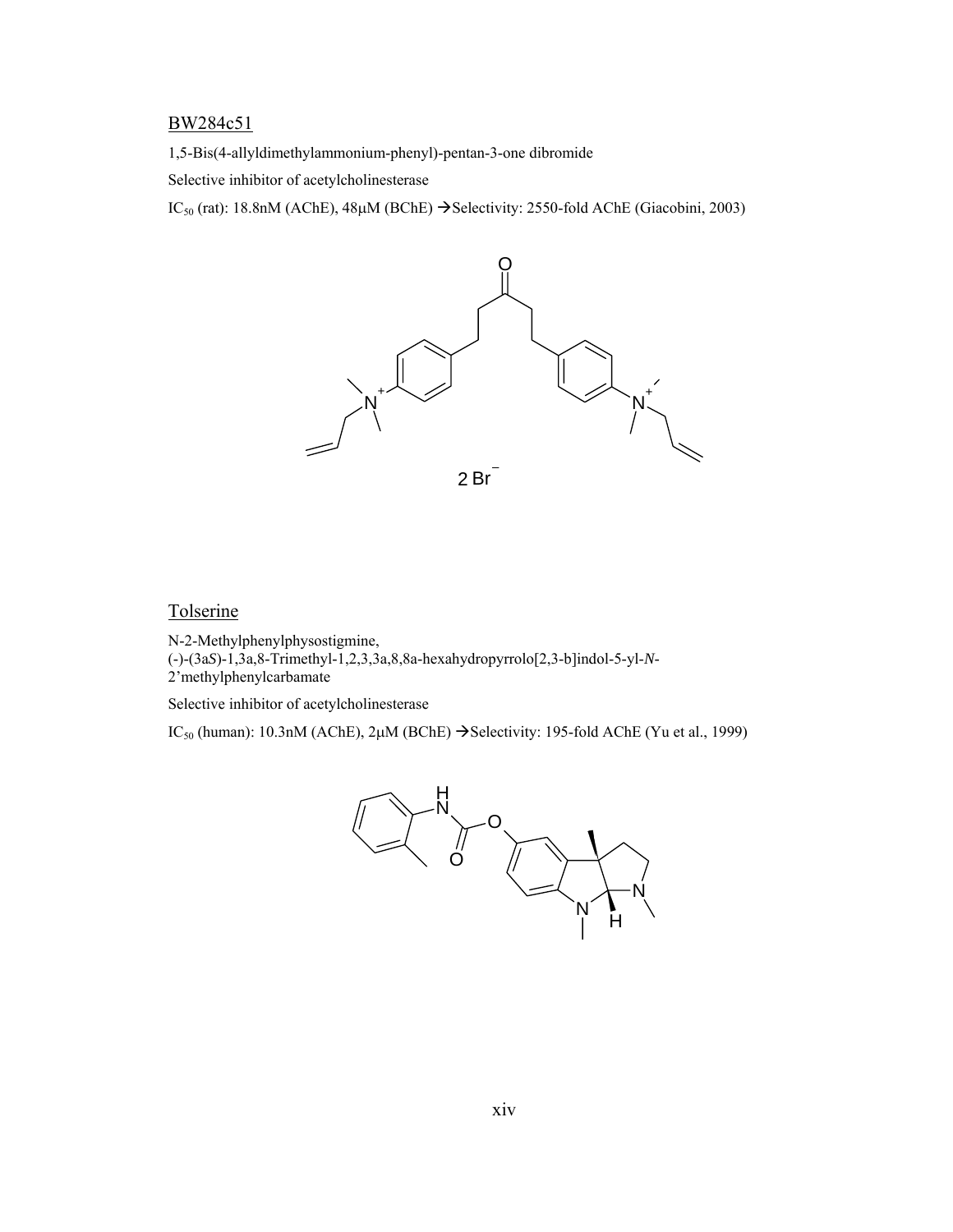## BW284c51

1,5-Bis(4-allyldimethylammonium-phenyl)-pentan-3-one dibromide

Selective inhibitor of acetylcholinesterase

$IC_{50}$ (rat): 18.8nM (AChE), 48µM (BChE) →Selectivity: 2550-fold AChE (Giacobini, 2003)

2 Br⁻

## Tolserine

N-2-Methylphenylphysostigmine,
(-)-(3a*S*)-1,3a,8-Trimethyl-1,2,3,3a,8,8a-hexahydropyrrolo[2,3-b]indol-5-yl-*N*-2'methylphenylcarbamate

Selective inhibitor of acetylcholinesterase

$IC_{50}$ (human): 10.3nM (AChE), 2µM (BChE) →Selectivity: 195-fold AChE (Yu et al., 1999)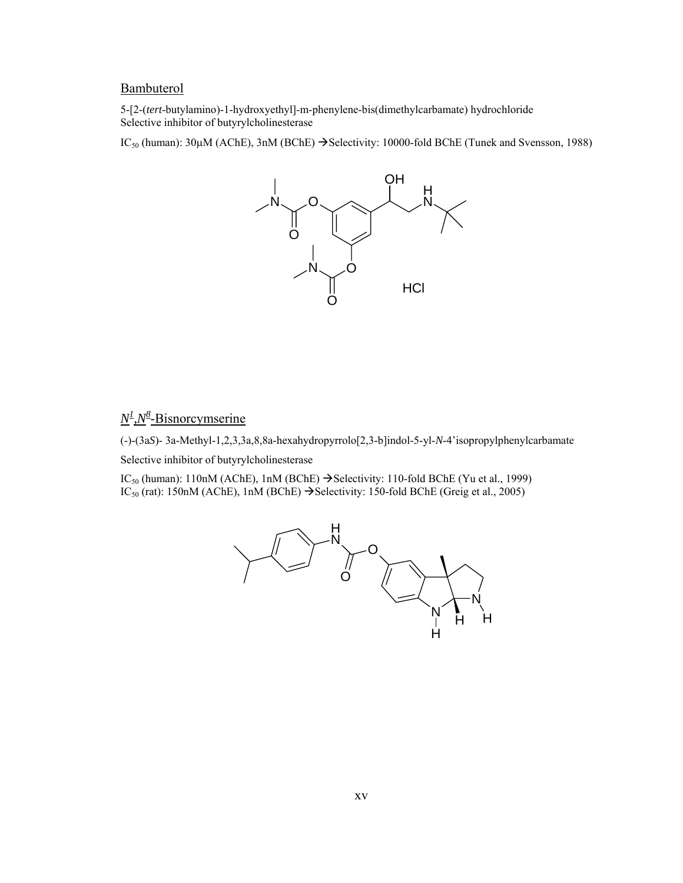Bambuterol

5-[2-(*tert*-butylamino)-1-hydroxyethyl]-m-phenylene-bis(dimethylcarbamate) hydrochloride
Selective inhibitor of butyrylcholinesterase

$IC_{50}$ (human): 30μM (AChE), 3nM (BChE) →Selectivity: 10000-fold BChE (Tunek and Svensson, 1988)

$N^1$,$N^8$-Bisnorcymserine

(-)-(3a*S*)- 3a-Methyl-1,2,3,3a,8,8a-hexahydropyrrolo[2,3-b]indol-5-yl-*N*-4'isopropylphenylcarbamate

Selective inhibitor of butyrylcholinesterase

$IC_{50}$ (human): 110nM (AChE), 1nM (BChE) →Selectivity: 110-fold BChE (Yu et al., 1999)
$IC_{50}$ (rat): 150nM (AChE), 1nM (BChE) →Selectivity: 150-fold BChE (Greig et al., 2005)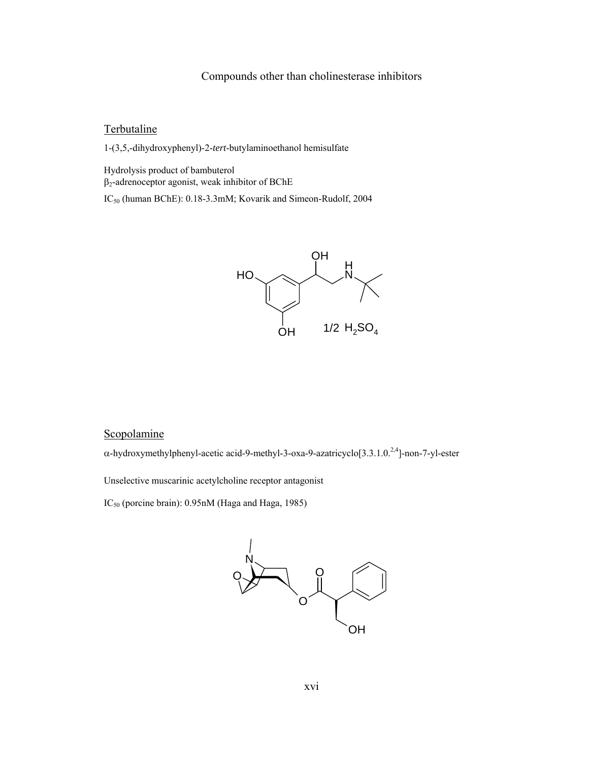Compounds other than cholinesterase inhibitors

Terbutaline

1-(3,5,-dihydroxyphenyl)-2-*tert*-butylaminoethanol hemisulfate

Hydrolysis product of bambuterol
$\beta_2$-adrenoceptor agonist, weak inhibitor of BChE

$IC_{50}$ (human BChE): 0.18-3.3mM; Kovarik and Simeon-Rudolf, 2004

Scopolamine

$\alpha$-hydroxymethylphenyl-acetic acid-9-methyl-3-oxa-9-azatricyclo[3.3.1.0.$^{2,4}$]-non-7-yl-ester

Unselective muscarinic acetylcholine receptor antagonist

$IC_{50}$ (porcine brain): 0.95nM (Haga and Haga, 1985)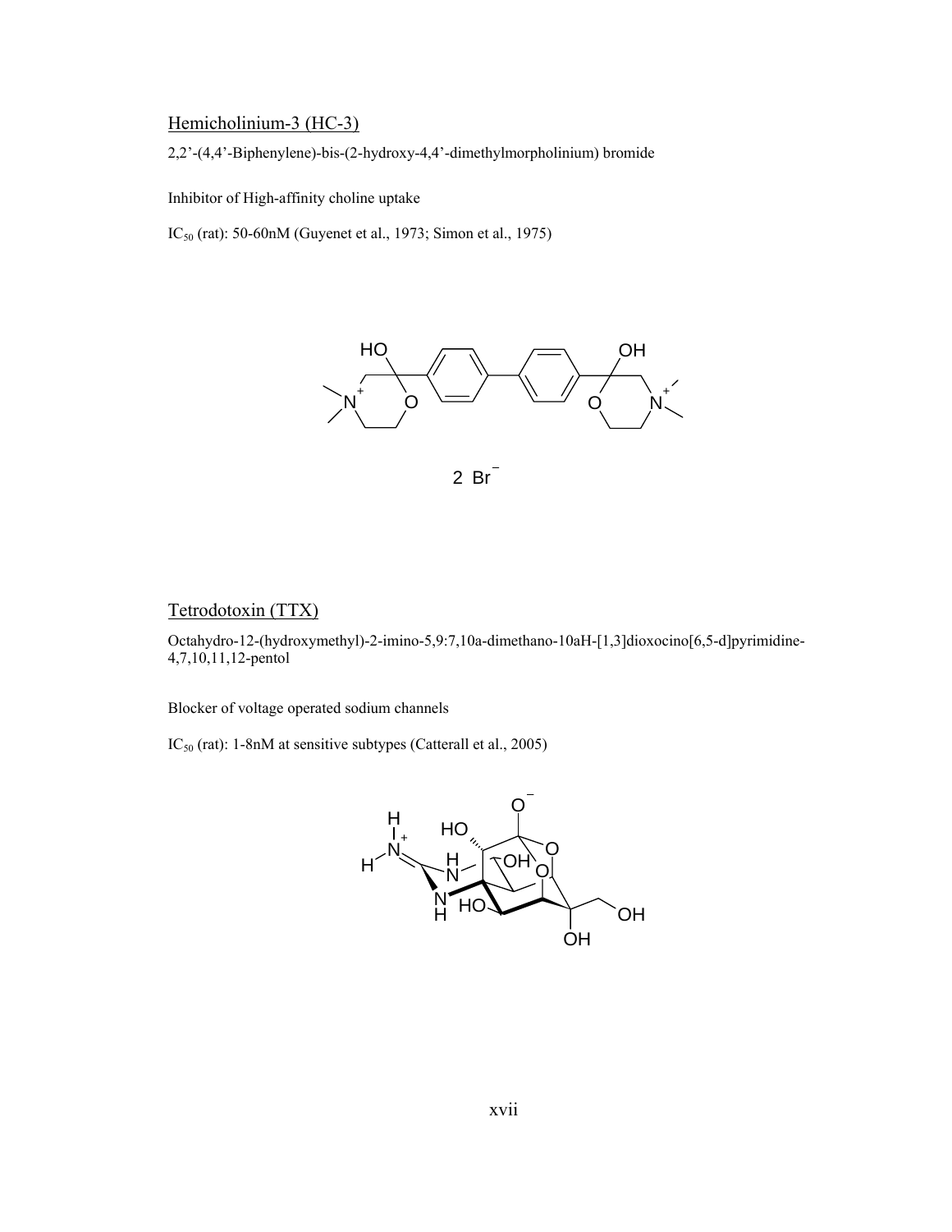Hemicholinium-3 (HC-3)

2,2'-(4,4'-Biphenylene)-bis-(2-hydroxy-4,4'-dimethylmorpholinium) bromide

Inhibitor of High-affinity choline uptake

$IC_{50}$ (rat): 50-60nM (Guyenet et al., 1973; Simon et al., 1975)

$2\ Br^-$

Tetrodotoxin (TTX)

Octahydro-12-(hydroxymethyl)-2-imino-5,9:7,10a-dimethano-10aH-[1,3]dioxocino[6,5-d]pyrimidine-4,7,10,11,12-pentol

Blocker of voltage operated sodium channels

$IC_{50}$ (rat): 1-8nM at sensitive subtypes (Catterall et al., 2005)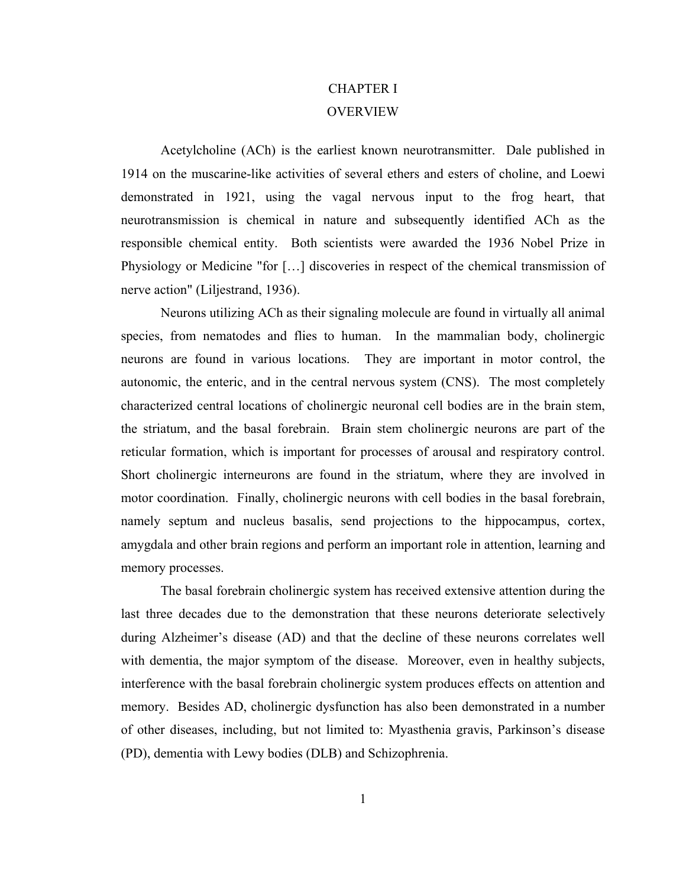# CHAPTER I

# OVERVIEW

Acetylcholine (ACh) is the earliest known neurotransmitter. Dale published in 1914 on the muscarine-like activities of several ethers and esters of choline, and Loewi demonstrated in 1921, using the vagal nervous input to the frog heart, that neurotransmission is chemical in nature and subsequently identified ACh as the responsible chemical entity. Both scientists were awarded the 1936 Nobel Prize in Physiology or Medicine "for […] discoveries in respect of the chemical transmission of nerve action" (Liljestrand, 1936).

Neurons utilizing ACh as their signaling molecule are found in virtually all animal species, from nematodes and flies to human. In the mammalian body, cholinergic neurons are found in various locations. They are important in motor control, the autonomic, the enteric, and in the central nervous system (CNS). The most completely characterized central locations of cholinergic neuronal cell bodies are in the brain stem, the striatum, and the basal forebrain. Brain stem cholinergic neurons are part of the reticular formation, which is important for processes of arousal and respiratory control. Short cholinergic interneurons are found in the striatum, where they are involved in motor coordination. Finally, cholinergic neurons with cell bodies in the basal forebrain, namely septum and nucleus basalis, send projections to the hippocampus, cortex, amygdala and other brain regions and perform an important role in attention, learning and memory processes.

The basal forebrain cholinergic system has received extensive attention during the last three decades due to the demonstration that these neurons deteriorate selectively during Alzheimer's disease (AD) and that the decline of these neurons correlates well with dementia, the major symptom of the disease. Moreover, even in healthy subjects, interference with the basal forebrain cholinergic system produces effects on attention and memory. Besides AD, cholinergic dysfunction has also been demonstrated in a number of other diseases, including, but not limited to: Myasthenia gravis, Parkinson's disease (PD), dementia with Lewy bodies (DLB) and Schizophrenia.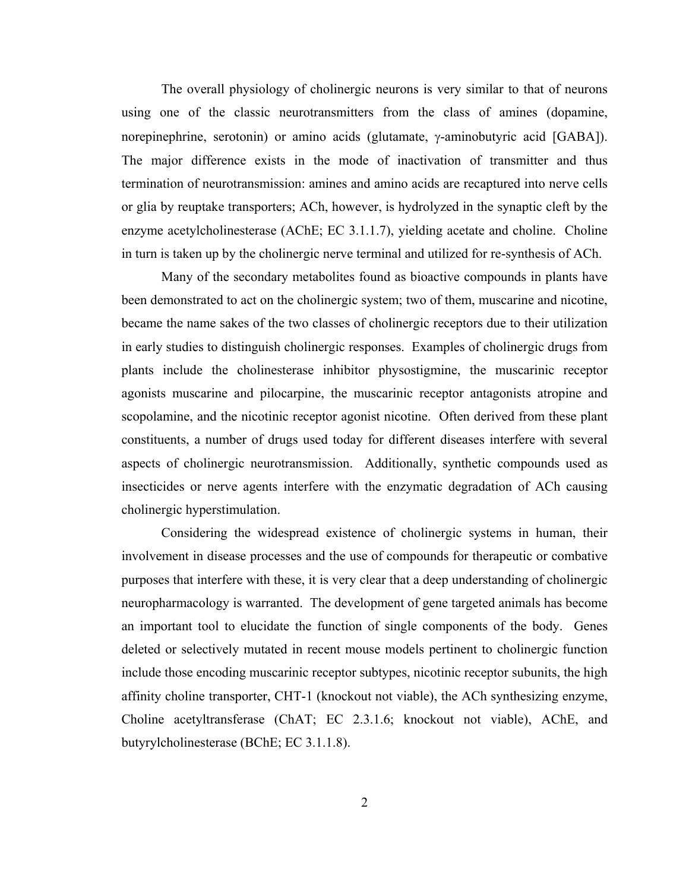The overall physiology of cholinergic neurons is very similar to that of neurons using one of the classic neurotransmitters from the class of amines (dopamine, norepinephrine, serotonin) or amino acids (glutamate, $\gamma$-aminobutyric acid [GABA]). The major difference exists in the mode of inactivation of transmitter and thus termination of neurotransmission: amines and amino acids are recaptured into nerve cells or glia by reuptake transporters; ACh, however, is hydrolyzed in the synaptic cleft by the enzyme acetylcholinesterase (AChE; EC 3.1.1.7), yielding acetate and choline. Choline in turn is taken up by the cholinergic nerve terminal and utilized for re-synthesis of ACh.

Many of the secondary metabolites found as bioactive compounds in plants have been demonstrated to act on the cholinergic system; two of them, muscarine and nicotine, became the name sakes of the two classes of cholinergic receptors due to their utilization in early studies to distinguish cholinergic responses. Examples of cholinergic drugs from plants include the cholinesterase inhibitor physostigmine, the muscarinic receptor agonists muscarine and pilocarpine, the muscarinic receptor antagonists atropine and scopolamine, and the nicotinic receptor agonist nicotine. Often derived from these plant constituents, a number of drugs used today for different diseases interfere with several aspects of cholinergic neurotransmission. Additionally, synthetic compounds used as insecticides or nerve agents interfere with the enzymatic degradation of ACh causing cholinergic hyperstimulation.

Considering the widespread existence of cholinergic systems in human, their involvement in disease processes and the use of compounds for therapeutic or combative purposes that interfere with these, it is very clear that a deep understanding of cholinergic neuropharmacology is warranted. The development of gene targeted animals has become an important tool to elucidate the function of single components of the body. Genes deleted or selectively mutated in recent mouse models pertinent to cholinergic function include those encoding muscarinic receptor subtypes, nicotinic receptor subunits, the high affinity choline transporter, CHT-1 (knockout not viable), the ACh synthesizing enzyme, Choline acetyltransferase (ChAT; EC 2.3.1.6; knockout not viable), AChE, and butyrylcholinesterase (BChE; EC 3.1.1.8).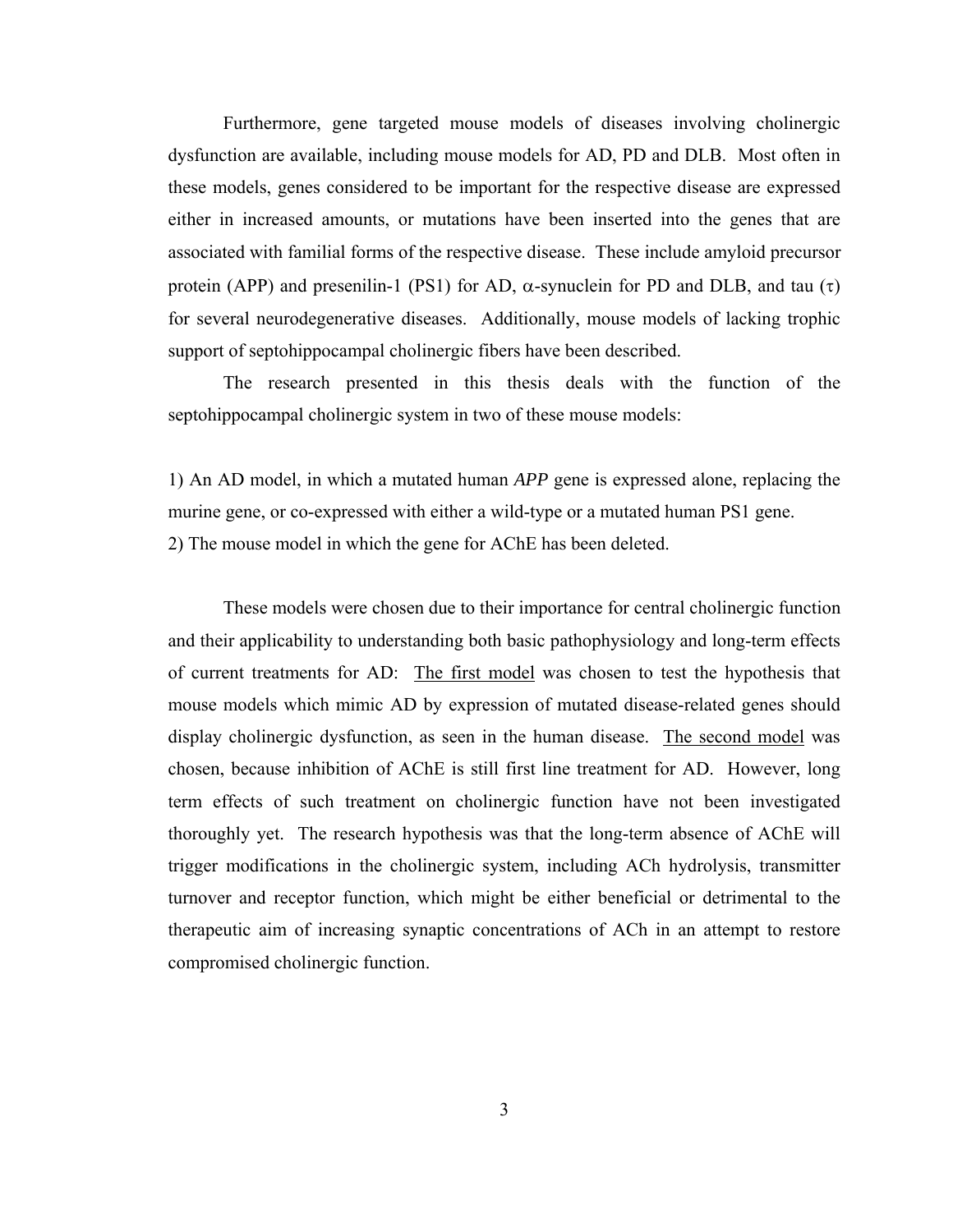Furthermore, gene targeted mouse models of diseases involving cholinergic dysfunction are available, including mouse models for AD, PD and DLB. Most often in these models, genes considered to be important for the respective disease are expressed either in increased amounts, or mutations have been inserted into the genes that are associated with familial forms of the respective disease. These include amyloid precursor protein (APP) and presenilin-1 (PS1) for AD, $\alpha$-synuclein for PD and DLB, and tau ($\tau$) for several neurodegenerative diseases. Additionally, mouse models of lacking trophic support of septohippocampal cholinergic fibers have been described.

The research presented in this thesis deals with the function of the septohippocampal cholinergic system in two of these mouse models:

1) An AD model, in which a mutated human *APP* gene is expressed alone, replacing the murine gene, or co-expressed with either a wild-type or a mutated human PS1 gene.
2) The mouse model in which the gene for AChE has been deleted.

These models were chosen due to their importance for central cholinergic function and their applicability to understanding both basic pathophysiology and long-term effects of current treatments for AD: <u>The first model</u> was chosen to test the hypothesis that mouse models which mimic AD by expression of mutated disease-related genes should display cholinergic dysfunction, as seen in the human disease. <u>The second model</u> was chosen, because inhibition of AChE is still first line treatment for AD. However, long term effects of such treatment on cholinergic function have not been investigated thoroughly yet. The research hypothesis was that the long-term absence of AChE will trigger modifications in the cholinergic system, including ACh hydrolysis, transmitter turnover and receptor function, which might be either beneficial or detrimental to the therapeutic aim of increasing synaptic concentrations of ACh in an attempt to restore compromised cholinergic function.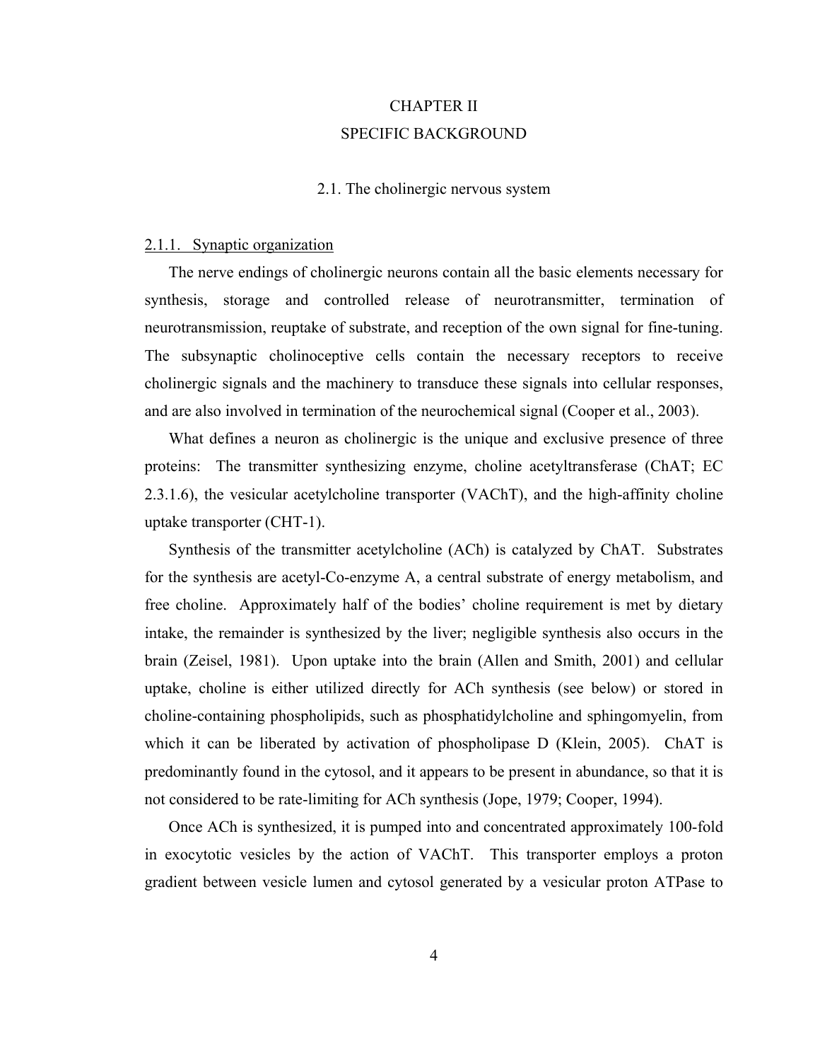# CHAPTER II

# SPECIFIC BACKGROUND

## 2.1. The cholinergic nervous system

### 2.1.1. Synaptic organization

The nerve endings of cholinergic neurons contain all the basic elements necessary for synthesis, storage and controlled release of neurotransmitter, termination of neurotransmission, reuptake of substrate, and reception of the own signal for fine-tuning. The subsynaptic cholinoceptive cells contain the necessary receptors to receive cholinergic signals and the machinery to transduce these signals into cellular responses, and are also involved in termination of the neurochemical signal (Cooper et al., 2003).

What defines a neuron as cholinergic is the unique and exclusive presence of three proteins: The transmitter synthesizing enzyme, choline acetyltransferase (ChAT; EC 2.3.1.6), the vesicular acetylcholine transporter (VAChT), and the high-affinity choline uptake transporter (CHT-1).

Synthesis of the transmitter acetylcholine (ACh) is catalyzed by ChAT. Substrates for the synthesis are acetyl-Co-enzyme A, a central substrate of energy metabolism, and free choline. Approximately half of the bodies' choline requirement is met by dietary intake, the remainder is synthesized by the liver; negligible synthesis also occurs in the brain (Zeisel, 1981). Upon uptake into the brain (Allen and Smith, 2001) and cellular uptake, choline is either utilized directly for ACh synthesis (see below) or stored in choline-containing phospholipids, such as phosphatidylcholine and sphingomyelin, from which it can be liberated by activation of phospholipase D (Klein, 2005). ChAT is predominantly found in the cytosol, and it appears to be present in abundance, so that it is not considered to be rate-limiting for ACh synthesis (Jope, 1979; Cooper, 1994).

Once ACh is synthesized, it is pumped into and concentrated approximately 100-fold in exocytotic vesicles by the action of VAChT. This transporter employs a proton gradient between vesicle lumen and cytosol generated by a vesicular proton ATPase to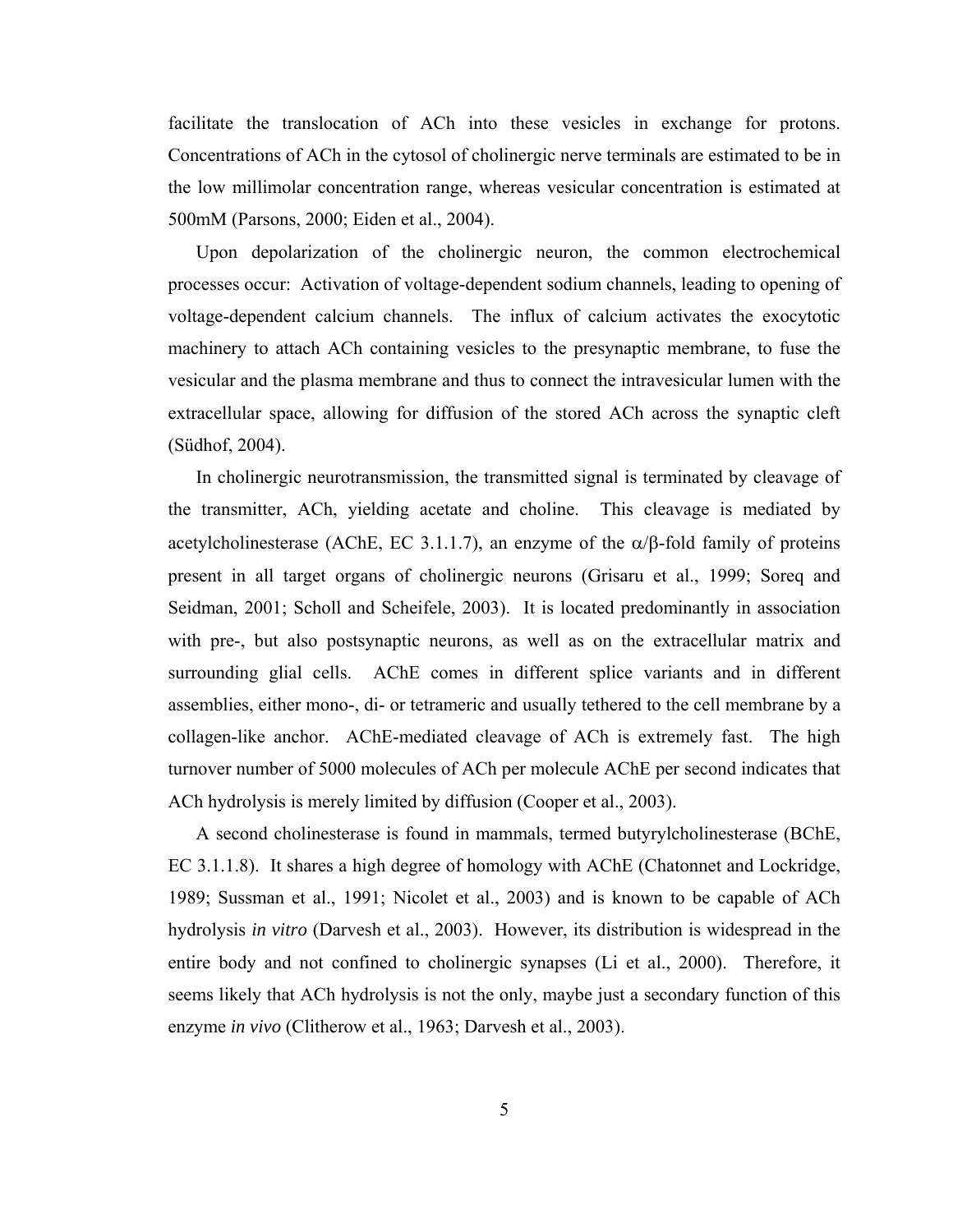facilitate the translocation of ACh into these vesicles in exchange for protons. Concentrations of ACh in the cytosol of cholinergic nerve terminals are estimated to be in the low millimolar concentration range, whereas vesicular concentration is estimated at 500mM (Parsons, 2000; Eiden et al., 2004).

Upon depolarization of the cholinergic neuron, the common electrochemical processes occur: Activation of voltage-dependent sodium channels, leading to opening of voltage-dependent calcium channels. The influx of calcium activates the exocytotic machinery to attach ACh containing vesicles to the presynaptic membrane, to fuse the vesicular and the plasma membrane and thus to connect the intravesicular lumen with the extracellular space, allowing for diffusion of the stored ACh across the synaptic cleft (Südhof, 2004).

In cholinergic neurotransmission, the transmitted signal is terminated by cleavage of the transmitter, ACh, yielding acetate and choline. This cleavage is mediated by acetylcholinesterase (AChE, EC 3.1.1.7), an enzyme of the $\alpha/\beta$-fold family of proteins present in all target organs of cholinergic neurons (Grisaru et al., 1999; Soreq and Seidman, 2001; Scholl and Scheifele, 2003). It is located predominantly in association with pre-, but also postsynaptic neurons, as well as on the extracellular matrix and surrounding glial cells. AChE comes in different splice variants and in different assemblies, either mono-, di- or tetrameric and usually tethered to the cell membrane by a collagen-like anchor. AChE-mediated cleavage of ACh is extremely fast. The high turnover number of 5000 molecules of ACh per molecule AChE per second indicates that ACh hydrolysis is merely limited by diffusion (Cooper et al., 2003).

A second cholinesterase is found in mammals, termed butyrylcholinesterase (BChE, EC 3.1.1.8). It shares a high degree of homology with AChE (Chatonnet and Lockridge, 1989; Sussman et al., 1991; Nicolet et al., 2003) and is known to be capable of ACh hydrolysis *in vitro* (Darvesh et al., 2003). However, its distribution is widespread in the entire body and not confined to cholinergic synapses (Li et al., 2000). Therefore, it seems likely that ACh hydrolysis is not the only, maybe just a secondary function of this enzyme *in vivo* (Clitherow et al., 1963; Darvesh et al., 2003).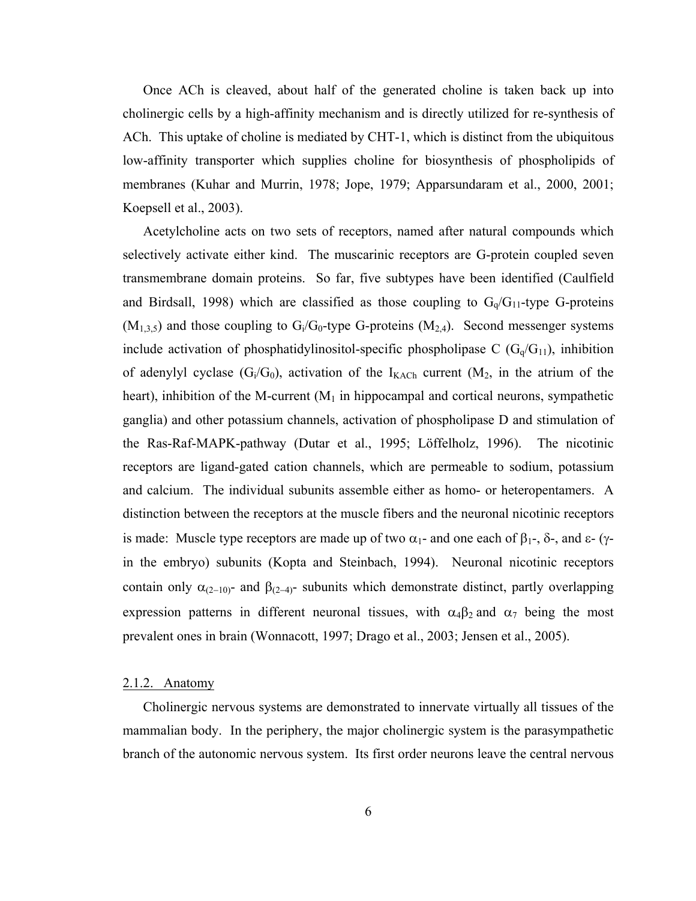Once ACh is cleaved, about half of the generated choline is taken back up into cholinergic cells by a high-affinity mechanism and is directly utilized for re-synthesis of ACh. This uptake of choline is mediated by CHT-1, which is distinct from the ubiquitous low-affinity transporter which supplies choline for biosynthesis of phospholipids of membranes (Kuhar and Murrin, 1978; Jope, 1979; Apparsundaram et al., 2000, 2001; Koepsell et al., 2003).

Acetylcholine acts on two sets of receptors, named after natural compounds which selectively activate either kind. The muscarinic receptors are G-protein coupled seven transmembrane domain proteins. So far, five subtypes have been identified (Caulfield and Birdsall, 1998) which are classified as those coupling to $G_q/G_{11}$-type G-proteins ($M_{1,3,5}$) and those coupling to $G_i/G_0$-type G-proteins ($M_{2,4}$). Second messenger systems include activation of phosphatidylinositol-specific phospholipase C ($G_q/G_{11}$), inhibition of adenylyl cyclase ($G_i/G_0$), activation of the $I_{KACh}$ current ($M_2$, in the atrium of the heart), inhibition of the M-current ($M_1$ in hippocampal and cortical neurons, sympathetic ganglia) and other potassium channels, activation of phospholipase D and stimulation of the Ras-Raf-MAPK-pathway (Dutar et al., 1995; Löffelholz, 1996). The nicotinic receptors are ligand-gated cation channels, which are permeable to sodium, potassium and calcium. The individual subunits assemble either as homo- or heteropentamers. A distinction between the receptors at the muscle fibers and the neuronal nicotinic receptors is made: Muscle type receptors are made up of two $\alpha_1$- and one each of $\beta_1$-, $\delta$-, and $\varepsilon$- ($\gamma$- in the embryo) subunits (Kopta and Steinbach, 1994). Neuronal nicotinic receptors contain only $\alpha_{(2\text{–}10)}$- and $\beta_{(2\text{–}4)}$- subunits which demonstrate distinct, partly overlapping expression patterns in different neuronal tissues, with $\alpha_4\beta_2$ and $\alpha_7$ being the most prevalent ones in brain (Wonnacott, 1997; Drago et al., 2003; Jensen et al., 2005).

### 2.1.2. Anatomy

Cholinergic nervous systems are demonstrated to innervate virtually all tissues of the mammalian body. In the periphery, the major cholinergic system is the parasympathetic branch of the autonomic nervous system. Its first order neurons leave the central nervous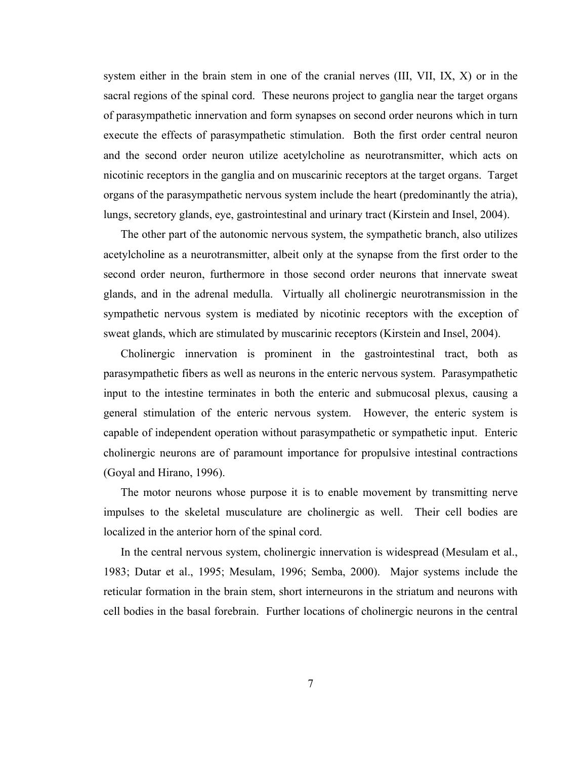system either in the brain stem in one of the cranial nerves (III, VII, IX, X) or in the sacral regions of the spinal cord. These neurons project to ganglia near the target organs of parasympathetic innervation and form synapses on second order neurons which in turn execute the effects of parasympathetic stimulation. Both the first order central neuron and the second order neuron utilize acetylcholine as neurotransmitter, which acts on nicotinic receptors in the ganglia and on muscarinic receptors at the target organs. Target organs of the parasympathetic nervous system include the heart (predominantly the atria), lungs, secretory glands, eye, gastrointestinal and urinary tract (Kirstein and Insel, 2004).

The other part of the autonomic nervous system, the sympathetic branch, also utilizes acetylcholine as a neurotransmitter, albeit only at the synapse from the first order to the second order neuron, furthermore in those second order neurons that innervate sweat glands, and in the adrenal medulla. Virtually all cholinergic neurotransmission in the sympathetic nervous system is mediated by nicotinic receptors with the exception of sweat glands, which are stimulated by muscarinic receptors (Kirstein and Insel, 2004).

Cholinergic innervation is prominent in the gastrointestinal tract, both as parasympathetic fibers as well as neurons in the enteric nervous system. Parasympathetic input to the intestine terminates in both the enteric and submucosal plexus, causing a general stimulation of the enteric nervous system. However, the enteric system is capable of independent operation without parasympathetic or sympathetic input. Enteric cholinergic neurons are of paramount importance for propulsive intestinal contractions (Goyal and Hirano, 1996).

The motor neurons whose purpose it is to enable movement by transmitting nerve impulses to the skeletal musculature are cholinergic as well. Their cell bodies are localized in the anterior horn of the spinal cord.

In the central nervous system, cholinergic innervation is widespread (Mesulam et al., 1983; Dutar et al., 1995; Mesulam, 1996; Semba, 2000). Major systems include the reticular formation in the brain stem, short interneurons in the striatum and neurons with cell bodies in the basal forebrain. Further locations of cholinergic neurons in the central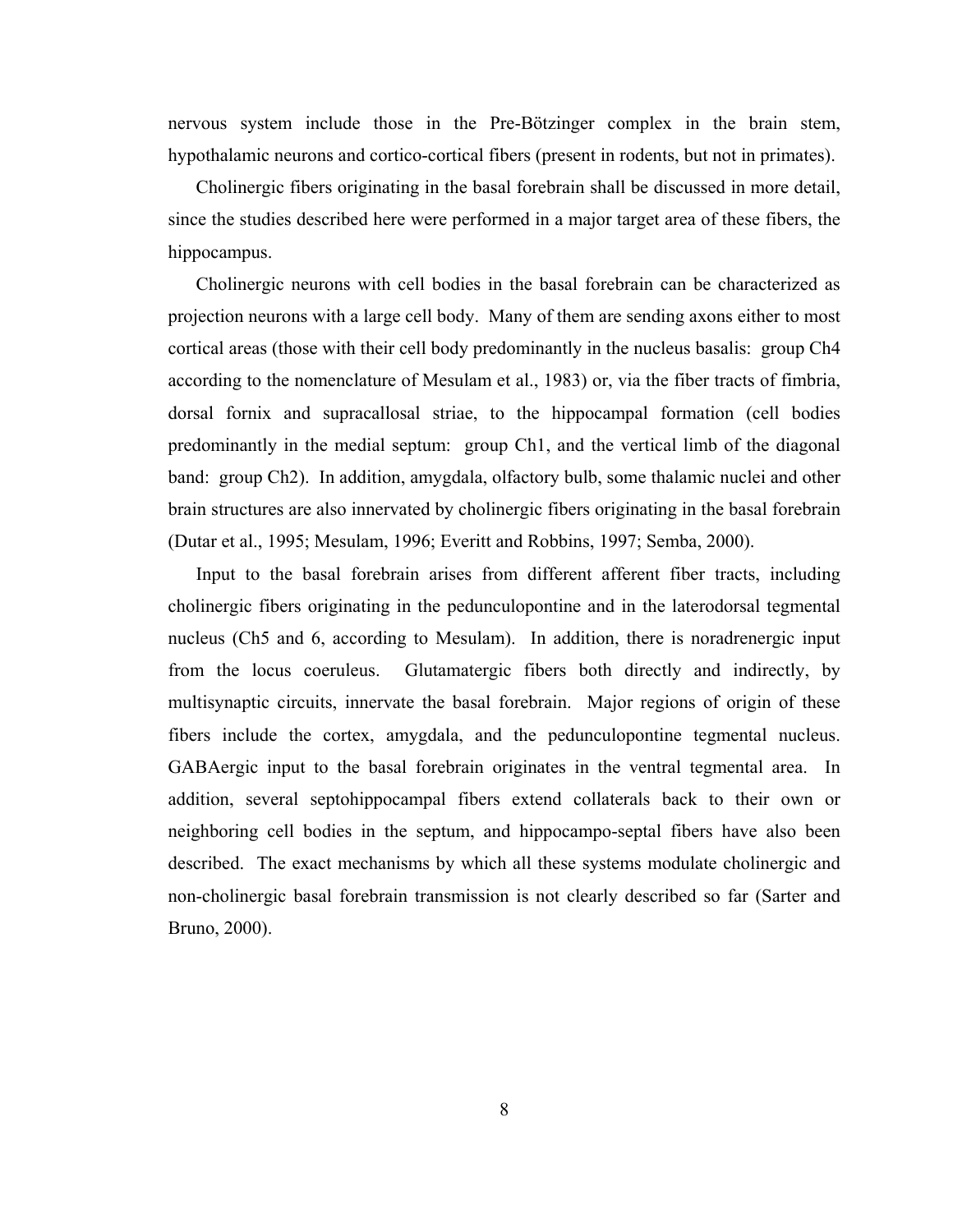nervous system include those in the Pre-Bötzinger complex in the brain stem, hypothalamic neurons and cortico-cortical fibers (present in rodents, but not in primates).

Cholinergic fibers originating in the basal forebrain shall be discussed in more detail, since the studies described here were performed in a major target area of these fibers, the hippocampus.

Cholinergic neurons with cell bodies in the basal forebrain can be characterized as projection neurons with a large cell body. Many of them are sending axons either to most cortical areas (those with their cell body predominantly in the nucleus basalis: group Ch4 according to the nomenclature of Mesulam et al., 1983) or, via the fiber tracts of fimbria, dorsal fornix and supracallosal striae, to the hippocampal formation (cell bodies predominantly in the medial septum: group Ch1, and the vertical limb of the diagonal band: group Ch2). In addition, amygdala, olfactory bulb, some thalamic nuclei and other brain structures are also innervated by cholinergic fibers originating in the basal forebrain (Dutar et al., 1995; Mesulam, 1996; Everitt and Robbins, 1997; Semba, 2000).

Input to the basal forebrain arises from different afferent fiber tracts, including cholinergic fibers originating in the pedunculopontine and in the laterodorsal tegmental nucleus (Ch5 and 6, according to Mesulam). In addition, there is noradrenergic input from the locus coeruleus. Glutamatergic fibers both directly and indirectly, by multisynaptic circuits, innervate the basal forebrain. Major regions of origin of these fibers include the cortex, amygdala, and the pedunculopontine tegmental nucleus. GABAergic input to the basal forebrain originates in the ventral tegmental area. In addition, several septohippocampal fibers extend collaterals back to their own or neighboring cell bodies in the septum, and hippocampo-septal fibers have also been described. The exact mechanisms by which all these systems modulate cholinergic and non-cholinergic basal forebrain transmission is not clearly described so far (Sarter and Bruno, 2000).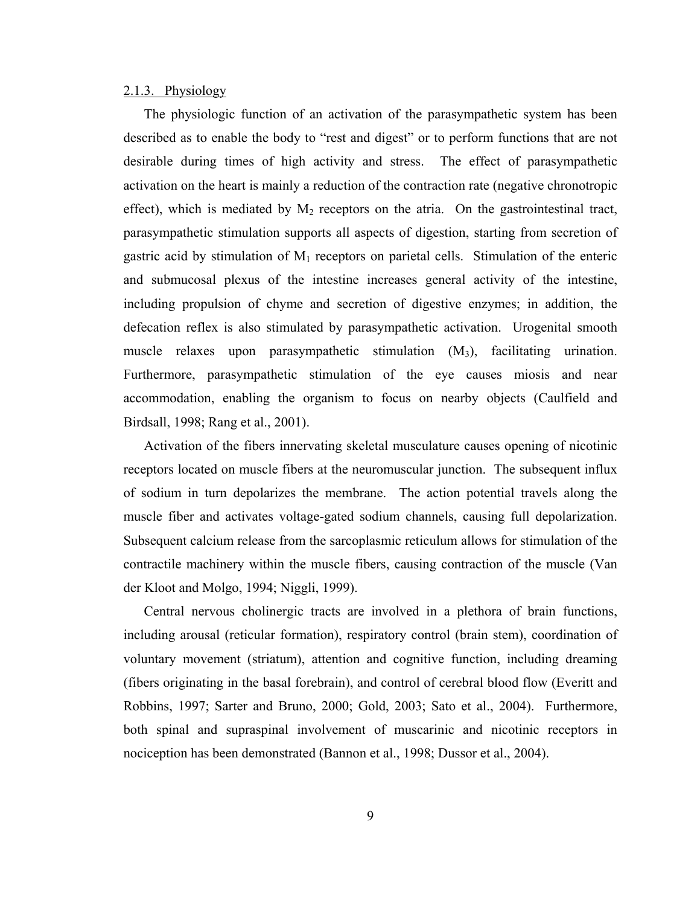### 2.1.3. Physiology

The physiologic function of an activation of the parasympathetic system has been described as to enable the body to "rest and digest" or to perform functions that are not desirable during times of high activity and stress. The effect of parasympathetic activation on the heart is mainly a reduction of the contraction rate (negative chronotropic effect), which is mediated by $M_2$ receptors on the atria. On the gastrointestinal tract, parasympathetic stimulation supports all aspects of digestion, starting from secretion of gastric acid by stimulation of $M_1$ receptors on parietal cells. Stimulation of the enteric and submucosal plexus of the intestine increases general activity of the intestine, including propulsion of chyme and secretion of digestive enzymes; in addition, the defecation reflex is also stimulated by parasympathetic activation. Urogenital smooth muscle relaxes upon parasympathetic stimulation ($M_3$), facilitating urination. Furthermore, parasympathetic stimulation of the eye causes miosis and near accommodation, enabling the organism to focus on nearby objects (Caulfield and Birdsall, 1998; Rang et al., 2001).

Activation of the fibers innervating skeletal musculature causes opening of nicotinic receptors located on muscle fibers at the neuromuscular junction. The subsequent influx of sodium in turn depolarizes the membrane. The action potential travels along the muscle fiber and activates voltage-gated sodium channels, causing full depolarization. Subsequent calcium release from the sarcoplasmic reticulum allows for stimulation of the contractile machinery within the muscle fibers, causing contraction of the muscle (Van der Kloot and Molgo, 1994; Niggli, 1999).

Central nervous cholinergic tracts are involved in a plethora of brain functions, including arousal (reticular formation), respiratory control (brain stem), coordination of voluntary movement (striatum), attention and cognitive function, including dreaming (fibers originating in the basal forebrain), and control of cerebral blood flow (Everitt and Robbins, 1997; Sarter and Bruno, 2000; Gold, 2003; Sato et al., 2004). Furthermore, both spinal and supraspinal involvement of muscarinic and nicotinic receptors in nociception has been demonstrated (Bannon et al., 1998; Dussor et al., 2004).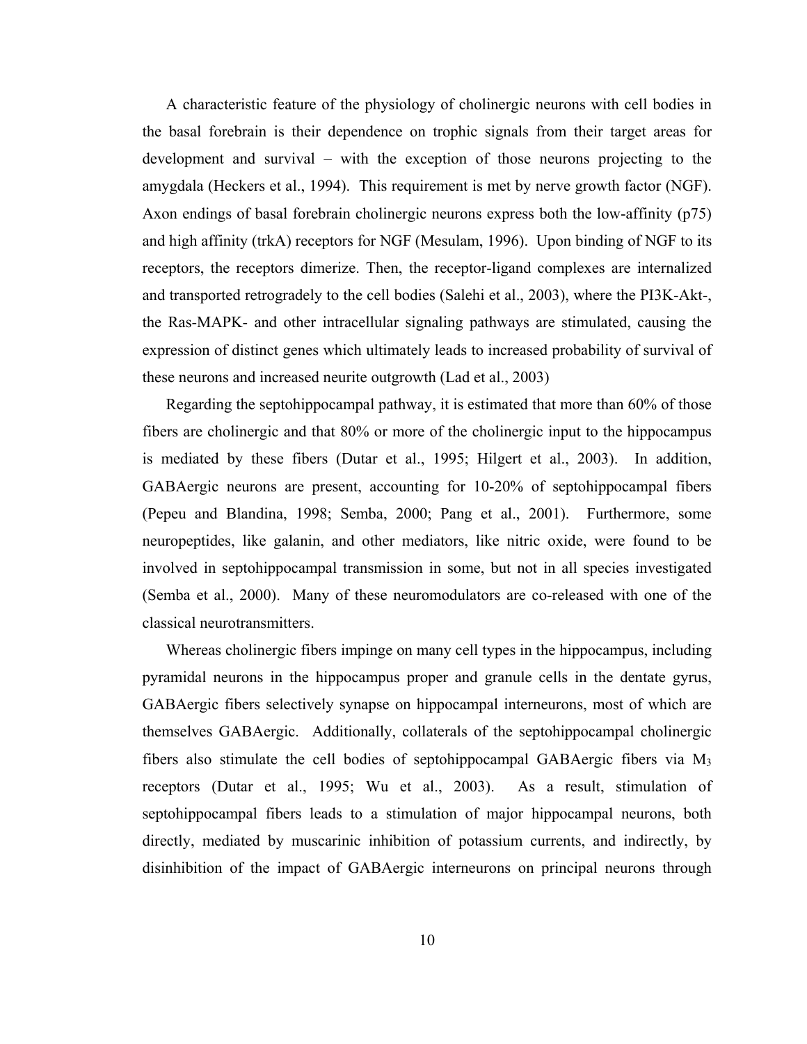A characteristic feature of the physiology of cholinergic neurons with cell bodies in the basal forebrain is their dependence on trophic signals from their target areas for development and survival – with the exception of those neurons projecting to the amygdala (Heckers et al., 1994). This requirement is met by nerve growth factor (NGF). Axon endings of basal forebrain cholinergic neurons express both the low-affinity (p75) and high affinity (trkA) receptors for NGF (Mesulam, 1996). Upon binding of NGF to its receptors, the receptors dimerize. Then, the receptor-ligand complexes are internalized and transported retrogradely to the cell bodies (Salehi et al., 2003), where the PI3K-Akt-, the Ras-MAPK- and other intracellular signaling pathways are stimulated, causing the expression of distinct genes which ultimately leads to increased probability of survival of these neurons and increased neurite outgrowth (Lad et al., 2003)

Regarding the septohippocampal pathway, it is estimated that more than 60% of those fibers are cholinergic and that 80% or more of the cholinergic input to the hippocampus is mediated by these fibers (Dutar et al., 1995; Hilgert et al., 2003). In addition, GABAergic neurons are present, accounting for 10-20% of septohippocampal fibers (Pepeu and Blandina, 1998; Semba, 2000; Pang et al., 2001). Furthermore, some neuropeptides, like galanin, and other mediators, like nitric oxide, were found to be involved in septohippocampal transmission in some, but not in all species investigated (Semba et al., 2000). Many of these neuromodulators are co-released with one of the classical neurotransmitters.

Whereas cholinergic fibers impinge on many cell types in the hippocampus, including pyramidal neurons in the hippocampus proper and granule cells in the dentate gyrus, GABAergic fibers selectively synapse on hippocampal interneurons, most of which are themselves GABAergic. Additionally, collaterals of the septohippocampal cholinergic fibers also stimulate the cell bodies of septohippocampal GABAergic fibers via $M_3$ receptors (Dutar et al., 1995; Wu et al., 2003). As a result, stimulation of septohippocampal fibers leads to a stimulation of major hippocampal neurons, both directly, mediated by muscarinic inhibition of potassium currents, and indirectly, by disinhibition of the impact of GABAergic interneurons on principal neurons through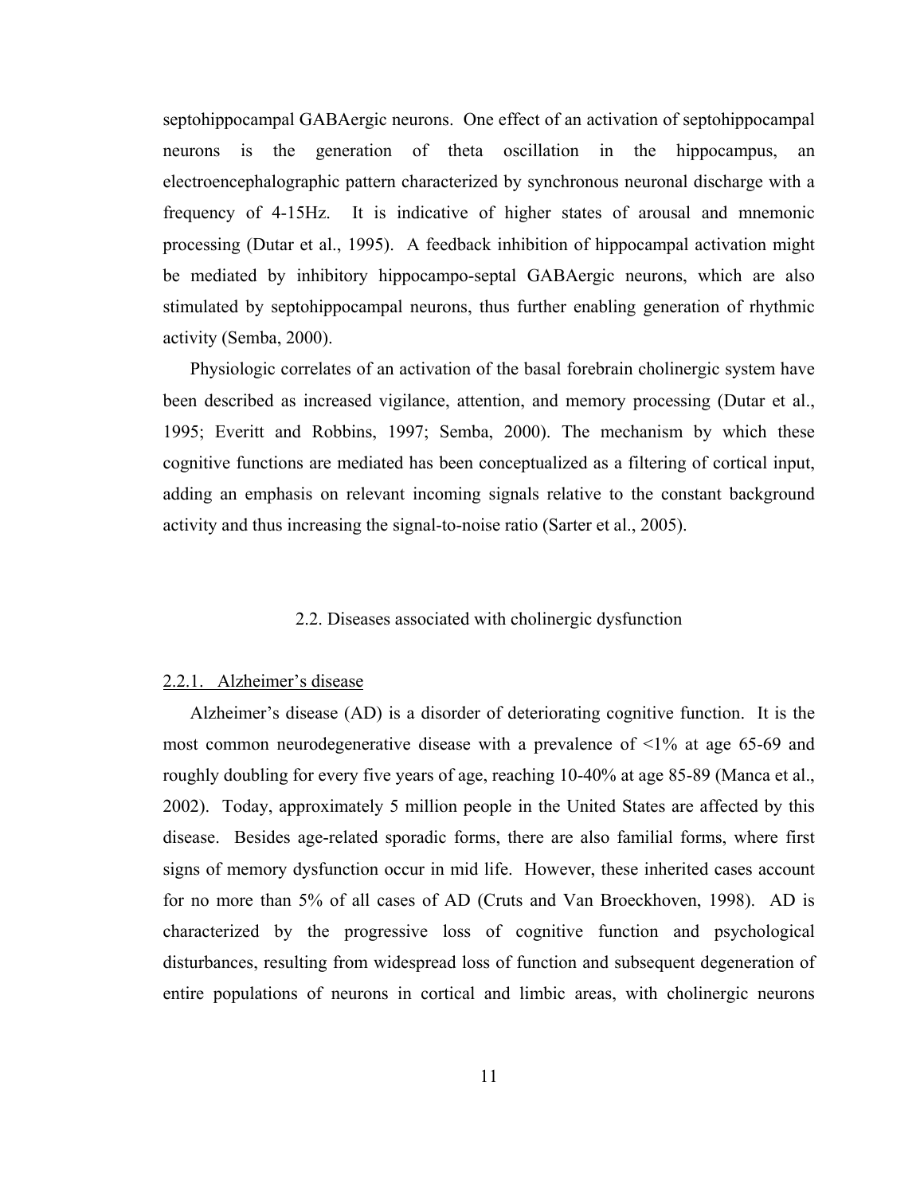septohippocampal GABAergic neurons. One effect of an activation of septohippocampal neurons is the generation of theta oscillation in the hippocampus, an electroencephalographic pattern characterized by synchronous neuronal discharge with a frequency of 4-15Hz. It is indicative of higher states of arousal and mnemonic processing (Dutar et al., 1995). A feedback inhibition of hippocampal activation might be mediated by inhibitory hippocampo-septal GABAergic neurons, which are also stimulated by septohippocampal neurons, thus further enabling generation of rhythmic activity (Semba, 2000).

Physiologic correlates of an activation of the basal forebrain cholinergic system have been described as increased vigilance, attention, and memory processing (Dutar et al., 1995; Everitt and Robbins, 1997; Semba, 2000). The mechanism by which these cognitive functions are mediated has been conceptualized as a filtering of cortical input, adding an emphasis on relevant incoming signals relative to the constant background activity and thus increasing the signal-to-noise ratio (Sarter et al., 2005).

## 2.2. Diseases associated with cholinergic dysfunction

### 2.2.1. Alzheimer's disease

Alzheimer's disease (AD) is a disorder of deteriorating cognitive function. It is the most common neurodegenerative disease with a prevalence of <1% at age 65-69 and roughly doubling for every five years of age, reaching 10-40% at age 85-89 (Manca et al., 2002). Today, approximately 5 million people in the United States are affected by this disease. Besides age-related sporadic forms, there are also familial forms, where first signs of memory dysfunction occur in mid life. However, these inherited cases account for no more than 5% of all cases of AD (Cruts and Van Broeckhoven, 1998). AD is characterized by the progressive loss of cognitive function and psychological disturbances, resulting from widespread loss of function and subsequent degeneration of entire populations of neurons in cortical and limbic areas, with cholinergic neurons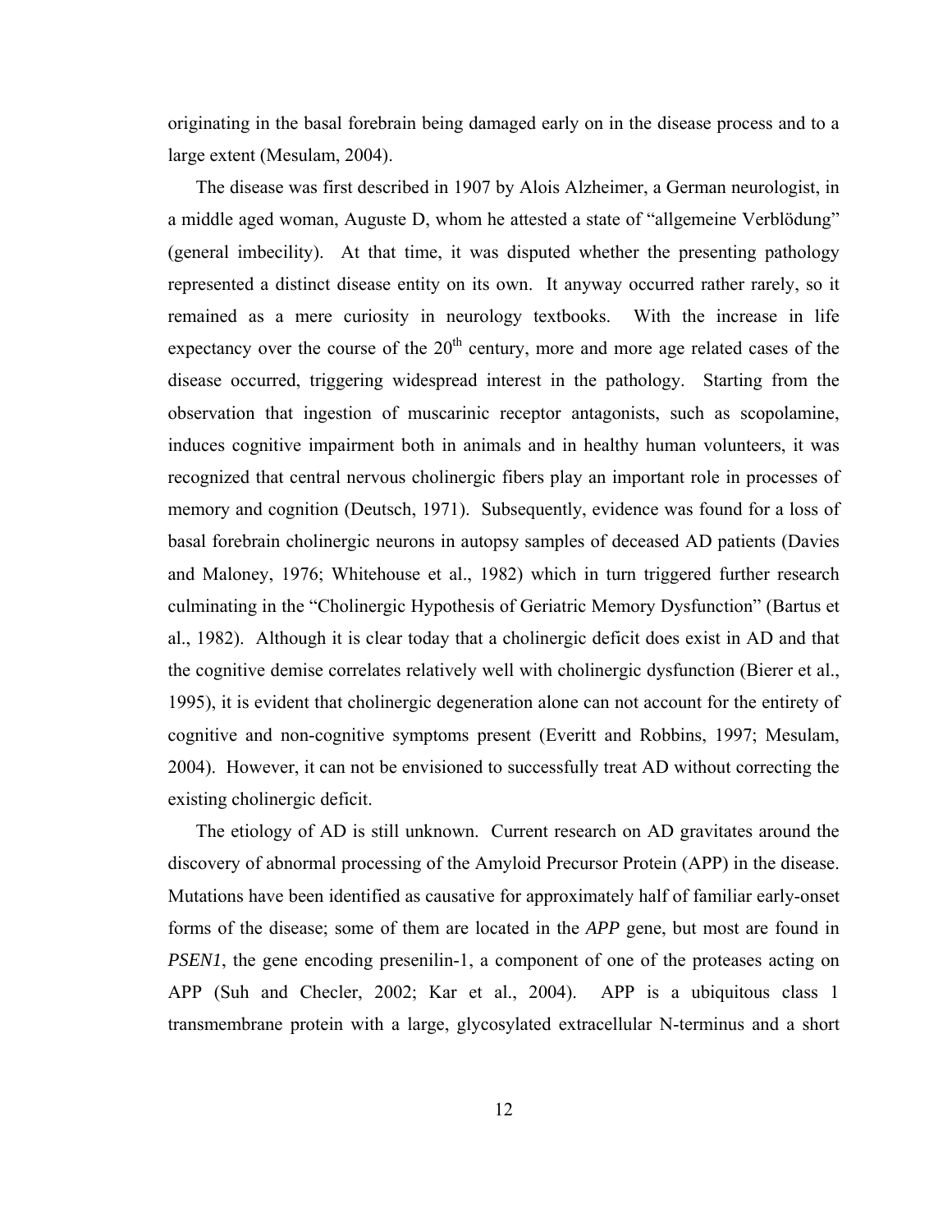originating in the basal forebrain being damaged early on in the disease process and to a large extent (Mesulam, 2004).

The disease was first described in 1907 by Alois Alzheimer, a German neurologist, in a middle aged woman, Auguste D, whom he attested a state of "allgemeine Verblödung" (general imbecility). At that time, it was disputed whether the presenting pathology represented a distinct disease entity on its own. It anyway occurred rather rarely, so it remained as a mere curiosity in neurology textbooks. With the increase in life expectancy over the course of the 20th century, more and more age related cases of the disease occurred, triggering widespread interest in the pathology. Starting from the observation that ingestion of muscarinic receptor antagonists, such as scopolamine, induces cognitive impairment both in animals and in healthy human volunteers, it was recognized that central nervous cholinergic fibers play an important role in processes of memory and cognition (Deutsch, 1971). Subsequently, evidence was found for a loss of basal forebrain cholinergic neurons in autopsy samples of deceased AD patients (Davies and Maloney, 1976; Whitehouse et al., 1982) which in turn triggered further research culminating in the "Cholinergic Hypothesis of Geriatric Memory Dysfunction" (Bartus et al., 1982). Although it is clear today that a cholinergic deficit does exist in AD and that the cognitive demise correlates relatively well with cholinergic dysfunction (Bierer et al., 1995), it is evident that cholinergic degeneration alone can not account for the entirety of cognitive and non-cognitive symptoms present (Everitt and Robbins, 1997; Mesulam, 2004). However, it can not be envisioned to successfully treat AD without correcting the existing cholinergic deficit.

The etiology of AD is still unknown. Current research on AD gravitates around the discovery of abnormal processing of the Amyloid Precursor Protein (APP) in the disease. Mutations have been identified as causative for approximately half of familiar early-onset forms of the disease; some of them are located in the *APP* gene, but most are found in *PSEN1*, the gene encoding presenilin-1, a component of one of the proteases acting on APP (Suh and Checler, 2002; Kar et al., 2004). APP is a ubiquitous class 1 transmembrane protein with a large, glycosylated extracellular N-terminus and a short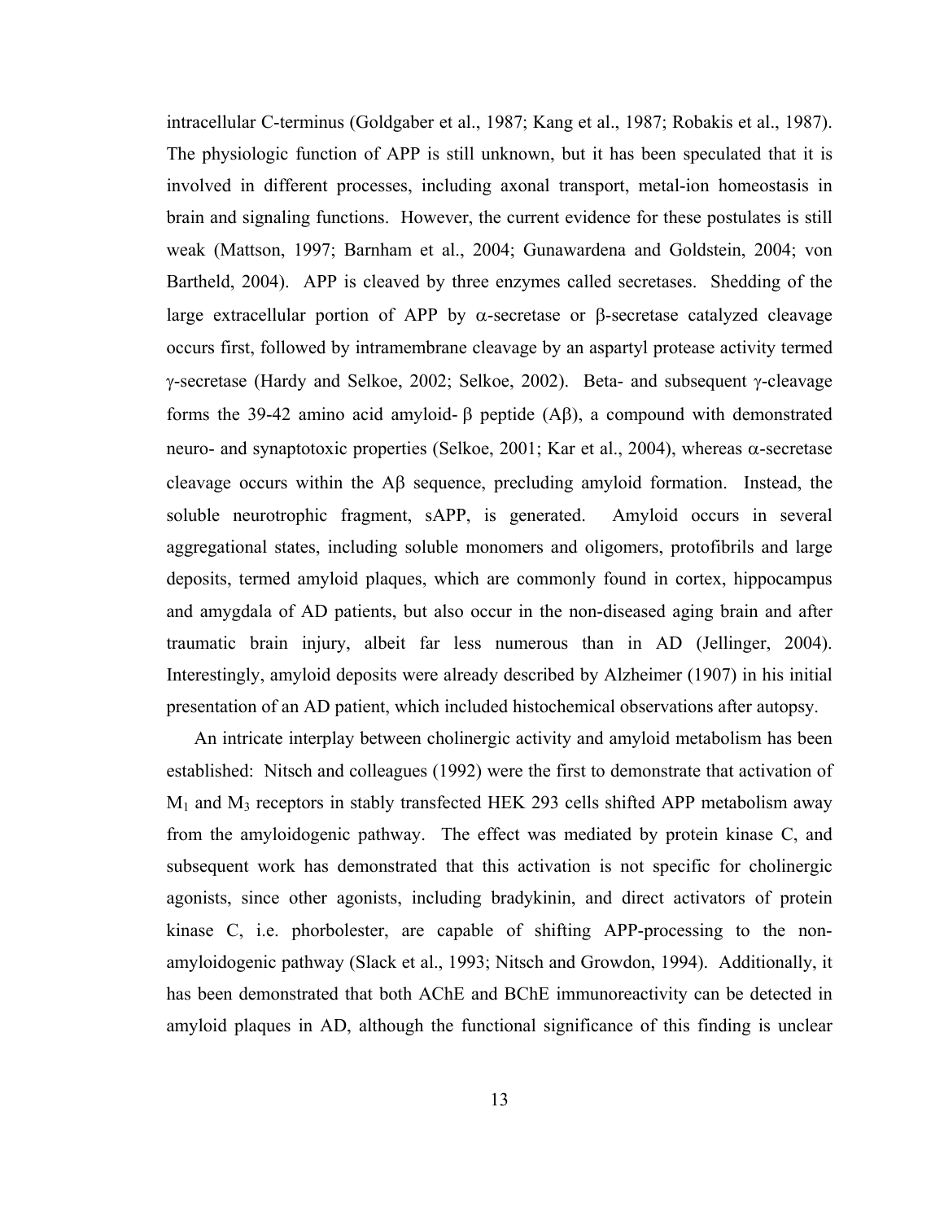intracellular C-terminus (Goldgaber et al., 1987; Kang et al., 1987; Robakis et al., 1987). The physiologic function of APP is still unknown, but it has been speculated that it is involved in different processes, including axonal transport, metal-ion homeostasis in brain and signaling functions. However, the current evidence for these postulates is still weak (Mattson, 1997; Barnham et al., 2004; Gunawardena and Goldstein, 2004; von Bartheld, 2004). APP is cleaved by three enzymes called secretases. Shedding of the large extracellular portion of APP by α-secretase or β-secretase catalyzed cleavage occurs first, followed by intramembrane cleavage by an aspartyl protease activity termed γ-secretase (Hardy and Selkoe, 2002; Selkoe, 2002). Beta- and subsequent γ-cleavage forms the 39-42 amino acid amyloid- β peptide (Aβ), a compound with demonstrated neuro- and synaptotoxic properties (Selkoe, 2001; Kar et al., 2004), whereas α-secretase cleavage occurs within the Aβ sequence, precluding amyloid formation. Instead, the soluble neurotrophic fragment, sAPP, is generated. Amyloid occurs in several aggregational states, including soluble monomers and oligomers, protofibrils and large deposits, termed amyloid plaques, which are commonly found in cortex, hippocampus and amygdala of AD patients, but also occur in the non-diseased aging brain and after traumatic brain injury, albeit far less numerous than in AD (Jellinger, 2004). Interestingly, amyloid deposits were already described by Alzheimer (1907) in his initial presentation of an AD patient, which included histochemical observations after autopsy.

An intricate interplay between cholinergic activity and amyloid metabolism has been established: Nitsch and colleagues (1992) were the first to demonstrate that activation of $M_1$ and $M_3$ receptors in stably transfected HEK 293 cells shifted APP metabolism away from the amyloidogenic pathway. The effect was mediated by protein kinase C, and subsequent work has demonstrated that this activation is not specific for cholinergic agonists, since other agonists, including bradykinin, and direct activators of protein kinase C, i.e. phorbolester, are capable of shifting APP-processing to the non-amyloidogenic pathway (Slack et al., 1993; Nitsch and Growdon, 1994). Additionally, it has been demonstrated that both AChE and BChE immunoreactivity can be detected in amyloid plaques in AD, although the functional significance of this finding is unclear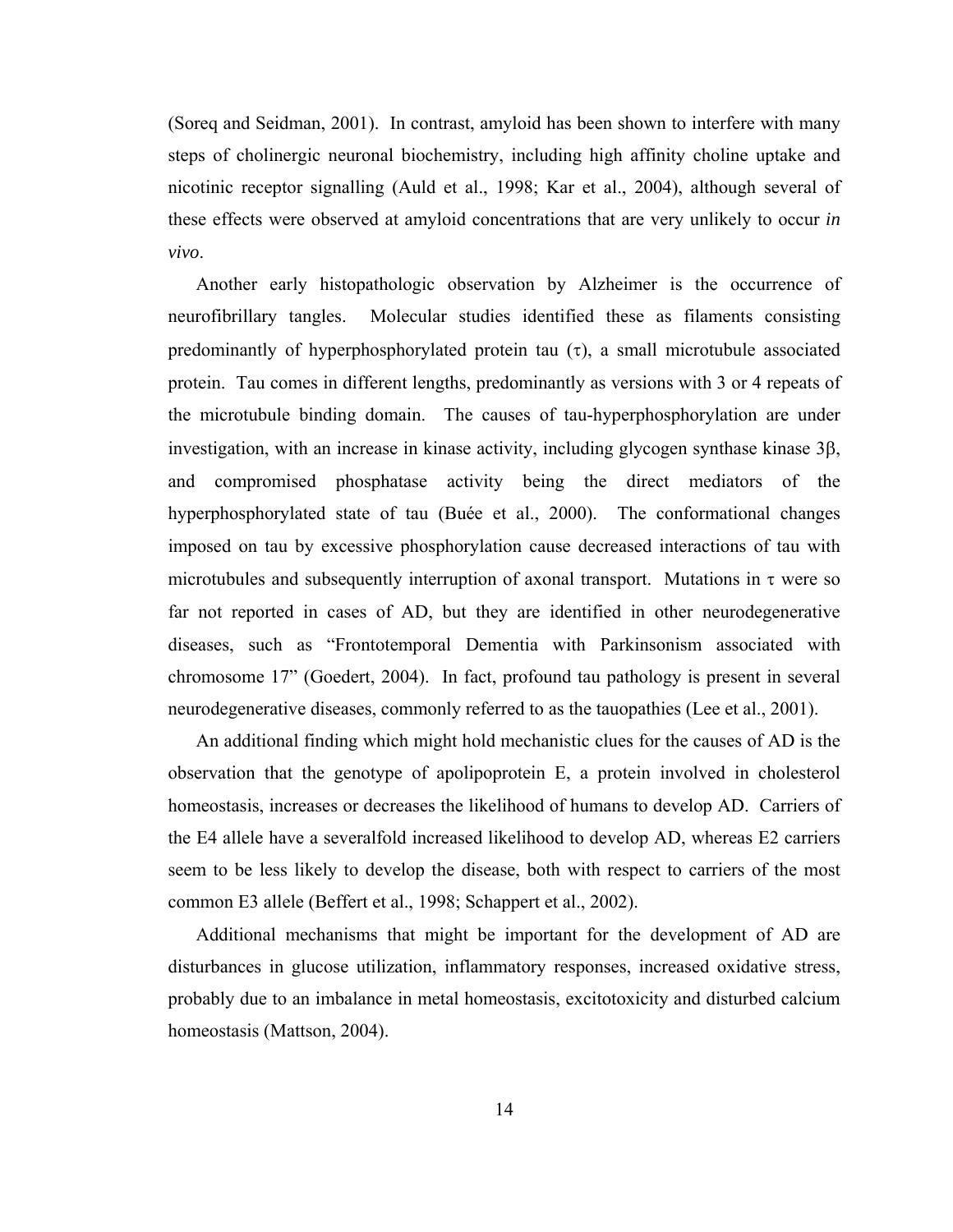(Soreq and Seidman, 2001). In contrast, amyloid has been shown to interfere with many steps of cholinergic neuronal biochemistry, including high affinity choline uptake and nicotinic receptor signalling (Auld et al., 1998; Kar et al., 2004), although several of these effects were observed at amyloid concentrations that are very unlikely to occur *in vivo*.

Another early histopathologic observation by Alzheimer is the occurrence of neurofibrillary tangles. Molecular studies identified these as filaments consisting predominantly of hyperphosphorylated protein tau ($\tau$), a small microtubule associated protein. Tau comes in different lengths, predominantly as versions with 3 or 4 repeats of the microtubule binding domain. The causes of tau-hyperphosphorylation are under investigation, with an increase in kinase activity, including glycogen synthase kinase 3β, and compromised phosphatase activity being the direct mediators of the hyperphosphorylated state of tau (Buée et al., 2000). The conformational changes imposed on tau by excessive phosphorylation cause decreased interactions of tau with microtubules and subsequently interruption of axonal transport. Mutations in $\tau$ were so far not reported in cases of AD, but they are identified in other neurodegenerative diseases, such as "Frontotemporal Dementia with Parkinsonism associated with chromosome 17" (Goedert, 2004). In fact, profound tau pathology is present in several neurodegenerative diseases, commonly referred to as the tauopathies (Lee et al., 2001).

An additional finding which might hold mechanistic clues for the causes of AD is the observation that the genotype of apolipoprotein E, a protein involved in cholesterol homeostasis, increases or decreases the likelihood of humans to develop AD. Carriers of the E4 allele have a severalfold increased likelihood to develop AD, whereas E2 carriers seem to be less likely to develop the disease, both with respect to carriers of the most common E3 allele (Beffert et al., 1998; Schappert et al., 2002).

Additional mechanisms that might be important for the development of AD are disturbances in glucose utilization, inflammatory responses, increased oxidative stress, probably due to an imbalance in metal homeostasis, excitotoxicity and disturbed calcium homeostasis (Mattson, 2004).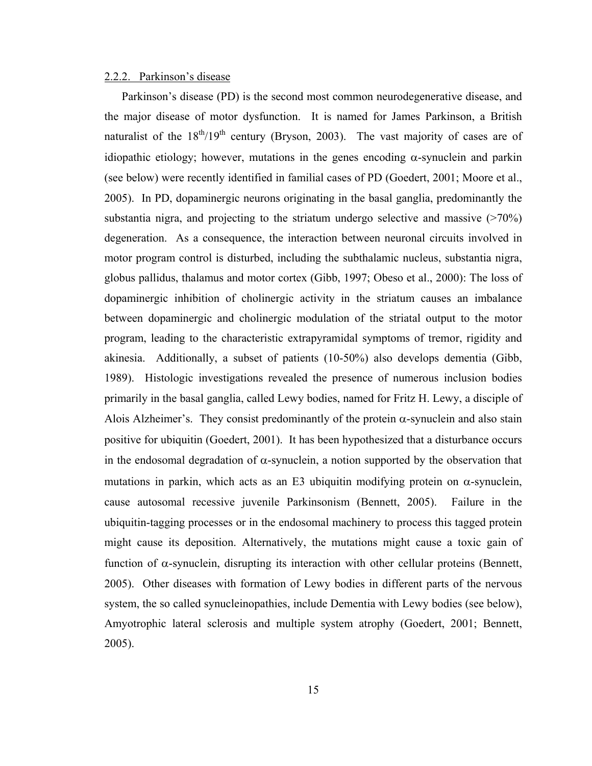### 2.2.2. Parkinson's disease

Parkinson's disease (PD) is the second most common neurodegenerative disease, and the major disease of motor dysfunction. It is named for James Parkinson, a British naturalist of the $18^{th}/19^{th}$ century (Bryson, 2003). The vast majority of cases are of idiopathic etiology; however, mutations in the genes encoding α-synuclein and parkin (see below) were recently identified in familial cases of PD (Goedert, 2001; Moore et al., 2005). In PD, dopaminergic neurons originating in the basal ganglia, predominantly the substantia nigra, and projecting to the striatum undergo selective and massive (>70%) degeneration. As a consequence, the interaction between neuronal circuits involved in motor program control is disturbed, including the subthalamic nucleus, substantia nigra, globus pallidus, thalamus and motor cortex (Gibb, 1997; Obeso et al., 2000): The loss of dopaminergic inhibition of cholinergic activity in the striatum causes an imbalance between dopaminergic and cholinergic modulation of the striatal output to the motor program, leading to the characteristic extrapyramidal symptoms of tremor, rigidity and akinesia. Additionally, a subset of patients (10-50%) also develops dementia (Gibb, 1989). Histologic investigations revealed the presence of numerous inclusion bodies primarily in the basal ganglia, called Lewy bodies, named for Fritz H. Lewy, a disciple of Alois Alzheimer's. They consist predominantly of the protein α-synuclein and also stain positive for ubiquitin (Goedert, 2001). It has been hypothesized that a disturbance occurs in the endosomal degradation of α-synuclein, a notion supported by the observation that mutations in parkin, which acts as an E3 ubiquitin modifying protein on α-synuclein, cause autosomal recessive juvenile Parkinsonism (Bennett, 2005). Failure in the ubiquitin-tagging processes or in the endosomal machinery to process this tagged protein might cause its deposition. Alternatively, the mutations might cause a toxic gain of function of α-synuclein, disrupting its interaction with other cellular proteins (Bennett, 2005). Other diseases with formation of Lewy bodies in different parts of the nervous system, the so called synucleinopathies, include Dementia with Lewy bodies (see below), Amyotrophic lateral sclerosis and multiple system atrophy (Goedert, 2001; Bennett, 2005).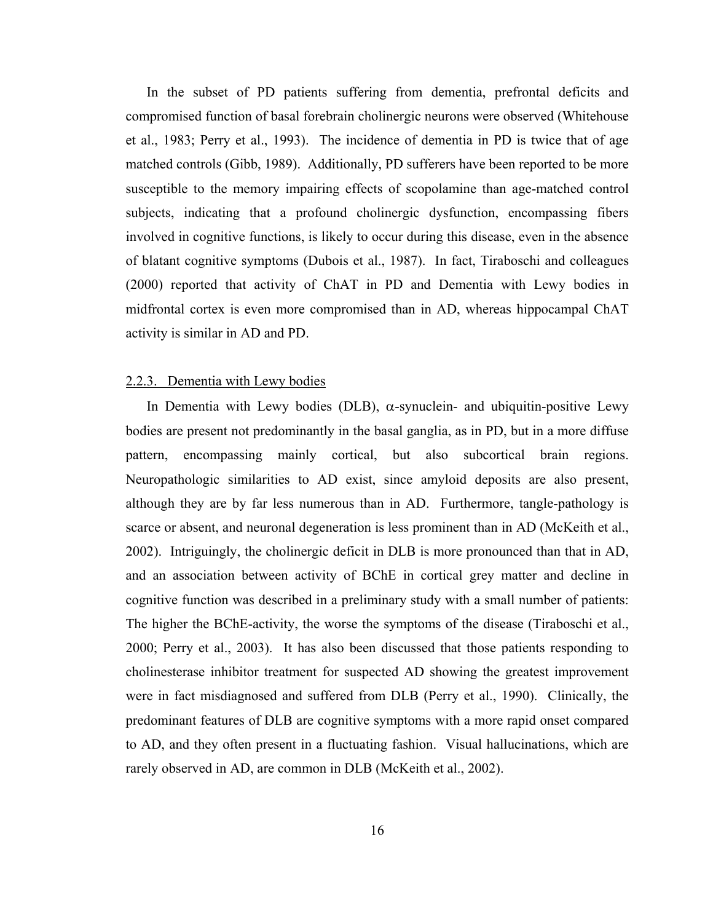In the subset of PD patients suffering from dementia, prefrontal deficits and compromised function of basal forebrain cholinergic neurons were observed (Whitehouse et al., 1983; Perry et al., 1993). The incidence of dementia in PD is twice that of age matched controls (Gibb, 1989). Additionally, PD sufferers have been reported to be more susceptible to the memory impairing effects of scopolamine than age-matched control subjects, indicating that a profound cholinergic dysfunction, encompassing fibers involved in cognitive functions, is likely to occur during this disease, even in the absence of blatant cognitive symptoms (Dubois et al., 1987). In fact, Tiraboschi and colleagues (2000) reported that activity of ChAT in PD and Dementia with Lewy bodies in midfrontal cortex is even more compromised than in AD, whereas hippocampal ChAT activity is similar in AD and PD.

### 2.2.3. Dementia with Lewy bodies

In Dementia with Lewy bodies (DLB), $\alpha$-synuclein- and ubiquitin-positive Lewy bodies are present not predominantly in the basal ganglia, as in PD, but in a more diffuse pattern, encompassing mainly cortical, but also subcortical brain regions. Neuropathologic similarities to AD exist, since amyloid deposits are also present, although they are by far less numerous than in AD. Furthermore, tangle-pathology is scarce or absent, and neuronal degeneration is less prominent than in AD (McKeith et al., 2002). Intriguingly, the cholinergic deficit in DLB is more pronounced than that in AD, and an association between activity of BChE in cortical grey matter and decline in cognitive function was described in a preliminary study with a small number of patients: The higher the BChE-activity, the worse the symptoms of the disease (Tiraboschi et al., 2000; Perry et al., 2003). It has also been discussed that those patients responding to cholinesterase inhibitor treatment for suspected AD showing the greatest improvement were in fact misdiagnosed and suffered from DLB (Perry et al., 1990). Clinically, the predominant features of DLB are cognitive symptoms with a more rapid onset compared to AD, and they often present in a fluctuating fashion. Visual hallucinations, which are rarely observed in AD, are common in DLB (McKeith et al., 2002).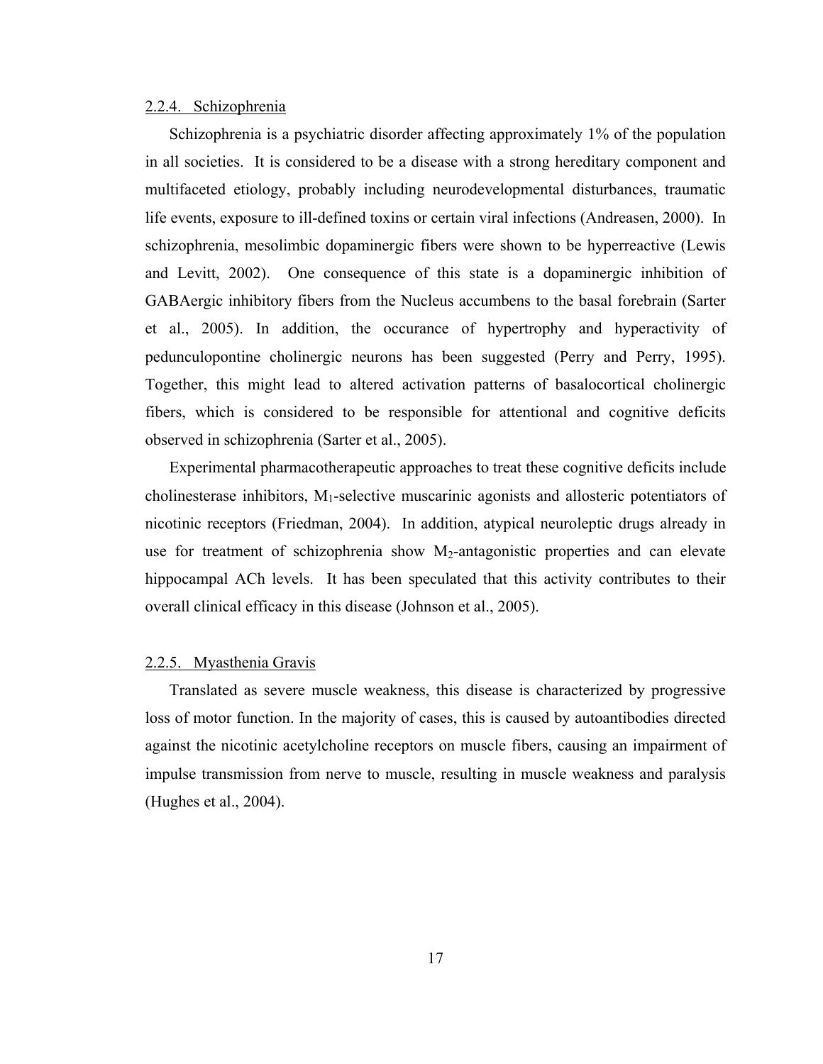### 2.2.4. Schizophrenia

Schizophrenia is a psychiatric disorder affecting approximately 1% of the population in all societies. It is considered to be a disease with a strong hereditary component and multifaceted etiology, probably including neurodevelopmental disturbances, traumatic life events, exposure to ill-defined toxins or certain viral infections (Andreasen, 2000). In schizophrenia, mesolimbic dopaminergic fibers were shown to be hyperreactive (Lewis and Levitt, 2002). One consequence of this state is a dopaminergic inhibition of GABAergic inhibitory fibers from the Nucleus accumbens to the basal forebrain (Sarter et al., 2005). In addition, the occurance of hypertrophy and hyperactivity of pedunculopontine cholinergic neurons has been suggested (Perry and Perry, 1995). Together, this might lead to altered activation patterns of basalocortical cholinergic fibers, which is considered to be responsible for attentional and cognitive deficits observed in schizophrenia (Sarter et al., 2005).

Experimental pharmacotherapeutic approaches to treat these cognitive deficits include cholinesterase inhibitors, $M_1$-selective muscarinic agonists and allosteric potentiators of nicotinic receptors (Friedman, 2004). In addition, atypical neuroleptic drugs already in use for treatment of schizophrenia show $M_2$-antagonistic properties and can elevate hippocampal ACh levels. It has been speculated that this activity contributes to their overall clinical efficacy in this disease (Johnson et al., 2005).

### 2.2.5. Myasthenia Gravis

Translated as severe muscle weakness, this disease is characterized by progressive loss of motor function. In the majority of cases, this is caused by autoantibodies directed against the nicotinic acetylcholine receptors on muscle fibers, causing an impairment of impulse transmission from nerve to muscle, resulting in muscle weakness and paralysis (Hughes et al., 2004).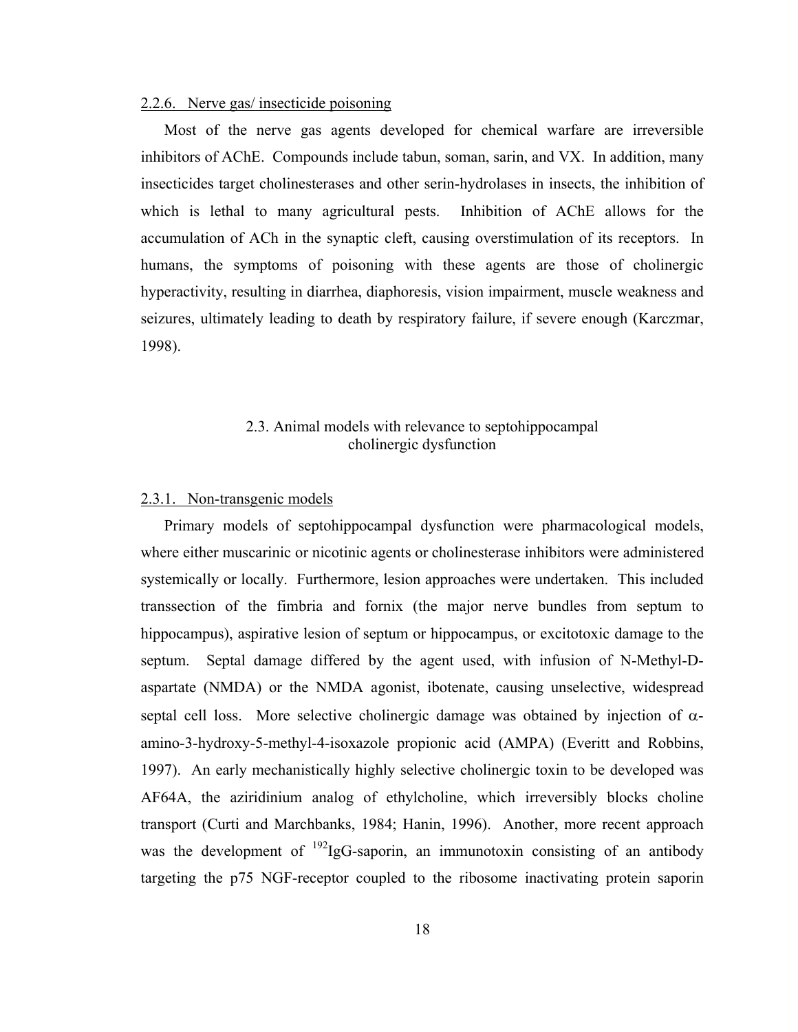### 2.2.6. Nerve gas/ insecticide poisoning

Most of the nerve gas agents developed for chemical warfare are irreversible inhibitors of AChE. Compounds include tabun, soman, sarin, and VX. In addition, many insecticides target cholinesterases and other serin-hydrolases in insects, the inhibition of which is lethal to many agricultural pests. Inhibition of AChE allows for the accumulation of ACh in the synaptic cleft, causing overstimulation of its receptors. In humans, the symptoms of poisoning with these agents are those of cholinergic hyperactivity, resulting in diarrhea, diaphoresis, vision impairment, muscle weakness and seizures, ultimately leading to death by respiratory failure, if severe enough (Karczmar, 1998).

## 2.3. Animal models with relevance to septohippocampal cholinergic dysfunction

### 2.3.1. Non-transgenic models

Primary models of septohippocampal dysfunction were pharmacological models, where either muscarinic or nicotinic agents or cholinesterase inhibitors were administered systemically or locally. Furthermore, lesion approaches were undertaken. This included transsection of the fimbria and fornix (the major nerve bundles from septum to hippocampus), aspirative lesion of septum or hippocampus, or excitotoxic damage to the septum. Septal damage differed by the agent used, with infusion of N-Methyl-D-aspartate (NMDA) or the NMDA agonist, ibotenate, causing unselective, widespread septal cell loss. More selective cholinergic damage was obtained by injection of $\alpha$-amino-3-hydroxy-5-methyl-4-isoxazole propionic acid (AMPA) (Everitt and Robbins, 1997). An early mechanistically highly selective cholinergic toxin to be developed was AF64A, the aziridinium analog of ethylcholine, which irreversibly blocks choline transport (Curti and Marchbanks, 1984; Hanin, 1996). Another, more recent approach was the development of $^{192}$IgG-saporin, an immunotoxin consisting of an antibody targeting the p75 NGF-receptor coupled to the ribosome inactivating protein saporin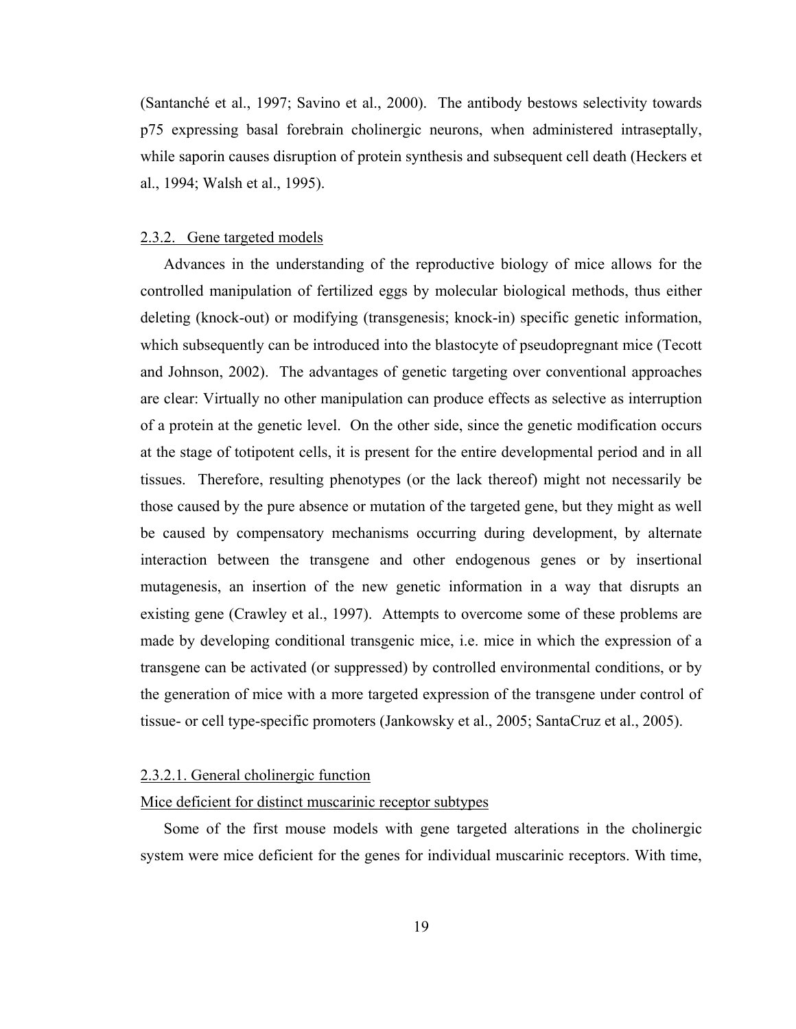(Santanché et al., 1997; Savino et al., 2000). The antibody bestows selectivity towards p75 expressing basal forebrain cholinergic neurons, when administered intraseptally, while saporin causes disruption of protein synthesis and subsequent cell death (Heckers et al., 1994; Walsh et al., 1995).

### 2.3.2. Gene targeted models

Advances in the understanding of the reproductive biology of mice allows for the controlled manipulation of fertilized eggs by molecular biological methods, thus either deleting (knock-out) or modifying (transgenesis; knock-in) specific genetic information, which subsequently can be introduced into the blastocyte of pseudopregnant mice (Tecott and Johnson, 2002). The advantages of genetic targeting over conventional approaches are clear: Virtually no other manipulation can produce effects as selective as interruption of a protein at the genetic level. On the other side, since the genetic modification occurs at the stage of totipotent cells, it is present for the entire developmental period and in all tissues. Therefore, resulting phenotypes (or the lack thereof) might not necessarily be those caused by the pure absence or mutation of the targeted gene, but they might as well be caused by compensatory mechanisms occurring during development, by alternate interaction between the transgene and other endogenous genes or by insertional mutagenesis, an insertion of the new genetic information in a way that disrupts an existing gene (Crawley et al., 1997). Attempts to overcome some of these problems are made by developing conditional transgenic mice, i.e. mice in which the expression of a transgene can be activated (or suppressed) by controlled environmental conditions, or by the generation of mice with a more targeted expression of the transgene under control of tissue- or cell type-specific promoters (Jankowsky et al., 2005; SantaCruz et al., 2005).

#### 2.3.2.1. General cholinergic function

#### Mice deficient for distinct muscarinic receptor subtypes

Some of the first mouse models with gene targeted alterations in the cholinergic system were mice deficient for the genes for individual muscarinic receptors. With time,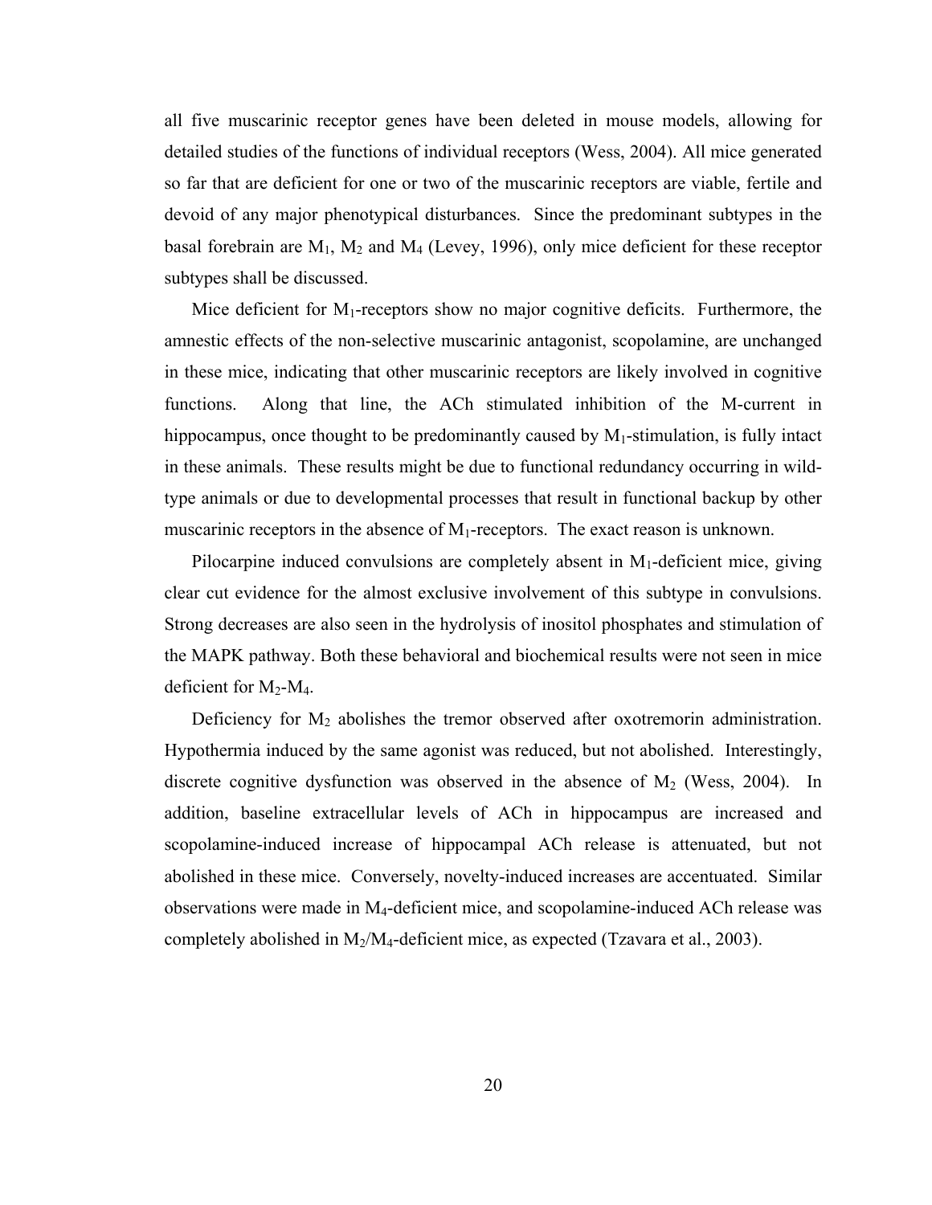all five muscarinic receptor genes have been deleted in mouse models, allowing for detailed studies of the functions of individual receptors (Wess, 2004). All mice generated so far that are deficient for one or two of the muscarinic receptors are viable, fertile and devoid of any major phenotypical disturbances. Since the predominant subtypes in the basal forebrain are $M_1$, $M_2$ and $M_4$ (Levey, 1996), only mice deficient for these receptor subtypes shall be discussed.

Mice deficient for $M_1$-receptors show no major cognitive deficits. Furthermore, the amnestic effects of the non-selective muscarinic antagonist, scopolamine, are unchanged in these mice, indicating that other muscarinic receptors are likely involved in cognitive functions. Along that line, the ACh stimulated inhibition of the M-current in hippocampus, once thought to be predominantly caused by $M_1$-stimulation, is fully intact in these animals. These results might be due to functional redundancy occurring in wild-type animals or due to developmental processes that result in functional backup by other muscarinic receptors in the absence of $M_1$-receptors. The exact reason is unknown.

Pilocarpine induced convulsions are completely absent in $M_1$-deficient mice, giving clear cut evidence for the almost exclusive involvement of this subtype in convulsions. Strong decreases are also seen in the hydrolysis of inositol phosphates and stimulation of the MAPK pathway. Both these behavioral and biochemical results were not seen in mice deficient for $M_2$-$M_4$.

Deficiency for $M_2$ abolishes the tremor observed after oxotremorin administration. Hypothermia induced by the same agonist was reduced, but not abolished. Interestingly, discrete cognitive dysfunction was observed in the absence of $M_2$ (Wess, 2004). In addition, baseline extracellular levels of ACh in hippocampus are increased and scopolamine-induced increase of hippocampal ACh release is attenuated, but not abolished in these mice. Conversely, novelty-induced increases are accentuated. Similar observations were made in $M_4$-deficient mice, and scopolamine-induced ACh release was completely abolished in $M_2$/$M_4$-deficient mice, as expected (Tzavara et al., 2003).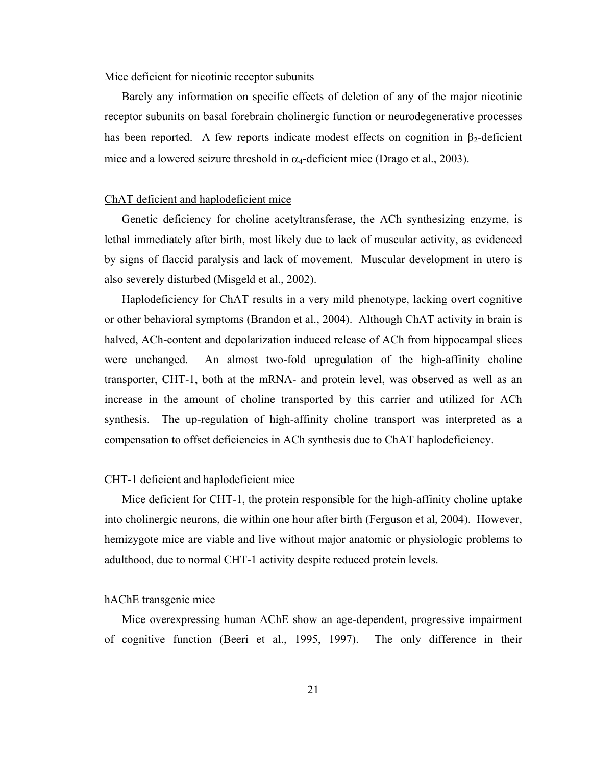Mice deficient for nicotinic receptor subunits

Barely any information on specific effects of deletion of any of the major nicotinic receptor subunits on basal forebrain cholinergic function or neurodegenerative processes has been reported. A few reports indicate modest effects on cognition in $\beta_2$-deficient mice and a lowered seizure threshold in $\alpha_4$-deficient mice (Drago et al., 2003).

ChAT deficient and haplodeficient mice

Genetic deficiency for choline acetyltransferase, the ACh synthesizing enzyme, is lethal immediately after birth, most likely due to lack of muscular activity, as evidenced by signs of flaccid paralysis and lack of movement. Muscular development in utero is also severely disturbed (Misgeld et al., 2002).

Haplodeficiency for ChAT results in a very mild phenotype, lacking overt cognitive or other behavioral symptoms (Brandon et al., 2004). Although ChAT activity in brain is halved, ACh-content and depolarization induced release of ACh from hippocampal slices were unchanged. An almost two-fold upregulation of the high-affinity choline transporter, CHT-1, both at the mRNA- and protein level, was observed as well as an increase in the amount of choline transported by this carrier and utilized for ACh synthesis. The up-regulation of high-affinity choline transport was interpreted as a compensation to offset deficiencies in ACh synthesis due to ChAT haplodeficiency.

CHT-1 deficient and haplodeficient mice

Mice deficient for CHT-1, the protein responsible for the high-affinity choline uptake into cholinergic neurons, die within one hour after birth (Ferguson et al, 2004). However, hemizygote mice are viable and live without major anatomic or physiologic problems to adulthood, due to normal CHT-1 activity despite reduced protein levels.

hAChE transgenic mice

Mice overexpressing human AChE show an age-dependent, progressive impairment of cognitive function (Beeri et al., 1995, 1997). The only difference in their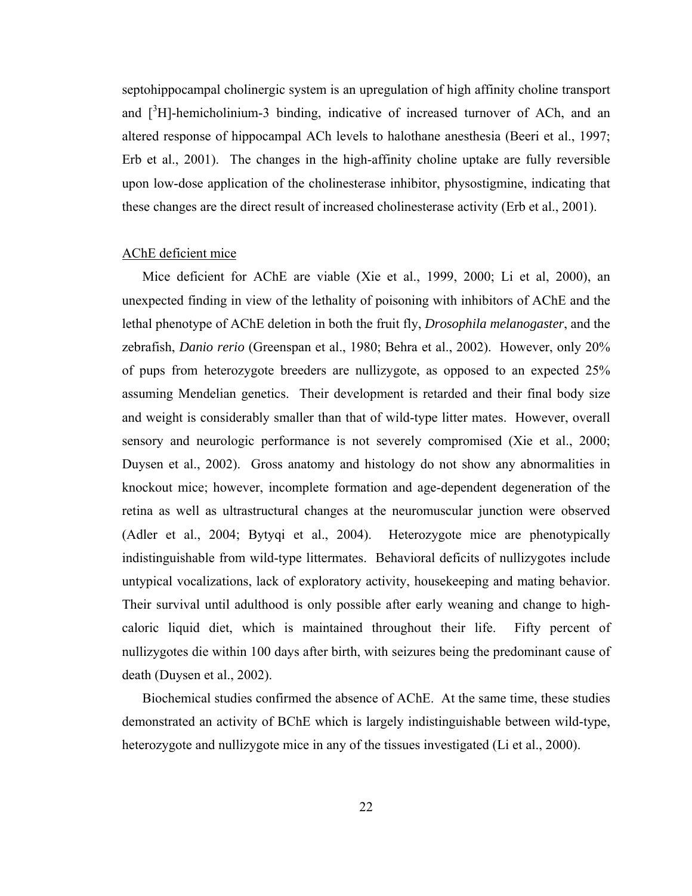septohippocampal cholinergic system is an upregulation of high affinity choline transport and [$^3$H]-hemicholinium-3 binding, indicative of increased turnover of ACh, and an altered response of hippocampal ACh levels to halothane anesthesia (Beeri et al., 1997; Erb et al., 2001). The changes in the high-affinity choline uptake are fully reversible upon low-dose application of the cholinesterase inhibitor, physostigmine, indicating that these changes are the direct result of increased cholinesterase activity (Erb et al., 2001).

### AChE deficient mice

Mice deficient for AChE are viable (Xie et al., 1999, 2000; Li et al, 2000), an unexpected finding in view of the lethality of poisoning with inhibitors of AChE and the lethal phenotype of AChE deletion in both the fruit fly, *Drosophila melanogaster*, and the zebrafish, *Danio rerio* (Greenspan et al., 1980; Behra et al., 2002). However, only 20% of pups from heterozygote breeders are nullizygote, as opposed to an expected 25% assuming Mendelian genetics. Their development is retarded and their final body size and weight is considerably smaller than that of wild-type litter mates. However, overall sensory and neurologic performance is not severely compromised (Xie et al., 2000; Duysen et al., 2002). Gross anatomy and histology do not show any abnormalities in knockout mice; however, incomplete formation and age-dependent degeneration of the retina as well as ultrastructural changes at the neuromuscular junction were observed (Adler et al., 2004; Bytyqi et al., 2004). Heterozygote mice are phenotypically indistinguishable from wild-type littermates. Behavioral deficits of nullizygotes include untypical vocalizations, lack of exploratory activity, housekeeping and mating behavior. Their survival until adulthood is only possible after early weaning and change to high-caloric liquid diet, which is maintained throughout their life. Fifty percent of nullizygotes die within 100 days after birth, with seizures being the predominant cause of death (Duysen et al., 2002).

Biochemical studies confirmed the absence of AChE. At the same time, these studies demonstrated an activity of BChE which is largely indistinguishable between wild-type, heterozygote and nullizygote mice in any of the tissues investigated (Li et al., 2000).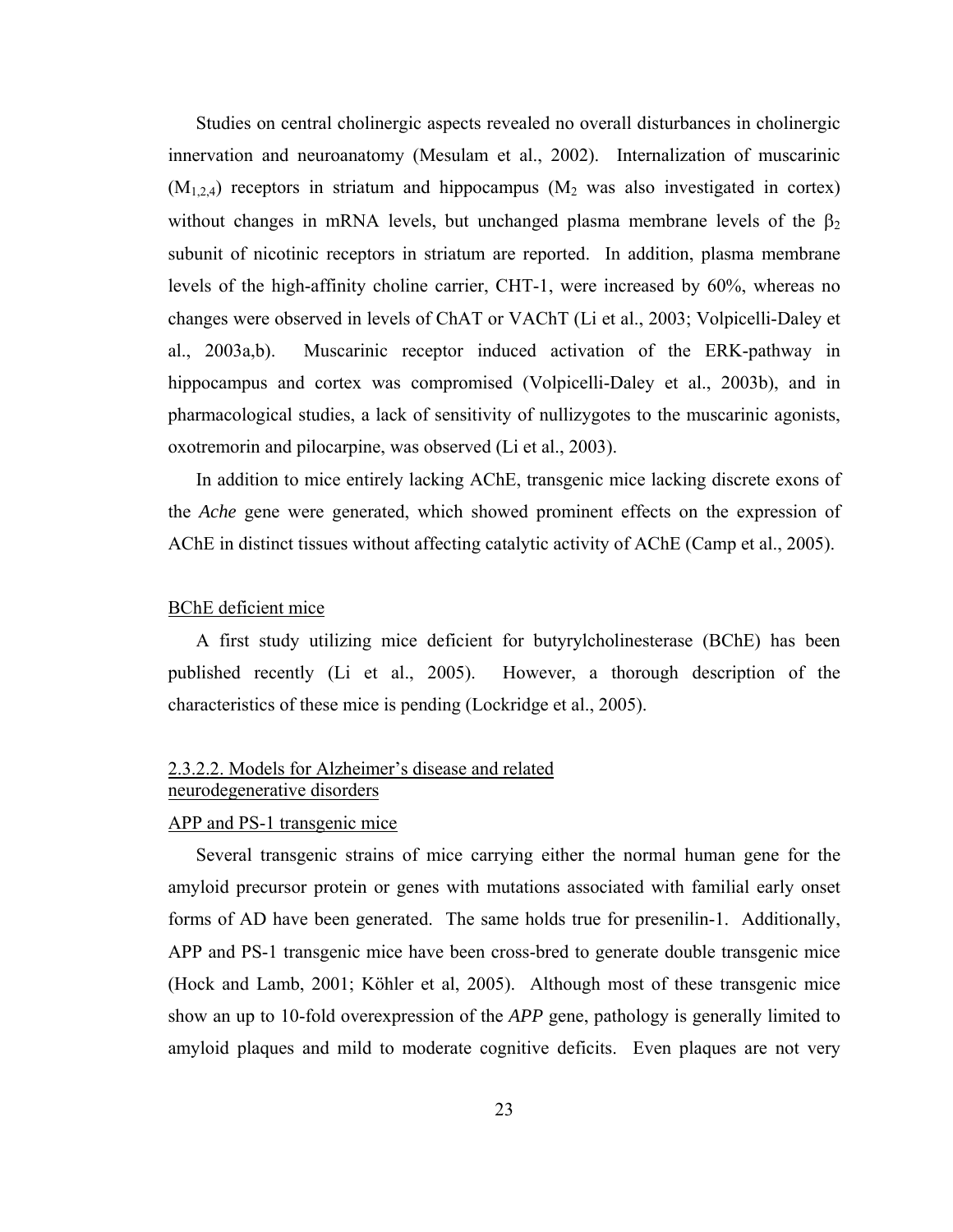Studies on central cholinergic aspects revealed no overall disturbances in cholinergic innervation and neuroanatomy (Mesulam et al., 2002). Internalization of muscarinic ($M_{1,2,4}$) receptors in striatum and hippocampus ($M_2$ was also investigated in cortex) without changes in mRNA levels, but unchanged plasma membrane levels of the $\beta_2$ subunit of nicotinic receptors in striatum are reported. In addition, plasma membrane levels of the high-affinity choline carrier, CHT-1, were increased by 60%, whereas no changes were observed in levels of ChAT or VAChT (Li et al., 2003; Volpicelli-Daley et al., 2003a,b). Muscarinic receptor induced activation of the ERK-pathway in hippocampus and cortex was compromised (Volpicelli-Daley et al., 2003b), and in pharmacological studies, a lack of sensitivity of nullizygotes to the muscarinic agonists, oxotremorin and pilocarpine, was observed (Li et al., 2003).

In addition to mice entirely lacking AChE, transgenic mice lacking discrete exons of the *Ache* gene were generated, which showed prominent effects on the expression of AChE in distinct tissues without affecting catalytic activity of AChE (Camp et al., 2005).

BChE deficient mice

A first study utilizing mice deficient for butyrylcholinesterase (BChE) has been published recently (Li et al., 2005). However, a thorough description of the characteristics of these mice is pending (Lockridge et al., 2005).

#### 2.3.2.2. Models for Alzheimer's disease and related neurodegenerative disorders

APP and PS-1 transgenic mice

Several transgenic strains of mice carrying either the normal human gene for the amyloid precursor protein or genes with mutations associated with familial early onset forms of AD have been generated. The same holds true for presenilin-1. Additionally, APP and PS-1 transgenic mice have been cross-bred to generate double transgenic mice (Hock and Lamb, 2001; Köhler et al, 2005). Although most of these transgenic mice show an up to 10-fold overexpression of the *APP* gene, pathology is generally limited to amyloid plaques and mild to moderate cognitive deficits. Even plaques are not very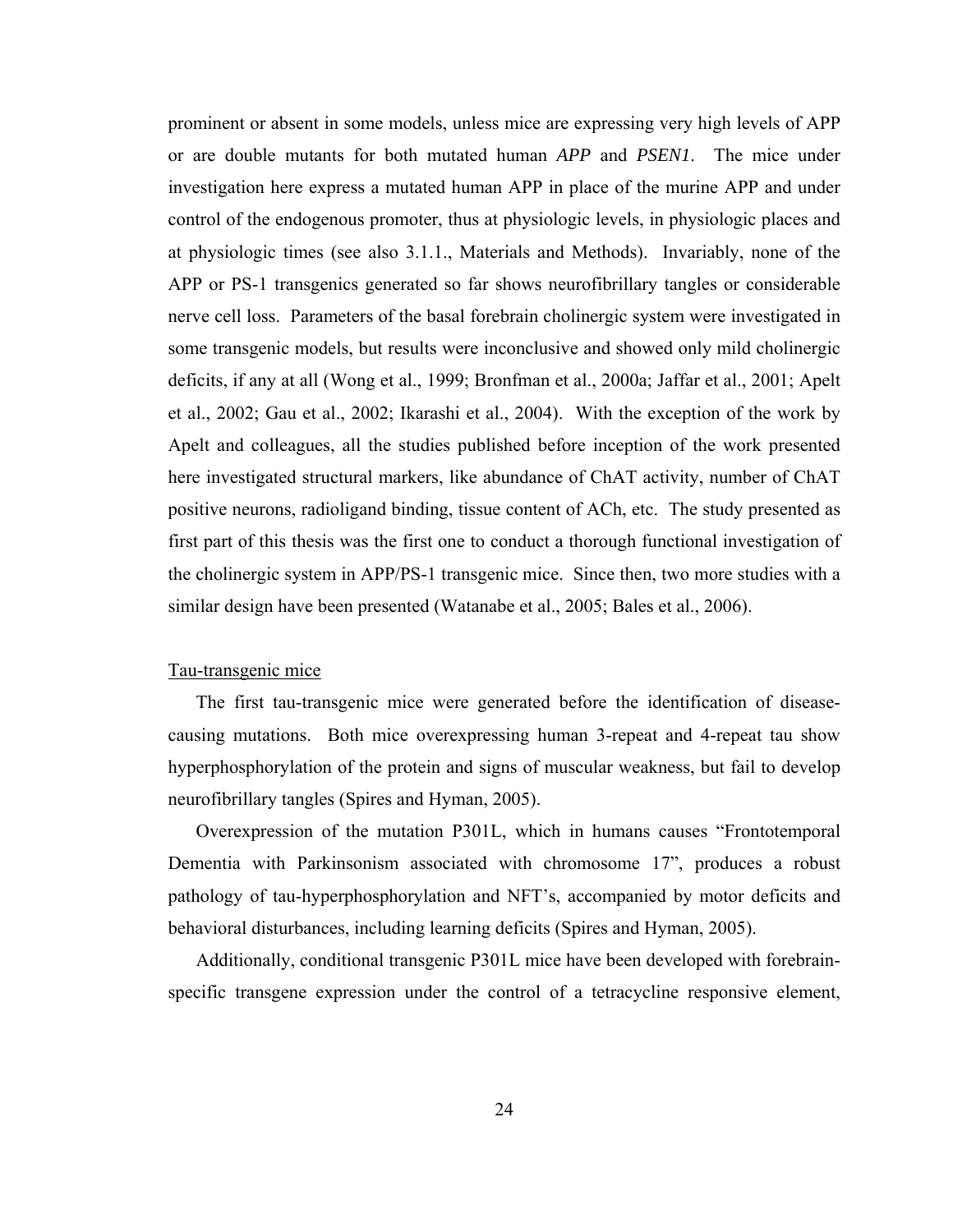prominent or absent in some models, unless mice are expressing very high levels of APP or are double mutants for both mutated human *APP* and *PSEN1*. The mice under investigation here express a mutated human APP in place of the murine APP and under control of the endogenous promoter, thus at physiologic levels, in physiologic places and at physiologic times (see also 3.1.1., Materials and Methods). Invariably, none of the APP or PS-1 transgenics generated so far shows neurofibrillary tangles or considerable nerve cell loss. Parameters of the basal forebrain cholinergic system were investigated in some transgenic models, but results were inconclusive and showed only mild cholinergic deficits, if any at all (Wong et al., 1999; Bronfman et al., 2000a; Jaffar et al., 2001; Apelt et al., 2002; Gau et al., 2002; Ikarashi et al., 2004). With the exception of the work by Apelt and colleagues, all the studies published before inception of the work presented here investigated structural markers, like abundance of ChAT activity, number of ChAT positive neurons, radioligand binding, tissue content of ACh, etc. The study presented as first part of this thesis was the first one to conduct a thorough functional investigation of the cholinergic system in APP/PS-1 transgenic mice. Since then, two more studies with a similar design have been presented (Watanabe et al., 2005; Bales et al., 2006).

Tau-transgenic mice

The first tau-transgenic mice were generated before the identification of disease-causing mutations. Both mice overexpressing human 3-repeat and 4-repeat tau show hyperphosphorylation of the protein and signs of muscular weakness, but fail to develop neurofibrillary tangles (Spires and Hyman, 2005).

Overexpression of the mutation P301L, which in humans causes "Frontotemporal Dementia with Parkinsonism associated with chromosome 17", produces a robust pathology of tau-hyperphosphorylation and NFT's, accompanied by motor deficits and behavioral disturbances, including learning deficits (Spires and Hyman, 2005).

Additionally, conditional transgenic P301L mice have been developed with forebrain-specific transgene expression under the control of a tetracycline responsive element,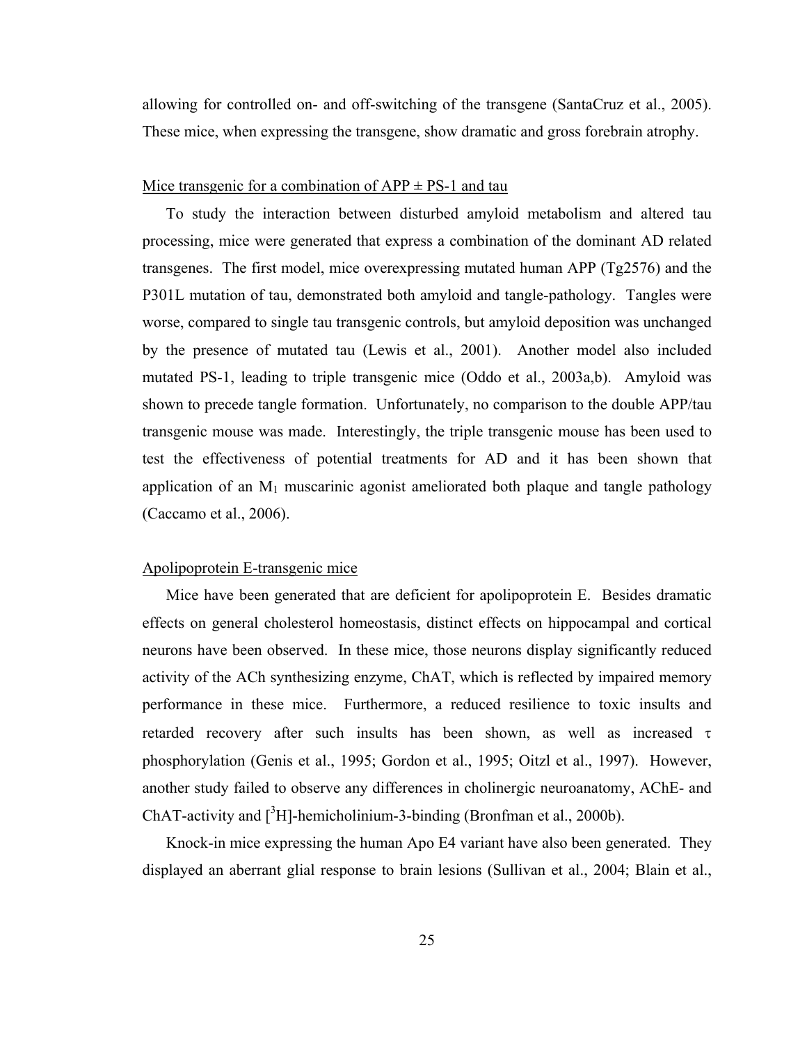allowing for controlled on- and off-switching of the transgene (SantaCruz et al., 2005). These mice, when expressing the transgene, show dramatic and gross forebrain atrophy.

#### Mice transgenic for a combination of APP ± PS-1 and tau

To study the interaction between disturbed amyloid metabolism and altered tau processing, mice were generated that express a combination of the dominant AD related transgenes. The first model, mice overexpressing mutated human APP (Tg2576) and the P301L mutation of tau, demonstrated both amyloid and tangle-pathology. Tangles were worse, compared to single tau transgenic controls, but amyloid deposition was unchanged by the presence of mutated tau (Lewis et al., 2001). Another model also included mutated PS-1, leading to triple transgenic mice (Oddo et al., 2003a,b). Amyloid was shown to precede tangle formation. Unfortunately, no comparison to the double APP/tau transgenic mouse was made. Interestingly, the triple transgenic mouse has been used to test the effectiveness of potential treatments for AD and it has been shown that application of an $M_1$ muscarinic agonist ameliorated both plaque and tangle pathology (Caccamo et al., 2006).

#### Apolipoprotein E-transgenic mice

Mice have been generated that are deficient for apolipoprotein E. Besides dramatic effects on general cholesterol homeostasis, distinct effects on hippocampal and cortical neurons have been observed. In these mice, those neurons display significantly reduced activity of the ACh synthesizing enzyme, ChAT, which is reflected by impaired memory performance in these mice. Furthermore, a reduced resilience to toxic insults and retarded recovery after such insults has been shown, as well as increased $\tau$ phosphorylation (Genis et al., 1995; Gordon et al., 1995; Oitzl et al., 1997). However, another study failed to observe any differences in cholinergic neuroanatomy, AChE- and ChAT-activity and [$^3$H]-hemicholinium-3-binding (Bronfman et al., 2000b).

Knock-in mice expressing the human Apo E4 variant have also been generated. They displayed an aberrant glial response to brain lesions (Sullivan et al., 2004; Blain et al.,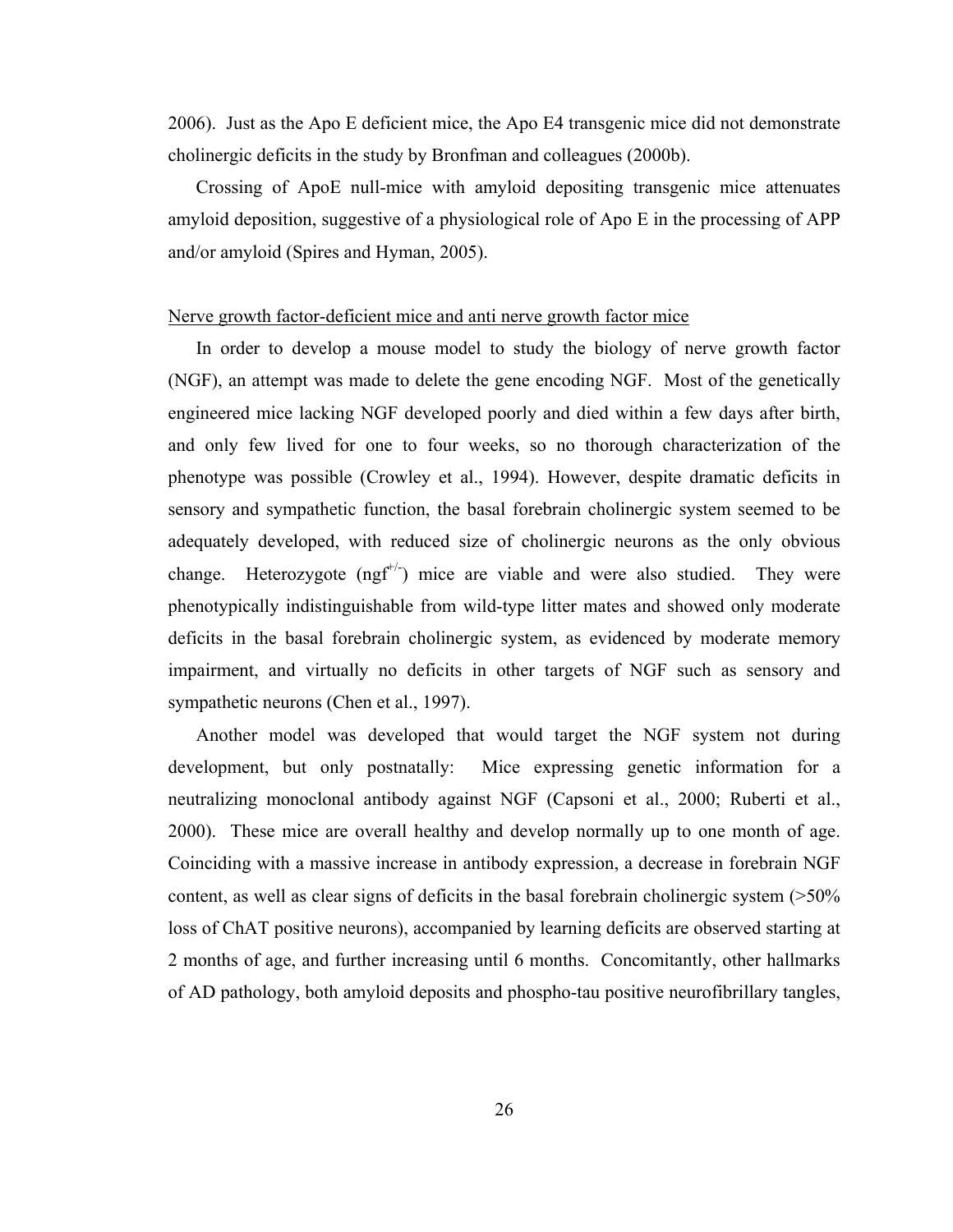2006). Just as the Apo E deficient mice, the Apo E4 transgenic mice did not demonstrate cholinergic deficits in the study by Bronfman and colleagues (2000b).

Crossing of ApoE null-mice with amyloid depositing transgenic mice attenuates amyloid deposition, suggestive of a physiological role of Apo E in the processing of APP and/or amyloid (Spires and Hyman, 2005).

Nerve growth factor-deficient mice and anti nerve growth factor mice

In order to develop a mouse model to study the biology of nerve growth factor (NGF), an attempt was made to delete the gene encoding NGF. Most of the genetically engineered mice lacking NGF developed poorly and died within a few days after birth, and only few lived for one to four weeks, so no thorough characterization of the phenotype was possible (Crowley et al., 1994). However, despite dramatic deficits in sensory and sympathetic function, the basal forebrain cholinergic system seemed to be adequately developed, with reduced size of cholinergic neurons as the only obvious change. Heterozygote ($ngf^{+/-}$) mice are viable and were also studied. They were phenotypically indistinguishable from wild-type litter mates and showed only moderate deficits in the basal forebrain cholinergic system, as evidenced by moderate memory impairment, and virtually no deficits in other targets of NGF such as sensory and sympathetic neurons (Chen et al., 1997).

Another model was developed that would target the NGF system not during development, but only postnatally: Mice expressing genetic information for a neutralizing monoclonal antibody against NGF (Capsoni et al., 2000; Ruberti et al., 2000). These mice are overall healthy and develop normally up to one month of age. Coinciding with a massive increase in antibody expression, a decrease in forebrain NGF content, as well as clear signs of deficits in the basal forebrain cholinergic system (>50% loss of ChAT positive neurons), accompanied by learning deficits are observed starting at 2 months of age, and further increasing until 6 months. Concomitantly, other hallmarks of AD pathology, both amyloid deposits and phospho-tau positive neurofibrillary tangles,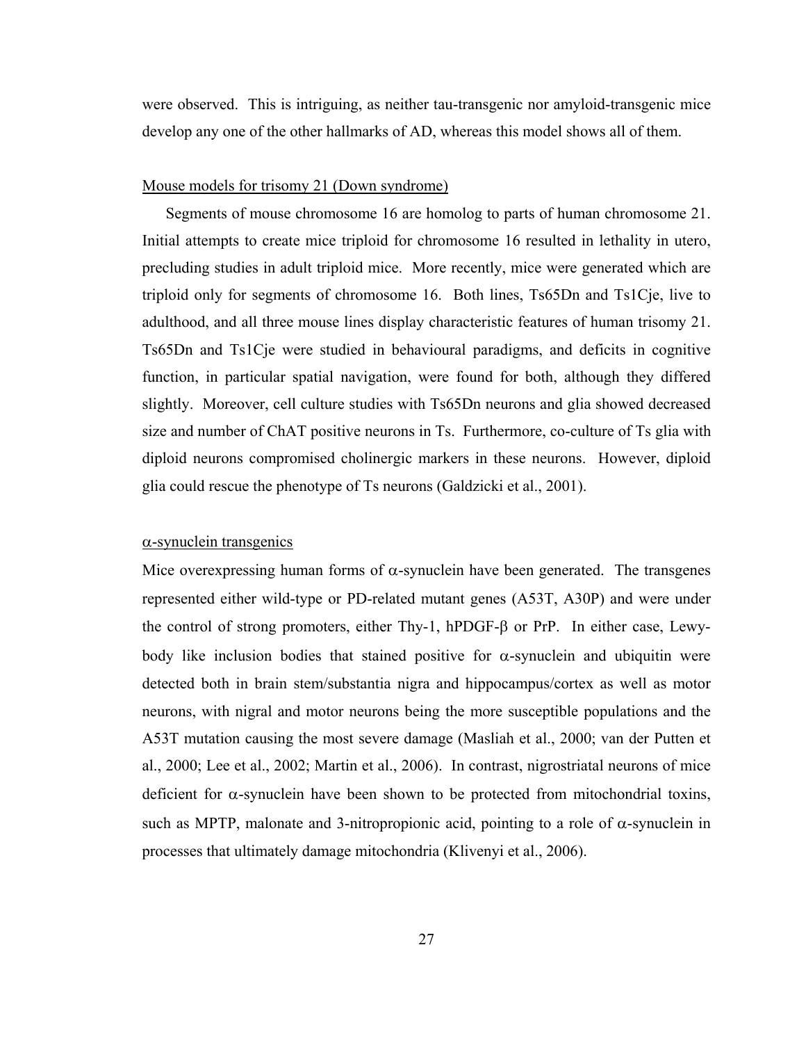were observed. This is intriguing, as neither tau-transgenic nor amyloid-transgenic mice develop any one of the other hallmarks of AD, whereas this model shows all of them.

Mouse models for trisomy 21 (Down syndrome)

Segments of mouse chromosome 16 are homolog to parts of human chromosome 21. Initial attempts to create mice triploid for chromosome 16 resulted in lethality in utero, precluding studies in adult triploid mice. More recently, mice were generated which are triploid only for segments of chromosome 16. Both lines, Ts65Dn and Ts1Cje, live to adulthood, and all three mouse lines display characteristic features of human trisomy 21. Ts65Dn and Ts1Cje were studied in behavioural paradigms, and deficits in cognitive function, in particular spatial navigation, were found for both, although they differed slightly. Moreover, cell culture studies with Ts65Dn neurons and glia showed decreased size and number of ChAT positive neurons in Ts. Furthermore, co-culture of Ts glia with diploid neurons compromised cholinergic markers in these neurons. However, diploid glia could rescue the phenotype of Ts neurons (Galdzicki et al., 2001).

α-synuclein transgenics

Mice overexpressing human forms of α-synuclein have been generated. The transgenes represented either wild-type or PD-related mutant genes (A53T, A30P) and were under the control of strong promoters, either Thy-1, hPDGF-β or PrP. In either case, Lewy-body like inclusion bodies that stained positive for α-synuclein and ubiquitin were detected both in brain stem/substantia nigra and hippocampus/cortex as well as motor neurons, with nigral and motor neurons being the more susceptible populations and the A53T mutation causing the most severe damage (Masliah et al., 2000; van der Putten et al., 2000; Lee et al., 2002; Martin et al., 2006). In contrast, nigrostriatal neurons of mice deficient for α-synuclein have been shown to be protected from mitochondrial toxins, such as MPTP, malonate and 3-nitropropionic acid, pointing to a role of α-synuclein in processes that ultimately damage mitochondria (Klivenyi et al., 2006).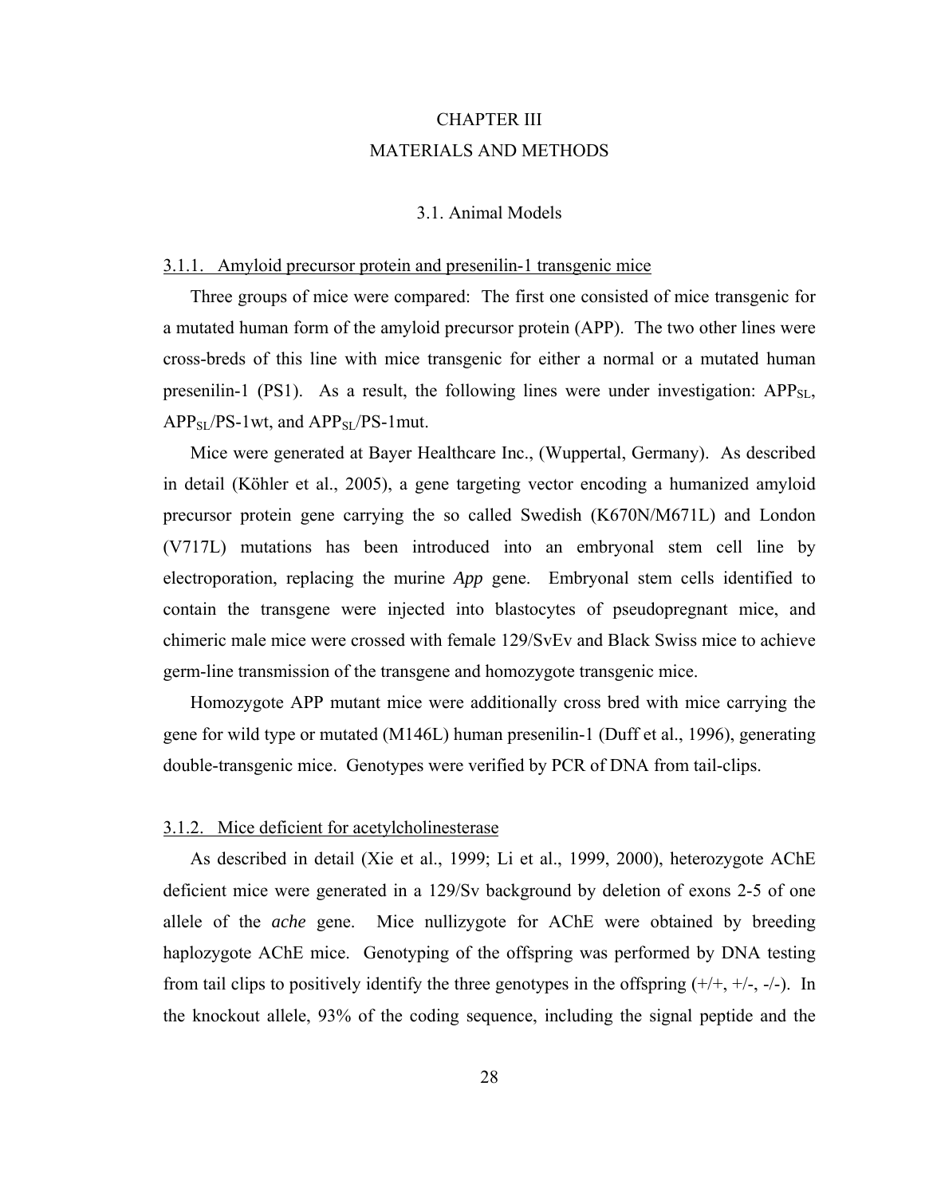# CHAPTER III

# MATERIALS AND METHODS

## 3.1. Animal Models

### 3.1.1. Amyloid precursor protein and presenilin-1 transgenic mice

Three groups of mice were compared: The first one consisted of mice transgenic for a mutated human form of the amyloid precursor protein (APP). The two other lines were cross-breds of this line with mice transgenic for either a normal or a mutated human presenilin-1 (PS1). As a result, the following lines were under investigation: $APP_{SL}$, $APP_{SL}$/PS-1wt, and $APP_{SL}$/PS-1mut.

Mice were generated at Bayer Healthcare Inc., (Wuppertal, Germany). As described in detail (Köhler et al., 2005), a gene targeting vector encoding a humanized amyloid precursor protein gene carrying the so called Swedish (K670N/M671L) and London (V717L) mutations has been introduced into an embryonal stem cell line by electroporation, replacing the murine *App* gene. Embryonal stem cells identified to contain the transgene were injected into blastocytes of pseudopregnant mice, and chimeric male mice were crossed with female 129/SvEv and Black Swiss mice to achieve germ-line transmission of the transgene and homozygote transgenic mice.

Homozygote APP mutant mice were additionally cross bred with mice carrying the gene for wild type or mutated (M146L) human presenilin-1 (Duff et al., 1996), generating double-transgenic mice. Genotypes were verified by PCR of DNA from tail-clips.

### 3.1.2. Mice deficient for acetylcholinesterase

As described in detail (Xie et al., 1999; Li et al., 1999, 2000), heterozygote AChE deficient mice were generated in a 129/Sv background by deletion of exons 2-5 of one allele of the *ache* gene. Mice nullizygote for AChE were obtained by breeding haplozygote AChE mice. Genotyping of the offspring was performed by DNA testing from tail clips to positively identify the three genotypes in the offspring (+/+, +/-, -/-). In the knockout allele, 93% of the coding sequence, including the signal peptide and the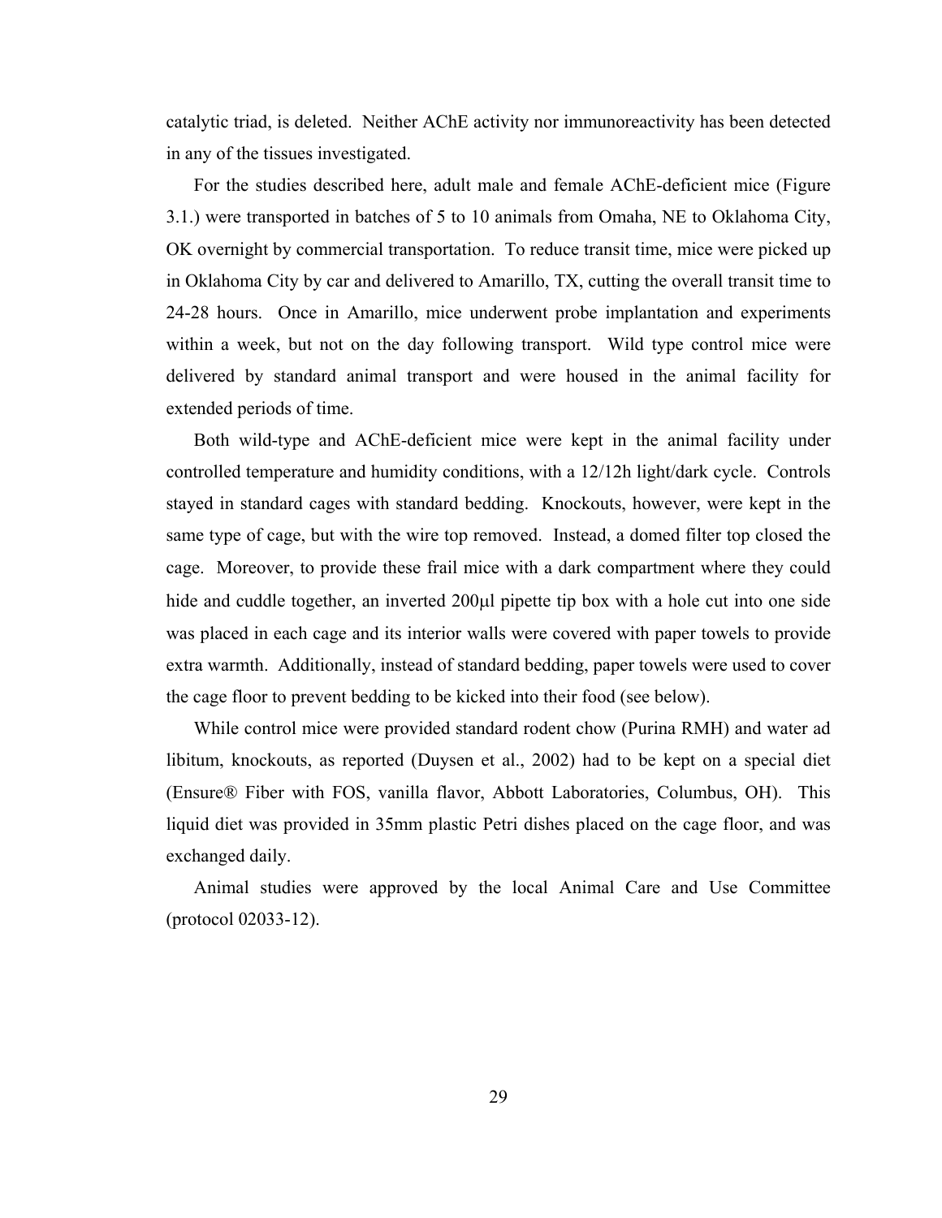catalytic triad, is deleted. Neither AChE activity nor immunoreactivity has been detected in any of the tissues investigated.

For the studies described here, adult male and female AChE-deficient mice (Figure 3.1.) were transported in batches of 5 to 10 animals from Omaha, NE to Oklahoma City, OK overnight by commercial transportation. To reduce transit time, mice were picked up in Oklahoma City by car and delivered to Amarillo, TX, cutting the overall transit time to 24-28 hours. Once in Amarillo, mice underwent probe implantation and experiments within a week, but not on the day following transport. Wild type control mice were delivered by standard animal transport and were housed in the animal facility for extended periods of time.

Both wild-type and AChE-deficient mice were kept in the animal facility under controlled temperature and humidity conditions, with a 12/12h light/dark cycle. Controls stayed in standard cages with standard bedding. Knockouts, however, were kept in the same type of cage, but with the wire top removed. Instead, a domed filter top closed the cage. Moreover, to provide these frail mice with a dark compartment where they could hide and cuddle together, an inverted 200μl pipette tip box with a hole cut into one side was placed in each cage and its interior walls were covered with paper towels to provide extra warmth. Additionally, instead of standard bedding, paper towels were used to cover the cage floor to prevent bedding to be kicked into their food (see below).

While control mice were provided standard rodent chow (Purina RMH) and water ad libitum, knockouts, as reported (Duysen et al., 2002) had to be kept on a special diet (Ensure® Fiber with FOS, vanilla flavor, Abbott Laboratories, Columbus, OH). This liquid diet was provided in 35mm plastic Petri dishes placed on the cage floor, and was exchanged daily.

Animal studies were approved by the local Animal Care and Use Committee (protocol 02033-12).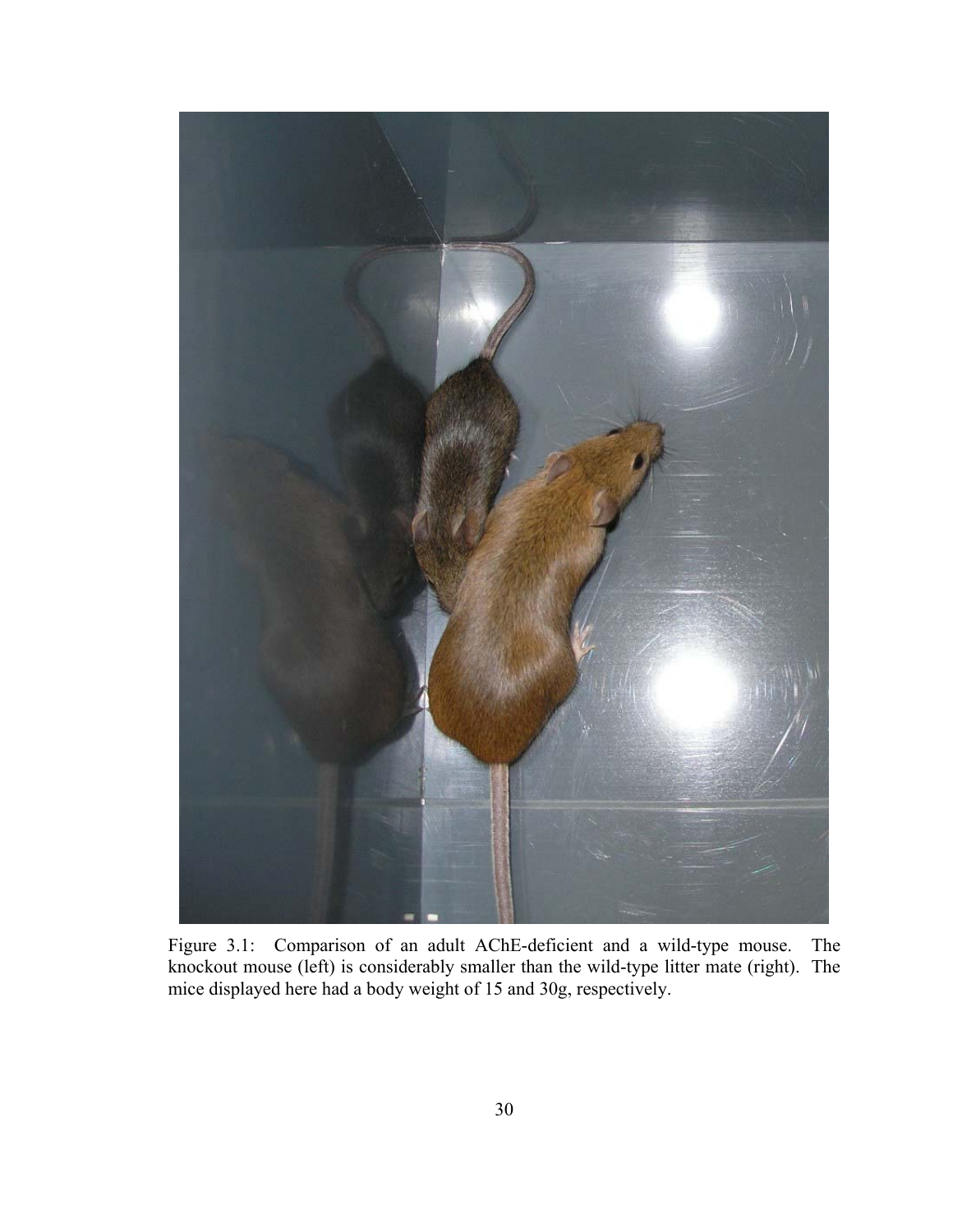Figure 3.1: Comparison of an adult AChE-deficient and a wild-type mouse. The knockout mouse (left) is considerably smaller than the wild-type litter mate (right). The mice displayed here had a body weight of 15 and 30g, respectively.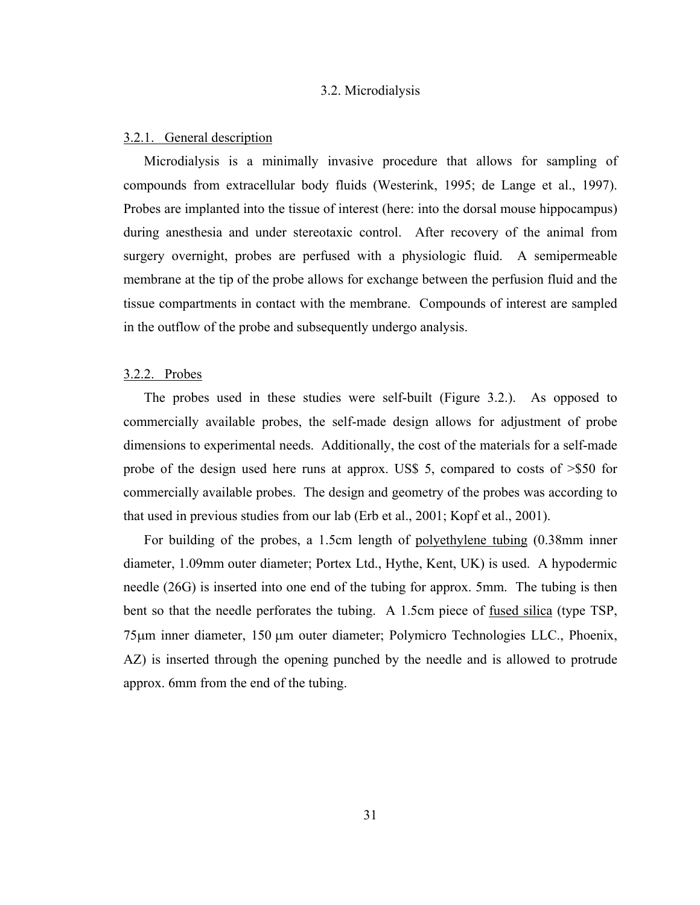## 3.2. Microdialysis

### 3.2.1. General description

Microdialysis is a minimally invasive procedure that allows for sampling of compounds from extracellular body fluids (Westerink, 1995; de Lange et al., 1997). Probes are implanted into the tissue of interest (here: into the dorsal mouse hippocampus) during anesthesia and under stereotaxic control. After recovery of the animal from surgery overnight, probes are perfused with a physiologic fluid. A semipermeable membrane at the tip of the probe allows for exchange between the perfusion fluid and the tissue compartments in contact with the membrane. Compounds of interest are sampled in the outflow of the probe and subsequently undergo analysis.

### 3.2.2. Probes

The probes used in these studies were self-built (Figure 3.2.). As opposed to commercially available probes, the self-made design allows for adjustment of probe dimensions to experimental needs. Additionally, the cost of the materials for a self-made probe of the design used here runs at approx. US$ 5, compared to costs of >$50 for commercially available probes. The design and geometry of the probes was according to that used in previous studies from our lab (Erb et al., 2001; Kopf et al., 2001).

For building of the probes, a 1.5cm length of <u>polyethylene tubing</u> (0.38mm inner diameter, 1.09mm outer diameter; Portex Ltd., Hythe, Kent, UK) is used. A hypodermic needle (26G) is inserted into one end of the tubing for approx. 5mm. The tubing is then bent so that the needle perforates the tubing. A 1.5cm piece of <u>fused silica</u> (type TSP, 75μm inner diameter, 150 μm outer diameter; Polymicro Technologies LLC., Phoenix, AZ) is inserted through the opening punched by the needle and is allowed to protrude approx. 6mm from the end of the tubing.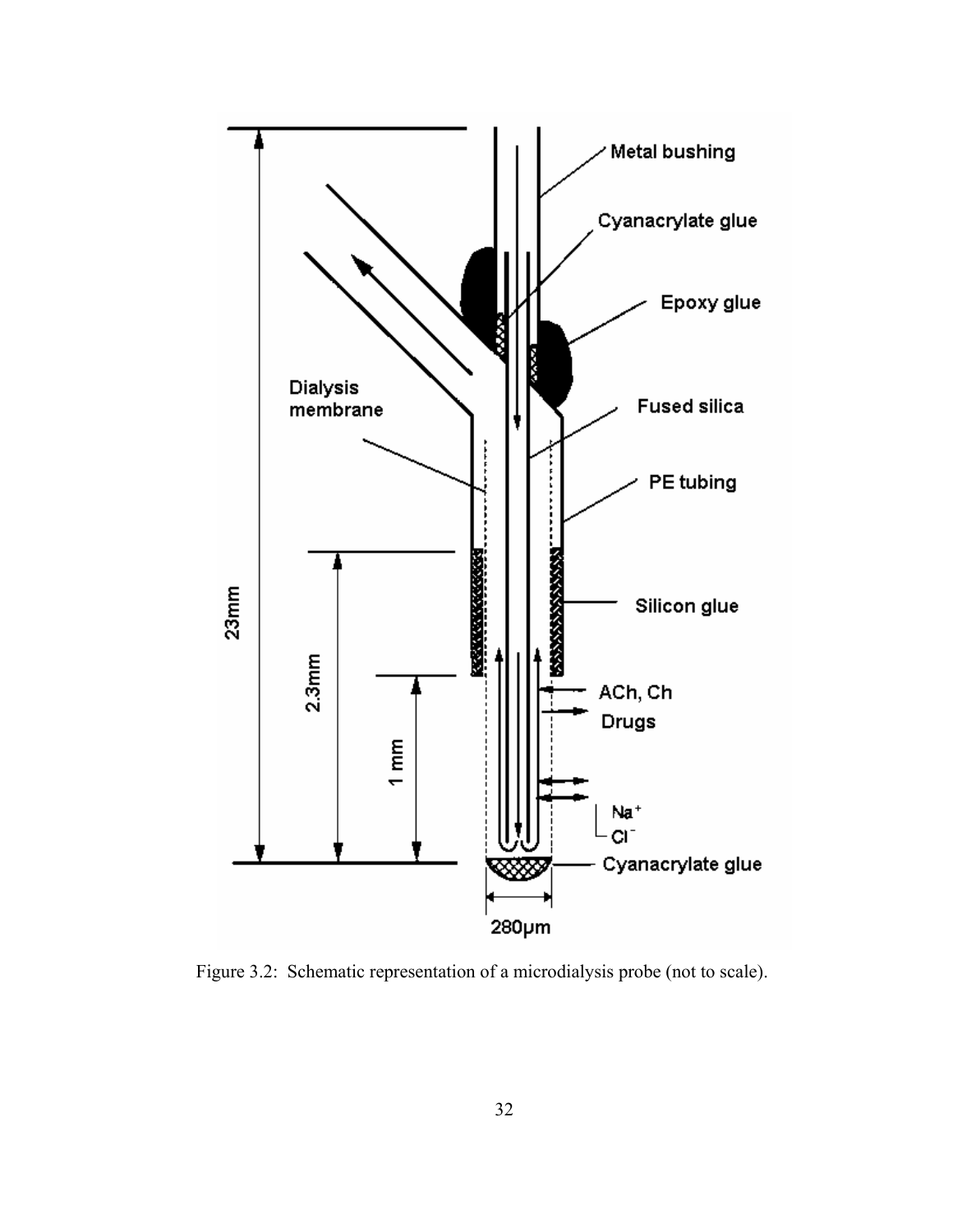Figure 3.2: Schematic representation of a microdialysis probe (not to scale).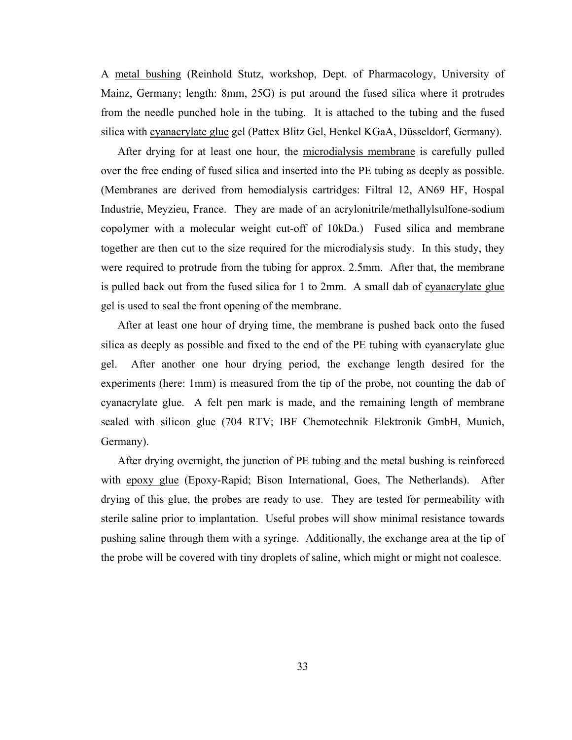A metal bushing (Reinhold Stutz, workshop, Dept. of Pharmacology, University of Mainz, Germany; length: 8mm, 25G) is put around the fused silica where it protrudes from the needle punched hole in the tubing. It is attached to the tubing and the fused silica with cyanacrylate glue gel (Pattex Blitz Gel, Henkel KGaA, Düsseldorf, Germany).

After drying for at least one hour, the microdialysis membrane is carefully pulled over the free ending of fused silica and inserted into the PE tubing as deeply as possible. (Membranes are derived from hemodialysis cartridges: Filtral 12, AN69 HF, Hospal Industrie, Meyzieu, France. They are made of an acrylonitrile/methallylsulfone-sodium copolymer with a molecular weight cut-off of 10kDa.) Fused silica and membrane together are then cut to the size required for the microdialysis study. In this study, they were required to protrude from the tubing for approx. 2.5mm. After that, the membrane is pulled back out from the fused silica for 1 to 2mm. A small dab of cyanacrylate glue gel is used to seal the front opening of the membrane.

After at least one hour of drying time, the membrane is pushed back onto the fused silica as deeply as possible and fixed to the end of the PE tubing with cyanacrylate glue gel. After another one hour drying period, the exchange length desired for the experiments (here: 1mm) is measured from the tip of the probe, not counting the dab of cyanacrylate glue. A felt pen mark is made, and the remaining length of membrane sealed with silicon glue (704 RTV; IBF Chemotechnik Elektronik GmbH, Munich, Germany).

After drying overnight, the junction of PE tubing and the metal bushing is reinforced with epoxy glue (Epoxy-Rapid; Bison International, Goes, The Netherlands). After drying of this glue, the probes are ready to use. They are tested for permeability with sterile saline prior to implantation. Useful probes will show minimal resistance towards pushing saline through them with a syringe. Additionally, the exchange area at the tip of the probe will be covered with tiny droplets of saline, which might or might not coalesce.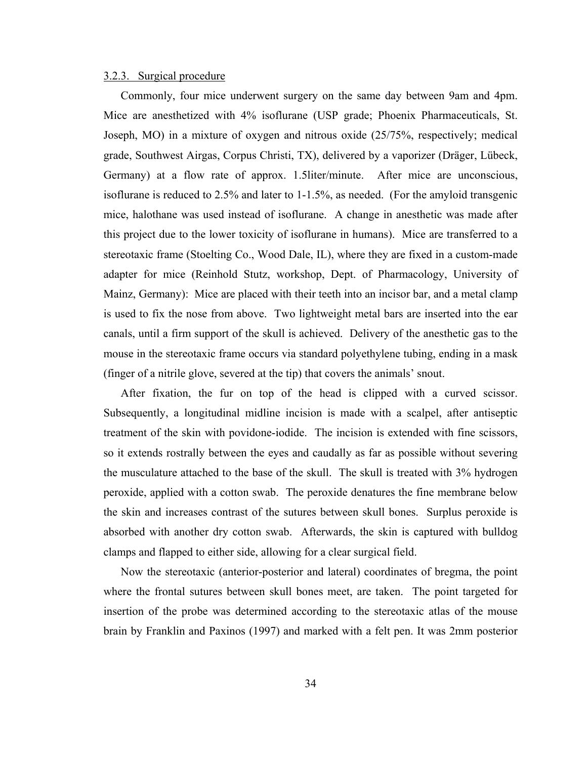### 3.2.3. Surgical procedure

Commonly, four mice underwent surgery on the same day between 9am and 4pm. Mice are anesthetized with 4% isoflurane (USP grade; Phoenix Pharmaceuticals, St. Joseph, MO) in a mixture of oxygen and nitrous oxide (25/75%, respectively; medical grade, Southwest Airgas, Corpus Christi, TX), delivered by a vaporizer (Dräger, Lübeck, Germany) at a flow rate of approx. 1.5liter/minute. After mice are unconscious, isoflurane is reduced to 2.5% and later to 1-1.5%, as needed. (For the amyloid transgenic mice, halothane was used instead of isoflurane. A change in anesthetic was made after this project due to the lower toxicity of isoflurane in humans). Mice are transferred to a stereotaxic frame (Stoelting Co., Wood Dale, IL), where they are fixed in a custom-made adapter for mice (Reinhold Stutz, workshop, Dept. of Pharmacology, University of Mainz, Germany): Mice are placed with their teeth into an incisor bar, and a metal clamp is used to fix the nose from above. Two lightweight metal bars are inserted into the ear canals, until a firm support of the skull is achieved. Delivery of the anesthetic gas to the mouse in the stereotaxic frame occurs via standard polyethylene tubing, ending in a mask (finger of a nitrile glove, severed at the tip) that covers the animals' snout.

After fixation, the fur on top of the head is clipped with a curved scissor. Subsequently, a longitudinal midline incision is made with a scalpel, after antiseptic treatment of the skin with povidone-iodide. The incision is extended with fine scissors, so it extends rostrally between the eyes and caudally as far as possible without severing the musculature attached to the base of the skull. The skull is treated with 3% hydrogen peroxide, applied with a cotton swab. The peroxide denatures the fine membrane below the skin and increases contrast of the sutures between skull bones. Surplus peroxide is absorbed with another dry cotton swab. Afterwards, the skin is captured with bulldog clamps and flapped to either side, allowing for a clear surgical field.

Now the stereotaxic (anterior-posterior and lateral) coordinates of bregma, the point where the frontal sutures between skull bones meet, are taken. The point targeted for insertion of the probe was determined according to the stereotaxic atlas of the mouse brain by Franklin and Paxinos (1997) and marked with a felt pen. It was 2mm posterior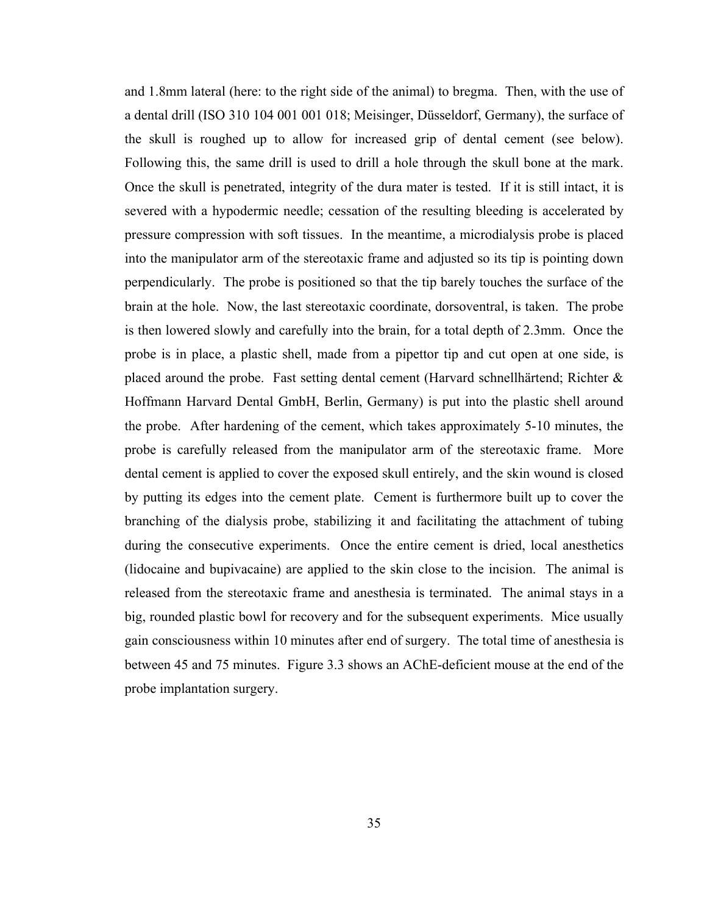and 1.8mm lateral (here: to the right side of the animal) to bregma. Then, with the use of a dental drill (ISO 310 104 001 001 018; Meisinger, Düsseldorf, Germany), the surface of the skull is roughed up to allow for increased grip of dental cement (see below). Following this, the same drill is used to drill a hole through the skull bone at the mark. Once the skull is penetrated, integrity of the dura mater is tested. If it is still intact, it is severed with a hypodermic needle; cessation of the resulting bleeding is accelerated by pressure compression with soft tissues. In the meantime, a microdialysis probe is placed into the manipulator arm of the stereotaxic frame and adjusted so its tip is pointing down perpendicularly. The probe is positioned so that the tip barely touches the surface of the brain at the hole. Now, the last stereotaxic coordinate, dorsoventral, is taken. The probe is then lowered slowly and carefully into the brain, for a total depth of 2.3mm. Once the probe is in place, a plastic shell, made from a pipettor tip and cut open at one side, is placed around the probe. Fast setting dental cement (Harvard schnellhärtend; Richter & Hoffmann Harvard Dental GmbH, Berlin, Germany) is put into the plastic shell around the probe. After hardening of the cement, which takes approximately 5-10 minutes, the probe is carefully released from the manipulator arm of the stereotaxic frame. More dental cement is applied to cover the exposed skull entirely, and the skin wound is closed by putting its edges into the cement plate. Cement is furthermore built up to cover the branching of the dialysis probe, stabilizing it and facilitating the attachment of tubing during the consecutive experiments. Once the entire cement is dried, local anesthetics (lidocaine and bupivacaine) are applied to the skin close to the incision. The animal is released from the stereotaxic frame and anesthesia is terminated. The animal stays in a big, rounded plastic bowl for recovery and for the subsequent experiments. Mice usually gain consciousness within 10 minutes after end of surgery. The total time of anesthesia is between 45 and 75 minutes. Figure 3.3 shows an AChE-deficient mouse at the end of the probe implantation surgery.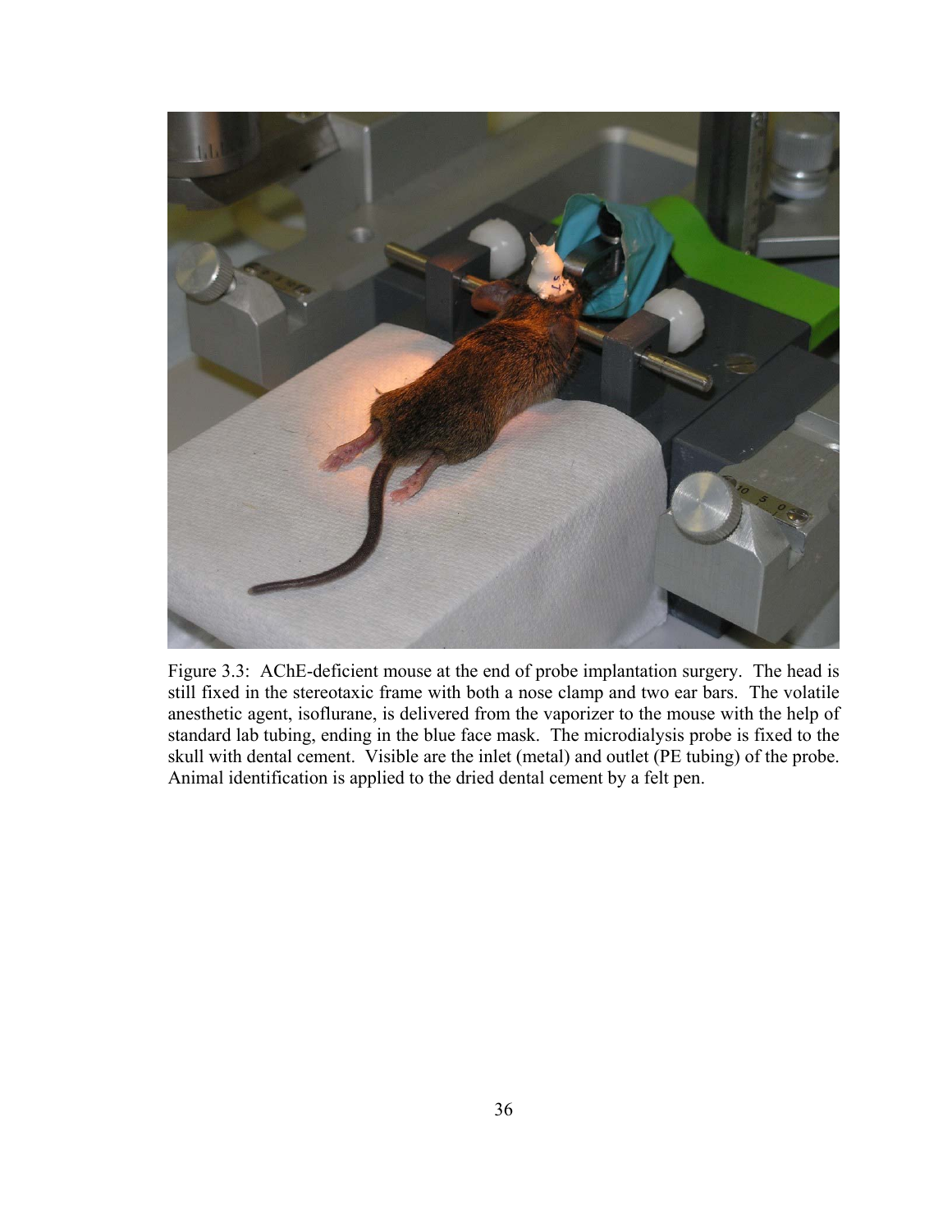Figure 3.3: AChE-deficient mouse at the end of probe implantation surgery. The head is still fixed in the stereotaxic frame with both a nose clamp and two ear bars. The volatile anesthetic agent, isoflurane, is delivered from the vaporizer to the mouse with the help of standard lab tubing, ending in the blue face mask. The microdialysis probe is fixed to the skull with dental cement. Visible are the inlet (metal) and outlet (PE tubing) of the probe. Animal identification is applied to the dried dental cement by a felt pen.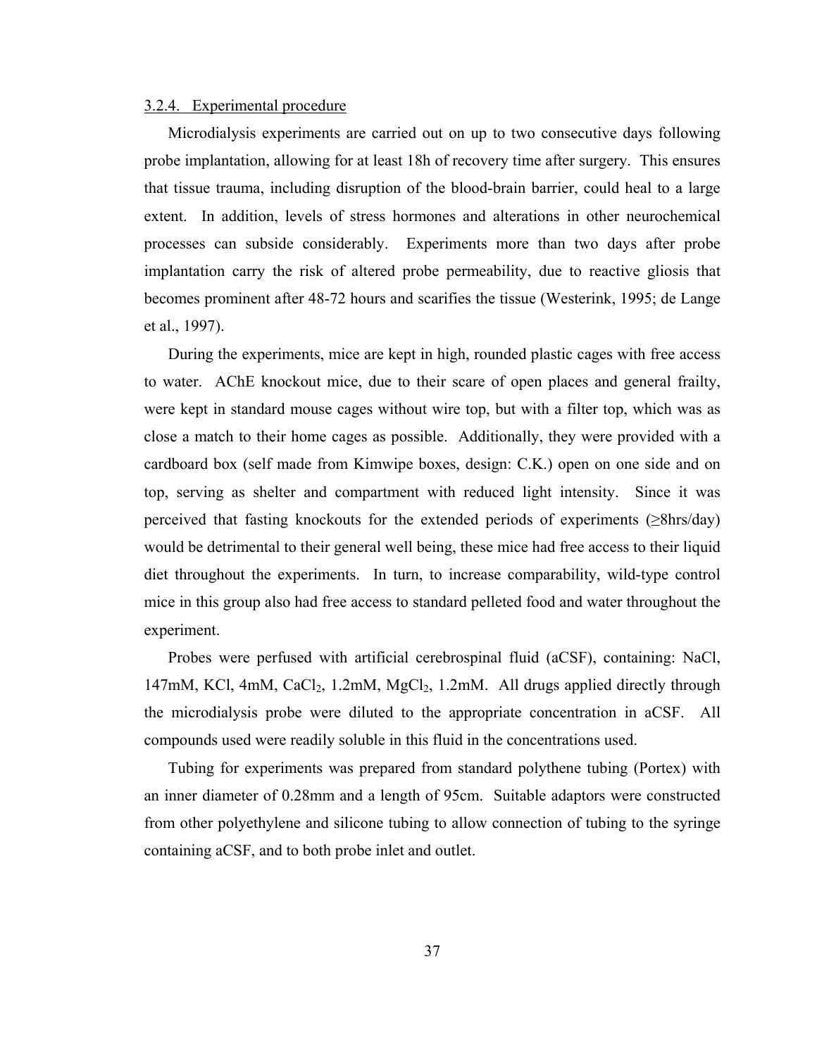### 3.2.4. Experimental procedure

Microdialysis experiments are carried out on up to two consecutive days following probe implantation, allowing for at least 18h of recovery time after surgery. This ensures that tissue trauma, including disruption of the blood-brain barrier, could heal to a large extent. In addition, levels of stress hormones and alterations in other neurochemical processes can subside considerably. Experiments more than two days after probe implantation carry the risk of altered probe permeability, due to reactive gliosis that becomes prominent after 48-72 hours and scarifies the tissue (Westerink, 1995; de Lange et al., 1997).

During the experiments, mice are kept in high, rounded plastic cages with free access to water. AChE knockout mice, due to their scare of open places and general frailty, were kept in standard mouse cages without wire top, but with a filter top, which was as close a match to their home cages as possible. Additionally, they were provided with a cardboard box (self made from Kimwipe boxes, design: C.K.) open on one side and on top, serving as shelter and compartment with reduced light intensity. Since it was perceived that fasting knockouts for the extended periods of experiments (≥8hrs/day) would be detrimental to their general well being, these mice had free access to their liquid diet throughout the experiments. In turn, to increase comparability, wild-type control mice in this group also had free access to standard pelleted food and water throughout the experiment.

Probes were perfused with artificial cerebrospinal fluid (aCSF), containing: NaCl, 147mM, KCl, 4mM, $CaCl_2$, 1.2mM, $MgCl_2$, 1.2mM. All drugs applied directly through the microdialysis probe were diluted to the appropriate concentration in aCSF. All compounds used were readily soluble in this fluid in the concentrations used.

Tubing for experiments was prepared from standard polythene tubing (Portex) with an inner diameter of 0.28mm and a length of 95cm. Suitable adaptors were constructed from other polyethylene and silicone tubing to allow connection of tubing to the syringe containing aCSF, and to both probe inlet and outlet.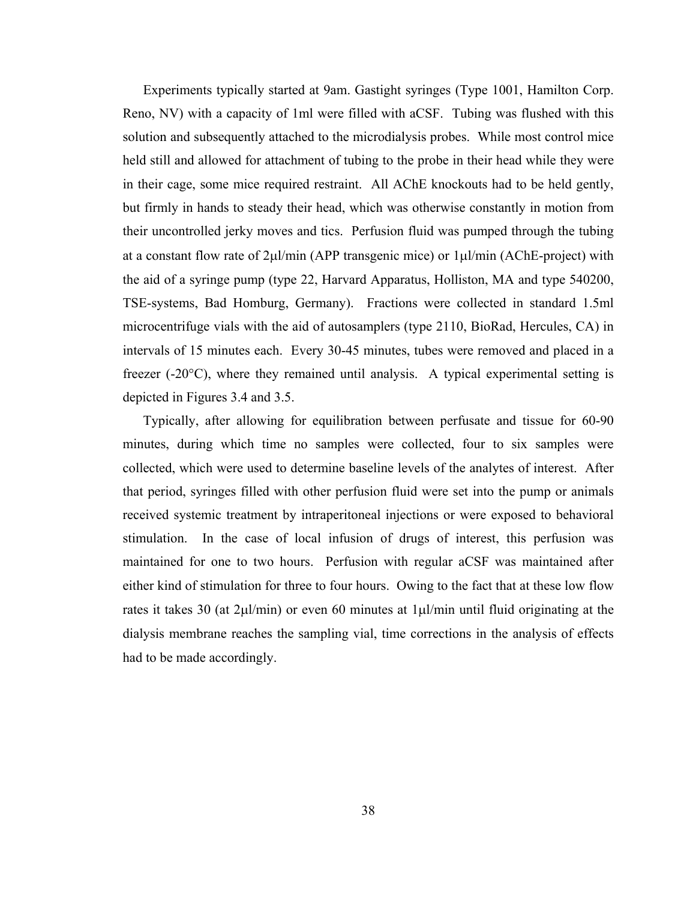Experiments typically started at 9am. Gastight syringes (Type 1001, Hamilton Corp. Reno, NV) with a capacity of 1ml were filled with aCSF. Tubing was flushed with this solution and subsequently attached to the microdialysis probes. While most control mice held still and allowed for attachment of tubing to the probe in their head while they were in their cage, some mice required restraint. All AChE knockouts had to be held gently, but firmly in hands to steady their head, which was otherwise constantly in motion from their uncontrolled jerky moves and tics. Perfusion fluid was pumped through the tubing at a constant flow rate of 2µl/min (APP transgenic mice) or 1µl/min (AChE-project) with the aid of a syringe pump (type 22, Harvard Apparatus, Holliston, MA and type 540200, TSE-systems, Bad Homburg, Germany). Fractions were collected in standard 1.5ml microcentrifuge vials with the aid of autosamplers (type 2110, BioRad, Hercules, CA) in intervals of 15 minutes each. Every 30-45 minutes, tubes were removed and placed in a freezer (-20°C), where they remained until analysis. A typical experimental setting is depicted in Figures 3.4 and 3.5.

Typically, after allowing for equilibration between perfusate and tissue for 60-90 minutes, during which time no samples were collected, four to six samples were collected, which were used to determine baseline levels of the analytes of interest. After that period, syringes filled with other perfusion fluid were set into the pump or animals received systemic treatment by intraperitoneal injections or were exposed to behavioral stimulation. In the case of local infusion of drugs of interest, this perfusion was maintained for one to two hours. Perfusion with regular aCSF was maintained after either kind of stimulation for three to four hours. Owing to the fact that at these low flow rates it takes 30 (at 2µl/min) or even 60 minutes at 1µl/min until fluid originating at the dialysis membrane reaches the sampling vial, time corrections in the analysis of effects had to be made accordingly.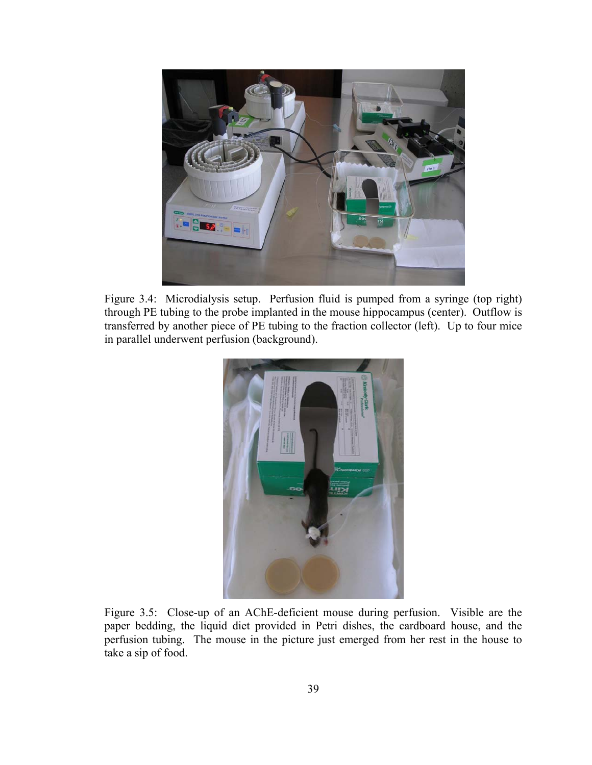Figure 3.4: Microdialysis setup. Perfusion fluid is pumped from a syringe (top right) through PE tubing to the probe implanted in the mouse hippocampus (center). Outflow is transferred by another piece of PE tubing to the fraction collector (left). Up to four mice in parallel underwent perfusion (background).

Figure 3.5: Close-up of an AChE-deficient mouse during perfusion. Visible are the paper bedding, the liquid diet provided in Petri dishes, the cardboard house, and the perfusion tubing. The mouse in the picture just emerged from her rest in the house to take a sip of food.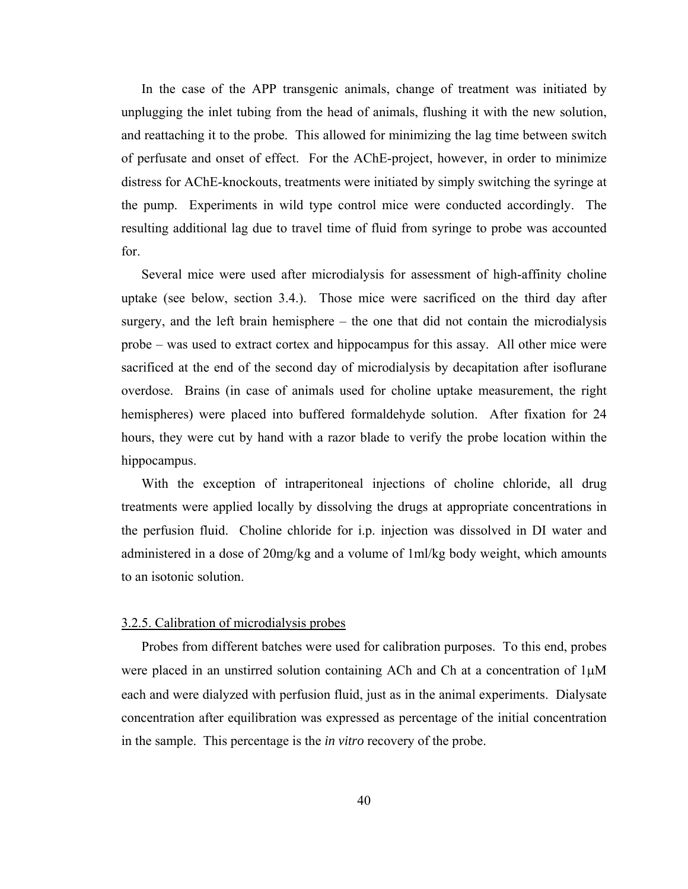In the case of the APP transgenic animals, change of treatment was initiated by unplugging the inlet tubing from the head of animals, flushing it with the new solution, and reattaching it to the probe. This allowed for minimizing the lag time between switch of perfusate and onset of effect. For the AChE-project, however, in order to minimize distress for AChE-knockouts, treatments were initiated by simply switching the syringe at the pump. Experiments in wild type control mice were conducted accordingly. The resulting additional lag due to travel time of fluid from syringe to probe was accounted for.

Several mice were used after microdialysis for assessment of high-affinity choline uptake (see below, section 3.4.). Those mice were sacrificed on the third day after surgery, and the left brain hemisphere – the one that did not contain the microdialysis probe – was used to extract cortex and hippocampus for this assay. All other mice were sacrificed at the end of the second day of microdialysis by decapitation after isoflurane overdose. Brains (in case of animals used for choline uptake measurement, the right hemispheres) were placed into buffered formaldehyde solution. After fixation for 24 hours, they were cut by hand with a razor blade to verify the probe location within the hippocampus.

With the exception of intraperitoneal injections of choline chloride, all drug treatments were applied locally by dissolving the drugs at appropriate concentrations in the perfusion fluid. Choline chloride for i.p. injection was dissolved in DI water and administered in a dose of 20mg/kg and a volume of 1ml/kg body weight, which amounts to an isotonic solution.

### 3.2.5. Calibration of microdialysis probes

Probes from different batches were used for calibration purposes. To this end, probes were placed in an unstirred solution containing ACh and Ch at a concentration of 1μM each and were dialyzed with perfusion fluid, just as in the animal experiments. Dialysate concentration after equilibration was expressed as percentage of the initial concentration in the sample. This percentage is the *in vitro* recovery of the probe.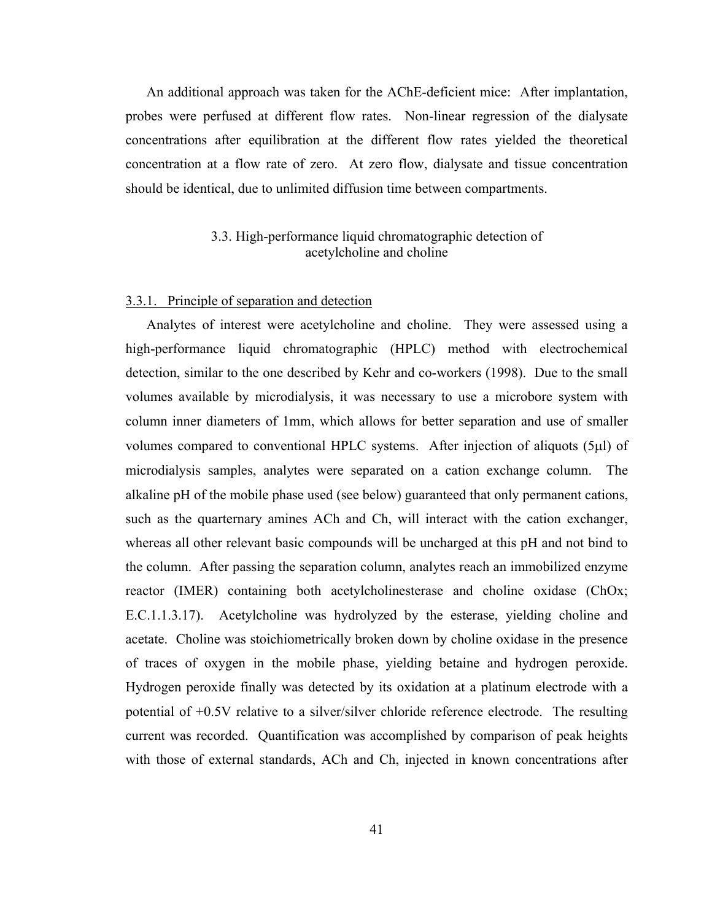An additional approach was taken for the AChE-deficient mice: After implantation, probes were perfused at different flow rates. Non-linear regression of the dialysate concentrations after equilibration at the different flow rates yielded the theoretical concentration at a flow rate of zero. At zero flow, dialysate and tissue concentration should be identical, due to unlimited diffusion time between compartments.

## 3.3. High-performance liquid chromatographic detection of acetylcholine and choline

### 3.3.1. Principle of separation and detection

Analytes of interest were acetylcholine and choline. They were assessed using a high-performance liquid chromatographic (HPLC) method with electrochemical detection, similar to the one described by Kehr and co-workers (1998). Due to the small volumes available by microdialysis, it was necessary to use a microbore system with column inner diameters of 1mm, which allows for better separation and use of smaller volumes compared to conventional HPLC systems. After injection of aliquots (5µl) of microdialysis samples, analytes were separated on a cation exchange column. The alkaline pH of the mobile phase used (see below) guaranteed that only permanent cations, such as the quarternary amines ACh and Ch, will interact with the cation exchanger, whereas all other relevant basic compounds will be uncharged at this pH and not bind to the column. After passing the separation column, analytes reach an immobilized enzyme reactor (IMER) containing both acetylcholinesterase and choline oxidase (ChOx; E.C.1.1.3.17). Acetylcholine was hydrolyzed by the esterase, yielding choline and acetate. Choline was stoichiometrically broken down by choline oxidase in the presence of traces of oxygen in the mobile phase, yielding betaine and hydrogen peroxide. Hydrogen peroxide finally was detected by its oxidation at a platinum electrode with a potential of +0.5V relative to a silver/silver chloride reference electrode. The resulting current was recorded. Quantification was accomplished by comparison of peak heights with those of external standards, ACh and Ch, injected in known concentrations after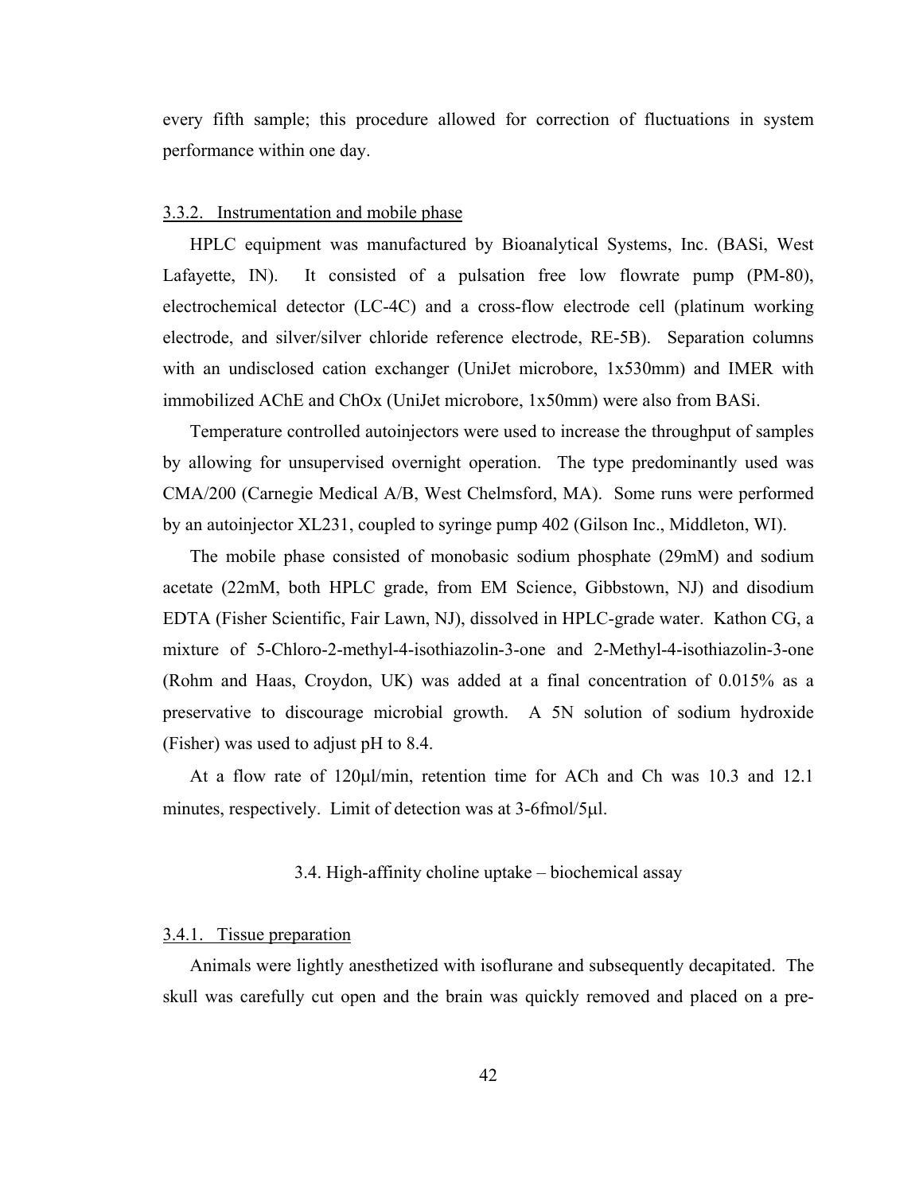every fifth sample; this procedure allowed for correction of fluctuations in system performance within one day.

### 3.3.2. Instrumentation and mobile phase

HPLC equipment was manufactured by Bioanalytical Systems, Inc. (BASi, West Lafayette, IN). It consisted of a pulsation free low flowrate pump (PM-80), electrochemical detector (LC-4C) and a cross-flow electrode cell (platinum working electrode, and silver/silver chloride reference electrode, RE-5B). Separation columns with an undisclosed cation exchanger (UniJet microbore, 1x530mm) and IMER with immobilized AChE and ChOx (UniJet microbore, 1x50mm) were also from BASi.

Temperature controlled autoinjectors were used to increase the throughput of samples by allowing for unsupervised overnight operation. The type predominantly used was CMA/200 (Carnegie Medical A/B, West Chelmsford, MA). Some runs were performed by an autoinjector XL231, coupled to syringe pump 402 (Gilson Inc., Middleton, WI).

The mobile phase consisted of monobasic sodium phosphate (29mM) and sodium acetate (22mM, both HPLC grade, from EM Science, Gibbstown, NJ) and disodium EDTA (Fisher Scientific, Fair Lawn, NJ), dissolved in HPLC-grade water. Kathon CG, a mixture of 5-Chloro-2-methyl-4-isothiazolin-3-one and 2-Methyl-4-isothiazolin-3-one (Rohm and Haas, Croydon, UK) was added at a final concentration of 0.015% as a preservative to discourage microbial growth. A 5N solution of sodium hydroxide (Fisher) was used to adjust pH to 8.4.

At a flow rate of 120μl/min, retention time for ACh and Ch was 10.3 and 12.1 minutes, respectively. Limit of detection was at 3-6fmol/5μl.

## 3.4. High-affinity choline uptake – biochemical assay

### 3.4.1. Tissue preparation

Animals were lightly anesthetized with isoflurane and subsequently decapitated. The skull was carefully cut open and the brain was quickly removed and placed on a pre-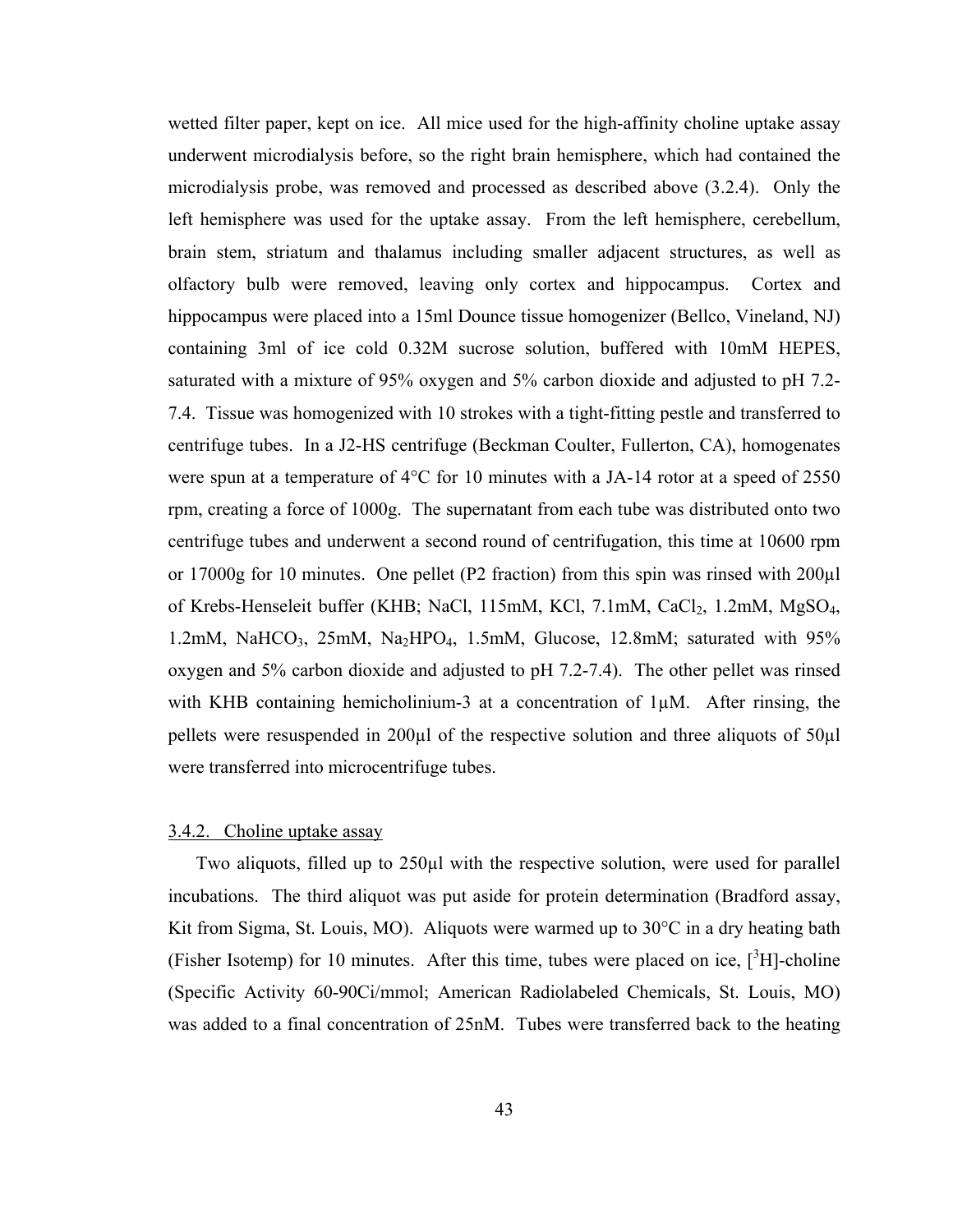wetted filter paper, kept on ice. All mice used for the high-affinity choline uptake assay underwent microdialysis before, so the right brain hemisphere, which had contained the microdialysis probe, was removed and processed as described above (3.2.4). Only the left hemisphere was used for the uptake assay. From the left hemisphere, cerebellum, brain stem, striatum and thalamus including smaller adjacent structures, as well as olfactory bulb were removed, leaving only cortex and hippocampus. Cortex and hippocampus were placed into a 15ml Dounce tissue homogenizer (Bellco, Vineland, NJ) containing 3ml of ice cold 0.32M sucrose solution, buffered with 10mM HEPES, saturated with a mixture of 95% oxygen and 5% carbon dioxide and adjusted to pH 7.2-7.4. Tissue was homogenized with 10 strokes with a tight-fitting pestle and transferred to centrifuge tubes. In a J2-HS centrifuge (Beckman Coulter, Fullerton, CA), homogenates were spun at a temperature of 4°C for 10 minutes with a JA-14 rotor at a speed of 2550 rpm, creating a force of 1000g. The supernatant from each tube was distributed onto two centrifuge tubes and underwent a second round of centrifugation, this time at 10600 rpm or 17000g for 10 minutes. One pellet (P2 fraction) from this spin was rinsed with 200µl of Krebs-Henseleit buffer (KHB; NaCl, 115mM, KCl, 7.1mM, $CaCl_2$, 1.2mM, $MgSO_4$, 1.2mM, $NaHCO_3$, 25mM, $Na_2HPO_4$, 1.5mM, Glucose, 12.8mM; saturated with 95% oxygen and 5% carbon dioxide and adjusted to pH 7.2-7.4). The other pellet was rinsed with KHB containing hemicholinium-3 at a concentration of 1µM. After rinsing, the pellets were resuspended in 200µl of the respective solution and three aliquots of 50µl were transferred into microcentrifuge tubes.

### 3.4.2. Choline uptake assay

Two aliquots, filled up to 250µl with the respective solution, were used for parallel incubations. The third aliquot was put aside for protein determination (Bradford assay, Kit from Sigma, St. Louis, MO). Aliquots were warmed up to 30°C in a dry heating bath (Fisher Isotemp) for 10 minutes. After this time, tubes were placed on ice, [$^3$H]-choline (Specific Activity 60-90Ci/mmol; American Radiolabeled Chemicals, St. Louis, MO) was added to a final concentration of 25nM. Tubes were transferred back to the heating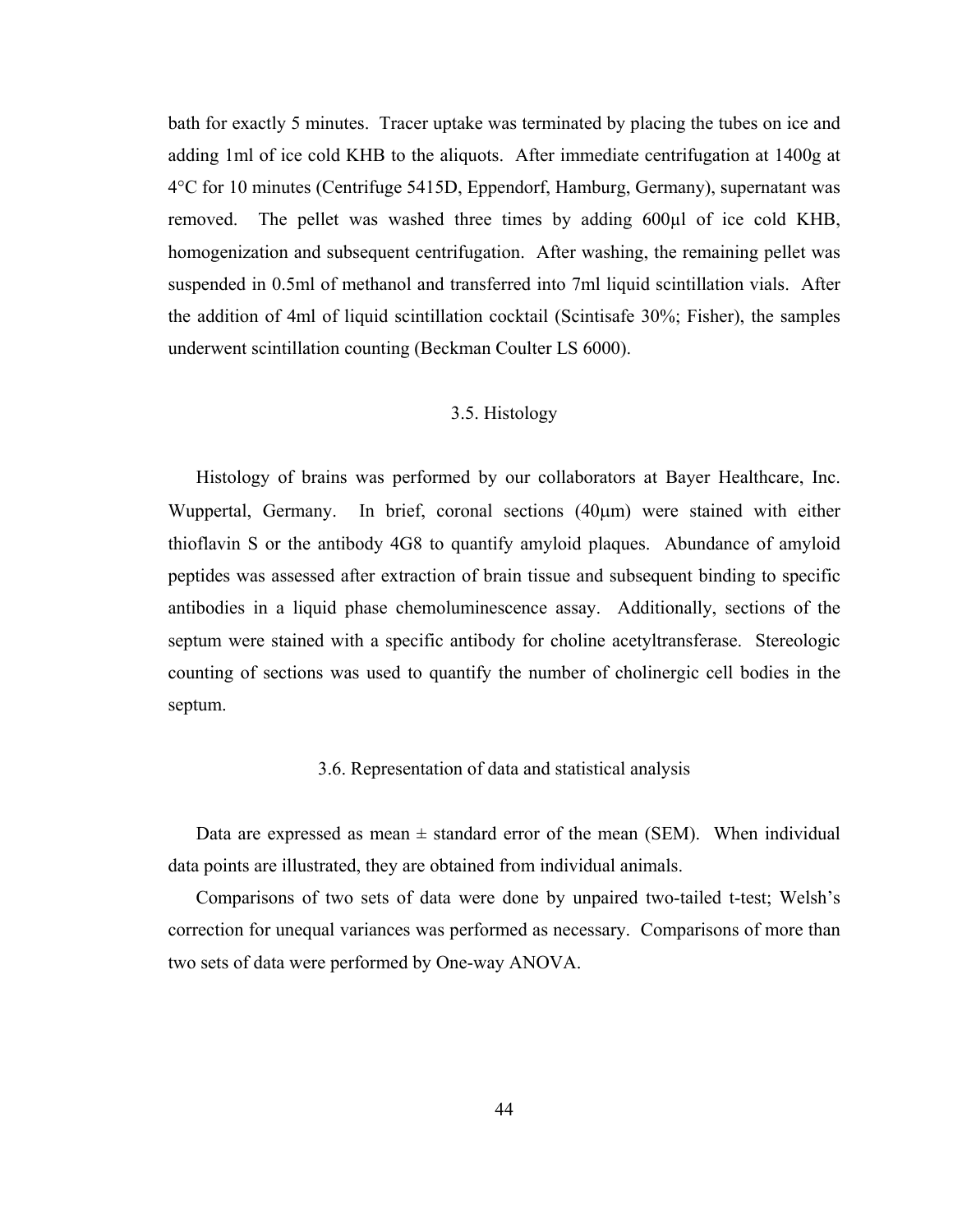bath for exactly 5 minutes. Tracer uptake was terminated by placing the tubes on ice and adding 1ml of ice cold KHB to the aliquots. After immediate centrifugation at 1400g at 4°C for 10 minutes (Centrifuge 5415D, Eppendorf, Hamburg, Germany), supernatant was removed. The pellet was washed three times by adding 600µl of ice cold KHB, homogenization and subsequent centrifugation. After washing, the remaining pellet was suspended in 0.5ml of methanol and transferred into 7ml liquid scintillation vials. After the addition of 4ml of liquid scintillation cocktail (Scintisafe 30%; Fisher), the samples underwent scintillation counting (Beckman Coulter LS 6000).

### 3.5. Histology

Histology of brains was performed by our collaborators at Bayer Healthcare, Inc. Wuppertal, Germany. In brief, coronal sections (40µm) were stained with either thioflavin S or the antibody 4G8 to quantify amyloid plaques. Abundance of amyloid peptides was assessed after extraction of brain tissue and subsequent binding to specific antibodies in a liquid phase chemoluminescence assay. Additionally, sections of the septum were stained with a specific antibody for choline acetyltransferase. Stereologic counting of sections was used to quantify the number of cholinergic cell bodies in the septum.

### 3.6. Representation of data and statistical analysis

Data are expressed as mean ± standard error of the mean (SEM). When individual data points are illustrated, they are obtained from individual animals.

Comparisons of two sets of data were done by unpaired two-tailed t-test; Welsh's correction for unequal variances was performed as necessary. Comparisons of more than two sets of data were performed by One-way ANOVA.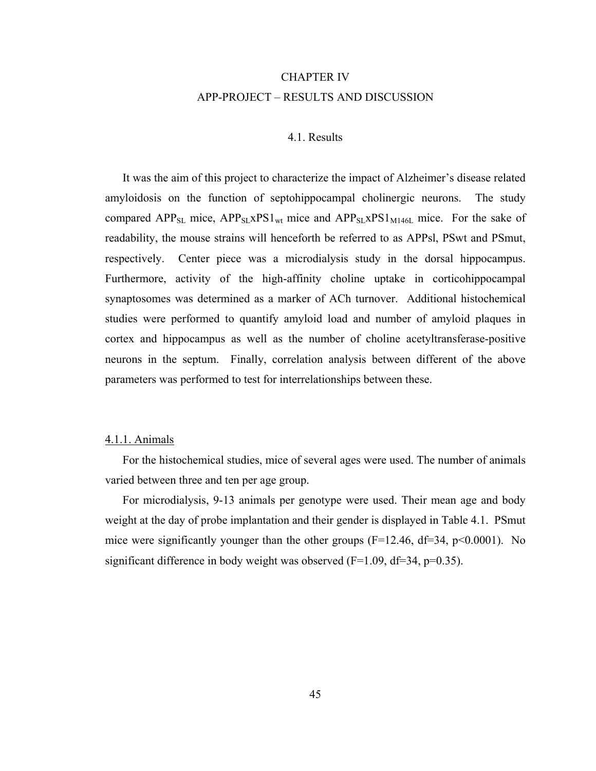# CHAPTER IV

# APP-PROJECT – RESULTS AND DISCUSSION

## 4.1. Results

It was the aim of this project to characterize the impact of Alzheimer's disease related amyloidosis on the function of septohippocampal cholinergic neurons. The study compared $APP_{SL}$ mice, $APP_{SL}xPS1_{wt}$ mice and $APP_{SL}xPS1_{M146L}$ mice. For the sake of readability, the mouse strains will henceforth be referred to as APPsl, PSwt and PSmut, respectively. Center piece was a microdialysis study in the dorsal hippocampus. Furthermore, activity of the high-affinity choline uptake in corticohippocampal synaptosomes was determined as a marker of ACh turnover. Additional histochemical studies were performed to quantify amyloid load and number of amyloid plaques in cortex and hippocampus as well as the number of choline acetyltransferase-positive neurons in the septum. Finally, correlation analysis between different of the above parameters was performed to test for interrelationships between these.

### 4.1.1. Animals

For the histochemical studies, mice of several ages were used. The number of animals varied between three and ten per age group.

For microdialysis, 9-13 animals per genotype were used. Their mean age and body weight at the day of probe implantation and their gender is displayed in Table 4.1. PSmut mice were significantly younger than the other groups ($F=12.46$, $df=34$, $p<0.0001$). No significant difference in body weight was observed ($F=1.09$, $df=34$, $p=0.35$).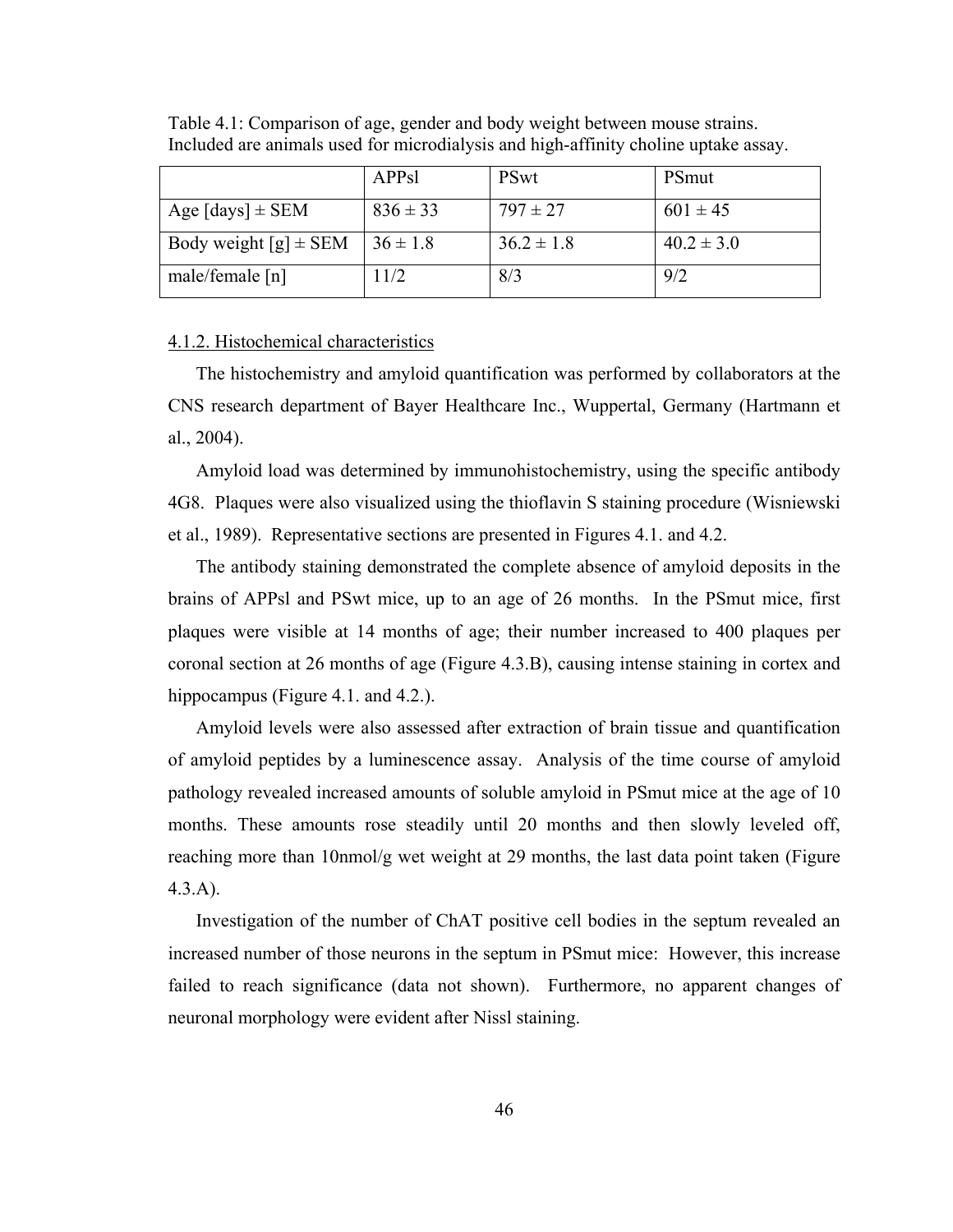Table 4.1: Comparison of age, gender and body weight between mouse strains. Included are animals used for microdialysis and high-affinity choline uptake assay.

| | APPsl | PSwt | PSmut |
|---|---|---|---|
| Age [days] ± SEM | 836 ± 33 | 797 ± 27 | 601 ± 45 |
| Body weight [g] ± SEM | 36 ± 1.8 | 36.2 ± 1.8 | 40.2 ± 3.0 |
| male/female [n] | 11/2 | 8/3 | 9/2 |

### 4.1.2. Histochemical characteristics

The histochemistry and amyloid quantification was performed by collaborators at the CNS research department of Bayer Healthcare Inc., Wuppertal, Germany (Hartmann et al., 2004).

Amyloid load was determined by immunohistochemistry, using the specific antibody 4G8. Plaques were also visualized using the thioflavin S staining procedure (Wisniewski et al., 1989). Representative sections are presented in Figures 4.1. and 4.2.

The antibody staining demonstrated the complete absence of amyloid deposits in the brains of APPsl and PSwt mice, up to an age of 26 months. In the PSmut mice, first plaques were visible at 14 months of age; their number increased to 400 plaques per coronal section at 26 months of age (Figure 4.3.B), causing intense staining in cortex and hippocampus (Figure 4.1. and 4.2.).

Amyloid levels were also assessed after extraction of brain tissue and quantification of amyloid peptides by a luminescence assay. Analysis of the time course of amyloid pathology revealed increased amounts of soluble amyloid in PSmut mice at the age of 10 months. These amounts rose steadily until 20 months and then slowly leveled off, reaching more than 10nmol/g wet weight at 29 months, the last data point taken (Figure 4.3.A).

Investigation of the number of ChAT positive cell bodies in the septum revealed an increased number of those neurons in the septum in PSmut mice: However, this increase failed to reach significance (data not shown). Furthermore, no apparent changes of neuronal morphology were evident after Nissl staining.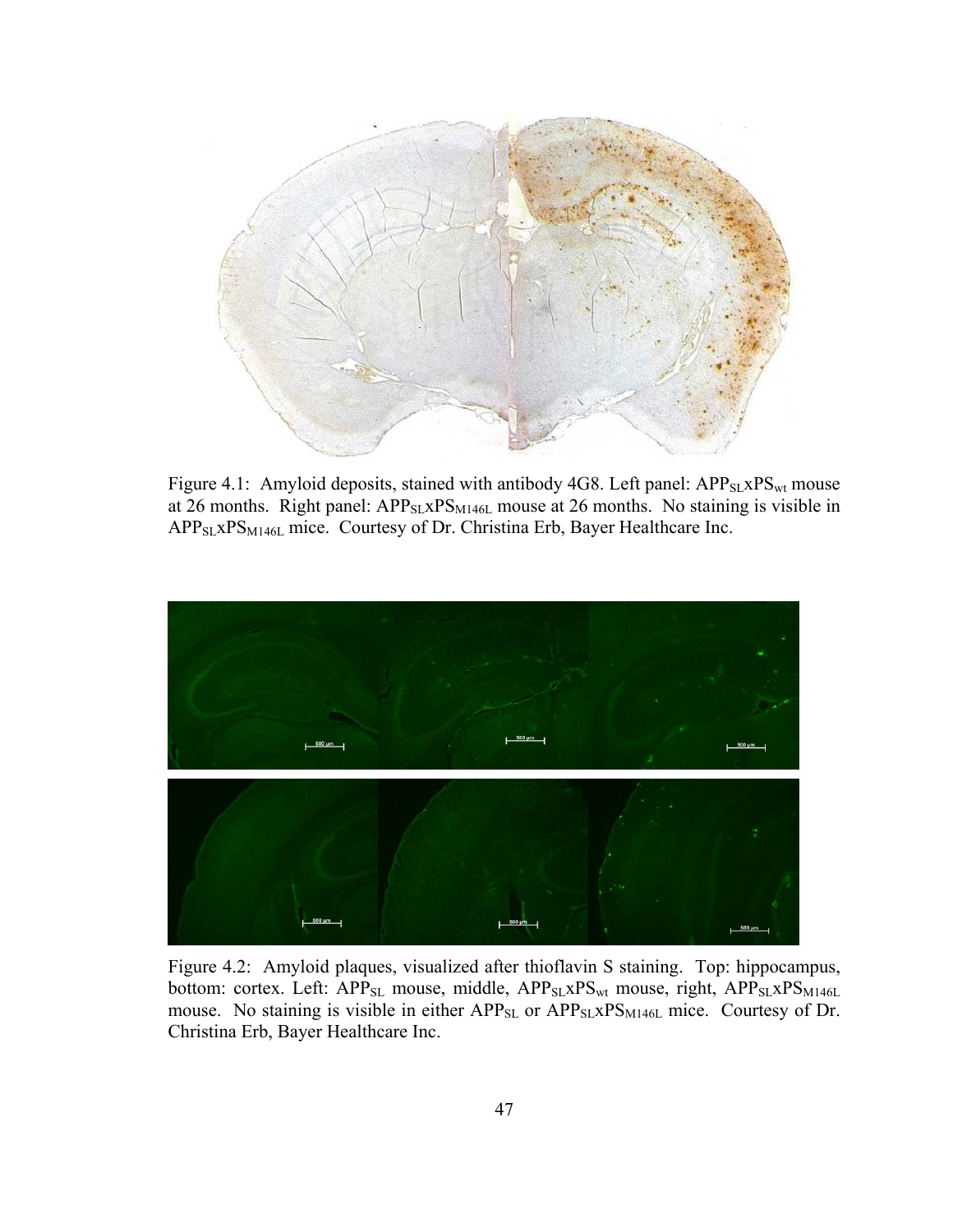Figure 4.1: Amyloid deposits, stained with antibody 4G8. Left panel: $APP_{SL}xPS_{wt}$ mouse at 26 months. Right panel: $APP_{SL}xPS_{M146L}$ mouse at 26 months. No staining is visible in $APP_{SL}xPS_{M146L}$ mice. Courtesy of Dr. Christina Erb, Bayer Healthcare Inc.

Figure 4.2: Amyloid plaques, visualized after thioflavin S staining. Top: hippocampus, bottom: cortex. Left: $APP_{SL}$ mouse, middle, $APP_{SL}xPS_{wt}$ mouse, right, $APP_{SL}xPS_{M146L}$ mouse. No staining is visible in either $APP_{SL}$ or $APP_{SL}xPS_{M146L}$ mice. Courtesy of Dr. Christina Erb, Bayer Healthcare Inc.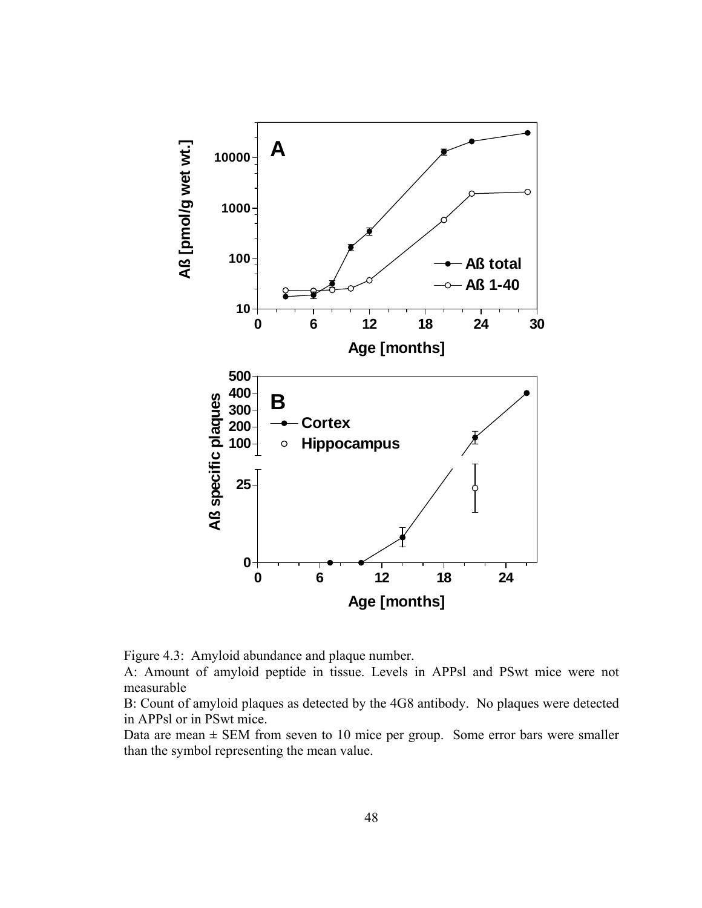Figure 4.3: Amyloid abundance and plaque number.

A: Amount of amyloid peptide in tissue. Levels in APPsl and PSwt mice were not measurable

B: Count of amyloid plaques as detected by the 4G8 antibody. No plaques were detected in APPsl or in PSwt mice.

Data are mean ± SEM from seven to 10 mice per group. Some error bars were smaller than the symbol representing the mean value.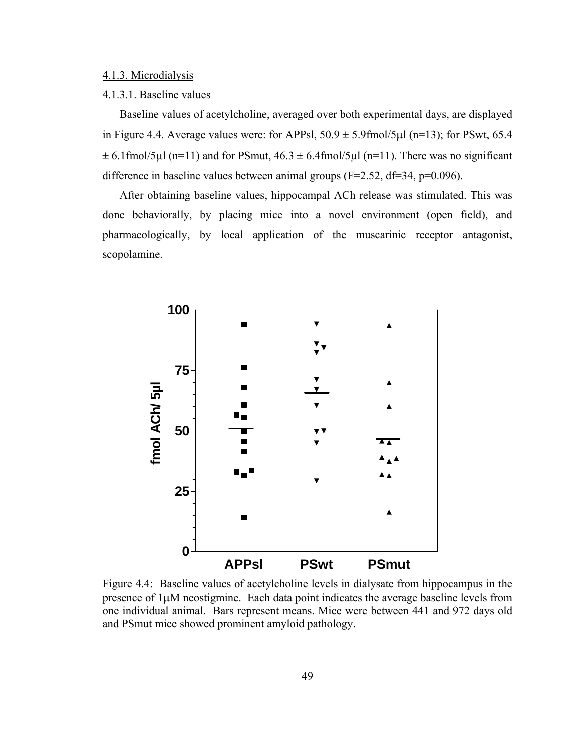4.1.3. Microdialysis

4.1.3.1. Baseline values

Baseline values of acetylcholine, averaged over both experimental days, are displayed in Figure 4.4. Average values were: for APPsl, 50.9 ± 5.9fmol/5μl (n=13); for PSwt, 65.4 ± 6.1fmol/5μl (n=11) and for PSmut, 46.3 ± 6.4fmol/5μl (n=11). There was no significant difference in baseline values between animal groups ($F=2.52$, $df=34$, $p=0.096$).

After obtaining baseline values, hippocampal ACh release was stimulated. This was done behaviorally, by placing mice into a novel environment (open field), and pharmacologically, by local application of the muscarinic receptor antagonist, scopolamine.

Figure 4.4: Baseline values of acetylcholine levels in dialysate from hippocampus in the presence of 1μM neostigmine. Each data point indicates the average baseline levels from one individual animal. Bars represent means. Mice were between 441 and 972 days old and PSmut mice showed prominent amyloid pathology.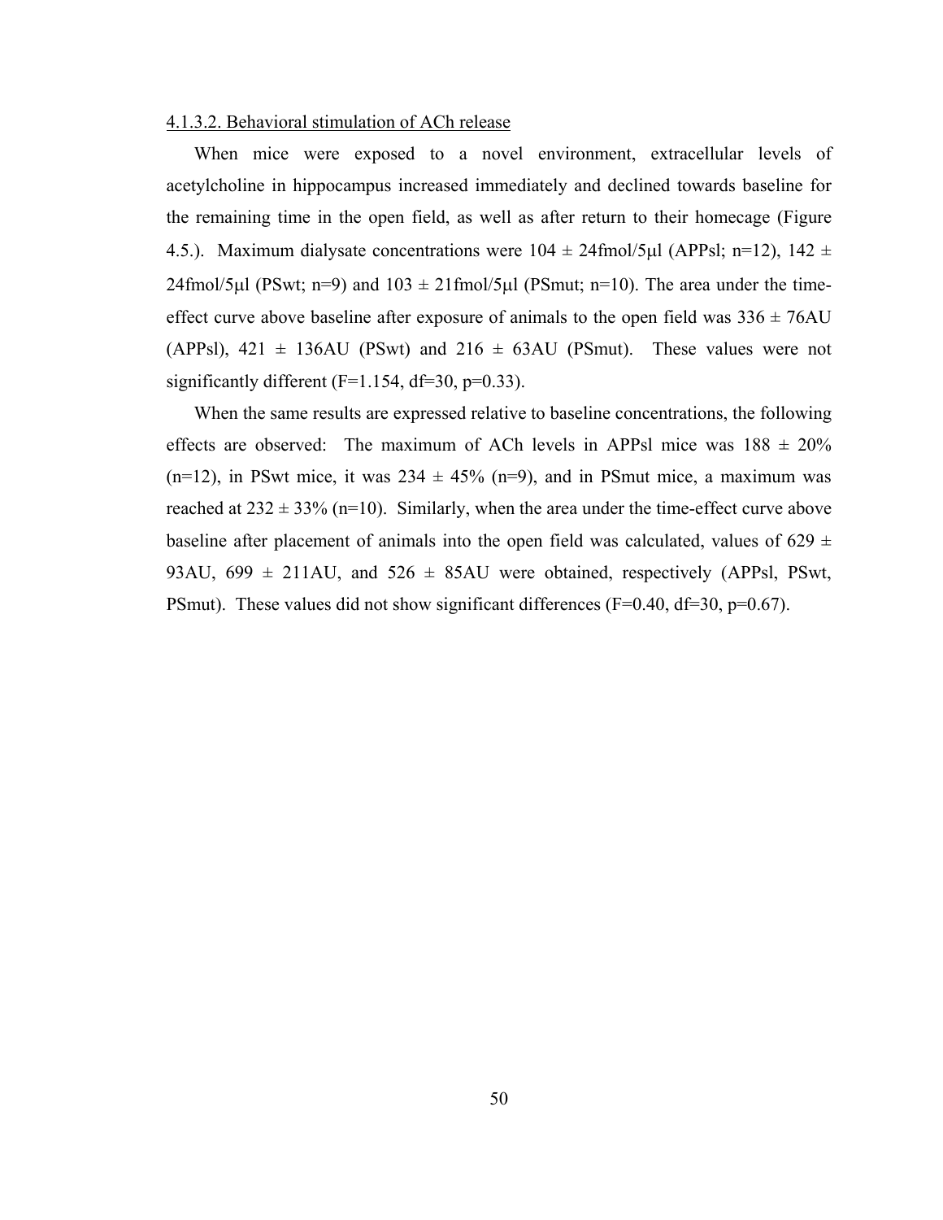4.1.3.2. Behavioral stimulation of ACh release

When mice were exposed to a novel environment, extracellular levels of acetylcholine in hippocampus increased immediately and declined towards baseline for the remaining time in the open field, as well as after return to their homecage (Figure 4.5.). Maximum dialysate concentrations were 104 ± 24fmol/5μl (APPsl; n=12), 142 ± 24fmol/5μl (PSwt; n=9) and 103 ± 21fmol/5μl (PSmut; n=10). The area under the time-effect curve above baseline after exposure of animals to the open field was 336 ± 76AU (APPsl), 421 ± 136AU (PSwt) and 216 ± 63AU (PSmut). These values were not significantly different (F=1.154, df=30, p=0.33).

When the same results are expressed relative to baseline concentrations, the following effects are observed: The maximum of ACh levels in APPsl mice was 188 ± 20% (n=12), in PSwt mice, it was 234 ± 45% (n=9), and in PSmut mice, a maximum was reached at 232 ± 33% (n=10). Similarly, when the area under the time-effect curve above baseline after placement of animals into the open field was calculated, values of 629 ± 93AU, 699 ± 211AU, and 526 ± 85AU were obtained, respectively (APPsl, PSwt, PSmut). These values did not show significant differences (F=0.40, df=30, p=0.67).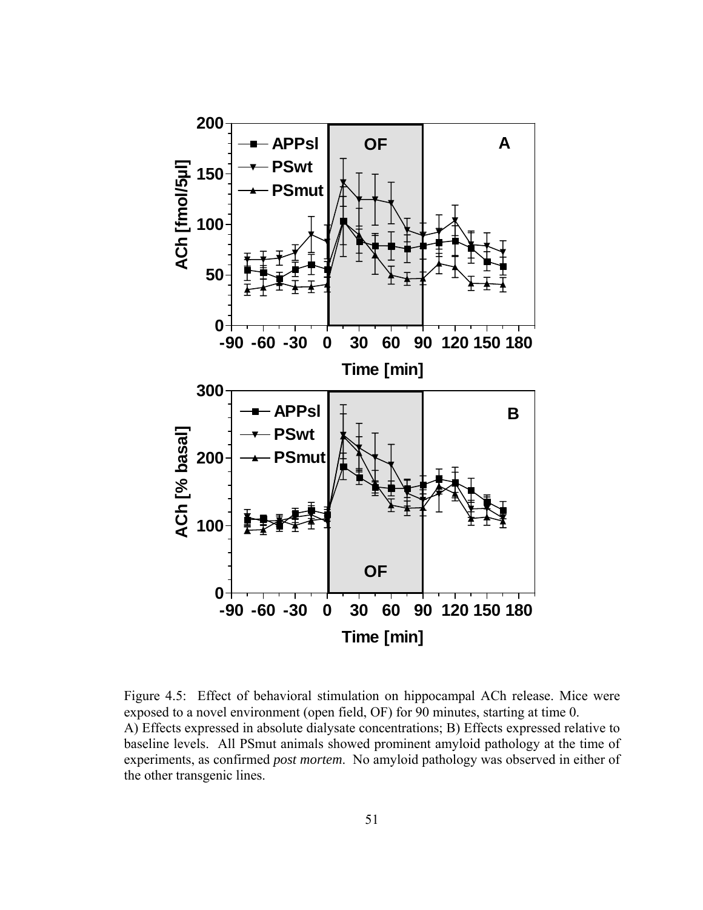Figure 4.5: Effect of behavioral stimulation on hippocampal ACh release. Mice were exposed to a novel environment (open field, OF) for 90 minutes, starting at time 0.
A) Effects expressed in absolute dialysate concentrations; B) Effects expressed relative to baseline levels. All PSmut animals showed prominent amyloid pathology at the time of experiments, as confirmed *post mortem*. No amyloid pathology was observed in either of the other transgenic lines.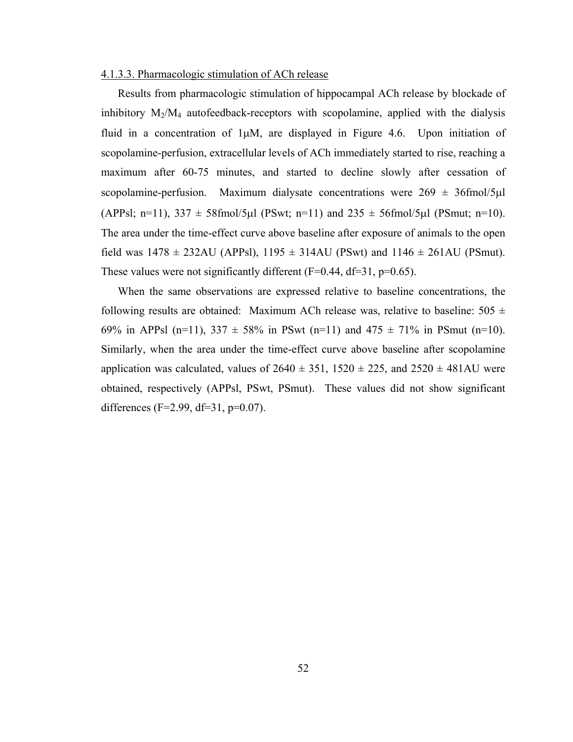4.1.3.3. Pharmacologic stimulation of ACh release

Results from pharmacologic stimulation of hippocampal ACh release by blockade of inhibitory $M_2/M_4$ autofeedback-receptors with scopolamine, applied with the dialysis fluid in a concentration of 1μM, are displayed in Figure 4.6. Upon initiation of scopolamine-perfusion, extracellular levels of ACh immediately started to rise, reaching a maximum after 60-75 minutes, and started to decline slowly after cessation of scopolamine-perfusion. Maximum dialysate concentrations were 269 ± 36fmol/5μl (APPsl; n=11), 337 ± 58fmol/5μl (PSwt; n=11) and 235 ± 56fmol/5μl (PSmut; n=10). The area under the time-effect curve above baseline after exposure of animals to the open field was 1478 ± 232AU (APPsl), 1195 ± 314AU (PSwt) and 1146 ± 261AU (PSmut). These values were not significantly different ($F=0.44$, $df=31$, $p=0.65$).

When the same observations are expressed relative to baseline concentrations, the following results are obtained: Maximum ACh release was, relative to baseline: 505 ± 69% in APPsl (n=11), 337 ± 58% in PSwt (n=11) and 475 ± 71% in PSmut (n=10). Similarly, when the area under the time-effect curve above baseline after scopolamine application was calculated, values of 2640 ± 351, 1520 ± 225, and 2520 ± 481AU were obtained, respectively (APPsl, PSwt, PSmut). These values did not show significant differences ($F=2.99$, $df=31$, $p=0.07$).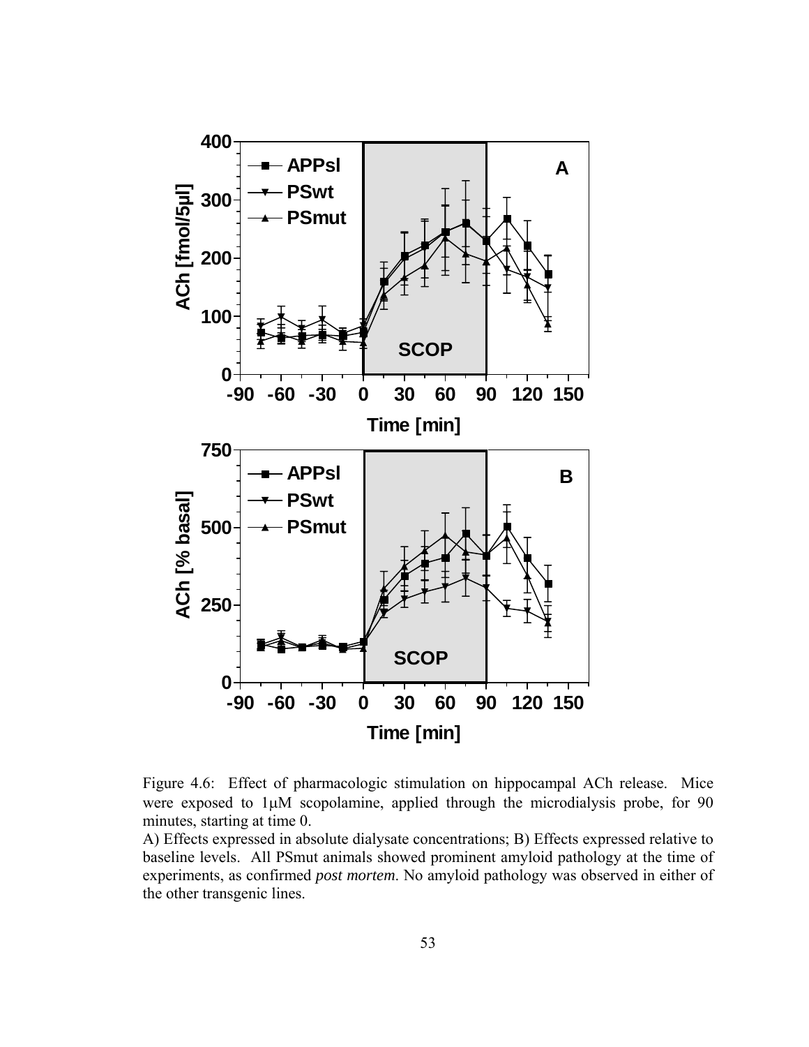Figure 4.6: Effect of pharmacologic stimulation on hippocampal ACh release. Mice were exposed to 1μM scopolamine, applied through the microdialysis probe, for 90 minutes, starting at time 0.

A) Effects expressed in absolute dialysate concentrations; B) Effects expressed relative to baseline levels. All PSmut animals showed prominent amyloid pathology at the time of experiments, as confirmed *post mortem*. No amyloid pathology was observed in either of the other transgenic lines.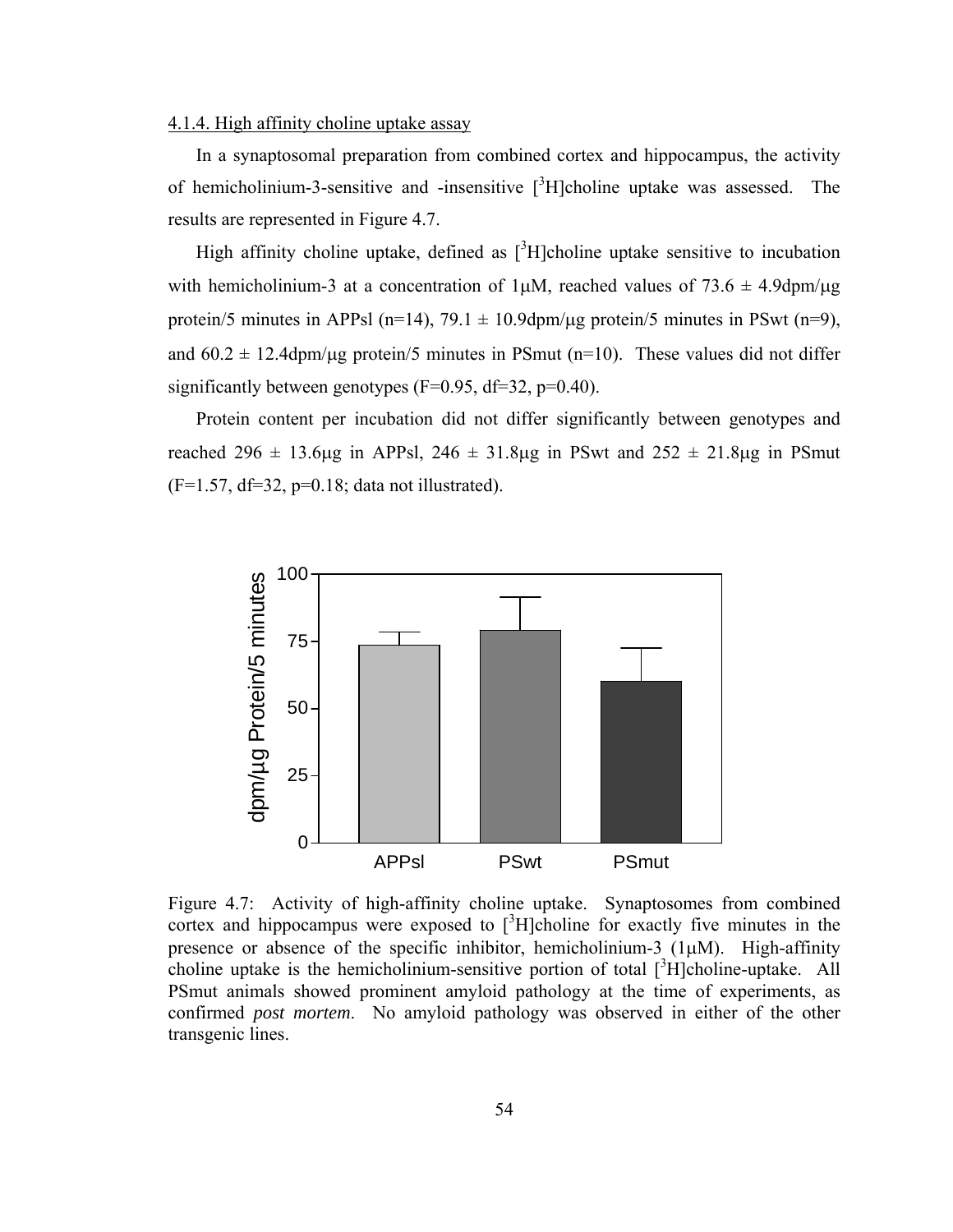4.1.4. High affinity choline uptake assay

In a synaptosomal preparation from combined cortex and hippocampus, the activity of hemicholinium-3-sensitive and -insensitive [$^3$H]choline uptake was assessed. The results are represented in Figure 4.7.

High affinity choline uptake, defined as [$^3$H]choline uptake sensitive to incubation with hemicholinium-3 at a concentration of 1μM, reached values of 73.6 ± 4.9dpm/μg protein/5 minutes in APPsl (n=14), 79.1 ± 10.9dpm/μg protein/5 minutes in PSwt (n=9), and 60.2 ± 12.4dpm/μg protein/5 minutes in PSmut (n=10). These values did not differ significantly between genotypes ($F=0.95$, $df=32$, $p=0.40$).

Protein content per incubation did not differ significantly between genotypes and reached 296 ± 13.6μg in APPsl, 246 ± 31.8μg in PSwt and 252 ± 21.8μg in PSmut ($F=1.57$, $df=32$, $p=0.18$; data not illustrated).

Figure 4.7: Activity of high-affinity choline uptake. Synaptosomes from combined cortex and hippocampus were exposed to [$^3$H]choline for exactly five minutes in the presence or absence of the specific inhibitor, hemicholinium-3 (1μM). High-affinity choline uptake is the hemicholinium-sensitive portion of total [$^3$H]choline-uptake. All PSmut animals showed prominent amyloid pathology at the time of experiments, as confirmed *post mortem*. No amyloid pathology was observed in either of the other transgenic lines.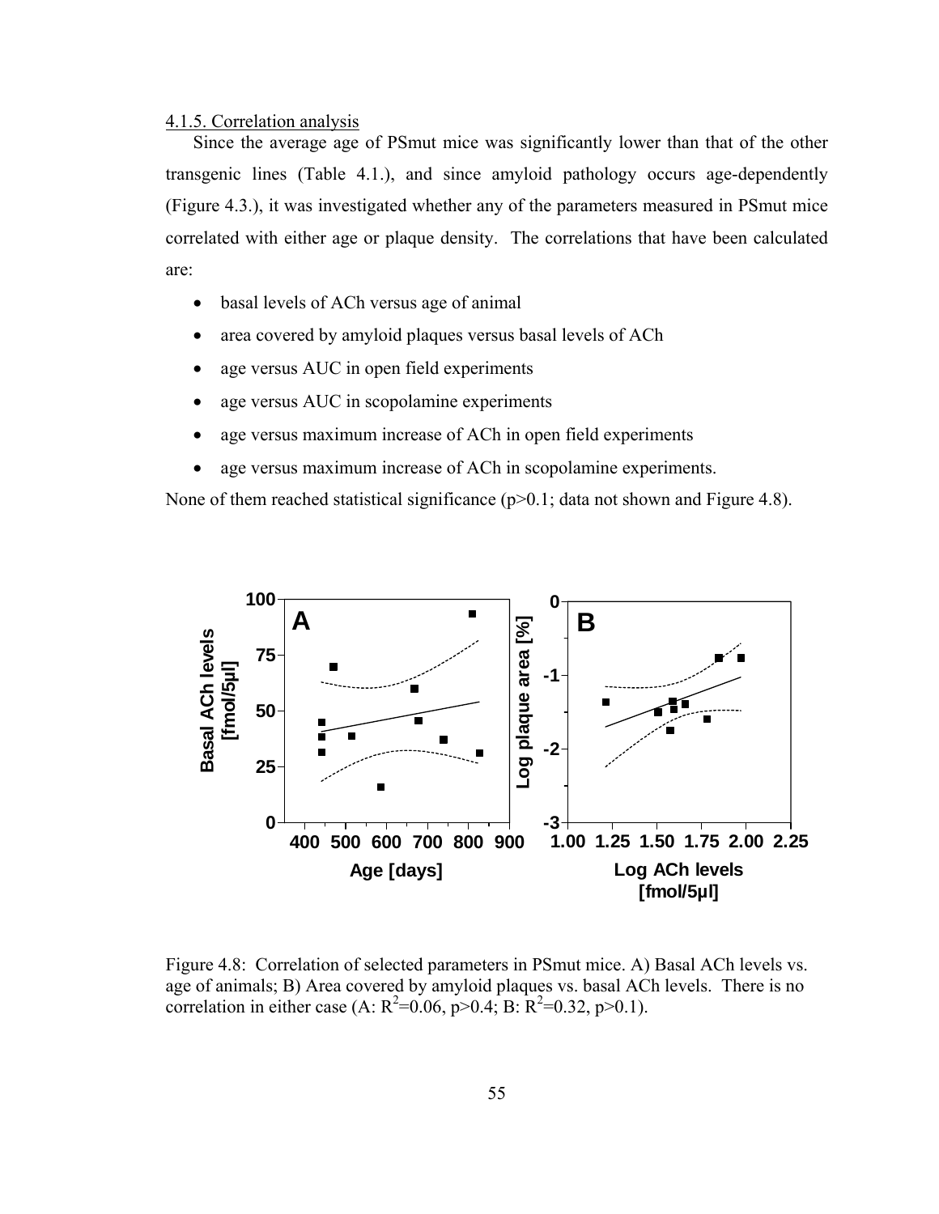4.1.5. Correlation analysis

Since the average age of PSmut mice was significantly lower than that of the other transgenic lines (Table 4.1.), and since amyloid pathology occurs age-dependently (Figure 4.3.), it was investigated whether any of the parameters measured in PSmut mice correlated with either age or plaque density. The correlations that have been calculated are:

- basal levels of ACh versus age of animal
- area covered by amyloid plaques versus basal levels of ACh
- age versus AUC in open field experiments
- age versus AUC in scopolamine experiments
- age versus maximum increase of ACh in open field experiments
- age versus maximum increase of ACh in scopolamine experiments.

None of them reached statistical significance ($p>0.1$; data not shown and Figure 4.8).

Figure 4.8: Correlation of selected parameters in PSmut mice. A) Basal ACh levels vs. age of animals; B) Area covered by amyloid plaques vs. basal ACh levels. There is no correlation in either case (A: $R^2=0.06$, $p>0.4$; B: $R^2=0.32$, $p>0.1$).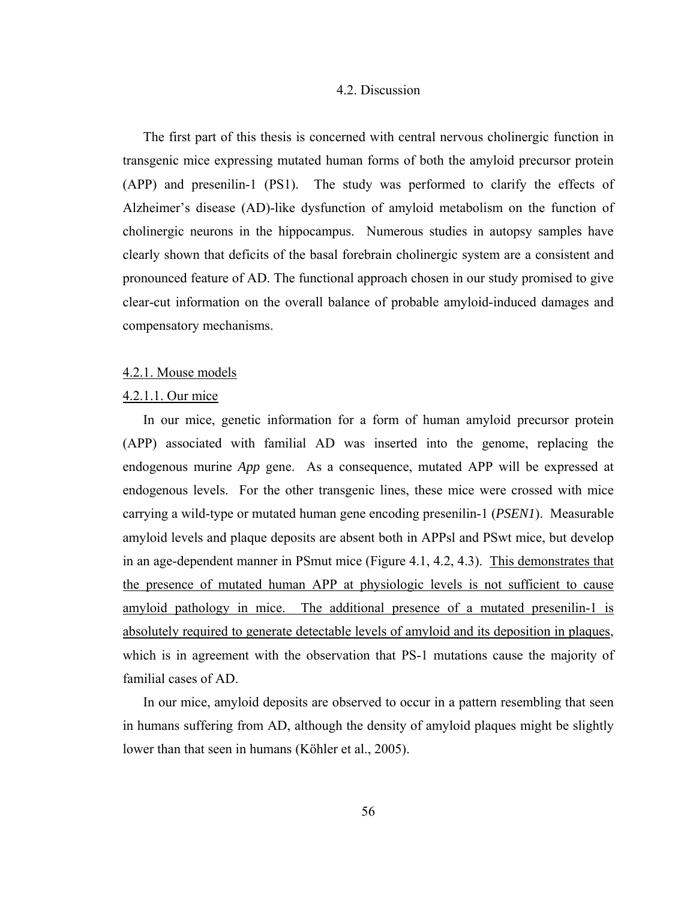## 4.2. Discussion

The first part of this thesis is concerned with central nervous cholinergic function in transgenic mice expressing mutated human forms of both the amyloid precursor protein (APP) and presenilin-1 (PS1). The study was performed to clarify the effects of Alzheimer's disease (AD)-like dysfunction of amyloid metabolism on the function of cholinergic neurons in the hippocampus. Numerous studies in autopsy samples have clearly shown that deficits of the basal forebrain cholinergic system are a consistent and pronounced feature of AD. The functional approach chosen in our study promised to give clear-cut information on the overall balance of probable amyloid-induced damages and compensatory mechanisms.

### 4.2.1. Mouse models

#### 4.2.1.1. Our mice

In our mice, genetic information for a form of human amyloid precursor protein (APP) associated with familial AD was inserted into the genome, replacing the endogenous murine *App* gene. As a consequence, mutated APP will be expressed at endogenous levels. For the other transgenic lines, these mice were crossed with mice carrying a wild-type or mutated human gene encoding presenilin-1 (*PSEN1*). Measurable amyloid levels and plaque deposits are absent both in APPsl and PSwt mice, but develop in an age-dependent manner in PSmut mice (Figure 4.1, 4.2, 4.3). <u>This demonstrates that the presence of mutated human APP at physiologic levels is not sufficient to cause amyloid pathology in mice. The additional presence of a mutated presenilin-1 is absolutely required to generate detectable levels of amyloid and its deposition in plaques</u>, which is in agreement with the observation that PS-1 mutations cause the majority of familial cases of AD.

In our mice, amyloid deposits are observed to occur in a pattern resembling that seen in humans suffering from AD, although the density of amyloid plaques might be slightly lower than that seen in humans (Köhler et al., 2005).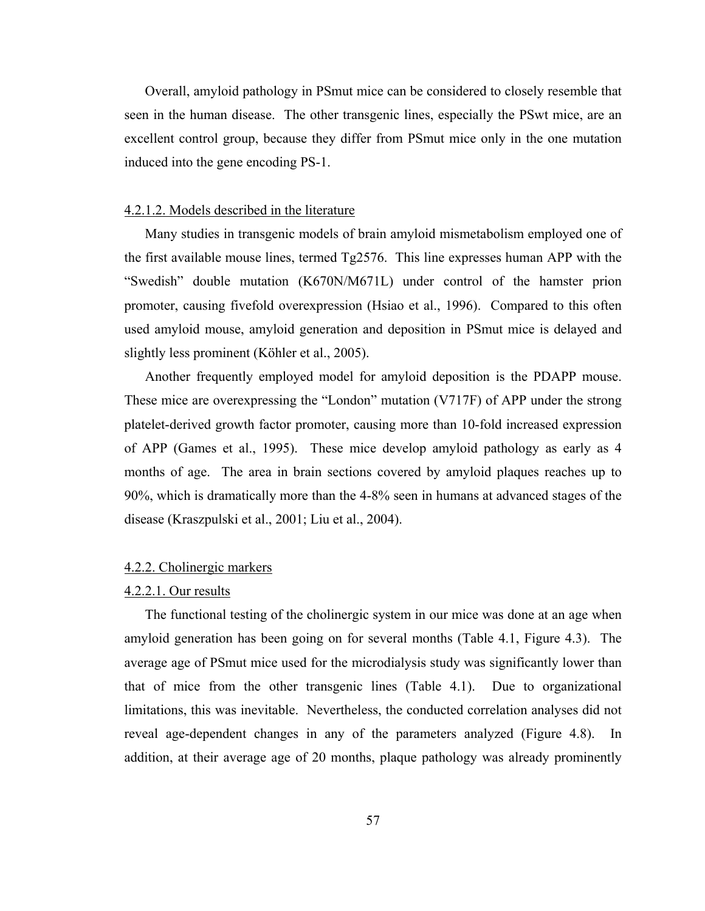Overall, amyloid pathology in PSmut mice can be considered to closely resemble that seen in the human disease. The other transgenic lines, especially the PSwt mice, are an excellent control group, because they differ from PSmut mice only in the one mutation induced into the gene encoding PS-1.

#### 4.2.1.2. Models described in the literature

Many studies in transgenic models of brain amyloid mismetabolism employed one of the first available mouse lines, termed Tg2576. This line expresses human APP with the "Swedish" double mutation (K670N/M671L) under control of the hamster prion promoter, causing fivefold overexpression (Hsiao et al., 1996). Compared to this often used amyloid mouse, amyloid generation and deposition in PSmut mice is delayed and slightly less prominent (Köhler et al., 2005).

Another frequently employed model for amyloid deposition is the PDAPP mouse. These mice are overexpressing the "London" mutation (V717F) of APP under the strong platelet-derived growth factor promoter, causing more than 10-fold increased expression of APP (Games et al., 1995). These mice develop amyloid pathology as early as 4 months of age. The area in brain sections covered by amyloid plaques reaches up to 90%, which is dramatically more than the 4-8% seen in humans at advanced stages of the disease (Kraszpulski et al., 2001; Liu et al., 2004).

### 4.2.2. Cholinergic markers

#### 4.2.2.1. Our results

The functional testing of the cholinergic system in our mice was done at an age when amyloid generation has been going on for several months (Table 4.1, Figure 4.3). The average age of PSmut mice used for the microdialysis study was significantly lower than that of mice from the other transgenic lines (Table 4.1). Due to organizational limitations, this was inevitable. Nevertheless, the conducted correlation analyses did not reveal age-dependent changes in any of the parameters analyzed (Figure 4.8). In addition, at their average age of 20 months, plaque pathology was already prominently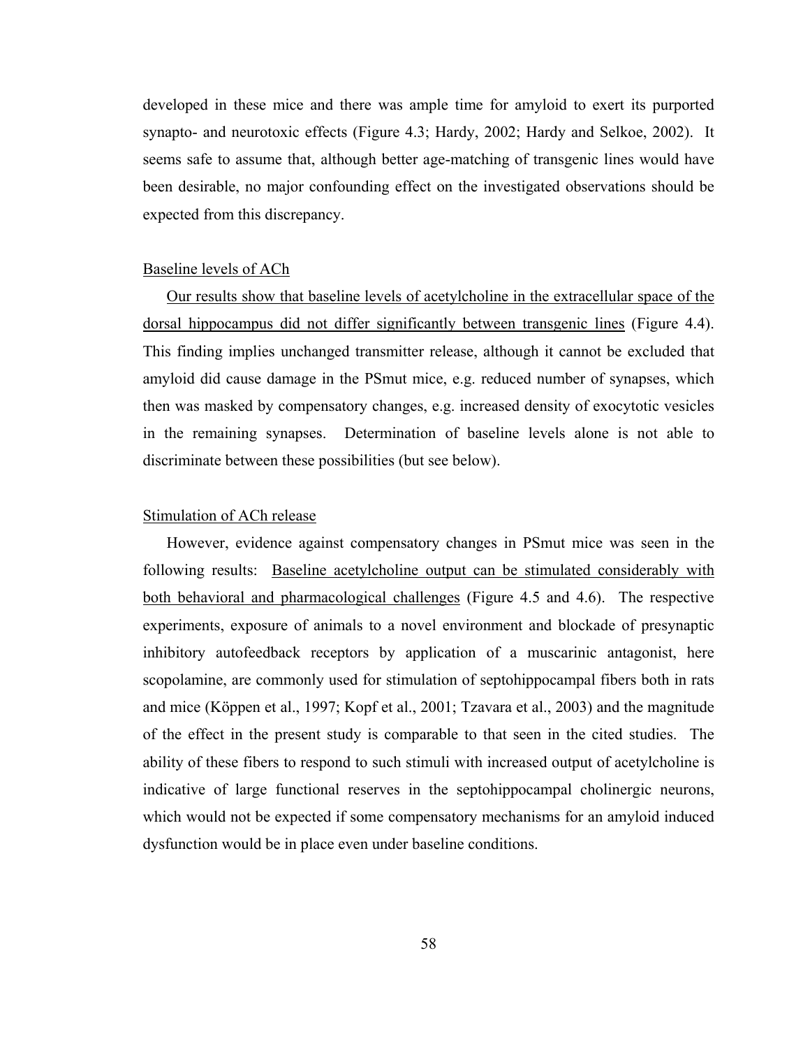developed in these mice and there was ample time for amyloid to exert its purported synapto- and neurotoxic effects (Figure 4.3; Hardy, 2002; Hardy and Selkoe, 2002). It seems safe to assume that, although better age-matching of transgenic lines would have been desirable, no major confounding effect on the investigated observations should be expected from this discrepancy.

<u>Baseline levels of ACh</u>

<u>Our results show that baseline levels of acetylcholine in the extracellular space of the dorsal hippocampus did not differ significantly between transgenic lines</u> (Figure 4.4). This finding implies unchanged transmitter release, although it cannot be excluded that amyloid did cause damage in the PSmut mice, e.g. reduced number of synapses, which then was masked by compensatory changes, e.g. increased density of exocytotic vesicles in the remaining synapses. Determination of baseline levels alone is not able to discriminate between these possibilities (but see below).

<u>Stimulation of ACh release</u>

However, evidence against compensatory changes in PSmut mice was seen in the following results: <u>Baseline acetylcholine output can be stimulated considerably with both behavioral and pharmacological challenges</u> (Figure 4.5 and 4.6). The respective experiments, exposure of animals to a novel environment and blockade of presynaptic inhibitory autofeedback receptors by application of a muscarinic antagonist, here scopolamine, are commonly used for stimulation of septohippocampal fibers both in rats and mice (Köppen et al., 1997; Kopf et al., 2001; Tzavara et al., 2003) and the magnitude of the effect in the present study is comparable to that seen in the cited studies. The ability of these fibers to respond to such stimuli with increased output of acetylcholine is indicative of large functional reserves in the septohippocampal cholinergic neurons, which would not be expected if some compensatory mechanisms for an amyloid induced dysfunction would be in place even under baseline conditions.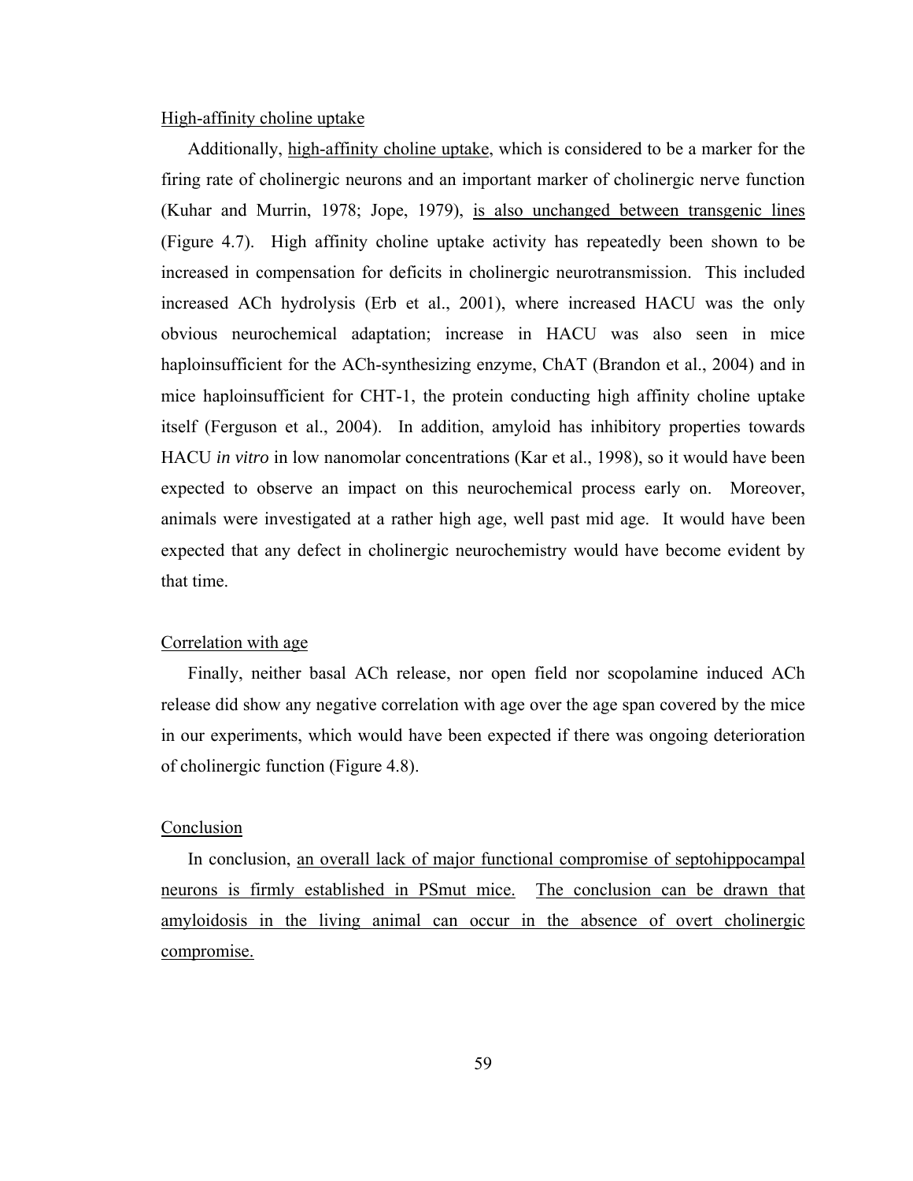High-affinity choline uptake

Additionally, high-affinity choline uptake, which is considered to be a marker for the firing rate of cholinergic neurons and an important marker of cholinergic nerve function (Kuhar and Murrin, 1978; Jope, 1979), is also unchanged between transgenic lines (Figure 4.7). High affinity choline uptake activity has repeatedly been shown to be increased in compensation for deficits in cholinergic neurotransmission. This included increased ACh hydrolysis (Erb et al., 2001), where increased HACU was the only obvious neurochemical adaptation; increase in HACU was also seen in mice haploinsufficient for the ACh-synthesizing enzyme, ChAT (Brandon et al., 2004) and in mice haploinsufficient for CHT-1, the protein conducting high affinity choline uptake itself (Ferguson et al., 2004). In addition, amyloid has inhibitory properties towards HACU *in vitro* in low nanomolar concentrations (Kar et al., 1998), so it would have been expected to observe an impact on this neurochemical process early on. Moreover, animals were investigated at a rather high age, well past mid age. It would have been expected that any defect in cholinergic neurochemistry would have become evident by that time.

Correlation with age

Finally, neither basal ACh release, nor open field nor scopolamine induced ACh release did show any negative correlation with age over the age span covered by the mice in our experiments, which would have been expected if there was ongoing deterioration of cholinergic function (Figure 4.8).

Conclusion

In conclusion, an overall lack of major functional compromise of septohippocampal neurons is firmly established in PSmut mice. The conclusion can be drawn that amyloidosis in the living animal can occur in the absence of overt cholinergic compromise.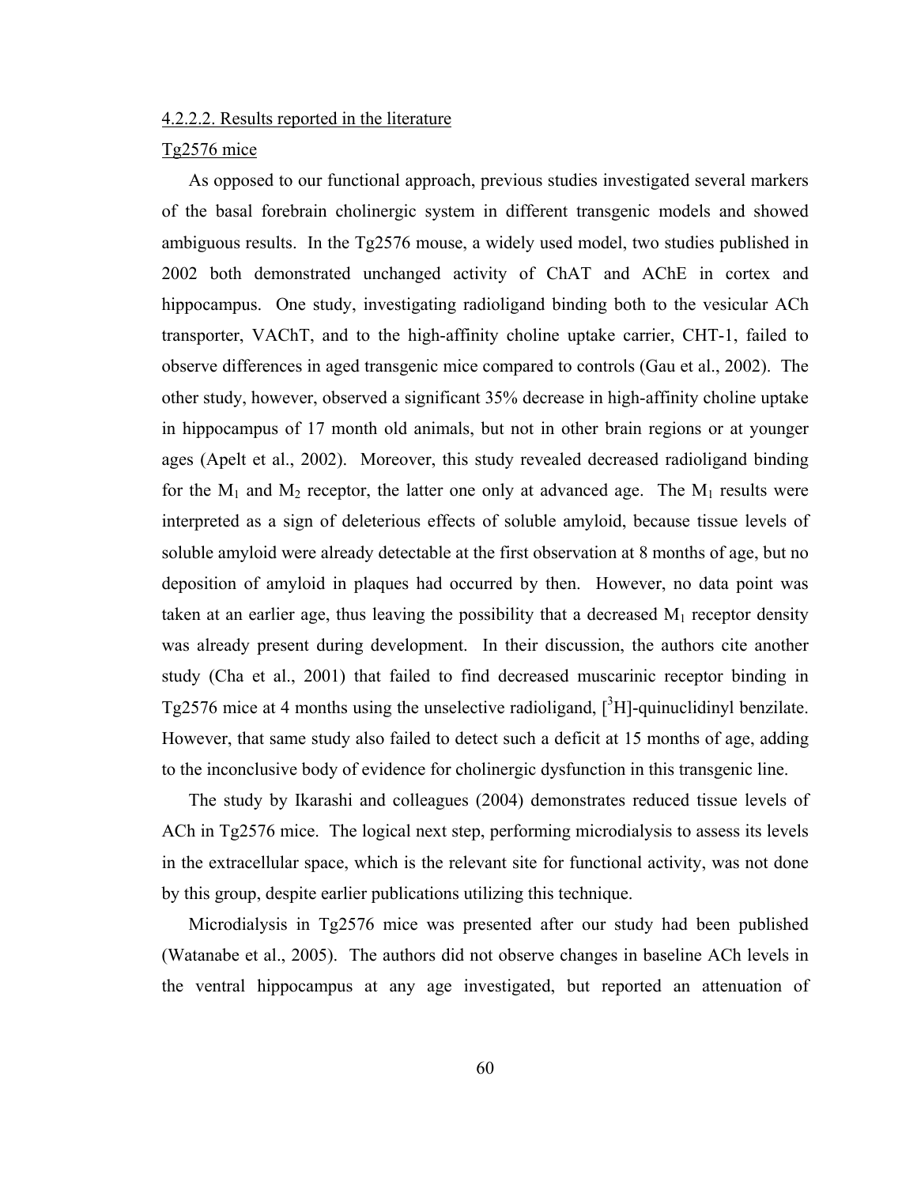4.2.2.2. Results reported in the literature

Tg2576 mice

As opposed to our functional approach, previous studies investigated several markers of the basal forebrain cholinergic system in different transgenic models and showed ambiguous results. In the Tg2576 mouse, a widely used model, two studies published in 2002 both demonstrated unchanged activity of ChAT and AChE in cortex and hippocampus. One study, investigating radioligand binding both to the vesicular ACh transporter, VAChT, and to the high-affinity choline uptake carrier, CHT-1, failed to observe differences in aged transgenic mice compared to controls (Gau et al., 2002). The other study, however, observed a significant 35% decrease in high-affinity choline uptake in hippocampus of 17 month old animals, but not in other brain regions or at younger ages (Apelt et al., 2002). Moreover, this study revealed decreased radioligand binding for the $M_1$ and $M_2$ receptor, the latter one only at advanced age. The $M_1$ results were interpreted as a sign of deleterious effects of soluble amyloid, because tissue levels of soluble amyloid were already detectable at the first observation at 8 months of age, but no deposition of amyloid in plaques had occurred by then. However, no data point was taken at an earlier age, thus leaving the possibility that a decreased $M_1$ receptor density was already present during development. In their discussion, the authors cite another study (Cha et al., 2001) that failed to find decreased muscarinic receptor binding in Tg2576 mice at 4 months using the unselective radioligand, [$^3$H]-quinuclidinyl benzilate. However, that same study also failed to detect such a deficit at 15 months of age, adding to the inconclusive body of evidence for cholinergic dysfunction in this transgenic line.

The study by Ikarashi and colleagues (2004) demonstrates reduced tissue levels of ACh in Tg2576 mice. The logical next step, performing microdialysis to assess its levels in the extracellular space, which is the relevant site for functional activity, was not done by this group, despite earlier publications utilizing this technique.

Microdialysis in Tg2576 mice was presented after our study had been published (Watanabe et al., 2005). The authors did not observe changes in baseline ACh levels in the ventral hippocampus at any age investigated, but reported an attenuation of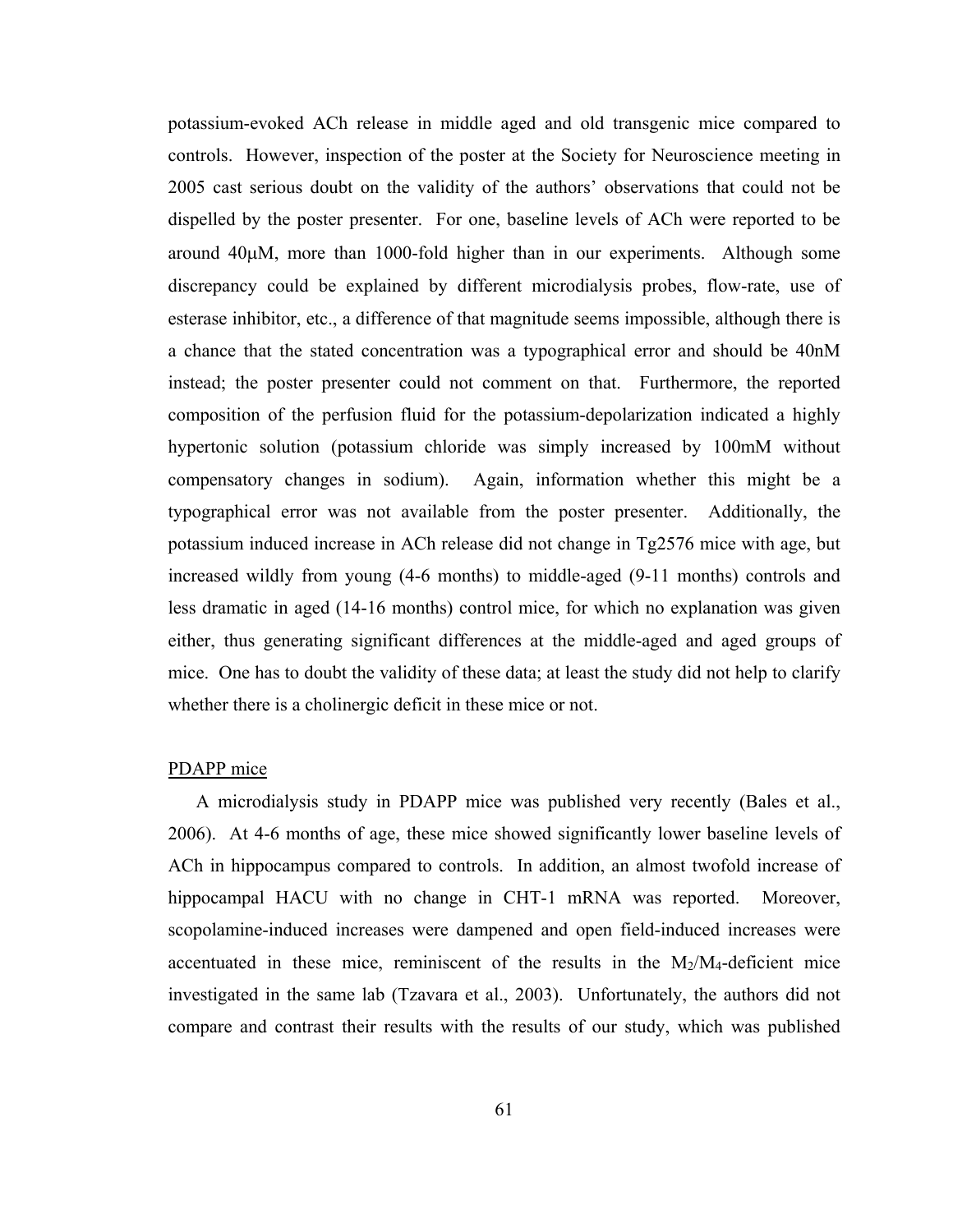potassium-evoked ACh release in middle aged and old transgenic mice compared to controls. However, inspection of the poster at the Society for Neuroscience meeting in 2005 cast serious doubt on the validity of the authors' observations that could not be dispelled by the poster presenter. For one, baseline levels of ACh were reported to be around 40μM, more than 1000-fold higher than in our experiments. Although some discrepancy could be explained by different microdialysis probes, flow-rate, use of esterase inhibitor, etc., a difference of that magnitude seems impossible, although there is a chance that the stated concentration was a typographical error and should be 40nM instead; the poster presenter could not comment on that. Furthermore, the reported composition of the perfusion fluid for the potassium-depolarization indicated a highly hypertonic solution (potassium chloride was simply increased by 100mM without compensatory changes in sodium). Again, information whether this might be a typographical error was not available from the poster presenter. Additionally, the potassium induced increase in ACh release did not change in Tg2576 mice with age, but increased wildly from young (4-6 months) to middle-aged (9-11 months) controls and less dramatic in aged (14-16 months) control mice, for which no explanation was given either, thus generating significant differences at the middle-aged and aged groups of mice. One has to doubt the validity of these data; at least the study did not help to clarify whether there is a cholinergic deficit in these mice or not.

PDAPP mice

A microdialysis study in PDAPP mice was published very recently (Bales et al., 2006). At 4-6 months of age, these mice showed significantly lower baseline levels of ACh in hippocampus compared to controls. In addition, an almost twofold increase of hippocampal HACU with no change in CHT-1 mRNA was reported. Moreover, scopolamine-induced increases were dampened and open field-induced increases were accentuated in these mice, reminiscent of the results in the $M_2$/$M_4$-deficient mice investigated in the same lab (Tzavara et al., 2003). Unfortunately, the authors did not compare and contrast their results with the results of our study, which was published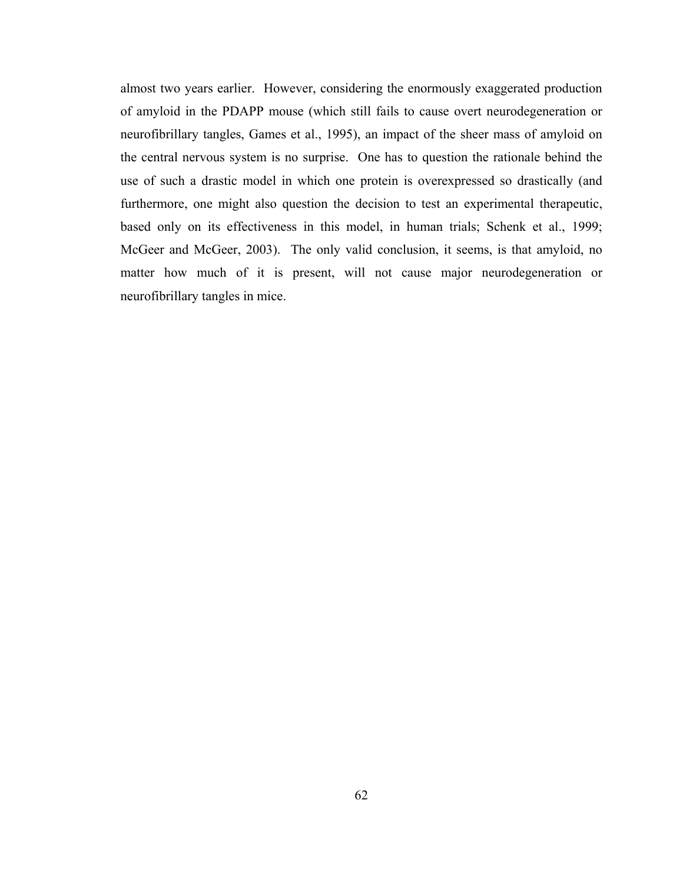almost two years earlier. However, considering the enormously exaggerated production of amyloid in the PDAPP mouse (which still fails to cause overt neurodegeneration or neurofibrillary tangles, Games et al., 1995), an impact of the sheer mass of amyloid on the central nervous system is no surprise. One has to question the rationale behind the use of such a drastic model in which one protein is overexpressed so drastically (and furthermore, one might also question the decision to test an experimental therapeutic, based only on its effectiveness in this model, in human trials; Schenk et al., 1999; McGeer and McGeer, 2003). The only valid conclusion, it seems, is that amyloid, no matter how much of it is present, will not cause major neurodegeneration or neurofibrillary tangles in mice.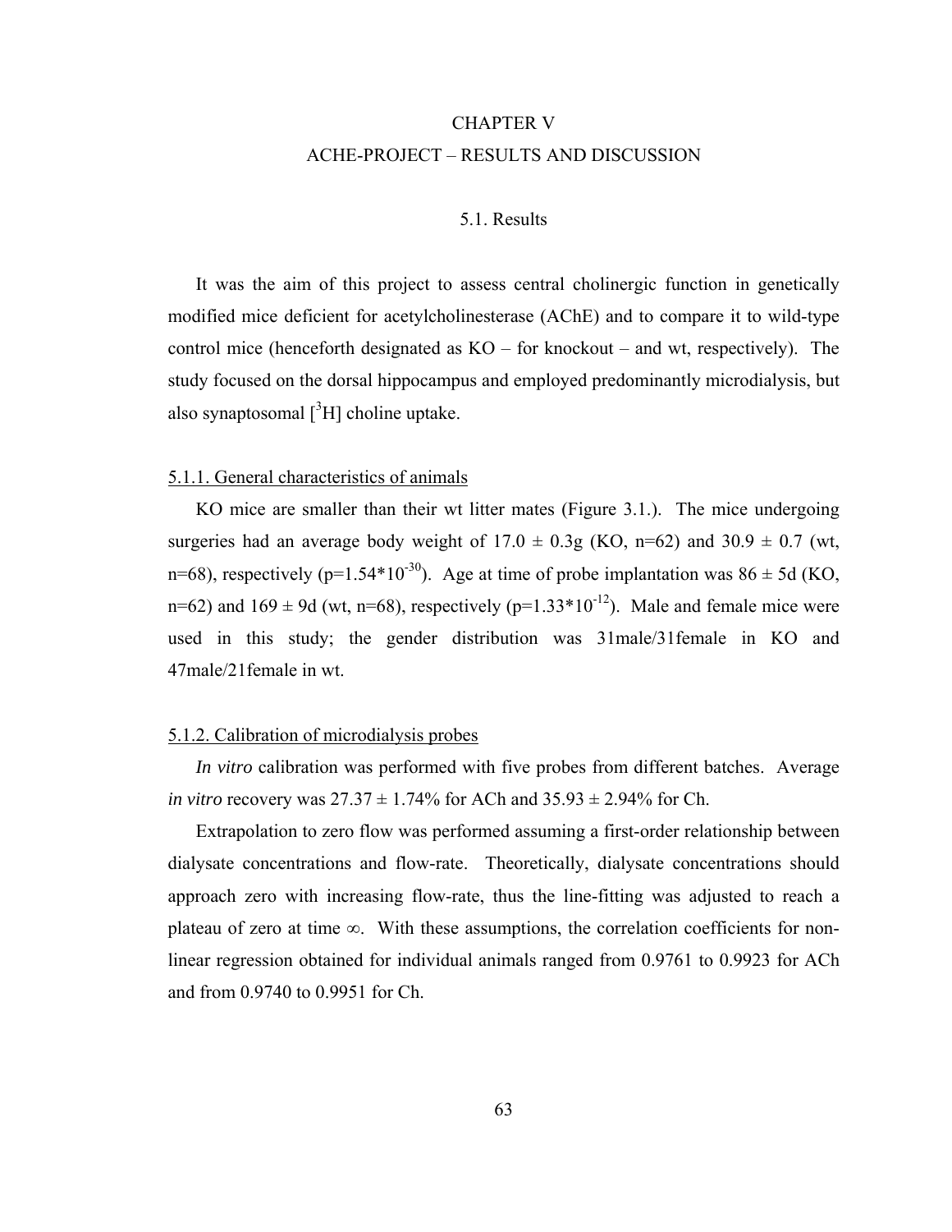# CHAPTER V

# ACHE-PROJECT – RESULTS AND DISCUSSION

## 5.1. Results

It was the aim of this project to assess central cholinergic function in genetically modified mice deficient for acetylcholinesterase (AChE) and to compare it to wild-type control mice (henceforth designated as KO – for knockout – and wt, respectively). The study focused on the dorsal hippocampus and employed predominantly microdialysis, but also synaptosomal [$^3$H] choline uptake.

### 5.1.1. General characteristics of animals

KO mice are smaller than their wt litter mates (Figure 3.1.). The mice undergoing surgeries had an average body weight of 17.0 ± 0.3g (KO, n=62) and 30.9 ± 0.7 (wt, n=68), respectively ($p=1.54*10^{-30}$). Age at time of probe implantation was 86 ± 5d (KO, n=62) and 169 ± 9d (wt, n=68), respectively ($p=1.33*10^{-12}$). Male and female mice were used in this study; the gender distribution was 31male/31female in KO and 47male/21female in wt.

### 5.1.2. Calibration of microdialysis probes

*In vitro* calibration was performed with five probes from different batches. Average *in vitro* recovery was 27.37 ± 1.74% for ACh and 35.93 ± 2.94% for Ch.

Extrapolation to zero flow was performed assuming a first-order relationship between dialysate concentrations and flow-rate. Theoretically, dialysate concentrations should approach zero with increasing flow-rate, thus the line-fitting was adjusted to reach a plateau of zero at time ∞. With these assumptions, the correlation coefficients for non-linear regression obtained for individual animals ranged from 0.9761 to 0.9923 for ACh and from 0.9740 to 0.9951 for Ch.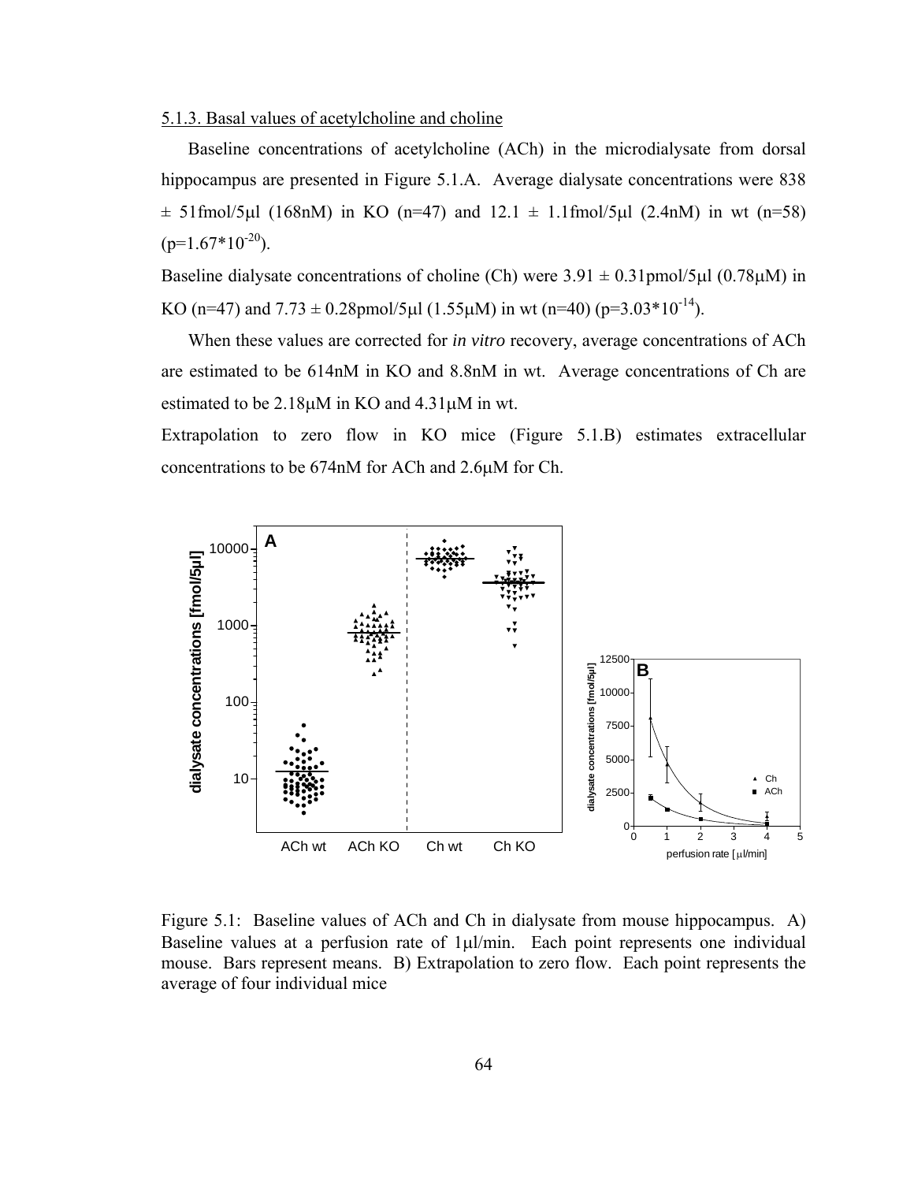5.1.3. Basal values of acetylcholine and choline

Baseline concentrations of acetylcholine (ACh) in the microdialysate from dorsal hippocampus are presented in Figure 5.1.A. Average dialysate concentrations were 838 ± 51fmol/5μl (168nM) in KO (n=47) and 12.1 ± 1.1fmol/5μl (2.4nM) in wt (n=58) ($p=1.67*10^{-20}$).

Baseline dialysate concentrations of choline (Ch) were 3.91 ± 0.31pmol/5μl (0.78μM) in KO (n=47) and 7.73 ± 0.28pmol/5μl (1.55μM) in wt (n=40) ($p=3.03*10^{-14}$).

When these values are corrected for *in vitro* recovery, average concentrations of ACh are estimated to be 614nM in KO and 8.8nM in wt. Average concentrations of Ch are estimated to be 2.18μM in KO and 4.31μM in wt.

Extrapolation to zero flow in KO mice (Figure 5.1.B) estimates extracellular concentrations to be 674nM for ACh and 2.6μM for Ch.

Figure 5.1: Baseline values of ACh and Ch in dialysate from mouse hippocampus. A) Baseline values at a perfusion rate of 1μl/min. Each point represents one individual mouse. Bars represent means. B) Extrapolation to zero flow. Each point represents the average of four individual mice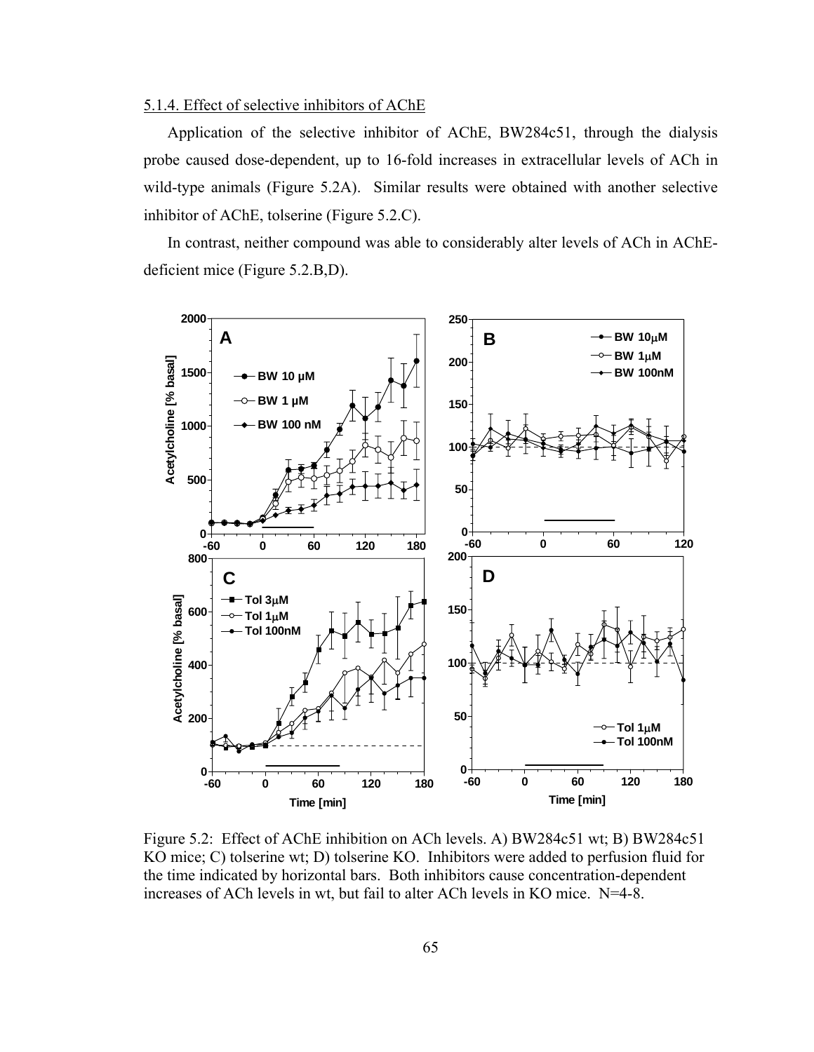### 5.1.4. Effect of selective inhibitors of AChE

Application of the selective inhibitor of AChE, BW284c51, through the dialysis probe caused dose-dependent, up to 16-fold increases in extracellular levels of ACh in wild-type animals (Figure 5.2A). Similar results were obtained with another selective inhibitor of AChE, tolserine (Figure 5.2.C).

In contrast, neither compound was able to considerably alter levels of ACh in AChE-deficient mice (Figure 5.2.B,D).

Figure 5.2: Effect of AChE inhibition on ACh levels. A) BW284c51 wt; B) BW284c51 KO mice; C) tolserine wt; D) tolserine KO. Inhibitors were added to perfusion fluid for the time indicated by horizontal bars. Both inhibitors cause concentration-dependent increases of ACh levels in wt, but fail to alter ACh levels in KO mice. N=4-8.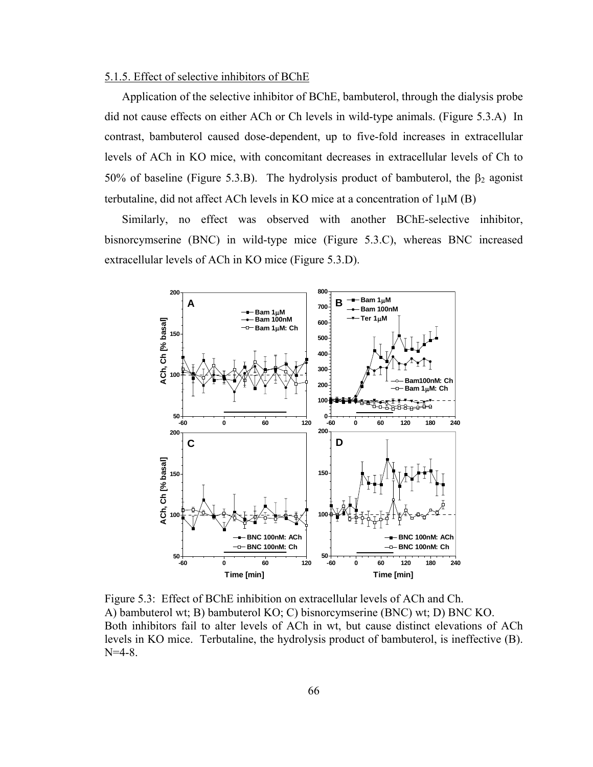### 5.1.5. Effect of selective inhibitors of BChE

Application of the selective inhibitor of BChE, bambuterol, through the dialysis probe did not cause effects on either ACh or Ch levels in wild-type animals. (Figure 5.3.A) In contrast, bambuterol caused dose-dependent, up to five-fold increases in extracellular levels of ACh in KO mice, with concomitant decreases in extracellular levels of Ch to 50% of baseline (Figure 5.3.B). The hydrolysis product of bambuterol, the $\beta_2$ agonist terbutaline, did not affect ACh levels in KO mice at a concentration of 1μM (B)

Similarly, no effect was observed with another BChE-selective inhibitor, bisnorcymserine (BNC) in wild-type mice (Figure 5.3.C), whereas BNC increased extracellular levels of ACh in KO mice (Figure 5.3.D).

Figure 5.3: Effect of BChE inhibition on extracellular levels of ACh and Ch.
A) bambuterol wt; B) bambuterol KO; C) bisnorcymserine (BNC) wt; D) BNC KO.
Both inhibitors fail to alter levels of ACh in wt, but cause distinct elevations of ACh levels in KO mice. Terbutaline, the hydrolysis product of bambuterol, is ineffective (B). N=4-8.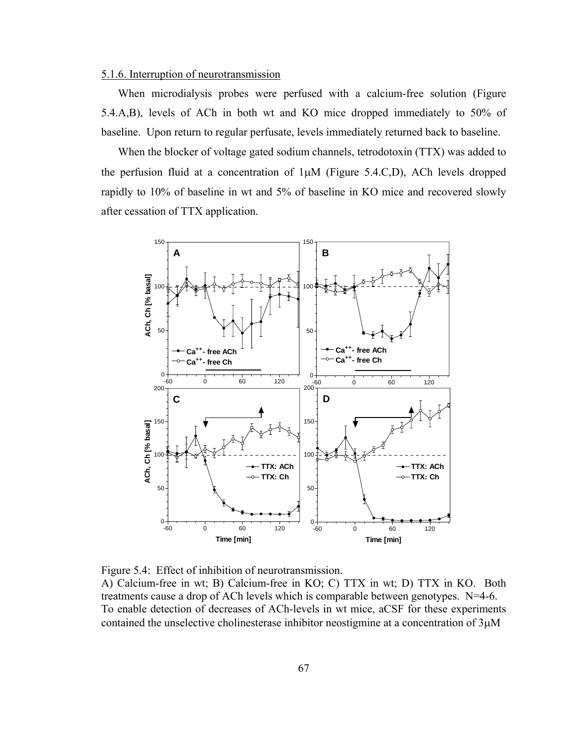5.1.6. Interruption of neurotransmission

When microdialysis probes were perfused with a calcium-free solution (Figure 5.4.A,B), levels of ACh in both wt and KO mice dropped immediately to 50% of baseline. Upon return to regular perfusate, levels immediately returned back to baseline.

When the blocker of voltage gated sodium channels, tetrodotoxin (TTX) was added to the perfusion fluid at a concentration of 1μM (Figure 5.4.C,D), ACh levels dropped rapidly to 10% of baseline in wt and 5% of baseline in KO mice and recovered slowly after cessation of TTX application.

Figure 5.4: Effect of inhibition of neurotransmission.
A) Calcium-free in wt; B) Calcium-free in KO; C) TTX in wt; D) TTX in KO. Both treatments cause a drop of ACh levels which is comparable between genotypes. N=4-6. To enable detection of decreases of ACh-levels in wt mice, aCSF for these experiments contained the unselective cholinesterase inhibitor neostigmine at a concentration of 3μM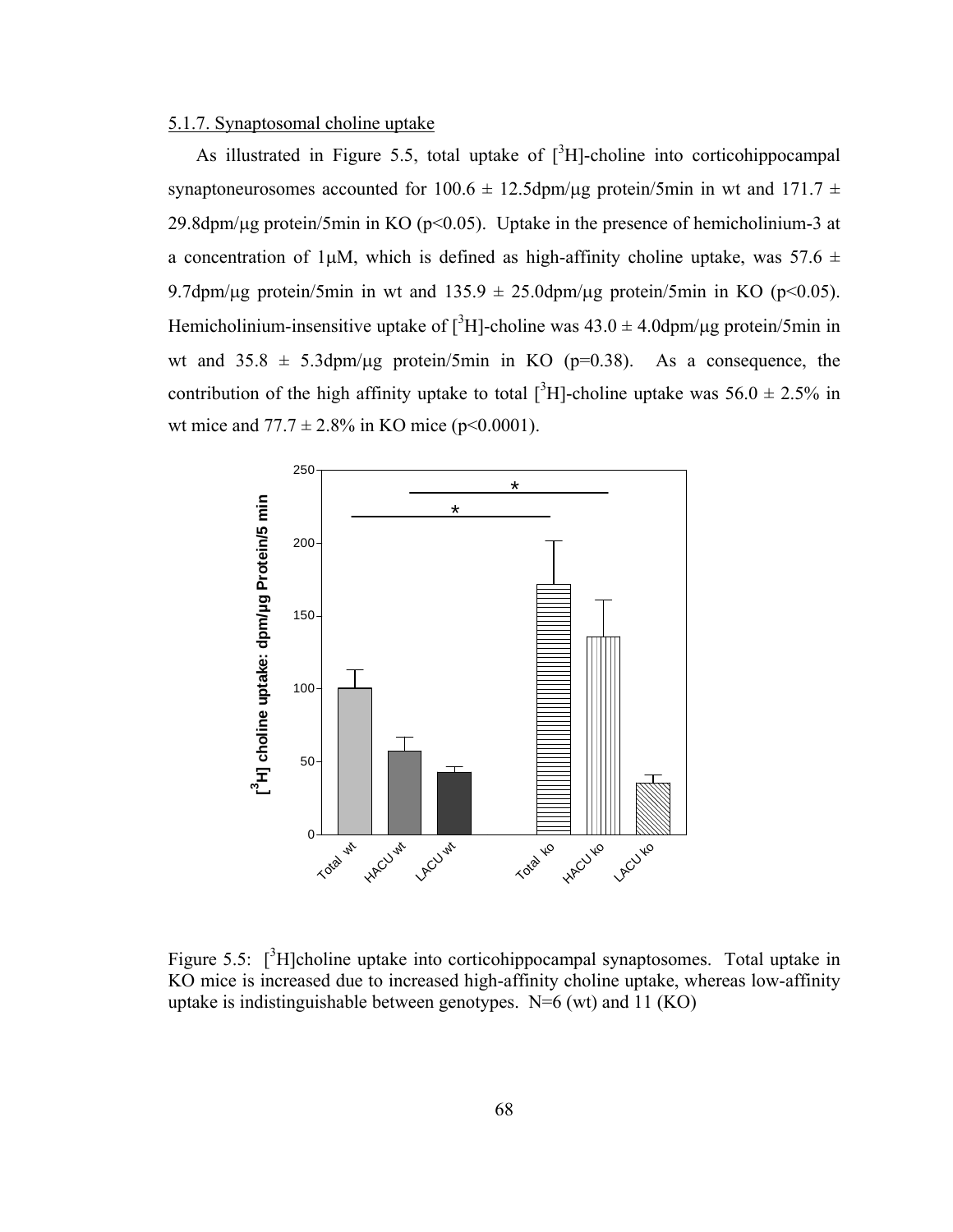5.1.7. Synaptosomal choline uptake

As illustrated in Figure 5.5, total uptake of [$^3$H]-choline into corticohippocampal synaptoneurosomes accounted for 100.6 ± 12.5dpm/μg protein/5min in wt and 171.7 ± 29.8dpm/μg protein/5min in KO ($p<0.05$). Uptake in the presence of hemicholinium-3 at a concentration of 1μM, which is defined as high-affinity choline uptake, was 57.6 ± 9.7dpm/μg protein/5min in wt and 135.9 ± 25.0dpm/μg protein/5min in KO ($p<0.05$). Hemicholinium-insensitive uptake of [$^3$H]-choline was 43.0 ± 4.0dpm/μg protein/5min in wt and 35.8 ± 5.3dpm/μg protein/5min in KO ($p=0.38$). As a consequence, the contribution of the high affinity uptake to total [$^3$H]-choline uptake was 56.0 ± 2.5% in wt mice and 77.7 ± 2.8% in KO mice ($p<0.0001$).

Figure 5.5: [$^3$H]choline uptake into corticohippocampal synaptosomes. Total uptake in KO mice is increased due to increased high-affinity choline uptake, whereas low-affinity uptake is indistinguishable between genotypes. N=6 (wt) and 11 (KO)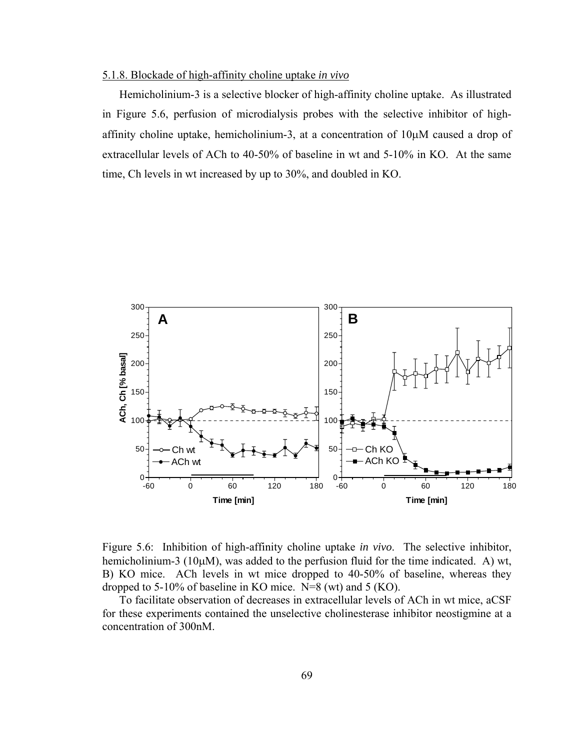5.1.8. Blockade of high-affinity choline uptake *in vivo*

Hemicholinium-3 is a selective blocker of high-affinity choline uptake. As illustrated in Figure 5.6, perfusion of microdialysis probes with the selective inhibitor of high-affinity choline uptake, hemicholinium-3, at a concentration of 10μM caused a drop of extracellular levels of ACh to 40-50% of baseline in wt and 5-10% in KO. At the same time, Ch levels in wt increased by up to 30%, and doubled in KO.

Figure 5.6: Inhibition of high-affinity choline uptake *in vivo*. The selective inhibitor, hemicholinium-3 (10μM), was added to the perfusion fluid for the time indicated. A) wt, B) KO mice. ACh levels in wt mice dropped to 40-50% of baseline, whereas they dropped to 5-10% of baseline in KO mice. N=8 (wt) and 5 (KO).

To facilitate observation of decreases in extracellular levels of ACh in wt mice, aCSF for these experiments contained the unselective cholinesterase inhibitor neostigmine at a concentration of 300nM.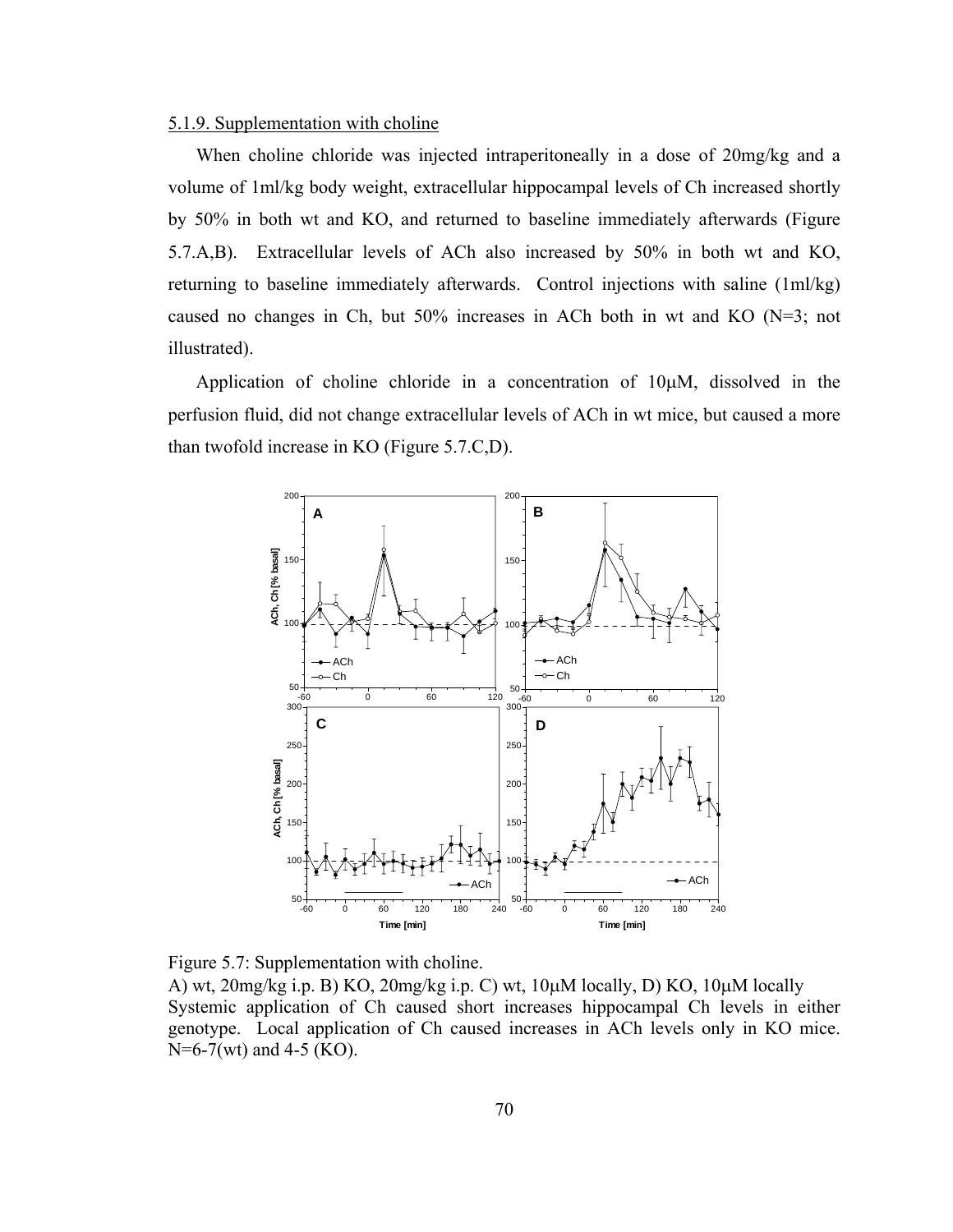5.1.9. Supplementation with choline

When choline chloride was injected intraperitoneally in a dose of 20mg/kg and a volume of 1ml/kg body weight, extracellular hippocampal levels of Ch increased shortly by 50% in both wt and KO, and returned to baseline immediately afterwards (Figure 5.7.A,B). Extracellular levels of ACh also increased by 50% in both wt and KO, returning to baseline immediately afterwards. Control injections with saline (1ml/kg) caused no changes in Ch, but 50% increases in ACh both in wt and KO (N=3; not illustrated).

Application of choline chloride in a concentration of 10μM, dissolved in the perfusion fluid, did not change extracellular levels of ACh in wt mice, but caused a more than twofold increase in KO (Figure 5.7.C,D).

Figure 5.7: Supplementation with choline.
A) wt, 20mg/kg i.p. B) KO, 20mg/kg i.p. C) wt, 10μM locally, D) KO, 10μM locally
Systemic application of Ch caused short increases hippocampal Ch levels in either genotype. Local application of Ch caused increases in ACh levels only in KO mice. N=6-7(wt) and 4-5 (KO).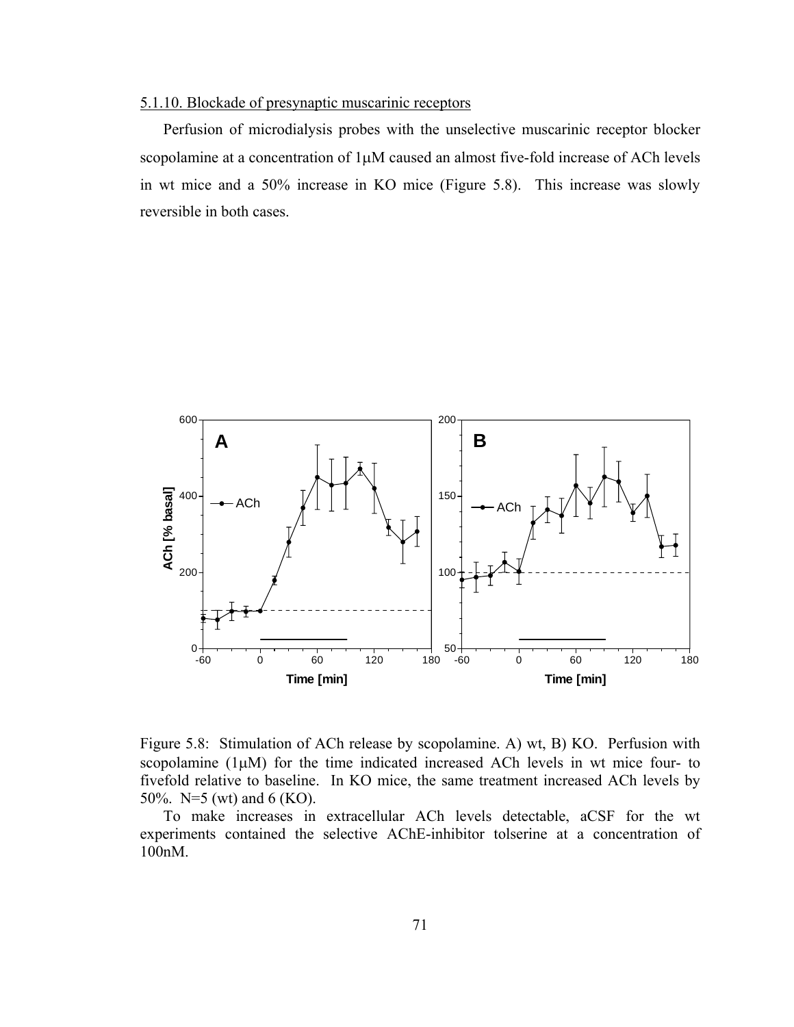5.1.10. Blockade of presynaptic muscarinic receptors

Perfusion of microdialysis probes with the unselective muscarinic receptor blocker scopolamine at a concentration of 1μM caused an almost five-fold increase of ACh levels in wt mice and a 50% increase in KO mice (Figure 5.8). This increase was slowly reversible in both cases.

Figure 5.8: Stimulation of ACh release by scopolamine. A) wt, B) KO. Perfusion with scopolamine (1μM) for the time indicated increased ACh levels in wt mice four- to fivefold relative to baseline. In KO mice, the same treatment increased ACh levels by 50%. N=5 (wt) and 6 (KO).

To make increases in extracellular ACh levels detectable, aCSF for the wt experiments contained the selective AChE-inhibitor tolserine at a concentration of 100nM.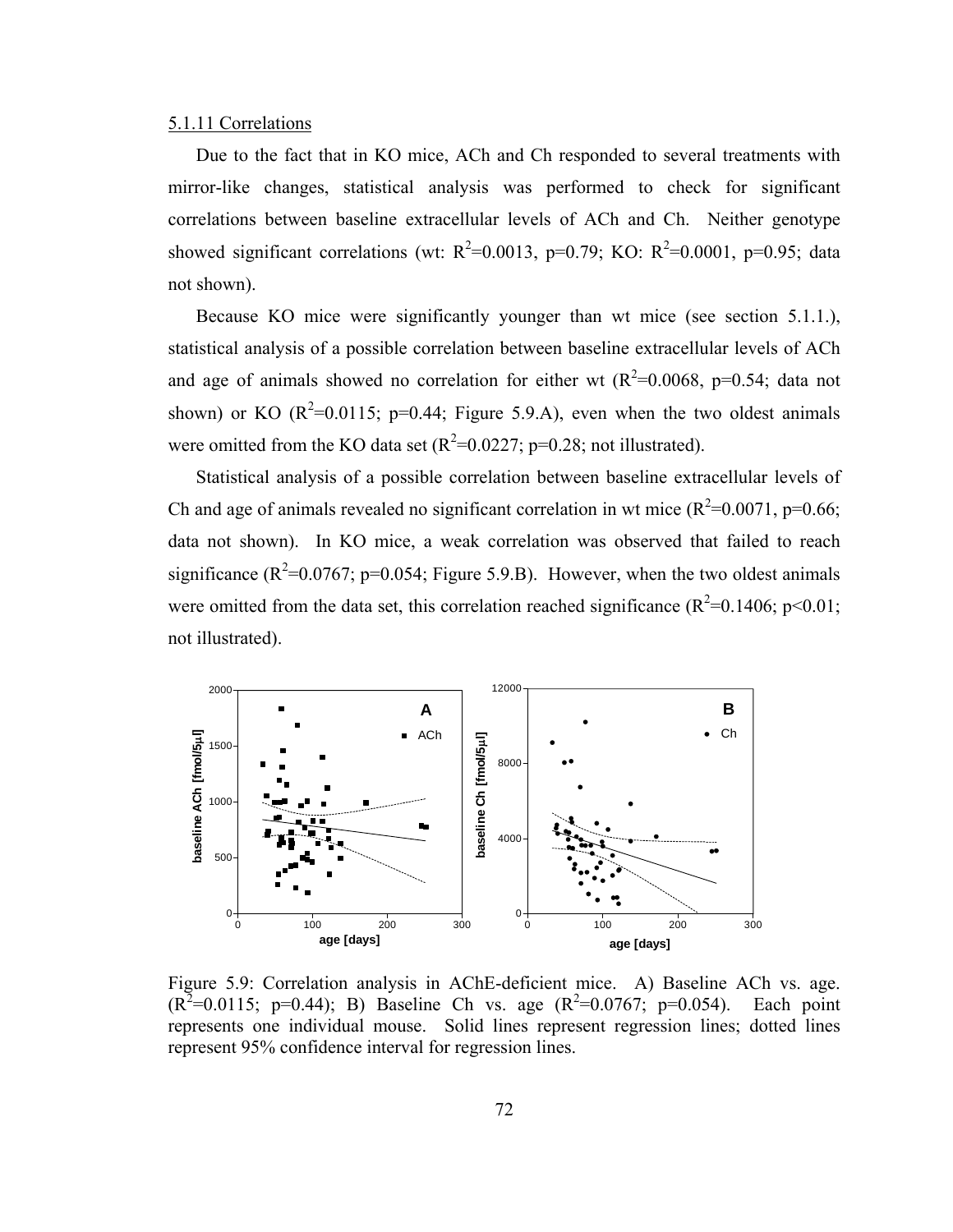5.1.11 Correlations

Due to the fact that in KO mice, ACh and Ch responded to several treatments with mirror-like changes, statistical analysis was performed to check for significant correlations between baseline extracellular levels of ACh and Ch. Neither genotype showed significant correlations (wt: $R^2$=0.0013, p=0.79; KO: $R^2$=0.0001, p=0.95; data not shown).

Because KO mice were significantly younger than wt mice (see section 5.1.1.), statistical analysis of a possible correlation between baseline extracellular levels of ACh and age of animals showed no correlation for either wt ($R^2$=0.0068, p=0.54; data not shown) or KO ($R^2$=0.0115; p=0.44; Figure 5.9.A), even when the two oldest animals were omitted from the KO data set ($R^2$=0.0227; p=0.28; not illustrated).

Statistical analysis of a possible correlation between baseline extracellular levels of Ch and age of animals revealed no significant correlation in wt mice ($R^2$=0.0071, p=0.66; data not shown). In KO mice, a weak correlation was observed that failed to reach significance ($R^2$=0.0767; p=0.054; Figure 5.9.B). However, when the two oldest animals were omitted from the data set, this correlation reached significance ($R^2$=0.1406; p<0.01; not illustrated).

Figure 5.9: Correlation analysis in AChE-deficient mice. A) Baseline ACh vs. age. ($R^2$=0.0115; p=0.44); B) Baseline Ch vs. age ($R^2$=0.0767; p=0.054). Each point represents one individual mouse. Solid lines represent regression lines; dotted lines represent 95% confidence interval for regression lines.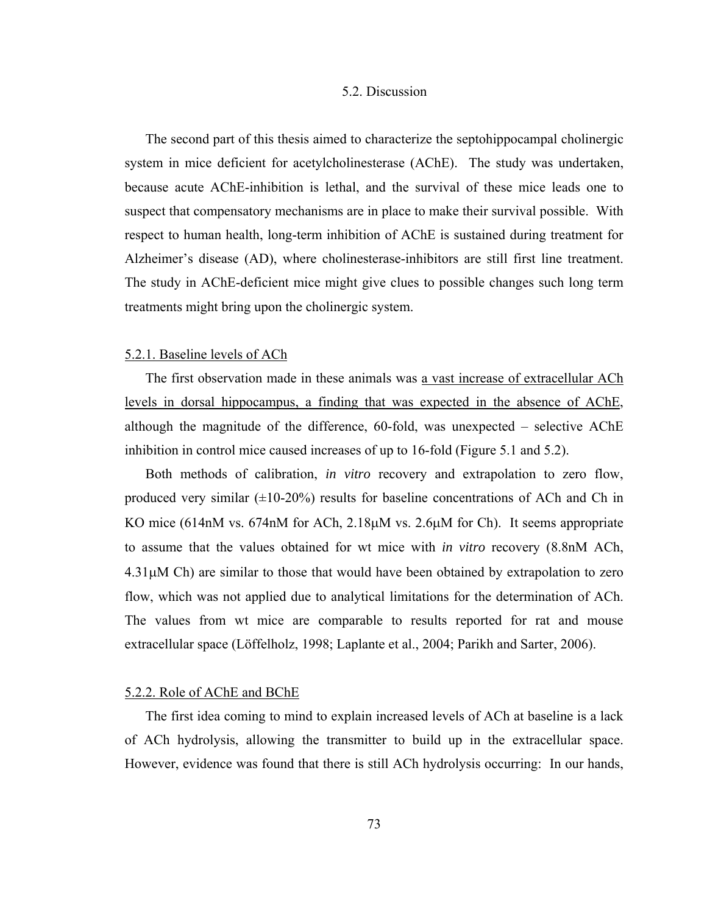## 5.2. Discussion

The second part of this thesis aimed to characterize the septohippocampal cholinergic system in mice deficient for acetylcholinesterase (AChE). The study was undertaken, because acute AChE-inhibition is lethal, and the survival of these mice leads one to suspect that compensatory mechanisms are in place to make their survival possible. With respect to human health, long-term inhibition of AChE is sustained during treatment for Alzheimer's disease (AD), where cholinesterase-inhibitors are still first line treatment. The study in AChE-deficient mice might give clues to possible changes such long term treatments might bring upon the cholinergic system.

### 5.2.1. Baseline levels of ACh

The first observation made in these animals was a vast increase of extracellular ACh levels in dorsal hippocampus, a finding that was expected in the absence of AChE, although the magnitude of the difference, 60-fold, was unexpected – selective AChE inhibition in control mice caused increases of up to 16-fold (Figure 5.1 and 5.2).

Both methods of calibration, *in vitro* recovery and extrapolation to zero flow, produced very similar (±10-20%) results for baseline concentrations of ACh and Ch in KO mice (614nM vs. 674nM for ACh, 2.18μM vs. 2.6μM for Ch). It seems appropriate to assume that the values obtained for wt mice with *in vitro* recovery (8.8nM ACh, 4.31μM Ch) are similar to those that would have been obtained by extrapolation to zero flow, which was not applied due to analytical limitations for the determination of ACh. The values from wt mice are comparable to results reported for rat and mouse extracellular space (Löffelholz, 1998; Laplante et al., 2004; Parikh and Sarter, 2006).

### 5.2.2. Role of AChE and BChE

The first idea coming to mind to explain increased levels of ACh at baseline is a lack of ACh hydrolysis, allowing the transmitter to build up in the extracellular space. However, evidence was found that there is still ACh hydrolysis occurring: In our hands,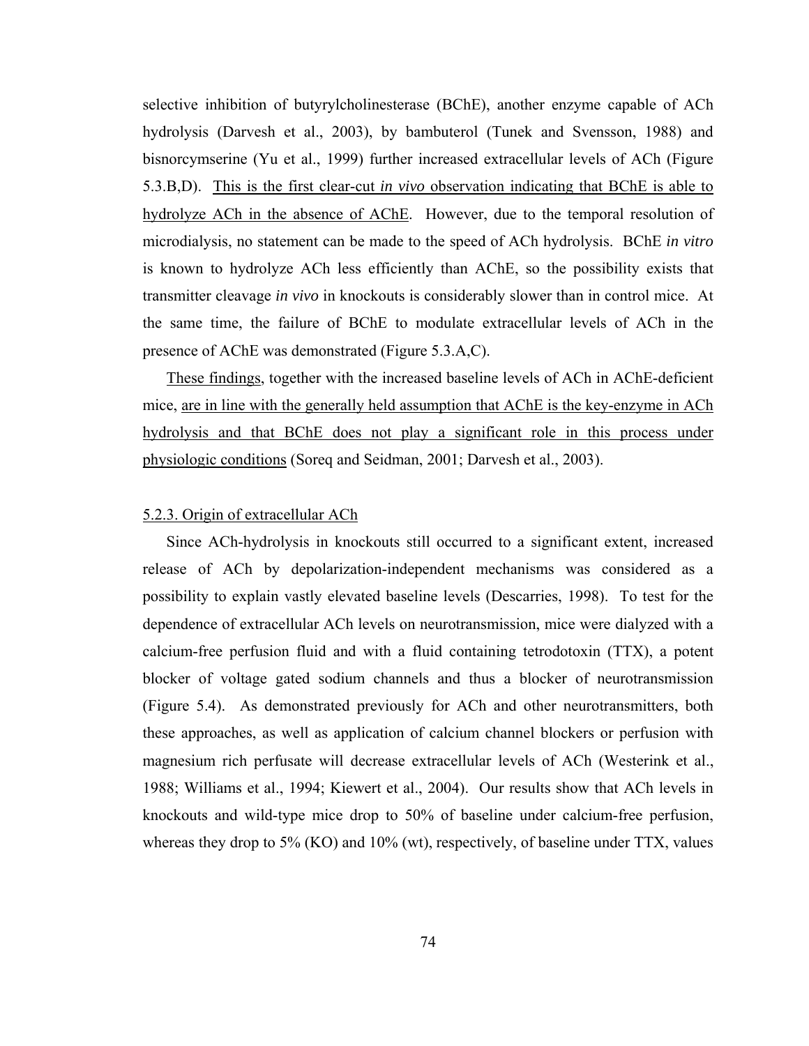selective inhibition of butyrylcholinesterase (BChE), another enzyme capable of ACh hydrolysis (Darvesh et al., 2003), by bambuterol (Tunek and Svensson, 1988) and bisnorcymserine (Yu et al., 1999) further increased extracellular levels of ACh (Figure 5.3.B,D). <u>This is the first clear-cut *in vivo* observation indicating that BChE is able to hydrolyze ACh in the absence of AChE</u>. However, due to the temporal resolution of microdialysis, no statement can be made to the speed of ACh hydrolysis. BChE *in vitro* is known to hydrolyze ACh less efficiently than AChE, so the possibility exists that transmitter cleavage *in vivo* in knockouts is considerably slower than in control mice. At the same time, the failure of BChE to modulate extracellular levels of ACh in the presence of AChE was demonstrated (Figure 5.3.A,C).

<u>These findings</u>, together with the increased baseline levels of ACh in AChE-deficient mice, <u>are in line with the generally held assumption that AChE is the key-enzyme in ACh hydrolysis and that BChE does not play a significant role in this process under physiologic conditions</u> (Soreq and Seidman, 2001; Darvesh et al., 2003).

### <u>5.2.3. Origin of extracellular ACh</u>

Since ACh-hydrolysis in knockouts still occurred to a significant extent, increased release of ACh by depolarization-independent mechanisms was considered as a possibility to explain vastly elevated baseline levels (Descarries, 1998). To test for the dependence of extracellular ACh levels on neurotransmission, mice were dialyzed with a calcium-free perfusion fluid and with a fluid containing tetrodotoxin (TTX), a potent blocker of voltage gated sodium channels and thus a blocker of neurotransmission (Figure 5.4). As demonstrated previously for ACh and other neurotransmitters, both these approaches, as well as application of calcium channel blockers or perfusion with magnesium rich perfusate will decrease extracellular levels of ACh (Westerink et al., 1988; Williams et al., 1994; Kiewert et al., 2004). Our results show that ACh levels in knockouts and wild-type mice drop to 50% of baseline under calcium-free perfusion, whereas they drop to 5% (KO) and 10% (wt), respectively, of baseline under TTX, values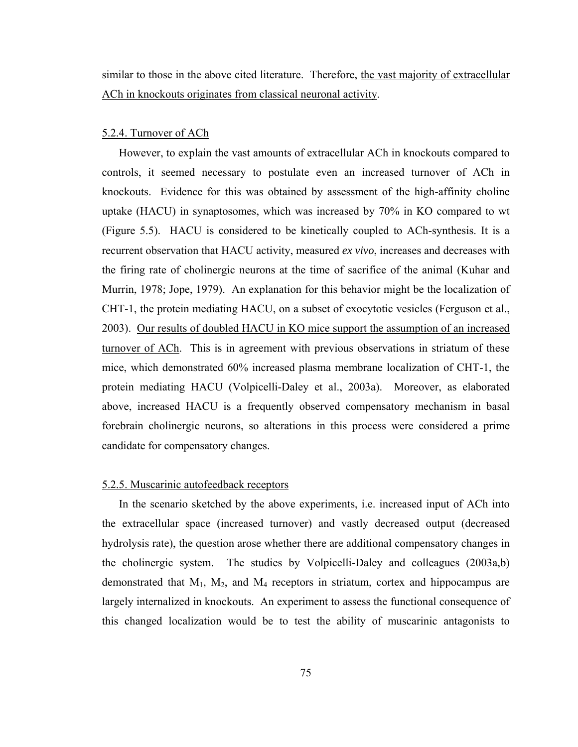similar to those in the above cited literature. Therefore, the vast majority of extracellular ACh in knockouts originates from classical neuronal activity.

### 5.2.4. Turnover of ACh

However, to explain the vast amounts of extracellular ACh in knockouts compared to controls, it seemed necessary to postulate even an increased turnover of ACh in knockouts. Evidence for this was obtained by assessment of the high-affinity choline uptake (HACU) in synaptosomes, which was increased by 70% in KO compared to wt (Figure 5.5). HACU is considered to be kinetically coupled to ACh-synthesis. It is a recurrent observation that HACU activity, measured *ex vivo*, increases and decreases with the firing rate of cholinergic neurons at the time of sacrifice of the animal (Kuhar and Murrin, 1978; Jope, 1979). An explanation for this behavior might be the localization of CHT-1, the protein mediating HACU, on a subset of exocytotic vesicles (Ferguson et al., 2003). Our results of doubled HACU in KO mice support the assumption of an increased turnover of ACh. This is in agreement with previous observations in striatum of these mice, which demonstrated 60% increased plasma membrane localization of CHT-1, the protein mediating HACU (Volpicelli-Daley et al., 2003a). Moreover, as elaborated above, increased HACU is a frequently observed compensatory mechanism in basal forebrain cholinergic neurons, so alterations in this process were considered a prime candidate for compensatory changes.

### 5.2.5. Muscarinic autofeedback receptors

In the scenario sketched by the above experiments, i.e. increased input of ACh into the extracellular space (increased turnover) and vastly decreased output (decreased hydrolysis rate), the question arose whether there are additional compensatory changes in the cholinergic system. The studies by Volpicelli-Daley and colleagues (2003a,b) demonstrated that $M_1$, $M_2$, and $M_4$ receptors in striatum, cortex and hippocampus are largely internalized in knockouts. An experiment to assess the functional consequence of this changed localization would be to test the ability of muscarinic antagonists to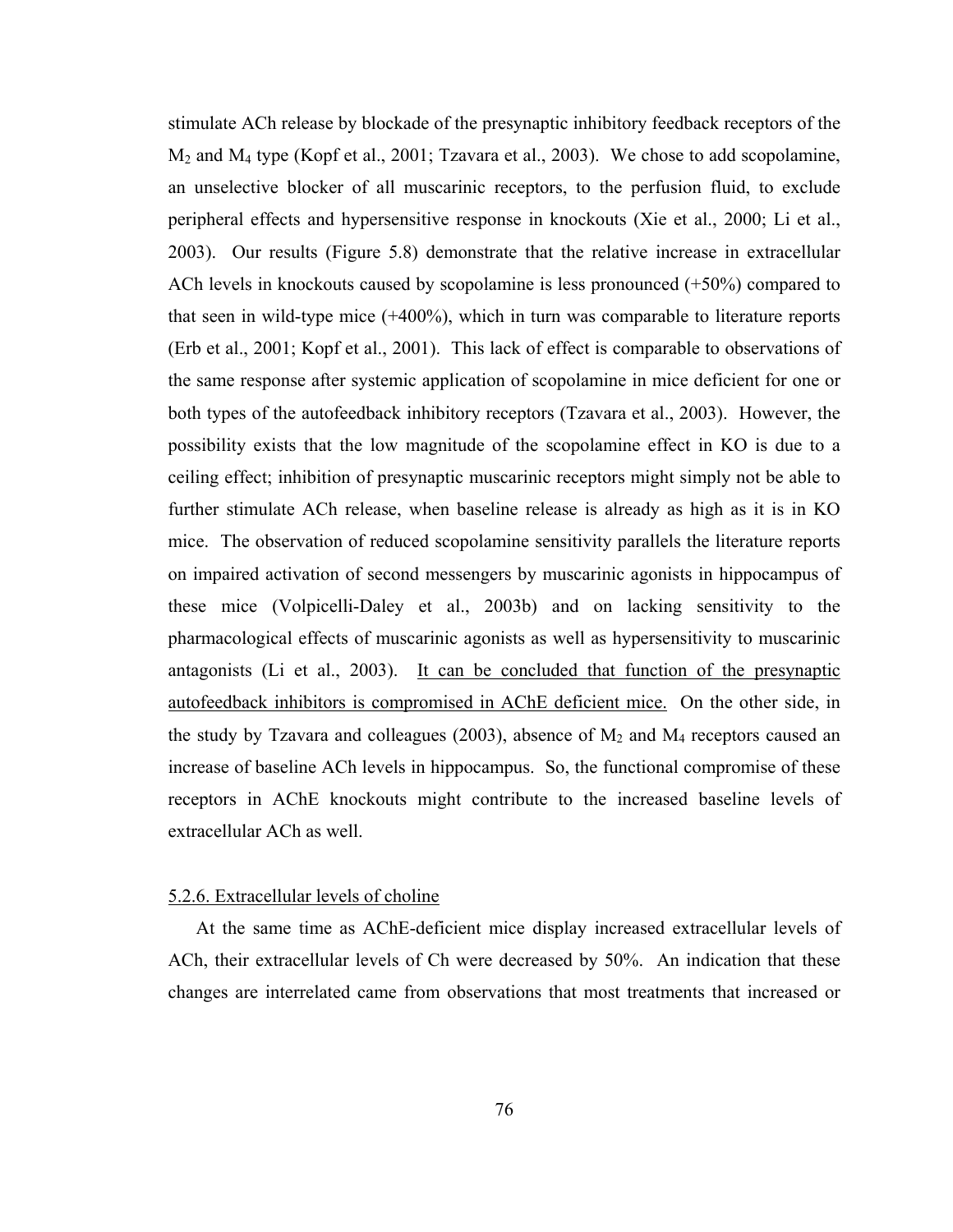stimulate ACh release by blockade of the presynaptic inhibitory feedback receptors of the $M_2$ and $M_4$ type (Kopf et al., 2001; Tzavara et al., 2003). We chose to add scopolamine, an unselective blocker of all muscarinic receptors, to the perfusion fluid, to exclude peripheral effects and hypersensitive response in knockouts (Xie et al., 2000; Li et al., 2003). Our results (Figure 5.8) demonstrate that the relative increase in extracellular ACh levels in knockouts caused by scopolamine is less pronounced (+50%) compared to that seen in wild-type mice (+400%), which in turn was comparable to literature reports (Erb et al., 2001; Kopf et al., 2001). This lack of effect is comparable to observations of the same response after systemic application of scopolamine in mice deficient for one or both types of the autofeedback inhibitory receptors (Tzavara et al., 2003). However, the possibility exists that the low magnitude of the scopolamine effect in KO is due to a ceiling effect; inhibition of presynaptic muscarinic receptors might simply not be able to further stimulate ACh release, when baseline release is already as high as it is in KO mice. The observation of reduced scopolamine sensitivity parallels the literature reports on impaired activation of second messengers by muscarinic agonists in hippocampus of these mice (Volpicelli-Daley et al., 2003b) and on lacking sensitivity to the pharmacological effects of muscarinic agonists as well as hypersensitivity to muscarinic antagonists (Li et al., 2003). <u>It can be concluded that function of the presynaptic autofeedback inhibitors is compromised in AChE deficient mice.</u> On the other side, in the study by Tzavara and colleagues (2003), absence of $M_2$ and $M_4$ receptors caused an increase of baseline ACh levels in hippocampus. So, the functional compromise of these receptors in AChE knockouts might contribute to the increased baseline levels of extracellular ACh as well.

### 5.2.6. Extracellular levels of choline

At the same time as AChE-deficient mice display increased extracellular levels of ACh, their extracellular levels of Ch were decreased by 50%. An indication that these changes are interrelated came from observations that most treatments that increased or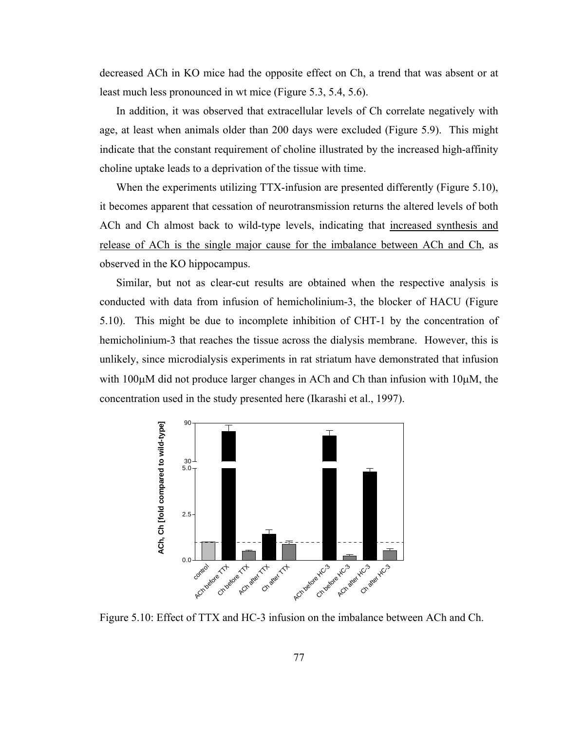decreased ACh in KO mice had the opposite effect on Ch, a trend that was absent or at least much less pronounced in wt mice (Figure 5.3, 5.4, 5.6).

In addition, it was observed that extracellular levels of Ch correlate negatively with age, at least when animals older than 200 days were excluded (Figure 5.9). This might indicate that the constant requirement of choline illustrated by the increased high-affinity choline uptake leads to a deprivation of the tissue with time.

When the experiments utilizing TTX-infusion are presented differently (Figure 5.10), it becomes apparent that cessation of neurotransmission returns the altered levels of both ACh and Ch almost back to wild-type levels, indicating that <u>increased synthesis and release of ACh is the single major cause for the imbalance between ACh and Ch</u>, as observed in the KO hippocampus.

Similar, but not as clear-cut results are obtained when the respective analysis is conducted with data from infusion of hemicholinium-3, the blocker of HACU (Figure 5.10). This might be due to incomplete inhibition of CHT-1 by the concentration of hemicholinium-3 that reaches the tissue across the dialysis membrane. However, this is unlikely, since microdialysis experiments in rat striatum have demonstrated that infusion with 100μM did not produce larger changes in ACh and Ch than infusion with 10μM, the concentration used in the study presented here (Ikarashi et al., 1997).

Figure 5.10: Effect of TTX and HC-3 infusion on the imbalance between ACh and Ch.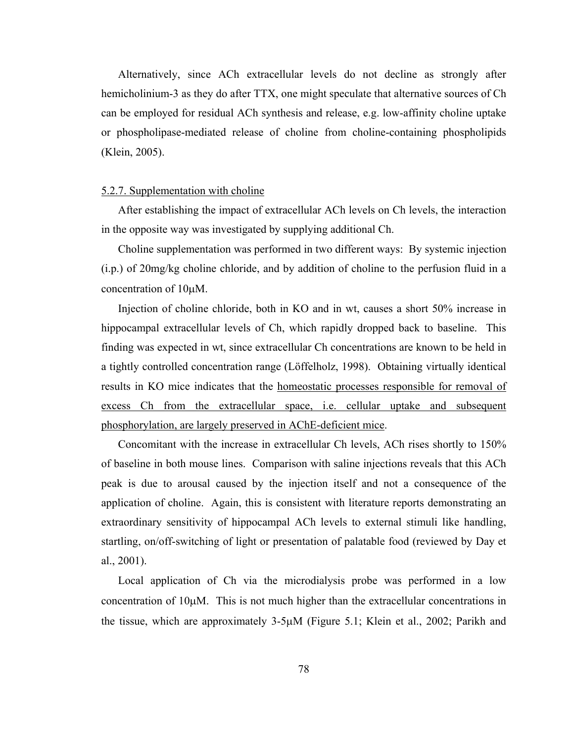Alternatively, since ACh extracellular levels do not decline as strongly after hemicholinium-3 as they do after TTX, one might speculate that alternative sources of Ch can be employed for residual ACh synthesis and release, e.g. low-affinity choline uptake or phospholipase-mediated release of choline from choline-containing phospholipids (Klein, 2005).

### 5.2.7. Supplementation with choline

After establishing the impact of extracellular ACh levels on Ch levels, the interaction in the opposite way was investigated by supplying additional Ch.

Choline supplementation was performed in two different ways: By systemic injection (i.p.) of 20mg/kg choline chloride, and by addition of choline to the perfusion fluid in a concentration of 10μM.

Injection of choline chloride, both in KO and in wt, causes a short 50% increase in hippocampal extracellular levels of Ch, which rapidly dropped back to baseline. This finding was expected in wt, since extracellular Ch concentrations are known to be held in a tightly controlled concentration range (Löffelholz, 1998). Obtaining virtually identical results in KO mice indicates that the <u>homeostatic processes responsible for removal of excess Ch from the extracellular space, i.e. cellular uptake and subsequent phosphorylation, are largely preserved in AChE-deficient mice</u>.

Concomitant with the increase in extracellular Ch levels, ACh rises shortly to 150% of baseline in both mouse lines. Comparison with saline injections reveals that this ACh peak is due to arousal caused by the injection itself and not a consequence of the application of choline. Again, this is consistent with literature reports demonstrating an extraordinary sensitivity of hippocampal ACh levels to external stimuli like handling, startling, on/off-switching of light or presentation of palatable food (reviewed by Day et al., 2001).

Local application of Ch via the microdialysis probe was performed in a low concentration of 10μM. This is not much higher than the extracellular concentrations in the tissue, which are approximately 3-5μM (Figure 5.1; Klein et al., 2002; Parikh and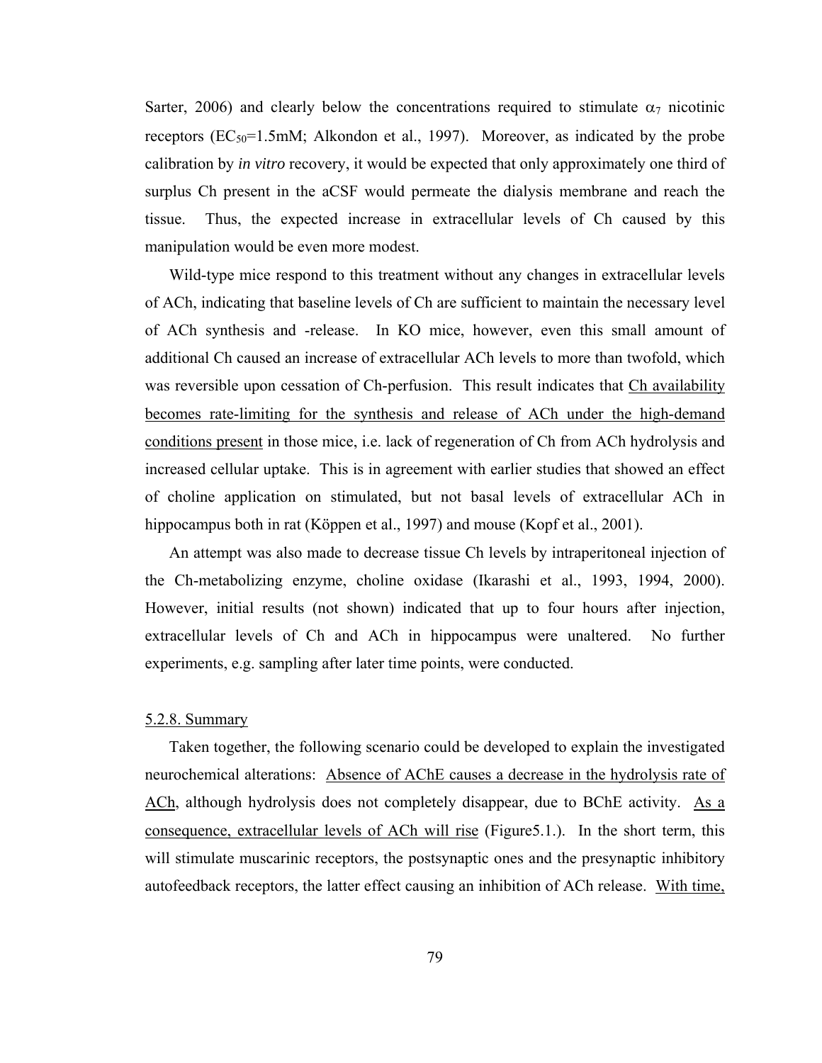Sarter, 2006) and clearly below the concentrations required to stimulate $\alpha_7$ nicotinic receptors ($EC_{50}$=1.5mM; Alkondon et al., 1997). Moreover, as indicated by the probe calibration by *in vitro* recovery, it would be expected that only approximately one third of surplus Ch present in the aCSF would permeate the dialysis membrane and reach the tissue. Thus, the expected increase in extracellular levels of Ch caused by this manipulation would be even more modest.

Wild-type mice respond to this treatment without any changes in extracellular levels of ACh, indicating that baseline levels of Ch are sufficient to maintain the necessary level of ACh synthesis and -release. In KO mice, however, even this small amount of additional Ch caused an increase of extracellular ACh levels to more than twofold, which was reversible upon cessation of Ch-perfusion. This result indicates that <u>Ch availability becomes rate-limiting for the synthesis and release of ACh under the high-demand conditions present</u> in those mice, i.e. lack of regeneration of Ch from ACh hydrolysis and increased cellular uptake. This is in agreement with earlier studies that showed an effect of choline application on stimulated, but not basal levels of extracellular ACh in hippocampus both in rat (Köppen et al., 1997) and mouse (Kopf et al., 2001).

An attempt was also made to decrease tissue Ch levels by intraperitoneal injection of the Ch-metabolizing enzyme, choline oxidase (Ikarashi et al., 1993, 1994, 2000). However, initial results (not shown) indicated that up to four hours after injection, extracellular levels of Ch and ACh in hippocampus were unaltered. No further experiments, e.g. sampling after later time points, were conducted.

<u>5.2.8. Summary</u>

Taken together, the following scenario could be developed to explain the investigated neurochemical alterations: <u>Absence of AChE causes a decrease in the hydrolysis rate of ACh</u>, although hydrolysis does not completely disappear, due to BChE activity. <u>As a consequence, extracellular levels of ACh will rise</u> (Figure5.1.). In the short term, this will stimulate muscarinic receptors, the postsynaptic ones and the presynaptic inhibitory autofeedback receptors, the latter effect causing an inhibition of ACh release. <u>With time,</u>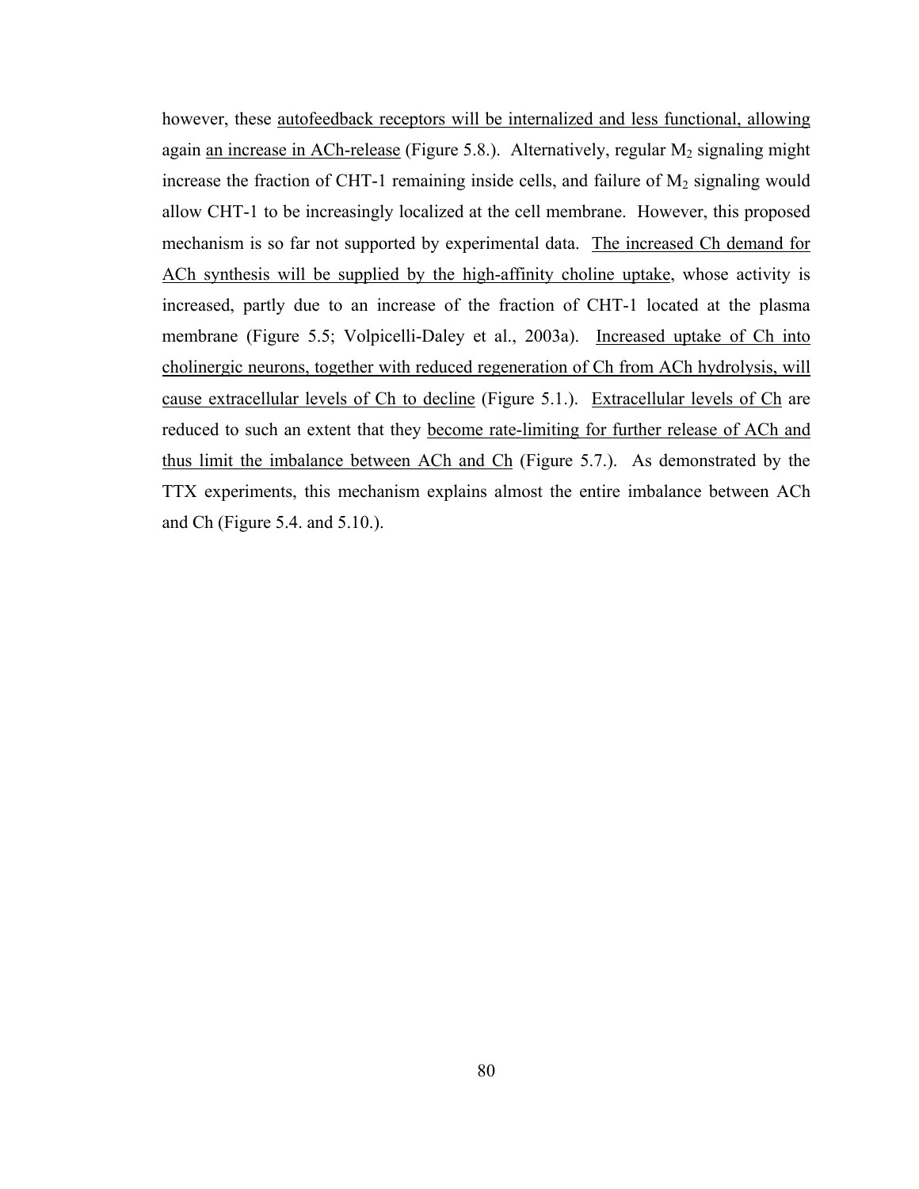however, these autofeedback receptors will be internalized and less functional, allowing again an increase in ACh-release (Figure 5.8.). Alternatively, regular $M_2$ signaling might increase the fraction of CHT-1 remaining inside cells, and failure of $M_2$ signaling would allow CHT-1 to be increasingly localized at the cell membrane. However, this proposed mechanism is so far not supported by experimental data. The increased Ch demand for ACh synthesis will be supplied by the high-affinity choline uptake, whose activity is increased, partly due to an increase of the fraction of CHT-1 located at the plasma membrane (Figure 5.5; Volpicelli-Daley et al., 2003a). Increased uptake of Ch into cholinergic neurons, together with reduced regeneration of Ch from ACh hydrolysis, will cause extracellular levels of Ch to decline (Figure 5.1.). Extracellular levels of Ch are reduced to such an extent that they become rate-limiting for further release of ACh and thus limit the imbalance between ACh and Ch (Figure 5.7.). As demonstrated by the TTX experiments, this mechanism explains almost the entire imbalance between ACh and Ch (Figure 5.4. and 5.10.).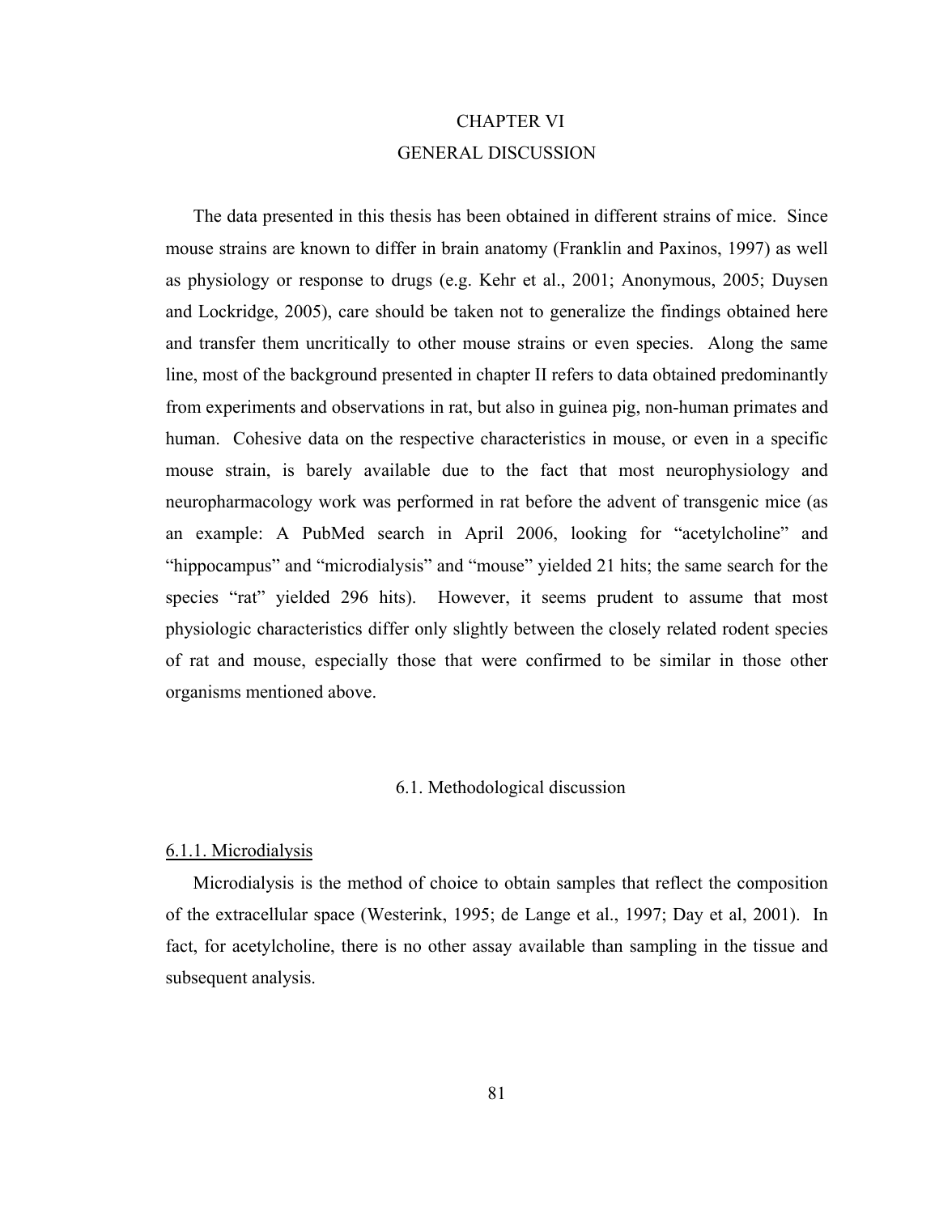# CHAPTER VI
# GENERAL DISCUSSION

The data presented in this thesis has been obtained in different strains of mice. Since mouse strains are known to differ in brain anatomy (Franklin and Paxinos, 1997) as well as physiology or response to drugs (e.g. Kehr et al., 2001; Anonymous, 2005; Duysen and Lockridge, 2005), care should be taken not to generalize the findings obtained here and transfer them uncritically to other mouse strains or even species. Along the same line, most of the background presented in chapter II refers to data obtained predominantly from experiments and observations in rat, but also in guinea pig, non-human primates and human. Cohesive data on the respective characteristics in mouse, or even in a specific mouse strain, is barely available due to the fact that most neurophysiology and neuropharmacology work was performed in rat before the advent of transgenic mice (as an example: A PubMed search in April 2006, looking for "acetylcholine" and "hippocampus" and "microdialysis" and "mouse" yielded 21 hits; the same search for the species "rat" yielded 296 hits). However, it seems prudent to assume that most physiologic characteristics differ only slightly between the closely related rodent species of rat and mouse, especially those that were confirmed to be similar in those other organisms mentioned above.

## 6.1. Methodological discussion

### 6.1.1. Microdialysis

Microdialysis is the method of choice to obtain samples that reflect the composition of the extracellular space (Westerink, 1995; de Lange et al., 1997; Day et al, 2001). In fact, for acetylcholine, there is no other assay available than sampling in the tissue and subsequent analysis.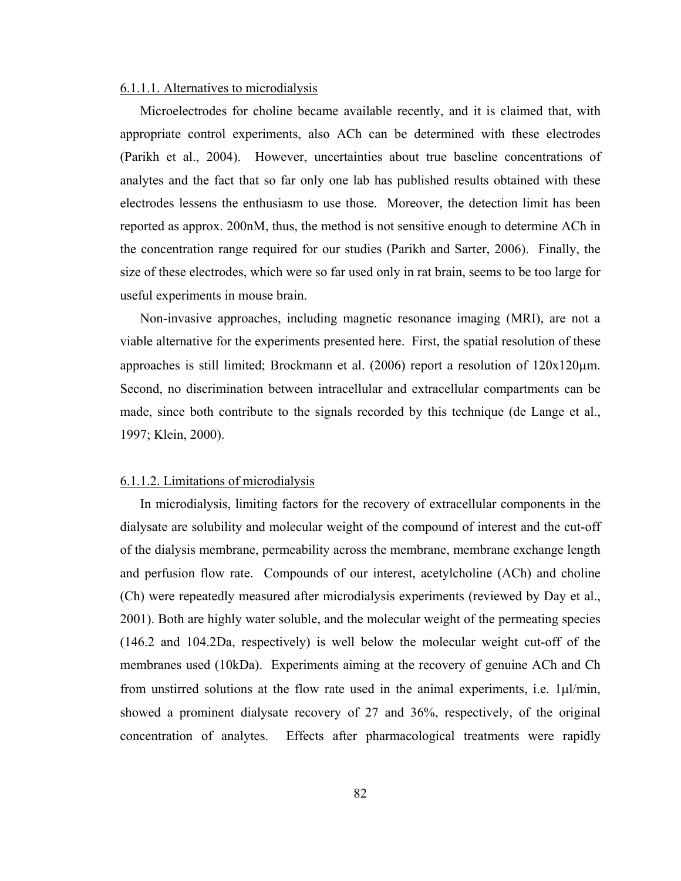#### 6.1.1.1. Alternatives to microdialysis

Microelectrodes for choline became available recently, and it is claimed that, with appropriate control experiments, also ACh can be determined with these electrodes (Parikh et al., 2004). However, uncertainties about true baseline concentrations of analytes and the fact that so far only one lab has published results obtained with these electrodes lessens the enthusiasm to use those. Moreover, the detection limit has been reported as approx. 200nM, thus, the method is not sensitive enough to determine ACh in the concentration range required for our studies (Parikh and Sarter, 2006). Finally, the size of these electrodes, which were so far used only in rat brain, seems to be too large for useful experiments in mouse brain.

Non-invasive approaches, including magnetic resonance imaging (MRI), are not a viable alternative for the experiments presented here. First, the spatial resolution of these approaches is still limited; Brockmann et al. (2006) report a resolution of 120x120μm. Second, no discrimination between intracellular and extracellular compartments can be made, since both contribute to the signals recorded by this technique (de Lange et al., 1997; Klein, 2000).

#### 6.1.1.2. Limitations of microdialysis

In microdialysis, limiting factors for the recovery of extracellular components in the dialysate are solubility and molecular weight of the compound of interest and the cut-off of the dialysis membrane, permeability across the membrane, membrane exchange length and perfusion flow rate. Compounds of our interest, acetylcholine (ACh) and choline (Ch) were repeatedly measured after microdialysis experiments (reviewed by Day et al., 2001). Both are highly water soluble, and the molecular weight of the permeating species (146.2 and 104.2Da, respectively) is well below the molecular weight cut-off of the membranes used (10kDa). Experiments aiming at the recovery of genuine ACh and Ch from unstirred solutions at the flow rate used in the animal experiments, i.e. 1μl/min, showed a prominent dialysate recovery of 27 and 36%, respectively, of the original concentration of analytes. Effects after pharmacological treatments were rapidly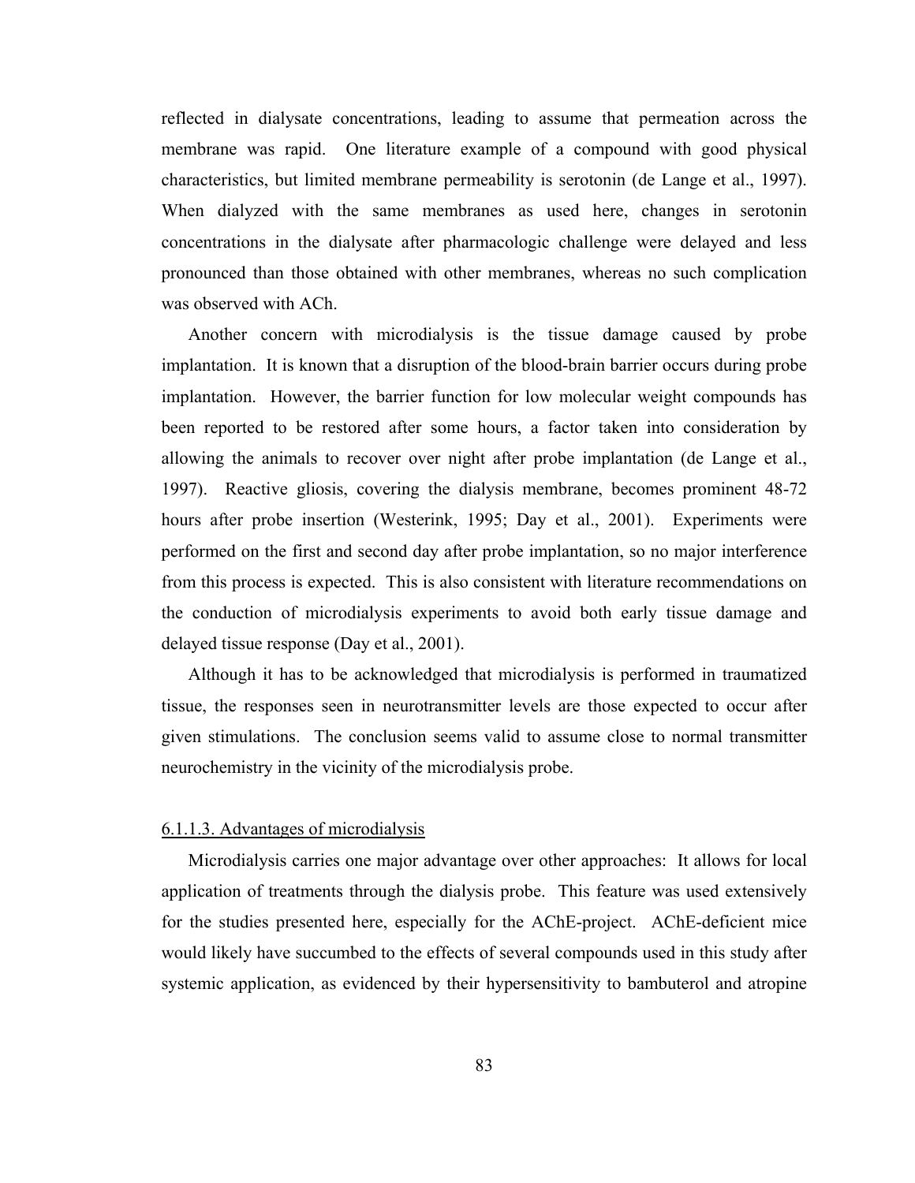reflected in dialysate concentrations, leading to assume that permeation across the membrane was rapid. One literature example of a compound with good physical characteristics, but limited membrane permeability is serotonin (de Lange et al., 1997). When dialyzed with the same membranes as used here, changes in serotonin concentrations in the dialysate after pharmacologic challenge were delayed and less pronounced than those obtained with other membranes, whereas no such complication was observed with ACh.

Another concern with microdialysis is the tissue damage caused by probe implantation. It is known that a disruption of the blood-brain barrier occurs during probe implantation. However, the barrier function for low molecular weight compounds has been reported to be restored after some hours, a factor taken into consideration by allowing the animals to recover over night after probe implantation (de Lange et al., 1997). Reactive gliosis, covering the dialysis membrane, becomes prominent 48-72 hours after probe insertion (Westerink, 1995; Day et al., 2001). Experiments were performed on the first and second day after probe implantation, so no major interference from this process is expected. This is also consistent with literature recommendations on the conduction of microdialysis experiments to avoid both early tissue damage and delayed tissue response (Day et al., 2001).

Although it has to be acknowledged that microdialysis is performed in traumatized tissue, the responses seen in neurotransmitter levels are those expected to occur after given stimulations. The conclusion seems valid to assume close to normal transmitter neurochemistry in the vicinity of the microdialysis probe.

#### 6.1.1.3. Advantages of microdialysis

Microdialysis carries one major advantage over other approaches: It allows for local application of treatments through the dialysis probe. This feature was used extensively for the studies presented here, especially for the AChE-project. AChE-deficient mice would likely have succumbed to the effects of several compounds used in this study after systemic application, as evidenced by their hypersensitivity to bambuterol and atropine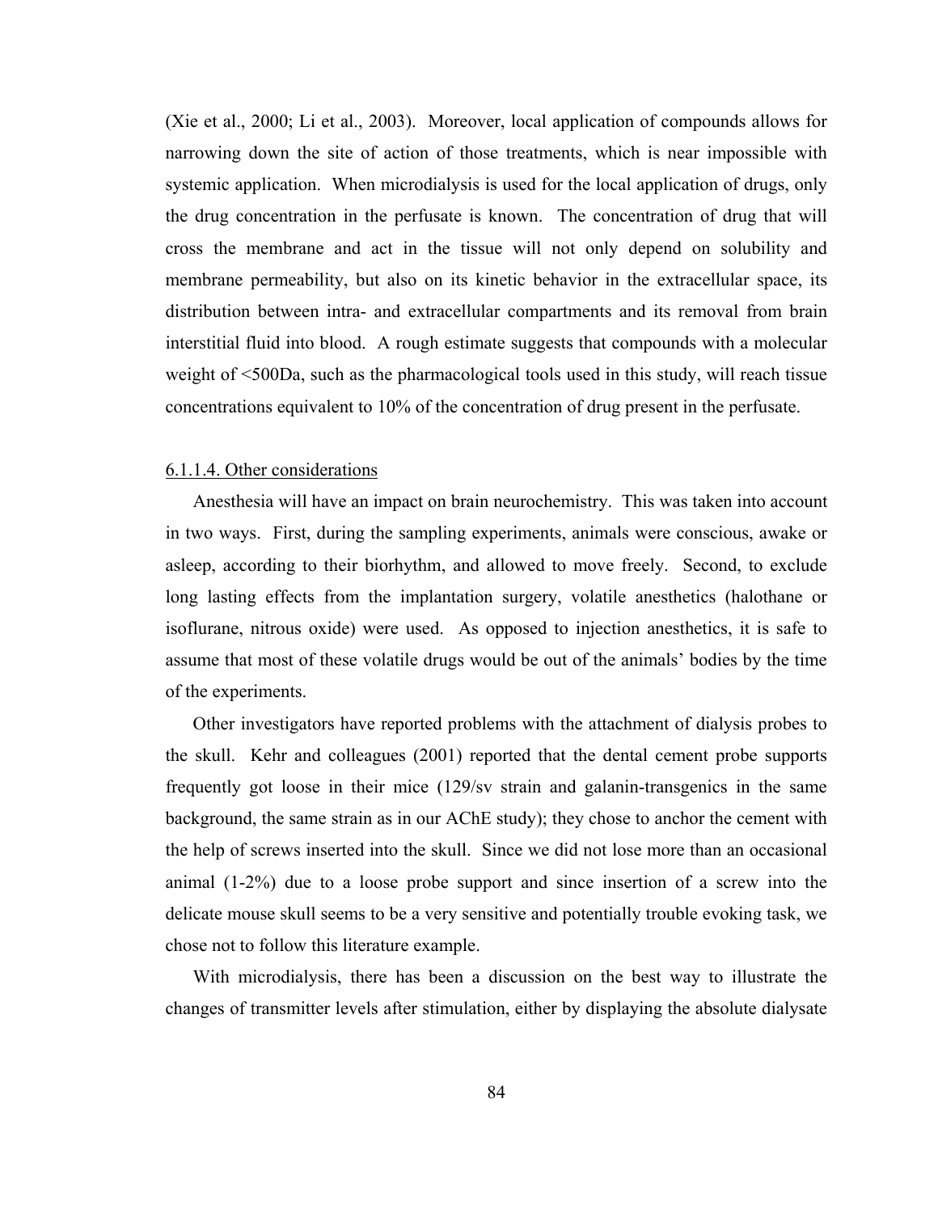(Xie et al., 2000; Li et al., 2003). Moreover, local application of compounds allows for narrowing down the site of action of those treatments, which is near impossible with systemic application. When microdialysis is used for the local application of drugs, only the drug concentration in the perfusate is known. The concentration of drug that will cross the membrane and act in the tissue will not only depend on solubility and membrane permeability, but also on its kinetic behavior in the extracellular space, its distribution between intra- and extracellular compartments and its removal from brain interstitial fluid into blood. A rough estimate suggests that compounds with a molecular weight of <500Da, such as the pharmacological tools used in this study, will reach tissue concentrations equivalent to 10% of the concentration of drug present in the perfusate.

#### 6.1.1.4. Other considerations

Anesthesia will have an impact on brain neurochemistry. This was taken into account in two ways. First, during the sampling experiments, animals were conscious, awake or asleep, according to their biorhythm, and allowed to move freely. Second, to exclude long lasting effects from the implantation surgery, volatile anesthetics (halothane or isoflurane, nitrous oxide) were used. As opposed to injection anesthetics, it is safe to assume that most of these volatile drugs would be out of the animals' bodies by the time of the experiments.

Other investigators have reported problems with the attachment of dialysis probes to the skull. Kehr and colleagues (2001) reported that the dental cement probe supports frequently got loose in their mice (129/sv strain and galanin-transgenics in the same background, the same strain as in our AChE study); they chose to anchor the cement with the help of screws inserted into the skull. Since we did not lose more than an occasional animal (1-2%) due to a loose probe support and since insertion of a screw into the delicate mouse skull seems to be a very sensitive and potentially trouble evoking task, we chose not to follow this literature example.

With microdialysis, there has been a discussion on the best way to illustrate the changes of transmitter levels after stimulation, either by displaying the absolute dialysate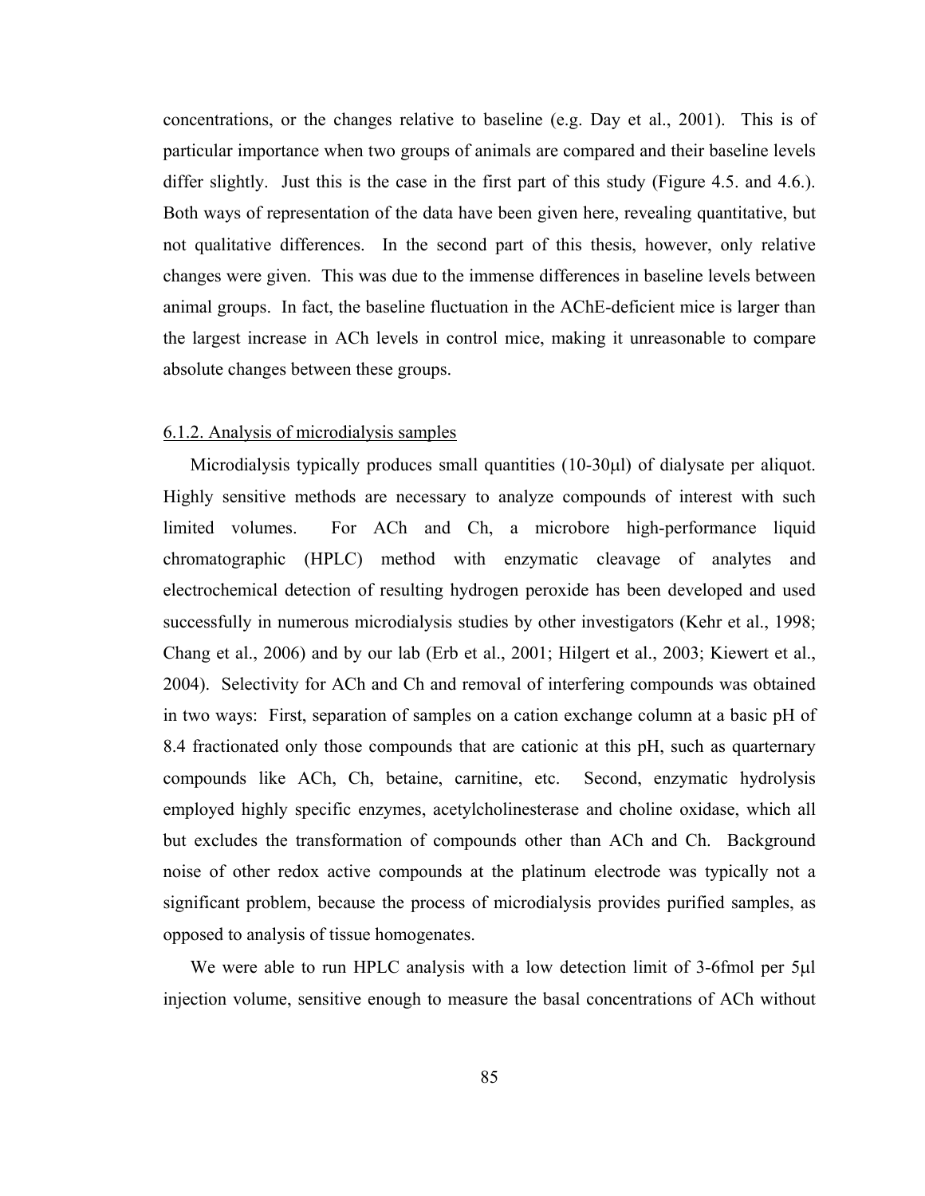concentrations, or the changes relative to baseline (e.g. Day et al., 2001). This is of particular importance when two groups of animals are compared and their baseline levels differ slightly. Just this is the case in the first part of this study (Figure 4.5. and 4.6.). Both ways of representation of the data have been given here, revealing quantitative, but not qualitative differences. In the second part of this thesis, however, only relative changes were given. This was due to the immense differences in baseline levels between animal groups. In fact, the baseline fluctuation in the AChE-deficient mice is larger than the largest increase in ACh levels in control mice, making it unreasonable to compare absolute changes between these groups.

### 6.1.2. Analysis of microdialysis samples

Microdialysis typically produces small quantities (10-30μl) of dialysate per aliquot. Highly sensitive methods are necessary to analyze compounds of interest with such limited volumes. For ACh and Ch, a microbore high-performance liquid chromatographic (HPLC) method with enzymatic cleavage of analytes and electrochemical detection of resulting hydrogen peroxide has been developed and used successfully in numerous microdialysis studies by other investigators (Kehr et al., 1998; Chang et al., 2006) and by our lab (Erb et al., 2001; Hilgert et al., 2003; Kiewert et al., 2004). Selectivity for ACh and Ch and removal of interfering compounds was obtained in two ways: First, separation of samples on a cation exchange column at a basic pH of 8.4 fractionated only those compounds that are cationic at this pH, such as quarternary compounds like ACh, Ch, betaine, carnitine, etc. Second, enzymatic hydrolysis employed highly specific enzymes, acetylcholinesterase and choline oxidase, which all but excludes the transformation of compounds other than ACh and Ch. Background noise of other redox active compounds at the platinum electrode was typically not a significant problem, because the process of microdialysis provides purified samples, as opposed to analysis of tissue homogenates.

We were able to run HPLC analysis with a low detection limit of 3-6fmol per 5μl injection volume, sensitive enough to measure the basal concentrations of ACh without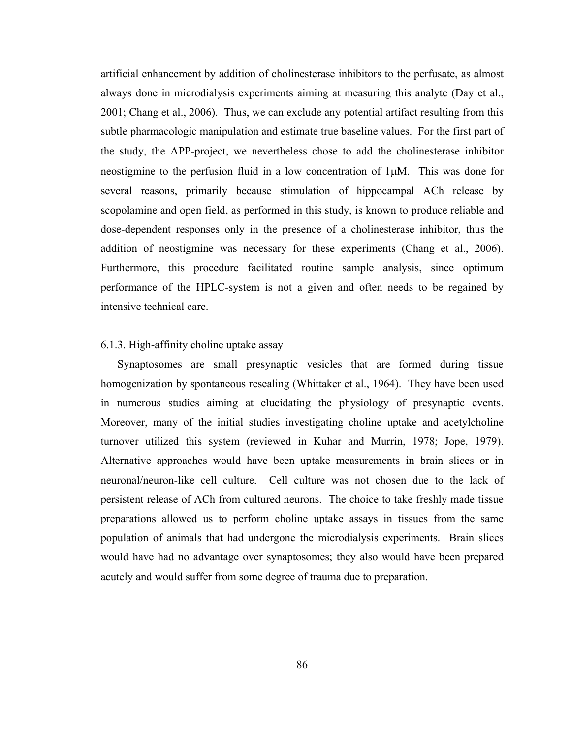artificial enhancement by addition of cholinesterase inhibitors to the perfusate, as almost always done in microdialysis experiments aiming at measuring this analyte (Day et al., 2001; Chang et al., 2006). Thus, we can exclude any potential artifact resulting from this subtle pharmacologic manipulation and estimate true baseline values. For the first part of the study, the APP-project, we nevertheless chose to add the cholinesterase inhibitor neostigmine to the perfusion fluid in a low concentration of 1μM. This was done for several reasons, primarily because stimulation of hippocampal ACh release by scopolamine and open field, as performed in this study, is known to produce reliable and dose-dependent responses only in the presence of a cholinesterase inhibitor, thus the addition of neostigmine was necessary for these experiments (Chang et al., 2006). Furthermore, this procedure facilitated routine sample analysis, since optimum performance of the HPLC-system is not a given and often needs to be regained by intensive technical care.

### 6.1.3. High-affinity choline uptake assay

Synaptosomes are small presynaptic vesicles that are formed during tissue homogenization by spontaneous resealing (Whittaker et al., 1964). They have been used in numerous studies aiming at elucidating the physiology of presynaptic events. Moreover, many of the initial studies investigating choline uptake and acetylcholine turnover utilized this system (reviewed in Kuhar and Murrin, 1978; Jope, 1979). Alternative approaches would have been uptake measurements in brain slices or in neuronal/neuron-like cell culture. Cell culture was not chosen due to the lack of persistent release of ACh from cultured neurons. The choice to take freshly made tissue preparations allowed us to perform choline uptake assays in tissues from the same population of animals that had undergone the microdialysis experiments. Brain slices would have had no advantage over synaptosomes; they also would have been prepared acutely and would suffer from some degree of trauma due to preparation.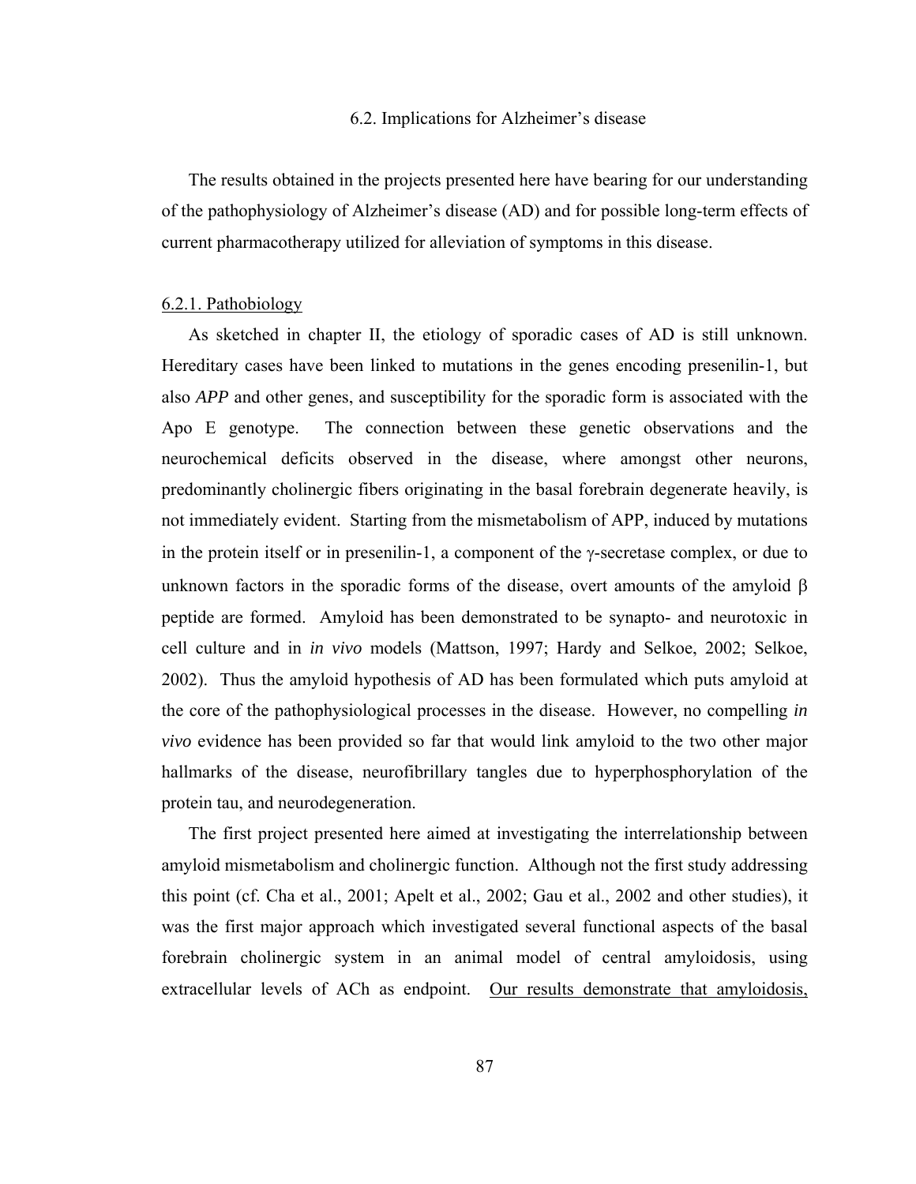## 6.2. Implications for Alzheimer's disease

The results obtained in the projects presented here have bearing for our understanding of the pathophysiology of Alzheimer's disease (AD) and for possible long-term effects of current pharmacotherapy utilized for alleviation of symptoms in this disease.

### 6.2.1. Pathobiology

As sketched in chapter II, the etiology of sporadic cases of AD is still unknown. Hereditary cases have been linked to mutations in the genes encoding presenilin-1, but also *APP* and other genes, and susceptibility for the sporadic form is associated with the Apo E genotype. The connection between these genetic observations and the neurochemical deficits observed in the disease, where amongst other neurons, predominantly cholinergic fibers originating in the basal forebrain degenerate heavily, is not immediately evident. Starting from the mismetabolism of APP, induced by mutations in the protein itself or in presenilin-1, a component of the γ-secretase complex, or due to unknown factors in the sporadic forms of the disease, overt amounts of the amyloid β peptide are formed. Amyloid has been demonstrated to be synapto- and neurotoxic in cell culture and in *in vivo* models (Mattson, 1997; Hardy and Selkoe, 2002; Selkoe, 2002). Thus the amyloid hypothesis of AD has been formulated which puts amyloid at the core of the pathophysiological processes in the disease. However, no compelling *in vivo* evidence has been provided so far that would link amyloid to the two other major hallmarks of the disease, neurofibrillary tangles due to hyperphosphorylation of the protein tau, and neurodegeneration.

The first project presented here aimed at investigating the interrelationship between amyloid mismetabolism and cholinergic function. Although not the first study addressing this point (cf. Cha et al., 2001; Apelt et al., 2002; Gau et al., 2002 and other studies), it was the first major approach which investigated several functional aspects of the basal forebrain cholinergic system in an animal model of central amyloidosis, using extracellular levels of ACh as endpoint. <u>Our results demonstrate that amyloidosis,</u>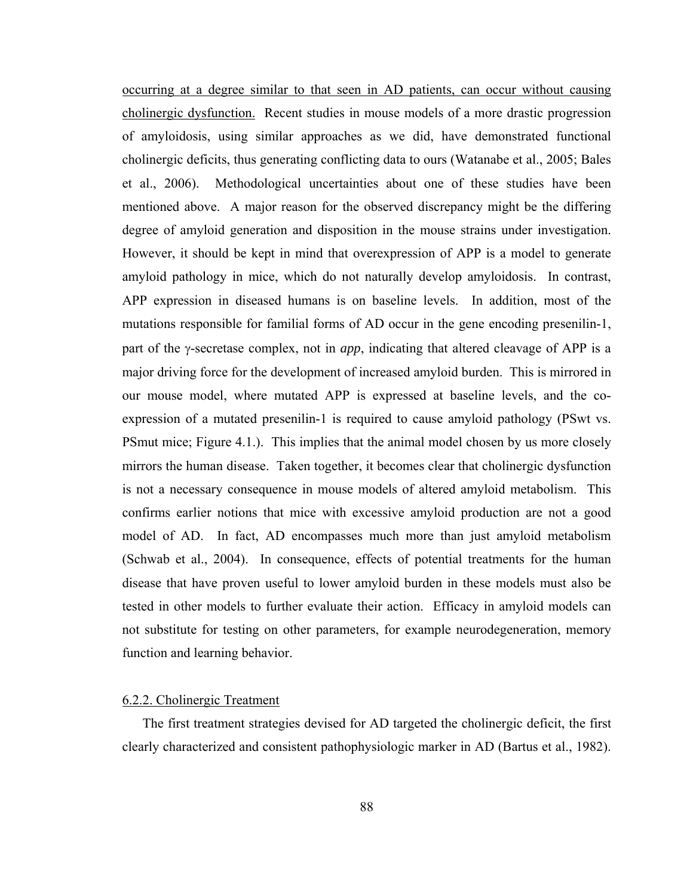occurring at a degree similar to that seen in AD patients, can occur without causing cholinergic dysfunction. Recent studies in mouse models of a more drastic progression of amyloidosis, using similar approaches as we did, have demonstrated functional cholinergic deficits, thus generating conflicting data to ours (Watanabe et al., 2005; Bales et al., 2006). Methodological uncertainties about one of these studies have been mentioned above. A major reason for the observed discrepancy might be the differing degree of amyloid generation and disposition in the mouse strains under investigation. However, it should be kept in mind that overexpression of APP is a model to generate amyloid pathology in mice, which do not naturally develop amyloidosis. In contrast, APP expression in diseased humans is on baseline levels. In addition, most of the mutations responsible for familial forms of AD occur in the gene encoding presenilin-1, part of the γ-secretase complex, not in *app*, indicating that altered cleavage of APP is a major driving force for the development of increased amyloid burden. This is mirrored in our mouse model, where mutated APP is expressed at baseline levels, and the co-expression of a mutated presenilin-1 is required to cause amyloid pathology (PSwt vs. PSmut mice; Figure 4.1.). This implies that the animal model chosen by us more closely mirrors the human disease. Taken together, it becomes clear that cholinergic dysfunction is not a necessary consequence in mouse models of altered amyloid metabolism. This confirms earlier notions that mice with excessive amyloid production are not a good model of AD. In fact, AD encompasses much more than just amyloid metabolism (Schwab et al., 2004). In consequence, effects of potential treatments for the human disease that have proven useful to lower amyloid burden in these models must also be tested in other models to further evaluate their action. Efficacy in amyloid models can not substitute for testing on other parameters, for example neurodegeneration, memory function and learning behavior.

### 6.2.2. Cholinergic Treatment

The first treatment strategies devised for AD targeted the cholinergic deficit, the first clearly characterized and consistent pathophysiologic marker in AD (Bartus et al., 1982).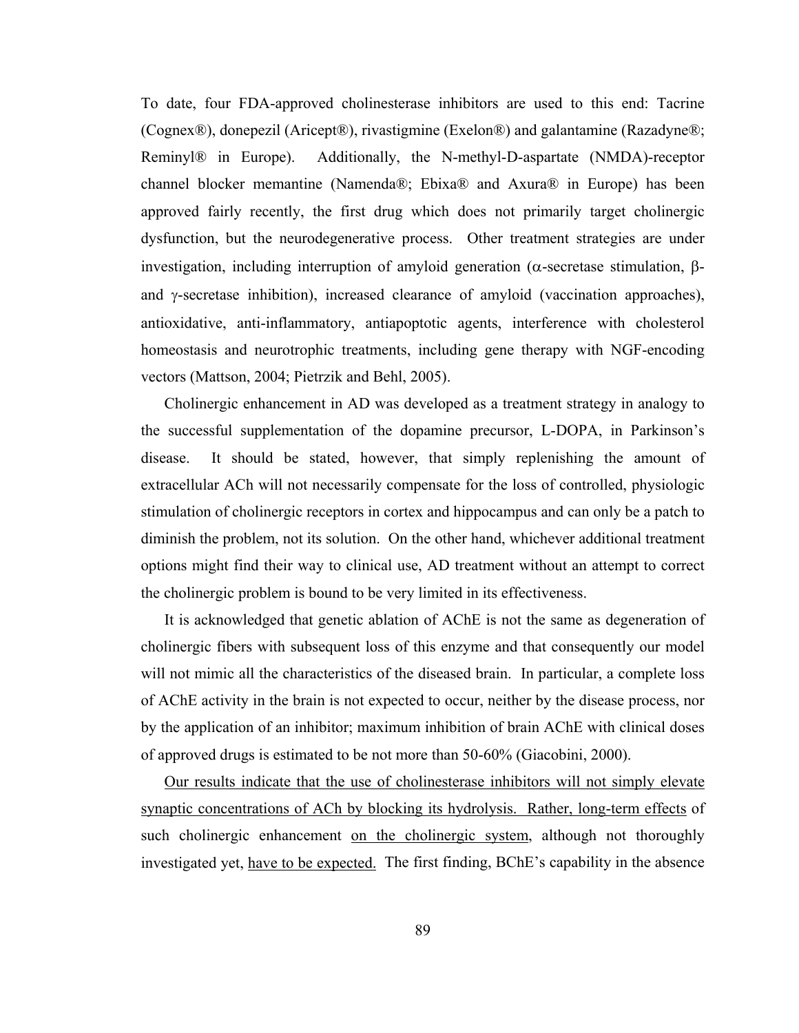To date, four FDA-approved cholinesterase inhibitors are used to this end: Tacrine (Cognex®), donepezil (Aricept®), rivastigmine (Exelon®) and galantamine (Razadyne®; Reminyl® in Europe). Additionally, the N-methyl-D-aspartate (NMDA)-receptor channel blocker memantine (Namenda®; Ebixa® and Axura® in Europe) has been approved fairly recently, the first drug which does not primarily target cholinergic dysfunction, but the neurodegenerative process. Other treatment strategies are under investigation, including interruption of amyloid generation ($\alpha$-secretase stimulation, $\beta$- and $\gamma$-secretase inhibition), increased clearance of amyloid (vaccination approaches), antioxidative, anti-inflammatory, antiapoptotic agents, interference with cholesterol homeostasis and neurotrophic treatments, including gene therapy with NGF-encoding vectors (Mattson, 2004; Pietrzik and Behl, 2005).

Cholinergic enhancement in AD was developed as a treatment strategy in analogy to the successful supplementation of the dopamine precursor, L-DOPA, in Parkinson's disease. It should be stated, however, that simply replenishing the amount of extracellular ACh will not necessarily compensate for the loss of controlled, physiologic stimulation of cholinergic receptors in cortex and hippocampus and can only be a patch to diminish the problem, not its solution. On the other hand, whichever additional treatment options might find their way to clinical use, AD treatment without an attempt to correct the cholinergic problem is bound to be very limited in its effectiveness.

It is acknowledged that genetic ablation of AChE is not the same as degeneration of cholinergic fibers with subsequent loss of this enzyme and that consequently our model will not mimic all the characteristics of the diseased brain. In particular, a complete loss of AChE activity in the brain is not expected to occur, neither by the disease process, nor by the application of an inhibitor; maximum inhibition of brain AChE with clinical doses of approved drugs is estimated to be not more than 50-60% (Giacobini, 2000).

<u>Our results indicate that the use of cholinesterase inhibitors will not simply elevate synaptic concentrations of ACh by blocking its hydrolysis. Rather, long-term effects</u> of such cholinergic enhancement <u>on the cholinergic system</u>, although not thoroughly investigated yet, <u>have to be expected.</u> The first finding, BChE's capability in the absence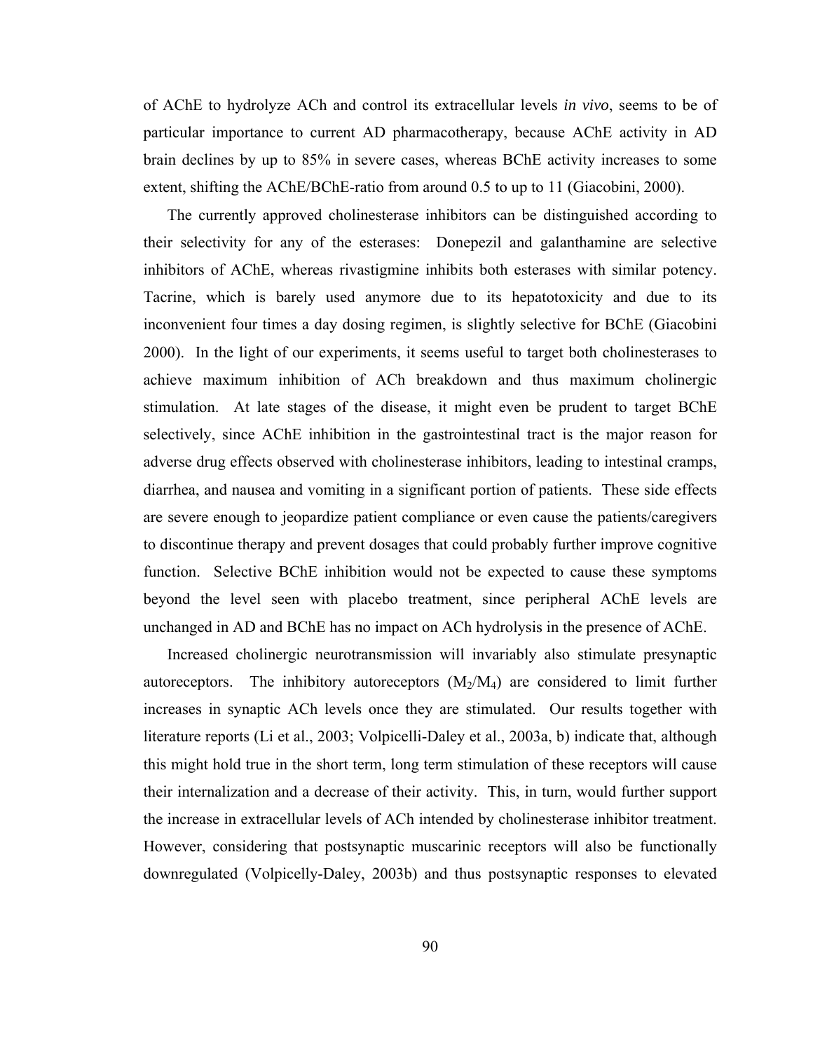of AChE to hydrolyze ACh and control its extracellular levels *in vivo*, seems to be of particular importance to current AD pharmacotherapy, because AChE activity in AD brain declines by up to 85% in severe cases, whereas BChE activity increases to some extent, shifting the AChE/BChE-ratio from around 0.5 to up to 11 (Giacobini, 2000).

The currently approved cholinesterase inhibitors can be distinguished according to their selectivity for any of the esterases: Donepezil and galanthamine are selective inhibitors of AChE, whereas rivastigmine inhibits both esterases with similar potency. Tacrine, which is barely used anymore due to its hepatotoxicity and due to its inconvenient four times a day dosing regimen, is slightly selective for BChE (Giacobini 2000). In the light of our experiments, it seems useful to target both cholinesterases to achieve maximum inhibition of ACh breakdown and thus maximum cholinergic stimulation. At late stages of the disease, it might even be prudent to target BChE selectively, since AChE inhibition in the gastrointestinal tract is the major reason for adverse drug effects observed with cholinesterase inhibitors, leading to intestinal cramps, diarrhea, and nausea and vomiting in a significant portion of patients. These side effects are severe enough to jeopardize patient compliance or even cause the patients/caregivers to discontinue therapy and prevent dosages that could probably further improve cognitive function. Selective BChE inhibition would not be expected to cause these symptoms beyond the level seen with placebo treatment, since peripheral AChE levels are unchanged in AD and BChE has no impact on ACh hydrolysis in the presence of AChE.

Increased cholinergic neurotransmission will invariably also stimulate presynaptic autoreceptors. The inhibitory autoreceptors ($M_2$/$M_4$) are considered to limit further increases in synaptic ACh levels once they are stimulated. Our results together with literature reports (Li et al., 2003; Volpicelli-Daley et al., 2003a, b) indicate that, although this might hold true in the short term, long term stimulation of these receptors will cause their internalization and a decrease of their activity. This, in turn, would further support the increase in extracellular levels of ACh intended by cholinesterase inhibitor treatment. However, considering that postsynaptic muscarinic receptors will also be functionally downregulated (Volpicelly-Daley, 2003b) and thus postsynaptic responses to elevated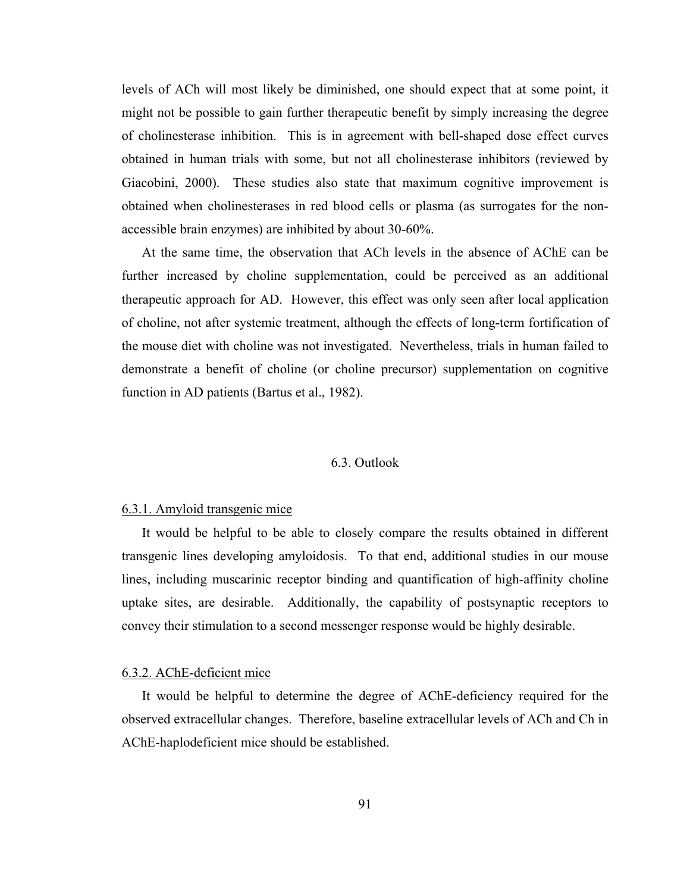levels of ACh will most likely be diminished, one should expect that at some point, it might not be possible to gain further therapeutic benefit by simply increasing the degree of cholinesterase inhibition. This is in agreement with bell-shaped dose effect curves obtained in human trials with some, but not all cholinesterase inhibitors (reviewed by Giacobini, 2000). These studies also state that maximum cognitive improvement is obtained when cholinesterases in red blood cells or plasma (as surrogates for the non-accessible brain enzymes) are inhibited by about 30-60%.

At the same time, the observation that ACh levels in the absence of AChE can be further increased by choline supplementation, could be perceived as an additional therapeutic approach for AD. However, this effect was only seen after local application of choline, not after systemic treatment, although the effects of long-term fortification of the mouse diet with choline was not investigated. Nevertheless, trials in human failed to demonstrate a benefit of choline (or choline precursor) supplementation on cognitive function in AD patients (Bartus et al., 1982).

## 6.3. Outlook

### 6.3.1. Amyloid transgenic mice

It would be helpful to be able to closely compare the results obtained in different transgenic lines developing amyloidosis. To that end, additional studies in our mouse lines, including muscarinic receptor binding and quantification of high-affinity choline uptake sites, are desirable. Additionally, the capability of postsynaptic receptors to convey their stimulation to a second messenger response would be highly desirable.

### 6.3.2. AChE-deficient mice

It would be helpful to determine the degree of AChE-deficiency required for the observed extracellular changes. Therefore, baseline extracellular levels of ACh and Ch in AChE-haplodeficient mice should be established.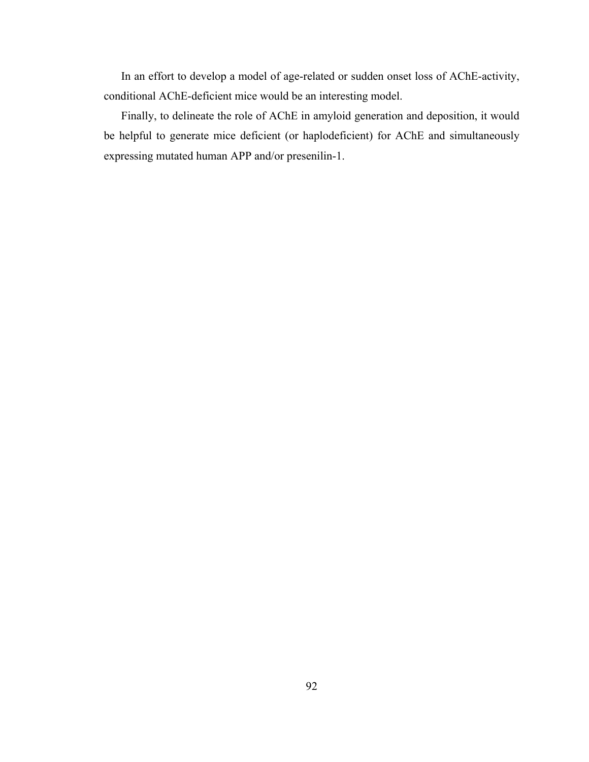In an effort to develop a model of age-related or sudden onset loss of AChE-activity, conditional AChE-deficient mice would be an interesting model.

Finally, to delineate the role of AChE in amyloid generation and deposition, it would be helpful to generate mice deficient (or haplodeficient) for AChE and simultaneously expressing mutated human APP and/or presenilin-1.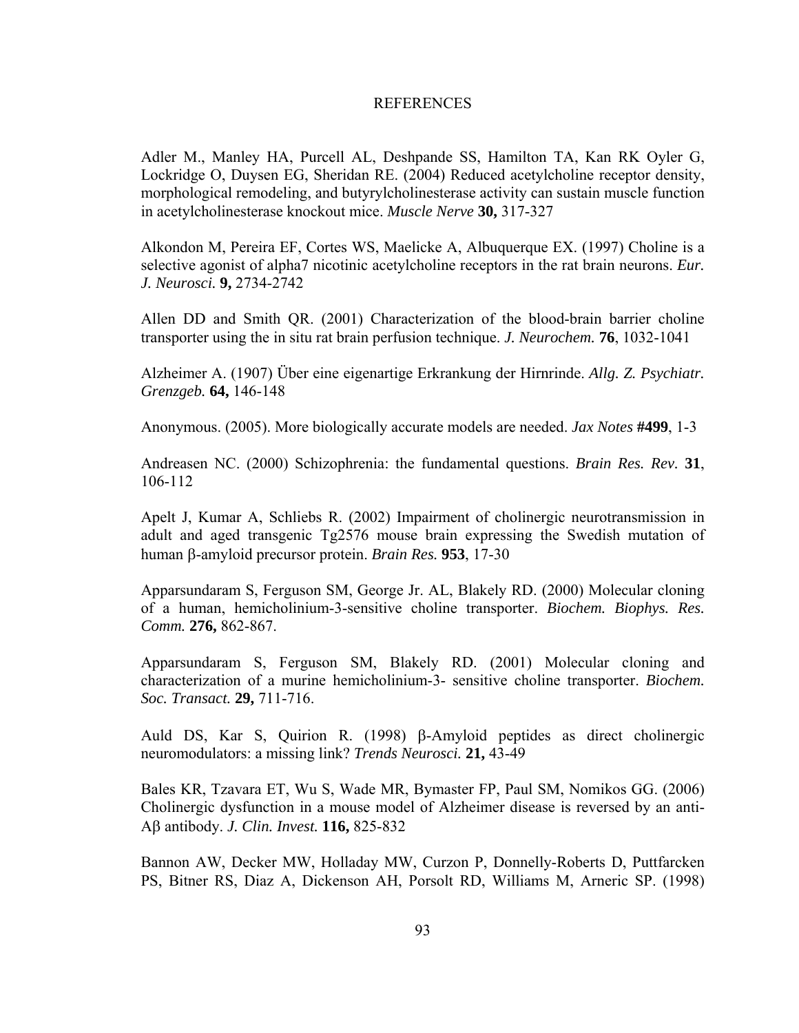# REFERENCES

Adler M., Manley HA, Purcell AL, Deshpande SS, Hamilton TA, Kan RK Oyler G, Lockridge O, Duysen EG, Sheridan RE. (2004) Reduced acetylcholine receptor density, morphological remodeling, and butyrylcholinesterase activity can sustain muscle function in acetylcholinesterase knockout mice. *Muscle Nerve* **30,** 317-327

Alkondon M, Pereira EF, Cortes WS, Maelicke A, Albuquerque EX. (1997) Choline is a selective agonist of alpha7 nicotinic acetylcholine receptors in the rat brain neurons. *Eur. J. Neurosci.* **9,** 2734-2742

Allen DD and Smith QR. (2001) Characterization of the blood-brain barrier choline transporter using the in situ rat brain perfusion technique. *J. Neurochem.* **76**, 1032-1041

Alzheimer A. (1907) Über eine eigenartige Erkrankung der Hirnrinde. *Allg. Z. Psychiatr. Grenzgeb.* **64,** 146-148

Anonymous. (2005). More biologically accurate models are needed. *Jax Notes* **#499**, 1-3

Andreasen NC. (2000) Schizophrenia: the fundamental questions. *Brain Res. Rev.* **31**, 106-112

Apelt J, Kumar A, Schliebs R. (2002) Impairment of cholinergic neurotransmission in adult and aged transgenic Tg2576 mouse brain expressing the Swedish mutation of human β-amyloid precursor protein. *Brain Res.* **953**, 17-30

Apparsundaram S, Ferguson SM, George Jr. AL, Blakely RD. (2000) Molecular cloning of a human, hemicholinium-3-sensitive choline transporter. *Biochem. Biophys. Res. Comm.* **276,** 862-867.

Apparsundaram S, Ferguson SM, Blakely RD. (2001) Molecular cloning and characterization of a murine hemicholinium-3- sensitive choline transporter. *Biochem. Soc. Transact.* **29,** 711-716.

Auld DS, Kar S, Quirion R. (1998) β-Amyloid peptides as direct cholinergic neuromodulators: a missing link? *Trends Neurosci.* **21,** 43-49

Bales KR, Tzavara ET, Wu S, Wade MR, Bymaster FP, Paul SM, Nomikos GG. (2006) Cholinergic dysfunction in a mouse model of Alzheimer disease is reversed by an anti-Aβ antibody. *J. Clin. Invest.* **116,** 825-832

Bannon AW, Decker MW, Holladay MW, Curzon P, Donnelly-Roberts D, Puttfarcken PS, Bitner RS, Diaz A, Dickenson AH, Porsolt RD, Williams M, Arneric SP. (1998)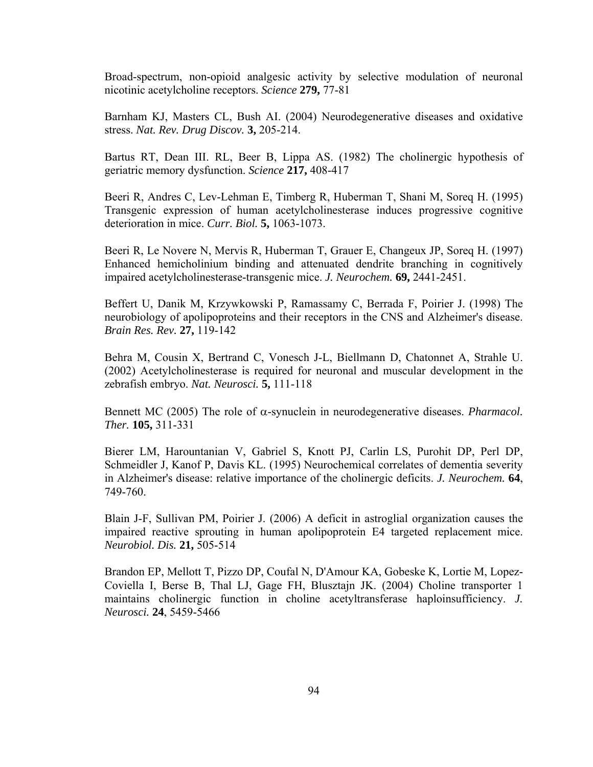Broad-spectrum, non-opioid analgesic activity by selective modulation of neuronal nicotinic acetylcholine receptors. *Science* **279,** 77-81

Barnham KJ, Masters CL, Bush AI. (2004) Neurodegenerative diseases and oxidative stress. *Nat. Rev. Drug Discov.* **3,** 205-214.

Bartus RT, Dean III. RL, Beer B, Lippa AS. (1982) The cholinergic hypothesis of geriatric memory dysfunction. *Science* **217,** 408-417

Beeri R, Andres C, Lev-Lehman E, Timberg R, Huberman T, Shani M, Soreq H. (1995) Transgenic expression of human acetylcholinesterase induces progressive cognitive deterioration in mice. *Curr. Biol.* **5,** 1063-1073.

Beeri R, Le Novere N, Mervis R, Huberman T, Grauer E, Changeux JP, Soreq H. (1997) Enhanced hemicholinium binding and attenuated dendrite branching in cognitively impaired acetylcholinesterase-transgenic mice. *J. Neurochem.* **69,** 2441-2451.

Beffert U, Danik M, Krzywkowski P, Ramassamy C, Berrada F, Poirier J. (1998) The neurobiology of apolipoproteins and their receptors in the CNS and Alzheimer's disease. *Brain Res. Rev.* **27,** 119-142

Behra M, Cousin X, Bertrand C, Vonesch J-L, Biellmann D, Chatonnet A, Strahle U. (2002) Acetylcholinesterase is required for neuronal and muscular development in the zebrafish embryo. *Nat. Neurosci.* **5,** 111-118

Bennett MC (2005) The role of $\alpha$-synuclein in neurodegenerative diseases. *Pharmacol. Ther.* **105,** 311-331

Bierer LM, Harountanian V, Gabriel S, Knott PJ, Carlin LS, Purohit DP, Perl DP, Schmeidler J, Kanof P, Davis KL. (1995) Neurochemical correlates of dementia severity in Alzheimer's disease: relative importance of the cholinergic deficits. *J. Neurochem.* **64**, 749-760.

Blain J-F, Sullivan PM, Poirier J. (2006) A deficit in astroglial organization causes the impaired reactive sprouting in human apolipoprotein E4 targeted replacement mice. *Neurobiol. Dis.* **21,** 505-514

Brandon EP, Mellott T, Pizzo DP, Coufal N, D'Amour KA, Gobeske K, Lortie M, Lopez-Coviella I, Berse B, Thal LJ, Gage FH, Blusztajn JK. (2004) Choline transporter 1 maintains cholinergic function in choline acetyltransferase haploinsufficiency. *J. Neurosci.* **24**, 5459-5466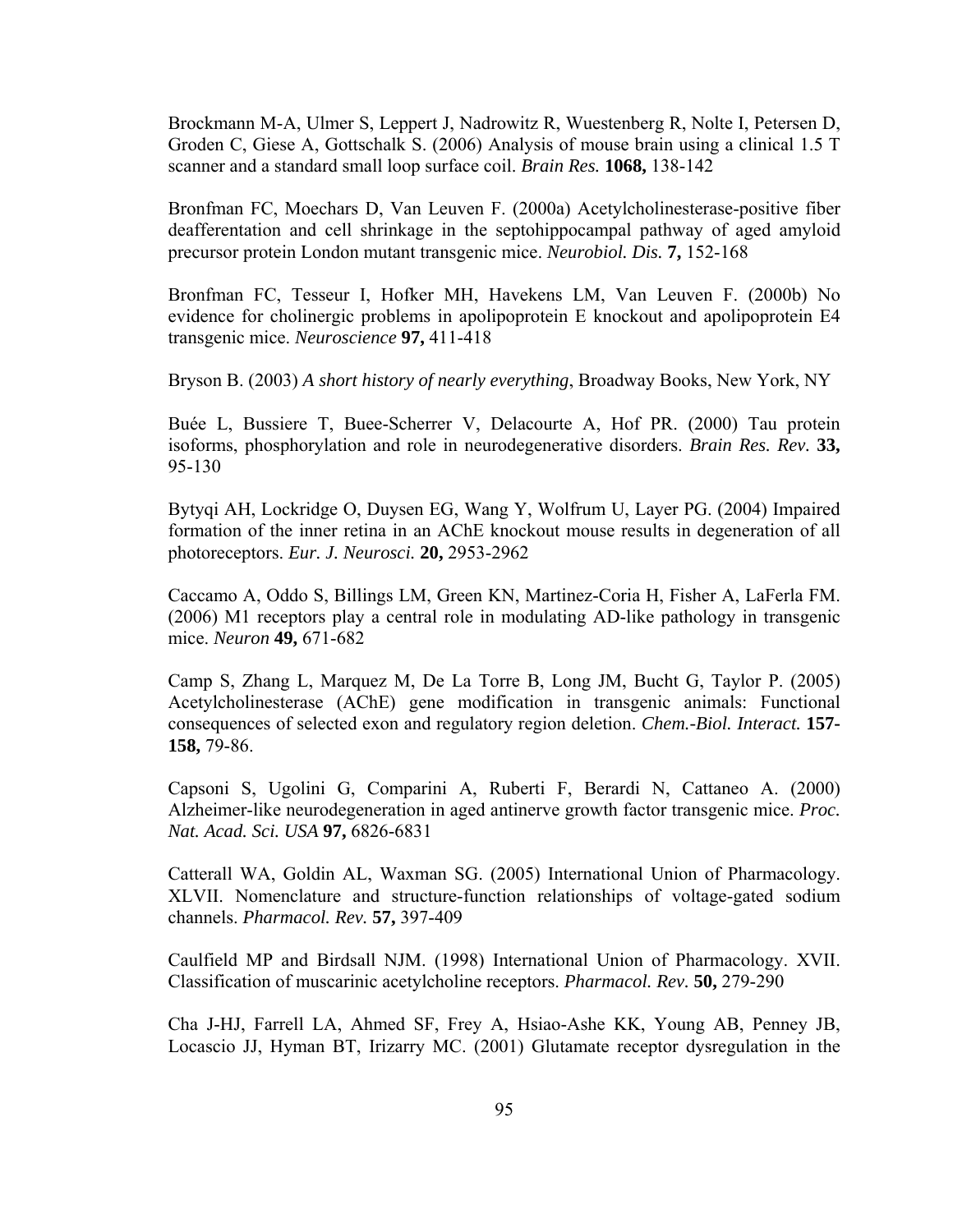Brockmann M-A, Ulmer S, Leppert J, Nadrowitz R, Wuestenberg R, Nolte I, Petersen D, Groden C, Giese A, Gottschalk S. (2006) Analysis of mouse brain using a clinical 1.5 T scanner and a standard small loop surface coil. *Brain Res.* **1068,** 138-142

Bronfman FC, Moechars D, Van Leuven F. (2000a) Acetylcholinesterase-positive fiber deafferentation and cell shrinkage in the septohippocampal pathway of aged amyloid precursor protein London mutant transgenic mice. *Neurobiol. Dis.* **7,** 152-168

Bronfman FC, Tesseur I, Hofker MH, Havekens LM, Van Leuven F. (2000b) No evidence for cholinergic problems in apolipoprotein E knockout and apolipoprotein E4 transgenic mice. *Neuroscience* **97,** 411-418

Bryson B. (2003) *A short history of nearly everything*, Broadway Books, New York, NY

Buée L, Bussiere T, Buee-Scherrer V, Delacourte A, Hof PR. (2000) Tau protein isoforms, phosphorylation and role in neurodegenerative disorders. *Brain Res. Rev.* **33,** 95-130

Bytyqi AH, Lockridge O, Duysen EG, Wang Y, Wolfrum U, Layer PG. (2004) Impaired formation of the inner retina in an AChE knockout mouse results in degeneration of all photoreceptors. *Eur. J. Neurosci.* **20,** 2953-2962

Caccamo A, Oddo S, Billings LM, Green KN, Martinez-Coria H, Fisher A, LaFerla FM. (2006) M1 receptors play a central role in modulating AD-like pathology in transgenic mice. *Neuron* **49,** 671-682

Camp S, Zhang L, Marquez M, De La Torre B, Long JM, Bucht G, Taylor P. (2005) Acetylcholinesterase (AChE) gene modification in transgenic animals: Functional consequences of selected exon and regulatory region deletion. *Chem.-Biol. Interact.* **157-158,** 79-86.

Capsoni S, Ugolini G, Comparini A, Ruberti F, Berardi N, Cattaneo A. (2000) Alzheimer-like neurodegeneration in aged antinerve growth factor transgenic mice. *Proc. Nat. Acad. Sci. USA* **97,** 6826-6831

Catterall WA, Goldin AL, Waxman SG. (2005) International Union of Pharmacology. XLVII. Nomenclature and structure-function relationships of voltage-gated sodium channels. *Pharmacol. Rev.* **57,** 397-409

Caulfield MP and Birdsall NJM. (1998) International Union of Pharmacology. XVII. Classification of muscarinic acetylcholine receptors. *Pharmacol. Rev.* **50,** 279-290

Cha J-HJ, Farrell LA, Ahmed SF, Frey A, Hsiao-Ashe KK, Young AB, Penney JB, Locascio JJ, Hyman BT, Irizarry MC. (2001) Glutamate receptor dysregulation in the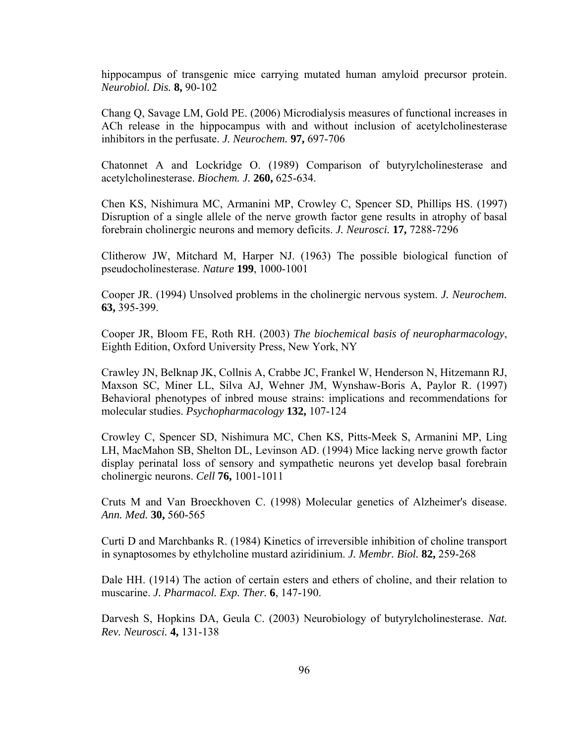hippocampus of transgenic mice carrying mutated human amyloid precursor protein. *Neurobiol. Dis.* **8,** 90-102

Chang Q, Savage LM, Gold PE. (2006) Microdialysis measures of functional increases in ACh release in the hippocampus with and without inclusion of acetylcholinesterase inhibitors in the perfusate. *J. Neurochem.* **97,** 697-706

Chatonnet A and Lockridge O. (1989) Comparison of butyrylcholinesterase and acetylcholinesterase. *Biochem. J.* **260,** 625-634.

Chen KS, Nishimura MC, Armanini MP, Crowley C, Spencer SD, Phillips HS. (1997) Disruption of a single allele of the nerve growth factor gene results in atrophy of basal forebrain cholinergic neurons and memory deficits. *J. Neurosci.* **17,** 7288-7296

Clitherow JW, Mitchard M, Harper NJ. (1963) The possible biological function of pseudocholinesterase. *Nature* **199**, 1000-1001

Cooper JR. (1994) Unsolved problems in the cholinergic nervous system. *J. Neurochem.* **63,** 395-399.

Cooper JR, Bloom FE, Roth RH. (2003) *The biochemical basis of neuropharmacology*, Eighth Edition, Oxford University Press, New York, NY

Crawley JN, Belknap JK, Collnis A, Crabbe JC, Frankel W, Henderson N, Hitzemann RJ, Maxson SC, Miner LL, Silva AJ, Wehner JM, Wynshaw-Boris A, Paylor R. (1997) Behavioral phenotypes of inbred mouse strains: implications and recommendations for molecular studies. *Psychopharmacology* **132,** 107-124

Crowley C, Spencer SD, Nishimura MC, Chen KS, Pitts-Meek S, Armanini MP, Ling LH, MacMahon SB, Shelton DL, Levinson AD. (1994) Mice lacking nerve growth factor display perinatal loss of sensory and sympathetic neurons yet develop basal forebrain cholinergic neurons. *Cell* **76,** 1001-1011

Cruts M and Van Broeckhoven C. (1998) Molecular genetics of Alzheimer's disease. *Ann. Med.* **30,** 560-565

Curti D and Marchbanks R. (1984) Kinetics of irreversible inhibition of choline transport in synaptosomes by ethylcholine mustard aziridinium. *J. Membr. Biol.* **82,** 259-268

Dale HH. (1914) The action of certain esters and ethers of choline, and their relation to muscarine. *J. Pharmacol. Exp. Ther.* **6**, 147-190.

Darvesh S, Hopkins DA, Geula C. (2003) Neurobiology of butyrylcholinesterase. *Nat. Rev. Neurosci.* **4,** 131-138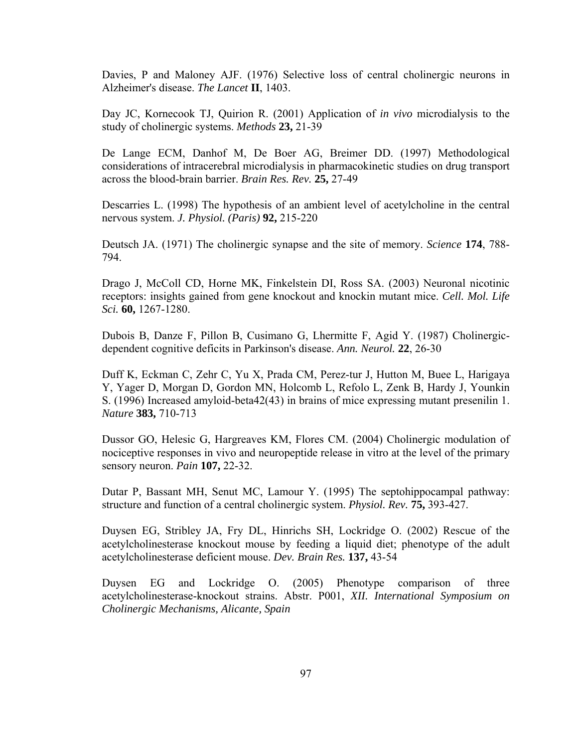Davies, P and Maloney AJF. (1976) Selective loss of central cholinergic neurons in Alzheimer's disease. *The Lancet* **II**, 1403.

Day JC, Kornecook TJ, Quirion R. (2001) Application of *in vivo* microdialysis to the study of cholinergic systems. *Methods* **23,** 21-39

De Lange ECM, Danhof M, De Boer AG, Breimer DD. (1997) Methodological considerations of intracerebral microdialysis in pharmacokinetic studies on drug transport across the blood-brain barrier. *Brain Res. Rev.* **25,** 27-49

Descarries L. (1998) The hypothesis of an ambient level of acetylcholine in the central nervous system. *J. Physiol. (Paris)* **92,** 215-220

Deutsch JA. (1971) The cholinergic synapse and the site of memory. *Science* **174**, 788-794.

Drago J, McColl CD, Horne MK, Finkelstein DI, Ross SA. (2003) Neuronal nicotinic receptors: insights gained from gene knockout and knockin mutant mice. *Cell. Mol. Life Sci.* **60,** 1267-1280.

Dubois B, Danze F, Pillon B, Cusimano G, Lhermitte F, Agid Y. (1987) Cholinergic-dependent cognitive deficits in Parkinson's disease. *Ann. Neurol.* **22**, 26-30

Duff K, Eckman C, Zehr C, Yu X, Prada CM, Perez-tur J, Hutton M, Buee L, Harigaya Y, Yager D, Morgan D, Gordon MN, Holcomb L, Refolo L, Zenk B, Hardy J, Younkin S. (1996) Increased amyloid-beta42(43) in brains of mice expressing mutant presenilin 1. *Nature* **383,** 710-713

Dussor GO, Helesic G, Hargreaves KM, Flores CM. (2004) Cholinergic modulation of nociceptive responses in vivo and neuropeptide release in vitro at the level of the primary sensory neuron. *Pain* **107,** 22-32.

Dutar P, Bassant MH, Senut MC, Lamour Y. (1995) The septohippocampal pathway: structure and function of a central cholinergic system. *Physiol. Rev.* **75,** 393-427.

Duysen EG, Stribley JA, Fry DL, Hinrichs SH, Lockridge O. (2002) Rescue of the acetylcholinesterase knockout mouse by feeding a liquid diet; phenotype of the adult acetylcholinesterase deficient mouse. *Dev. Brain Res.* **137,** 43-54

Duysen EG and Lockridge O. (2005) Phenotype comparison of three acetylcholinesterase-knockout strains. Abstr. P001, *XII. International Symposium on Cholinergic Mechanisms, Alicante, Spain*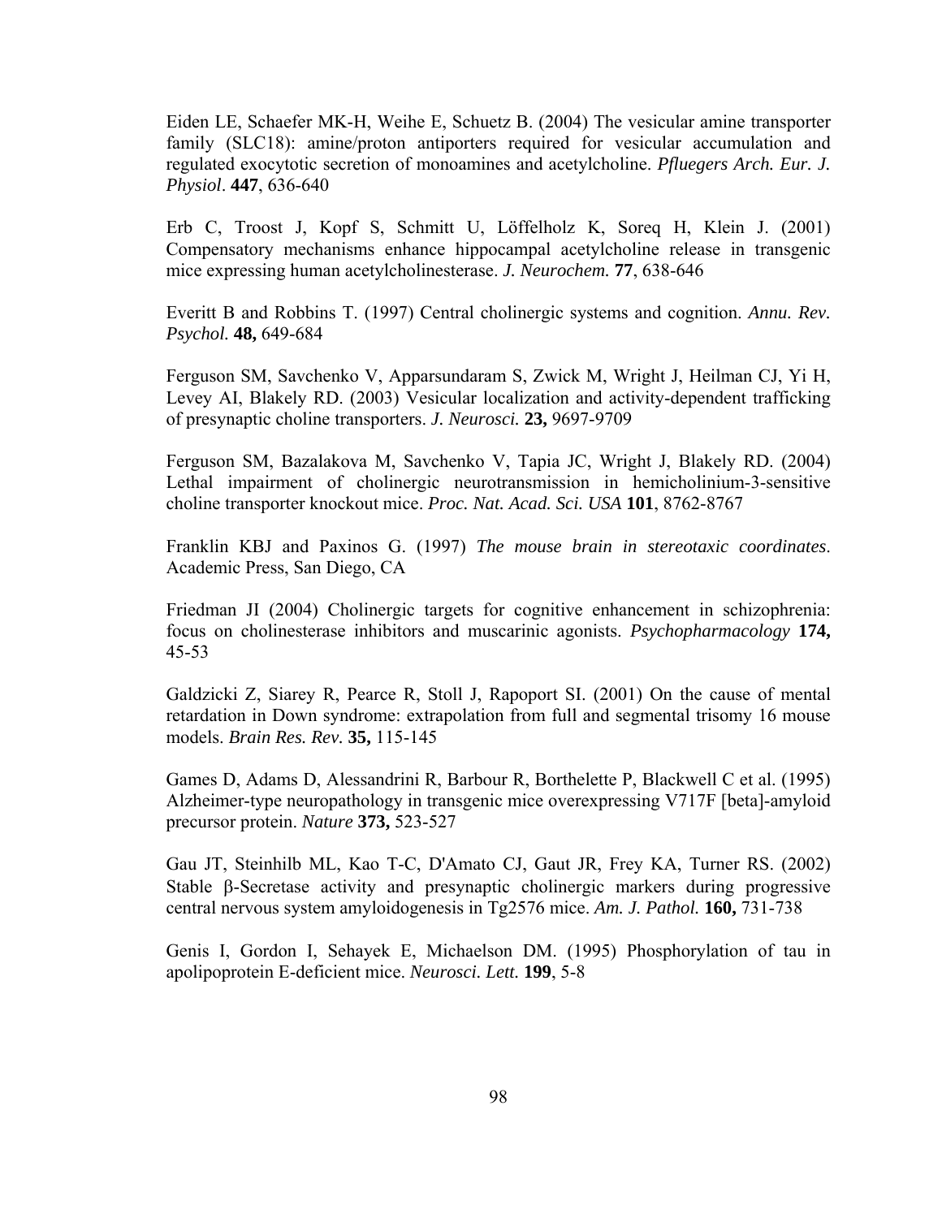Eiden LE, Schaefer MK-H, Weihe E, Schuetz B. (2004) The vesicular amine transporter family (SLC18): amine/proton antiporters required for vesicular accumulation and regulated exocytotic secretion of monoamines and acetylcholine. *Pfluegers Arch. Eur. J. Physiol*. **447**, 636-640

Erb C, Troost J, Kopf S, Schmitt U, Löffelholz K, Soreq H, Klein J. (2001) Compensatory mechanisms enhance hippocampal acetylcholine release in transgenic mice expressing human acetylcholinesterase. *J. Neurochem.* **77**, 638-646

Everitt B and Robbins T. (1997) Central cholinergic systems and cognition. *Annu. Rev. Psychol.* **48,** 649-684

Ferguson SM, Savchenko V, Apparsundaram S, Zwick M, Wright J, Heilman CJ, Yi H, Levey AI, Blakely RD. (2003) Vesicular localization and activity-dependent trafficking of presynaptic choline transporters. *J. Neurosci.* **23,** 9697-9709

Ferguson SM, Bazalakova M, Savchenko V, Tapia JC, Wright J, Blakely RD. (2004) Lethal impairment of cholinergic neurotransmission in hemicholinium-3-sensitive choline transporter knockout mice. *Proc. Nat. Acad. Sci. USA* **101**, 8762-8767

Franklin KBJ and Paxinos G. (1997) *The mouse brain in stereotaxic coordinates*. Academic Press, San Diego, CA

Friedman JI (2004) Cholinergic targets for cognitive enhancement in schizophrenia: focus on cholinesterase inhibitors and muscarinic agonists. *Psychopharmacology* **174,** 45-53

Galdzicki Z, Siarey R, Pearce R, Stoll J, Rapoport SI. (2001) On the cause of mental retardation in Down syndrome: extrapolation from full and segmental trisomy 16 mouse models. *Brain Res. Rev.* **35,** 115-145

Games D, Adams D, Alessandrini R, Barbour R, Borthelette P, Blackwell C et al. (1995) Alzheimer-type neuropathology in transgenic mice overexpressing V717F [beta]-amyloid precursor protein. *Nature* **373,** 523-527

Gau JT, Steinhilb ML, Kao T-C, D'Amato CJ, Gaut JR, Frey KA, Turner RS. (2002) Stable β-Secretase activity and presynaptic cholinergic markers during progressive central nervous system amyloidogenesis in Tg2576 mice. *Am. J. Pathol.* **160,** 731-738

Genis I, Gordon I, Sehayek E, Michaelson DM. (1995) Phosphorylation of tau in apolipoprotein E-deficient mice. *Neurosci. Lett.* **199**, 5-8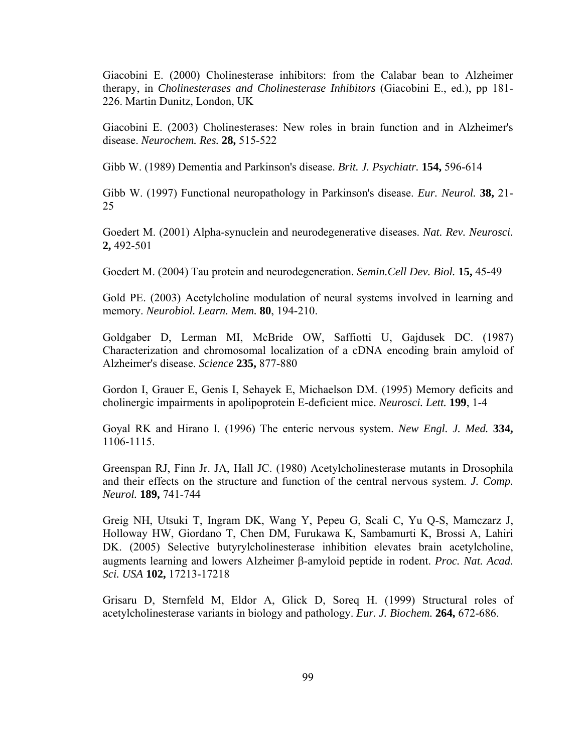Giacobini E. (2000) Cholinesterase inhibitors: from the Calabar bean to Alzheimer therapy, in *Cholinesterases and Cholinesterase Inhibitors* (Giacobini E., ed.), pp 181-226. Martin Dunitz, London, UK

Giacobini E. (2003) Cholinesterases: New roles in brain function and in Alzheimer's disease. *Neurochem. Res.* **28,** 515-522

Gibb W. (1989) Dementia and Parkinson's disease. *Brit. J. Psychiatr.* **154,** 596-614

Gibb W. (1997) Functional neuropathology in Parkinson's disease. *Eur. Neurol.* **38,** 21-25

Goedert M. (2001) Alpha-synuclein and neurodegenerative diseases. *Nat. Rev. Neurosci.* **2,** 492-501

Goedert M. (2004) Tau protein and neurodegeneration. *Semin.Cell Dev. Biol.* **15,** 45-49

Gold PE. (2003) Acetylcholine modulation of neural systems involved in learning and memory. *Neurobiol. Learn. Mem.* **80**, 194-210.

Goldgaber D, Lerman MI, McBride OW, Saffiotti U, Gajdusek DC. (1987) Characterization and chromosomal localization of a cDNA encoding brain amyloid of Alzheimer's disease. *Science* **235,** 877-880

Gordon I, Grauer E, Genis I, Sehayek E, Michaelson DM. (1995) Memory deficits and cholinergic impairments in apolipoprotein E-deficient mice. *Neurosci. Lett.* **199**, 1-4

Goyal RK and Hirano I. (1996) The enteric nervous system. *New Engl. J. Med.* **334,** 1106-1115.

Greenspan RJ, Finn Jr. JA, Hall JC. (1980) Acetylcholinesterase mutants in Drosophila and their effects on the structure and function of the central nervous system. *J. Comp. Neurol.* **189,** 741-744

Greig NH, Utsuki T, Ingram DK, Wang Y, Pepeu G, Scali C, Yu Q-S, Mamczarz J, Holloway HW, Giordano T, Chen DM, Furukawa K, Sambamurti K, Brossi A, Lahiri DK. (2005) Selective butyrylcholinesterase inhibition elevates brain acetylcholine, augments learning and lowers Alzheimer β-amyloid peptide in rodent. *Proc. Nat. Acad. Sci. USA* **102,** 17213-17218

Grisaru D, Sternfeld M, Eldor A, Glick D, Soreq H. (1999) Structural roles of acetylcholinesterase variants in biology and pathology. *Eur. J. Biochem.* **264,** 672-686.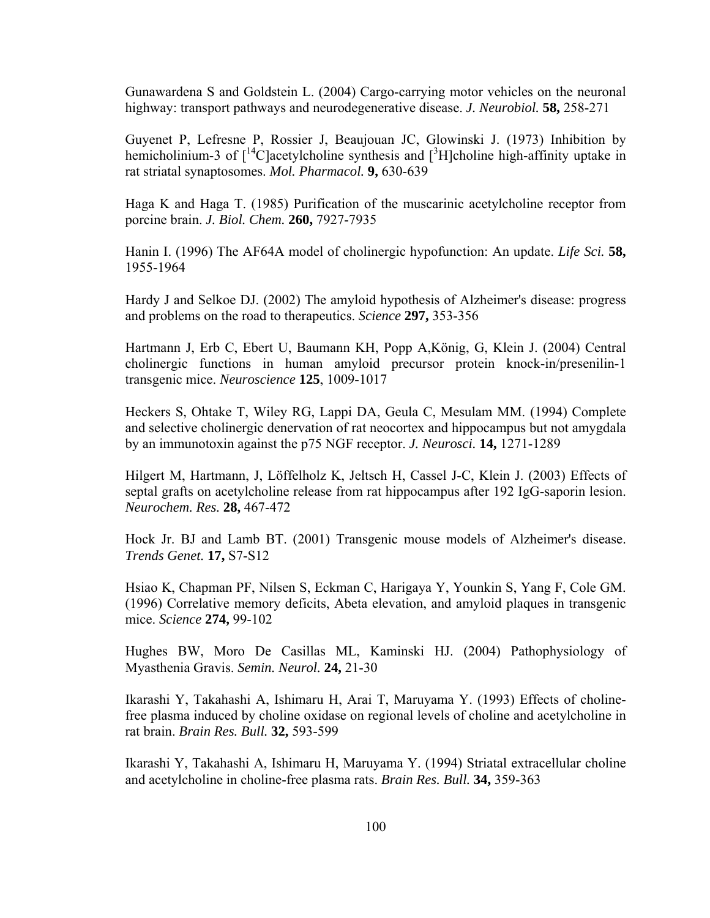Gunawardena S and Goldstein L. (2004) Cargo-carrying motor vehicles on the neuronal highway: transport pathways and neurodegenerative disease. *J. Neurobiol.* **58,** 258-271

Guyenet P, Lefresne P, Rossier J, Beaujouan JC, Glowinski J. (1973) Inhibition by hemicholinium-3 of [$^{14}$C]acetylcholine synthesis and [$^{3}$H]choline high-affinity uptake in rat striatal synaptosomes. *Mol. Pharmacol.* **9,** 630-639

Haga K and Haga T. (1985) Purification of the muscarinic acetylcholine receptor from porcine brain. *J. Biol. Chem.* **260,** 7927-7935

Hanin I. (1996) The AF64A model of cholinergic hypofunction: An update. *Life Sci.* **58,** 1955-1964

Hardy J and Selkoe DJ. (2002) The amyloid hypothesis of Alzheimer's disease: progress and problems on the road to therapeutics. *Science* **297,** 353-356

Hartmann J, Erb C, Ebert U, Baumann KH, Popp A,König, G, Klein J. (2004) Central cholinergic functions in human amyloid precursor protein knock-in/presenilin-1 transgenic mice. *Neuroscience* **125**, 1009-1017

Heckers S, Ohtake T, Wiley RG, Lappi DA, Geula C, Mesulam MM. (1994) Complete and selective cholinergic denervation of rat neocortex and hippocampus but not amygdala by an immunotoxin against the p75 NGF receptor. *J. Neurosci.* **14,** 1271-1289

Hilgert M, Hartmann, J, Löffelholz K, Jeltsch H, Cassel J-C, Klein J. (2003) Effects of septal grafts on acetylcholine release from rat hippocampus after 192 IgG-saporin lesion. *Neurochem. Res.* **28,** 467-472

Hock Jr. BJ and Lamb BT. (2001) Transgenic mouse models of Alzheimer's disease. *Trends Genet.* **17,** S7-S12

Hsiao K, Chapman PF, Nilsen S, Eckman C, Harigaya Y, Younkin S, Yang F, Cole GM. (1996) Correlative memory deficits, Abeta elevation, and amyloid plaques in transgenic mice. *Science* **274,** 99-102

Hughes BW, Moro De Casillas ML, Kaminski HJ. (2004) Pathophysiology of Myasthenia Gravis. *Semin. Neurol.* **24,** 21-30

Ikarashi Y, Takahashi A, Ishimaru H, Arai T, Maruyama Y. (1993) Effects of choline-free plasma induced by choline oxidase on regional levels of choline and acetylcholine in rat brain. *Brain Res. Bull.* **32,** 593-599

Ikarashi Y, Takahashi A, Ishimaru H, Maruyama Y. (1994) Striatal extracellular choline and acetylcholine in choline-free plasma rats. *Brain Res. Bull.* **34,** 359-363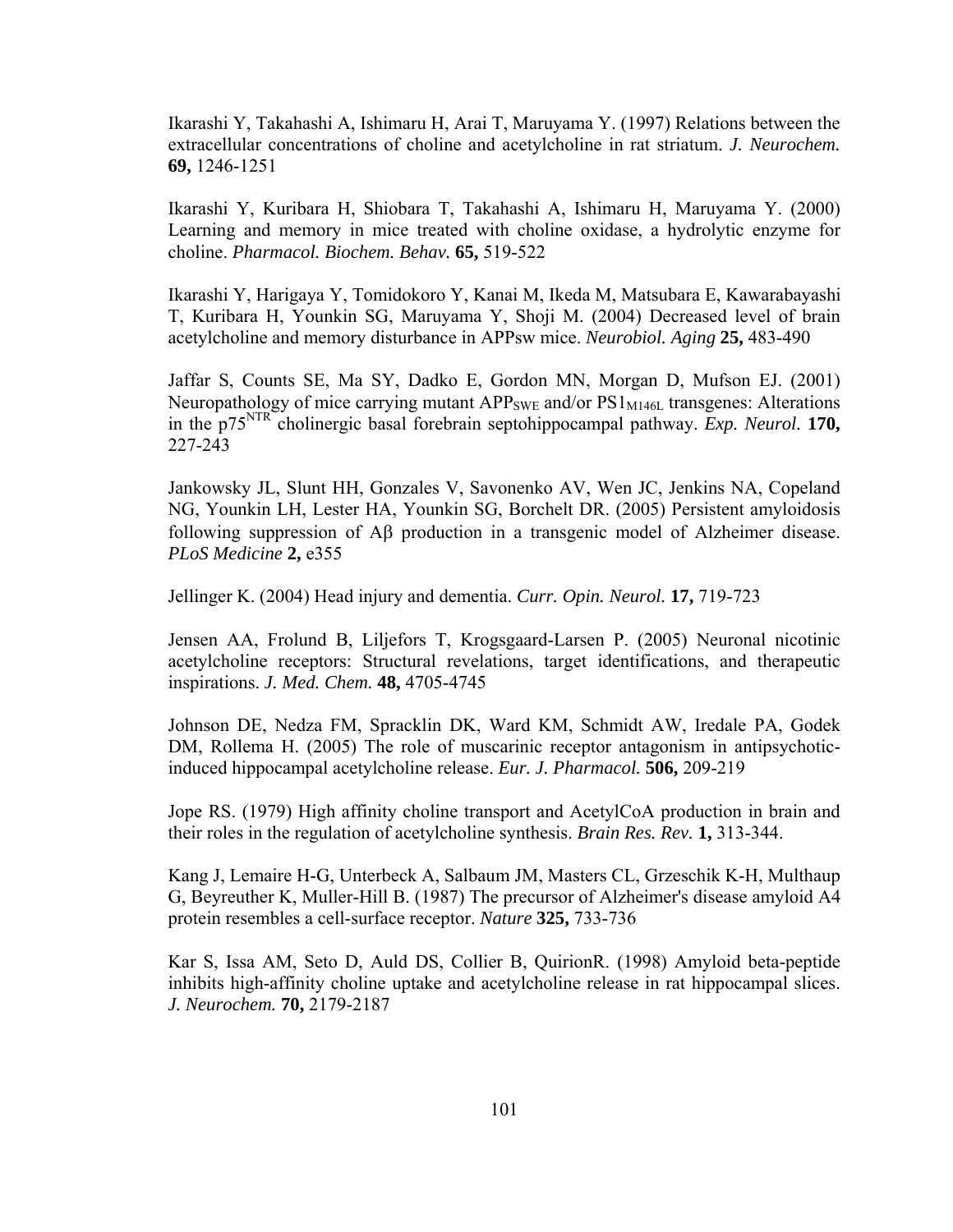Ikarashi Y, Takahashi A, Ishimaru H, Arai T, Maruyama Y. (1997) Relations between the extracellular concentrations of choline and acetylcholine in rat striatum. *J. Neurochem.* **69,** 1246-1251

Ikarashi Y, Kuribara H, Shiobara T, Takahashi A, Ishimaru H, Maruyama Y. (2000) Learning and memory in mice treated with choline oxidase, a hydrolytic enzyme for choline. *Pharmacol. Biochem. Behav.* **65,** 519-522

Ikarashi Y, Harigaya Y, Tomidokoro Y, Kanai M, Ikeda M, Matsubara E, Kawarabayashi T, Kuribara H, Younkin SG, Maruyama Y, Shoji M. (2004) Decreased level of brain acetylcholine and memory disturbance in APPsw mice. *Neurobiol. Aging* **25,** 483-490

Jaffar S, Counts SE, Ma SY, Dadko E, Gordon MN, Morgan D, Mufson EJ. (2001) Neuropathology of mice carrying mutant $APP_{SWE}$ and/or $PS1_{M146L}$ transgenes: Alterations in the $p75^{NTR}$ cholinergic basal forebrain septohippocampal pathway. *Exp. Neurol.* **170,** 227-243

Jankowsky JL, Slunt HH, Gonzales V, Savonenko AV, Wen JC, Jenkins NA, Copeland NG, Younkin LH, Lester HA, Younkin SG, Borchelt DR. (2005) Persistent amyloidosis following suppression of Aβ production in a transgenic model of Alzheimer disease. *PLoS Medicine* **2,** e355

Jellinger K. (2004) Head injury and dementia. *Curr. Opin. Neurol.* **17,** 719-723

Jensen AA, Frolund B, Liljefors T, Krogsgaard-Larsen P. (2005) Neuronal nicotinic acetylcholine receptors: Structural revelations, target identifications, and therapeutic inspirations. *J. Med. Chem.* **48,** 4705-4745

Johnson DE, Nedza FM, Spracklin DK, Ward KM, Schmidt AW, Iredale PA, Godek DM, Rollema H. (2005) The role of muscarinic receptor antagonism in antipsychotic-induced hippocampal acetylcholine release. *Eur. J. Pharmacol.* **506,** 209-219

Jope RS. (1979) High affinity choline transport and AcetylCoA production in brain and their roles in the regulation of acetylcholine synthesis. *Brain Res. Rev.* **1,** 313-344.

Kang J, Lemaire H-G, Unterbeck A, Salbaum JM, Masters CL, Grzeschik K-H, Multhaup G, Beyreuther K, Muller-Hill B. (1987) The precursor of Alzheimer's disease amyloid A4 protein resembles a cell-surface receptor. *Nature* **325,** 733-736

Kar S, Issa AM, Seto D, Auld DS, Collier B, QuirionR. (1998) Amyloid beta-peptide inhibits high-affinity choline uptake and acetylcholine release in rat hippocampal slices. *J. Neurochem.* **70,** 2179-2187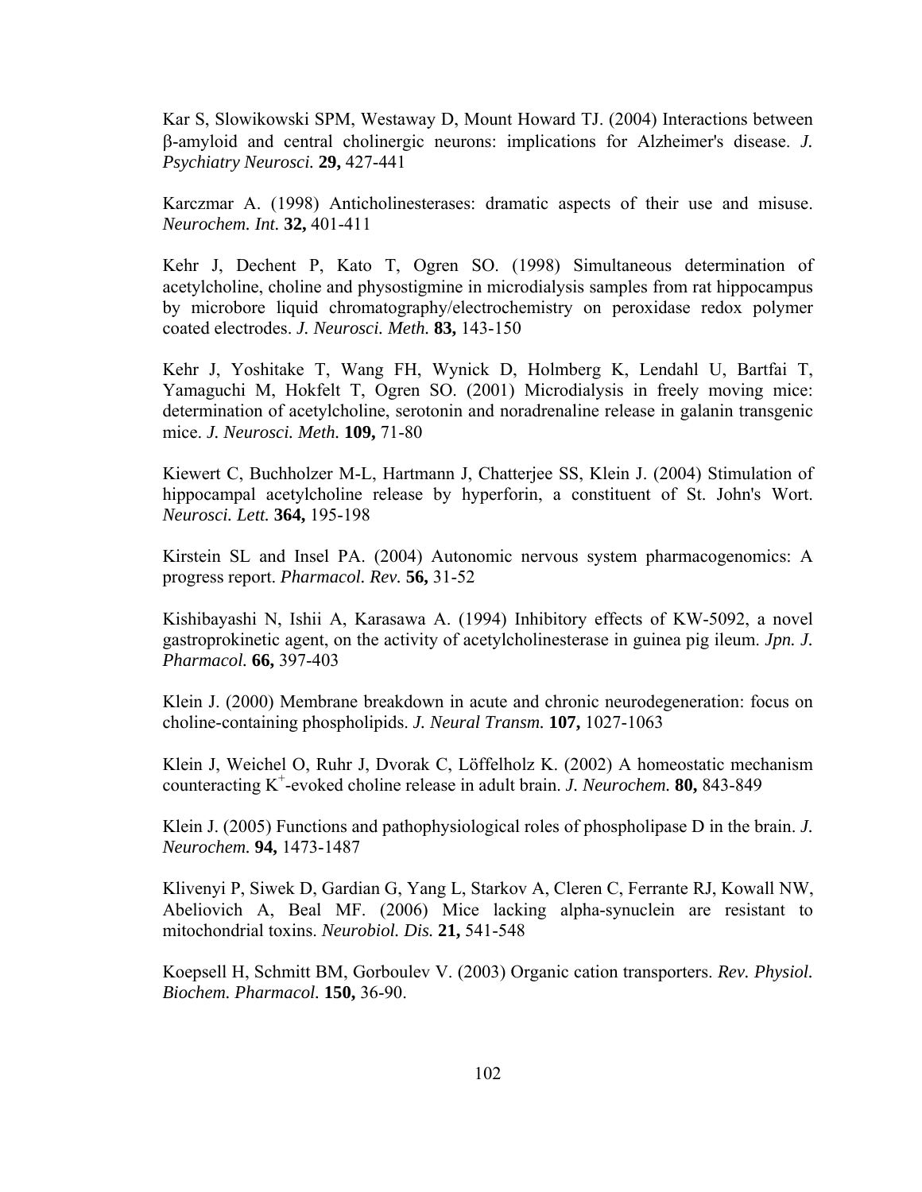Kar S, Slowikowski SPM, Westaway D, Mount Howard TJ. (2004) Interactions between β-amyloid and central cholinergic neurons: implications for Alzheimer's disease. *J. Psychiatry Neurosci.* **29,** 427-441

Karczmar A. (1998) Anticholinesterases: dramatic aspects of their use and misuse. *Neurochem. Int.* **32,** 401-411

Kehr J, Dechent P, Kato T, Ogren SO. (1998) Simultaneous determination of acetylcholine, choline and physostigmine in microdialysis samples from rat hippocampus by microbore liquid chromatography/electrochemistry on peroxidase redox polymer coated electrodes. *J. Neurosci. Meth.* **83,** 143-150

Kehr J, Yoshitake T, Wang FH, Wynick D, Holmberg K, Lendahl U, Bartfai T, Yamaguchi M, Hokfelt T, Ogren SO. (2001) Microdialysis in freely moving mice: determination of acetylcholine, serotonin and noradrenaline release in galanin transgenic mice. *J. Neurosci. Meth.* **109,** 71-80

Kiewert C, Buchholzer M-L, Hartmann J, Chatterjee SS, Klein J. (2004) Stimulation of hippocampal acetylcholine release by hyperforin, a constituent of St. John's Wort. *Neurosci. Lett.* **364,** 195-198

Kirstein SL and Insel PA. (2004) Autonomic nervous system pharmacogenomics: A progress report. *Pharmacol. Rev.* **56,** 31-52

Kishibayashi N, Ishii A, Karasawa A. (1994) Inhibitory effects of KW-5092, a novel gastroprokinetic agent, on the activity of acetylcholinesterase in guinea pig ileum. *Jpn. J. Pharmacol.* **66,** 397-403

Klein J. (2000) Membrane breakdown in acute and chronic neurodegeneration: focus on choline-containing phospholipids. *J. Neural Transm.* **107,** 1027-1063

Klein J, Weichel O, Ruhr J, Dvorak C, Löffelholz K. (2002) A homeostatic mechanism counteracting $K^+$-evoked choline release in adult brain. *J. Neurochem.* **80,** 843-849

Klein J. (2005) Functions and pathophysiological roles of phospholipase D in the brain. *J. Neurochem.* **94,** 1473-1487

Klivenyi P, Siwek D, Gardian G, Yang L, Starkov A, Cleren C, Ferrante RJ, Kowall NW, Abeliovich A, Beal MF. (2006) Mice lacking alpha-synuclein are resistant to mitochondrial toxins. *Neurobiol. Dis.* **21,** 541-548

Koepsell H, Schmitt BM, Gorboulev V. (2003) Organic cation transporters. *Rev. Physiol. Biochem. Pharmacol.* **150,** 36-90.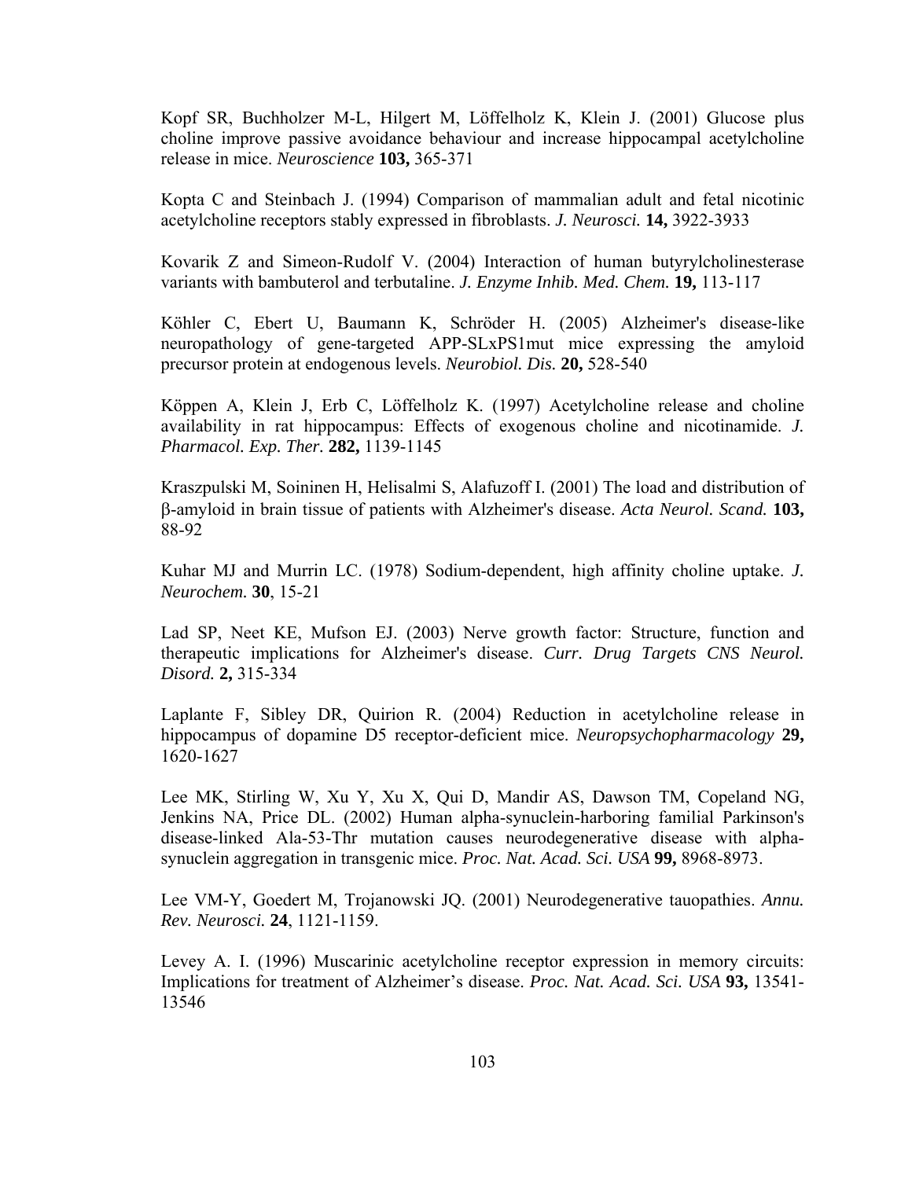Kopf SR, Buchholzer M-L, Hilgert M, Löffelholz K, Klein J. (2001) Glucose plus choline improve passive avoidance behaviour and increase hippocampal acetylcholine release in mice. *Neuroscience* **103,** 365-371

Kopta C and Steinbach J. (1994) Comparison of mammalian adult and fetal nicotinic acetylcholine receptors stably expressed in fibroblasts. *J. Neurosci.* **14,** 3922-3933

Kovarik Z and Simeon-Rudolf V. (2004) Interaction of human butyrylcholinesterase variants with bambuterol and terbutaline. *J. Enzyme Inhib. Med. Chem.* **19,** 113-117

Köhler C, Ebert U, Baumann K, Schröder H. (2005) Alzheimer's disease-like neuropathology of gene-targeted APP-SLxPS1mut mice expressing the amyloid precursor protein at endogenous levels. *Neurobiol. Dis.* **20,** 528-540

Köppen A, Klein J, Erb C, Löffelholz K. (1997) Acetylcholine release and choline availability in rat hippocampus: Effects of exogenous choline and nicotinamide. *J. Pharmacol. Exp. Ther.* **282,** 1139-1145

Kraszpulski M, Soininen H, Helisalmi S, Alafuzoff I. (2001) The load and distribution of β-amyloid in brain tissue of patients with Alzheimer's disease. *Acta Neurol. Scand.* **103,** 88-92

Kuhar MJ and Murrin LC. (1978) Sodium-dependent, high affinity choline uptake. *J. Neurochem.* **30**, 15-21

Lad SP, Neet KE, Mufson EJ. (2003) Nerve growth factor: Structure, function and therapeutic implications for Alzheimer's disease. *Curr. Drug Targets CNS Neurol. Disord.* **2,** 315-334

Laplante F, Sibley DR, Quirion R. (2004) Reduction in acetylcholine release in hippocampus of dopamine D5 receptor-deficient mice. *Neuropsychopharmacology* **29,** 1620-1627

Lee MK, Stirling W, Xu Y, Xu X, Qui D, Mandir AS, Dawson TM, Copeland NG, Jenkins NA, Price DL. (2002) Human alpha-synuclein-harboring familial Parkinson's disease-linked Ala-53-Thr mutation causes neurodegenerative disease with alpha-synuclein aggregation in transgenic mice. *Proc. Nat. Acad. Sci. USA* **99,** 8968-8973.

Lee VM-Y, Goedert M, Trojanowski JQ. (2001) Neurodegenerative tauopathies. *Annu. Rev. Neurosci.* **24**, 1121-1159.

Levey A. I. (1996) Muscarinic acetylcholine receptor expression in memory circuits: Implications for treatment of Alzheimer's disease. *Proc. Nat. Acad. Sci. USA* **93,** 13541-13546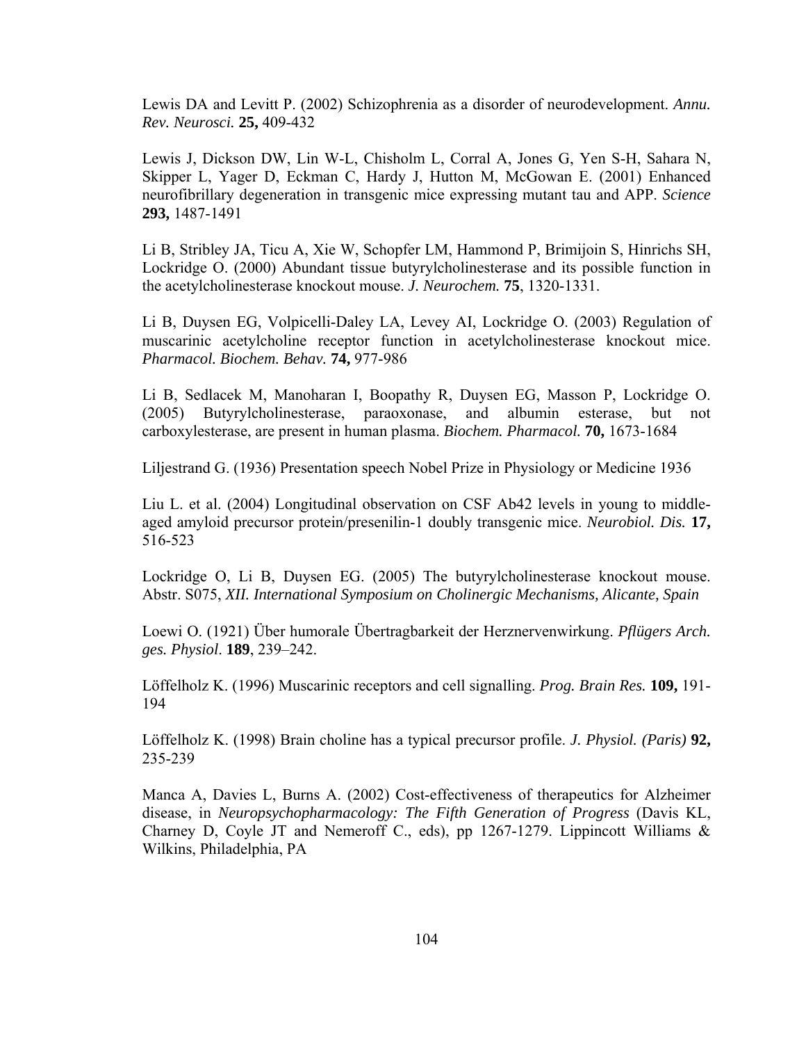Lewis DA and Levitt P. (2002) Schizophrenia as a disorder of neurodevelopment. *Annu. Rev. Neurosci.* **25,** 409-432

Lewis J, Dickson DW, Lin W-L, Chisholm L, Corral A, Jones G, Yen S-H, Sahara N, Skipper L, Yager D, Eckman C, Hardy J, Hutton M, McGowan E. (2001) Enhanced neurofibrillary degeneration in transgenic mice expressing mutant tau and APP. *Science* **293,** 1487-1491

Li B, Stribley JA, Ticu A, Xie W, Schopfer LM, Hammond P, Brimijoin S, Hinrichs SH, Lockridge O. (2000) Abundant tissue butyrylcholinesterase and its possible function in the acetylcholinesterase knockout mouse. *J. Neurochem.* **75**, 1320-1331.

Li B, Duysen EG, Volpicelli-Daley LA, Levey AI, Lockridge O. (2003) Regulation of muscarinic acetylcholine receptor function in acetylcholinesterase knockout mice. *Pharmacol. Biochem. Behav.* **74,** 977-986

Li B, Sedlacek M, Manoharan I, Boopathy R, Duysen EG, Masson P, Lockridge O. (2005) Butyrylcholinesterase, paraoxonase, and albumin esterase, but not carboxylesterase, are present in human plasma. *Biochem. Pharmacol.* **70,** 1673-1684

Liljestrand G. (1936) Presentation speech Nobel Prize in Physiology or Medicine 1936

Liu L. et al. (2004) Longitudinal observation on CSF Ab42 levels in young to middle-aged amyloid precursor protein/presenilin-1 doubly transgenic mice. *Neurobiol. Dis.* **17,** 516-523

Lockridge O, Li B, Duysen EG. (2005) The butyrylcholinesterase knockout mouse. Abstr. S075, *XII. International Symposium on Cholinergic Mechanisms, Alicante, Spain*

Loewi O. (1921) Über humorale Übertragbarkeit der Herznervenwirkung. *Pflügers Arch. ges. Physiol*. **189**, 239–242.

Löffelholz K. (1996) Muscarinic receptors and cell signalling. *Prog. Brain Res.* **109,** 191-194

Löffelholz K. (1998) Brain choline has a typical precursor profile. *J. Physiol. (Paris)* **92,** 235-239

Manca A, Davies L, Burns A. (2002) Cost-effectiveness of therapeutics for Alzheimer disease, in *Neuropsychopharmacology: The Fifth Generation of Progress* (Davis KL, Charney D, Coyle JT and Nemeroff C., eds), pp 1267-1279. Lippincott Williams & Wilkins, Philadelphia, PA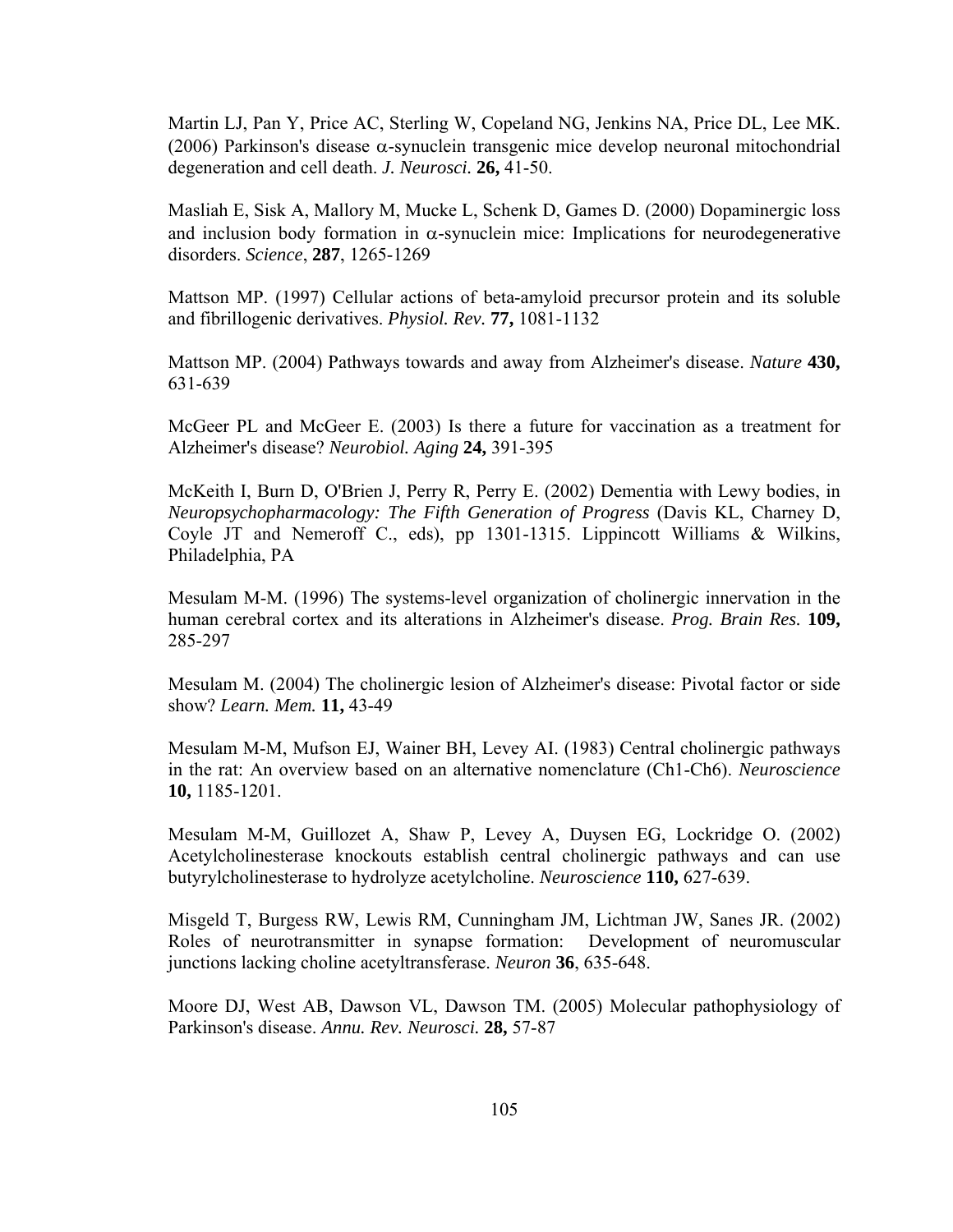Martin LJ, Pan Y, Price AC, Sterling W, Copeland NG, Jenkins NA, Price DL, Lee MK. (2006) Parkinson's disease $\alpha$-synuclein transgenic mice develop neuronal mitochondrial degeneration and cell death. *J. Neurosci.* **26,** 41-50.

Masliah E, Sisk A, Mallory M, Mucke L, Schenk D, Games D. (2000) Dopaminergic loss and inclusion body formation in $\alpha$-synuclein mice: Implications for neurodegenerative disorders. *Science*, **287**, 1265-1269

Mattson MP. (1997) Cellular actions of beta-amyloid precursor protein and its soluble and fibrillogenic derivatives. *Physiol. Rev.* **77,** 1081-1132

Mattson MP. (2004) Pathways towards and away from Alzheimer's disease. *Nature* **430,** 631-639

McGeer PL and McGeer E. (2003) Is there a future for vaccination as a treatment for Alzheimer's disease? *Neurobiol. Aging* **24,** 391-395

McKeith I, Burn D, O'Brien J, Perry R, Perry E. (2002) Dementia with Lewy bodies, in *Neuropsychopharmacology: The Fifth Generation of Progress* (Davis KL, Charney D, Coyle JT and Nemeroff C., eds), pp 1301-1315. Lippincott Williams & Wilkins, Philadelphia, PA

Mesulam M-M. (1996) The systems-level organization of cholinergic innervation in the human cerebral cortex and its alterations in Alzheimer's disease. *Prog. Brain Res.* **109,** 285-297

Mesulam M. (2004) The cholinergic lesion of Alzheimer's disease: Pivotal factor or side show? *Learn. Mem.* **11,** 43-49

Mesulam M-M, Mufson EJ, Wainer BH, Levey AI. (1983) Central cholinergic pathways in the rat: An overview based on an alternative nomenclature (Ch1-Ch6). *Neuroscience* **10,** 1185-1201.

Mesulam M-M, Guillozet A, Shaw P, Levey A, Duysen EG, Lockridge O. (2002) Acetylcholinesterase knockouts establish central cholinergic pathways and can use butyrylcholinesterase to hydrolyze acetylcholine. *Neuroscience* **110,** 627-639.

Misgeld T, Burgess RW, Lewis RM, Cunningham JM, Lichtman JW, Sanes JR. (2002) Roles of neurotransmitter in synapse formation: Development of neuromuscular junctions lacking choline acetyltransferase. *Neuron* **36**, 635-648.

Moore DJ, West AB, Dawson VL, Dawson TM. (2005) Molecular pathophysiology of Parkinson's disease. *Annu. Rev. Neurosci.* **28,** 57-87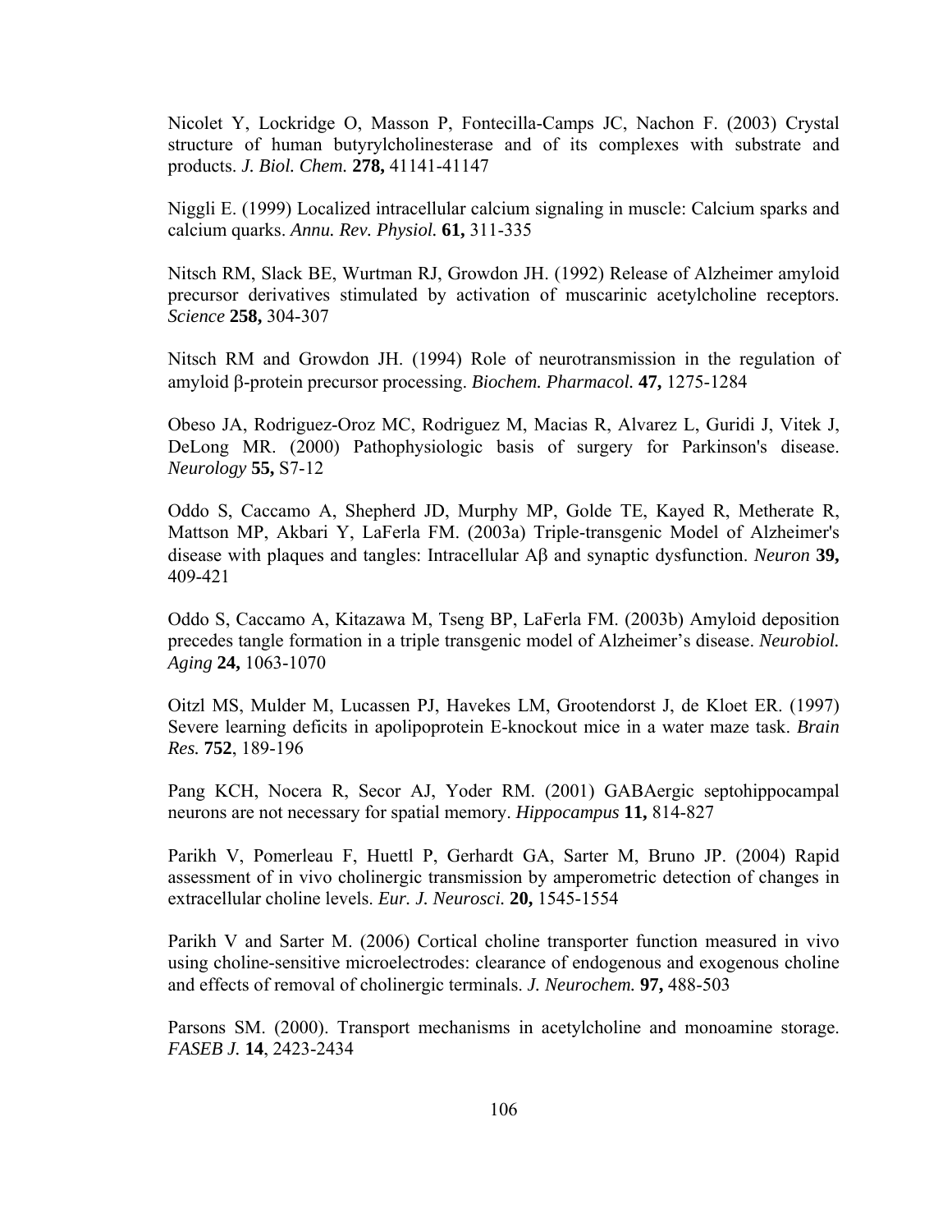Nicolet Y, Lockridge O, Masson P, Fontecilla-Camps JC, Nachon F. (2003) Crystal structure of human butyrylcholinesterase and of its complexes with substrate and products. *J. Biol. Chem.* **278,** 41141-41147

Niggli E. (1999) Localized intracellular calcium signaling in muscle: Calcium sparks and calcium quarks. *Annu. Rev. Physiol.* **61,** 311-335

Nitsch RM, Slack BE, Wurtman RJ, Growdon JH. (1992) Release of Alzheimer amyloid precursor derivatives stimulated by activation of muscarinic acetylcholine receptors. *Science* **258,** 304-307

Nitsch RM and Growdon JH. (1994) Role of neurotransmission in the regulation of amyloid β-protein precursor processing. *Biochem. Pharmacol.* **47,** 1275-1284

Obeso JA, Rodriguez-Oroz MC, Rodriguez M, Macias R, Alvarez L, Guridi J, Vitek J, DeLong MR. (2000) Pathophysiologic basis of surgery for Parkinson's disease. *Neurology* **55,** S7-12

Oddo S, Caccamo A, Shepherd JD, Murphy MP, Golde TE, Kayed R, Metherate R, Mattson MP, Akbari Y, LaFerla FM. (2003a) Triple-transgenic Model of Alzheimer's disease with plaques and tangles: Intracellular Aβ and synaptic dysfunction. *Neuron* **39,** 409-421

Oddo S, Caccamo A, Kitazawa M, Tseng BP, LaFerla FM. (2003b) Amyloid deposition precedes tangle formation in a triple transgenic model of Alzheimer's disease. *Neurobiol. Aging* **24,** 1063-1070

Oitzl MS, Mulder M, Lucassen PJ, Havekes LM, Grootendorst J, de Kloet ER. (1997) Severe learning deficits in apolipoprotein E-knockout mice in a water maze task. *Brain Res.* **752**, 189-196

Pang KCH, Nocera R, Secor AJ, Yoder RM. (2001) GABAergic septohippocampal neurons are not necessary for spatial memory. *Hippocampus* **11,** 814-827

Parikh V, Pomerleau F, Huettl P, Gerhardt GA, Sarter M, Bruno JP. (2004) Rapid assessment of in vivo cholinergic transmission by amperometric detection of changes in extracellular choline levels. *Eur. J. Neurosci.* **20,** 1545-1554

Parikh V and Sarter M. (2006) Cortical choline transporter function measured in vivo using choline-sensitive microelectrodes: clearance of endogenous and exogenous choline and effects of removal of cholinergic terminals. *J. Neurochem.* **97,** 488-503

Parsons SM. (2000). Transport mechanisms in acetylcholine and monoamine storage. *FASEB J.* **14**, 2423-2434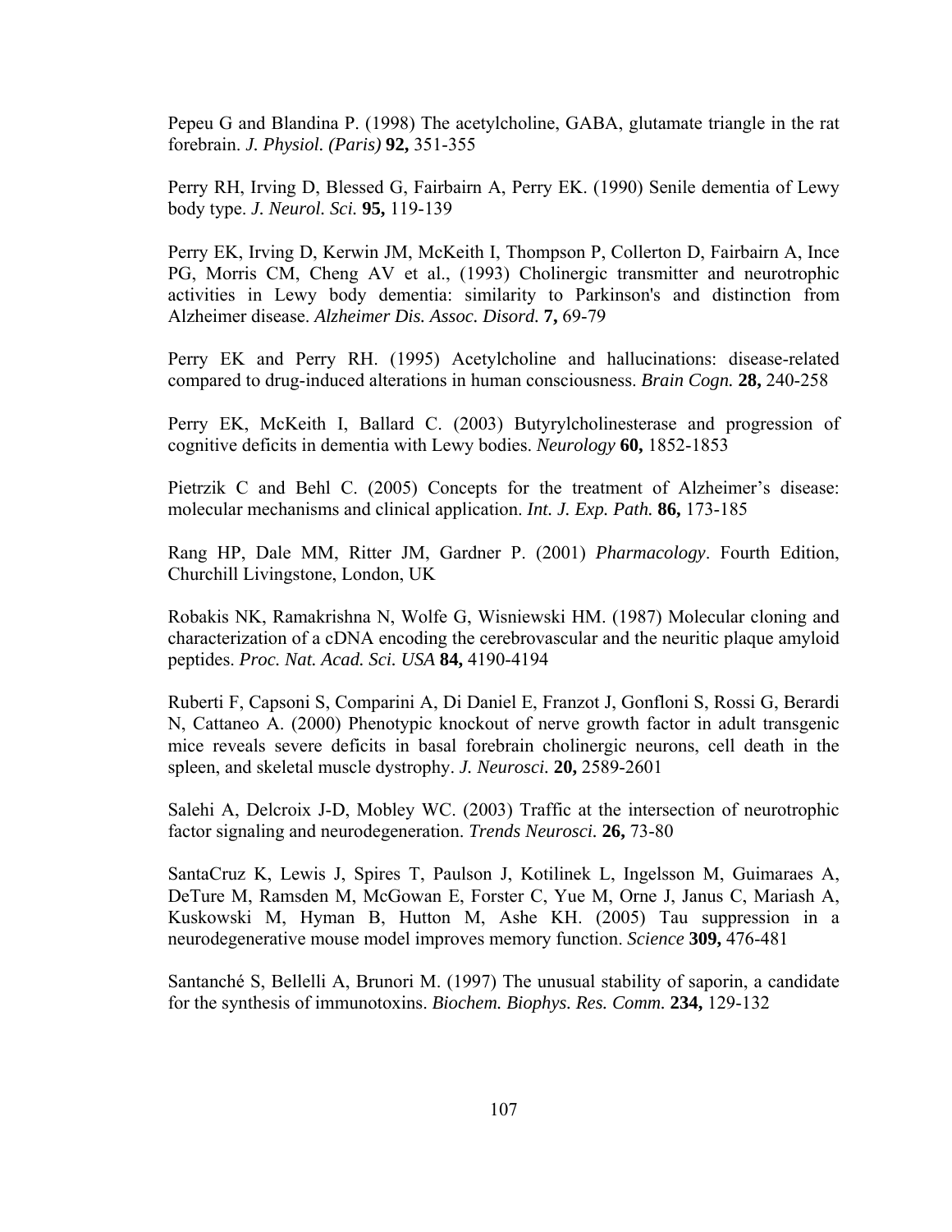Pepeu G and Blandina P. (1998) The acetylcholine, GABA, glutamate triangle in the rat forebrain. *J. Physiol. (Paris)* **92,** 351-355

Perry RH, Irving D, Blessed G, Fairbairn A, Perry EK. (1990) Senile dementia of Lewy body type. *J. Neurol. Sci.* **95,** 119-139

Perry EK, Irving D, Kerwin JM, McKeith I, Thompson P, Collerton D, Fairbairn A, Ince PG, Morris CM, Cheng AV et al., (1993) Cholinergic transmitter and neurotrophic activities in Lewy body dementia: similarity to Parkinson's and distinction from Alzheimer disease. *Alzheimer Dis. Assoc. Disord.* **7,** 69-79

Perry EK and Perry RH. (1995) Acetylcholine and hallucinations: disease-related compared to drug-induced alterations in human consciousness. *Brain Cogn.* **28,** 240-258

Perry EK, McKeith I, Ballard C. (2003) Butyrylcholinesterase and progression of cognitive deficits in dementia with Lewy bodies. *Neurology* **60,** 1852-1853

Pietrzik C and Behl C. (2005) Concepts for the treatment of Alzheimer's disease: molecular mechanisms and clinical application. *Int. J. Exp. Path.* **86,** 173-185

Rang HP, Dale MM, Ritter JM, Gardner P. (2001) *Pharmacology*. Fourth Edition, Churchill Livingstone, London, UK

Robakis NK, Ramakrishna N, Wolfe G, Wisniewski HM. (1987) Molecular cloning and characterization of a cDNA encoding the cerebrovascular and the neuritic plaque amyloid peptides. *Proc. Nat. Acad. Sci. USA* **84,** 4190-4194

Ruberti F, Capsoni S, Comparini A, Di Daniel E, Franzot J, Gonfloni S, Rossi G, Berardi N, Cattaneo A. (2000) Phenotypic knockout of nerve growth factor in adult transgenic mice reveals severe deficits in basal forebrain cholinergic neurons, cell death in the spleen, and skeletal muscle dystrophy. *J. Neurosci.* **20,** 2589-2601

Salehi A, Delcroix J-D, Mobley WC. (2003) Traffic at the intersection of neurotrophic factor signaling and neurodegeneration. *Trends Neurosci.* **26,** 73-80

SantaCruz K, Lewis J, Spires T, Paulson J, Kotilinek L, Ingelsson M, Guimaraes A, DeTure M, Ramsden M, McGowan E, Forster C, Yue M, Orne J, Janus C, Mariash A, Kuskowski M, Hyman B, Hutton M, Ashe KH. (2005) Tau suppression in a neurodegenerative mouse model improves memory function. *Science* **309,** 476-481

Santanché S, Bellelli A, Brunori M. (1997) The unusual stability of saporin, a candidate for the synthesis of immunotoxins. *Biochem. Biophys. Res. Comm.* **234,** 129-132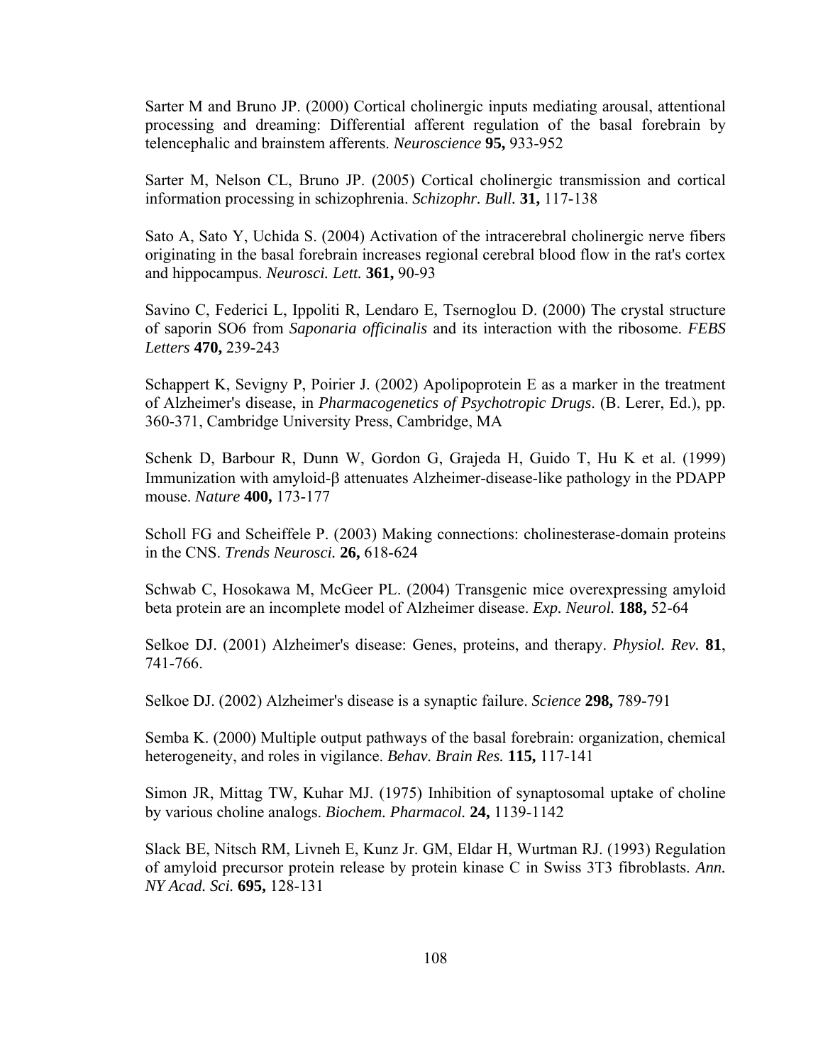Sarter M and Bruno JP. (2000) Cortical cholinergic inputs mediating arousal, attentional processing and dreaming: Differential afferent regulation of the basal forebrain by telencephalic and brainstem afferents. *Neuroscience* **95,** 933-952

Sarter M, Nelson CL, Bruno JP. (2005) Cortical cholinergic transmission and cortical information processing in schizophrenia. *Schizophr. Bull.* **31,** 117-138

Sato A, Sato Y, Uchida S. (2004) Activation of the intracerebral cholinergic nerve fibers originating in the basal forebrain increases regional cerebral blood flow in the rat's cortex and hippocampus. *Neurosci. Lett.* **361,** 90-93

Savino C, Federici L, Ippoliti R, Lendaro E, Tsernoglou D. (2000) The crystal structure of saporin SO6 from *Saponaria officinalis* and its interaction with the ribosome. *FEBS Letters* **470,** 239-243

Schappert K, Sevigny P, Poirier J. (2002) Apolipoprotein E as a marker in the treatment of Alzheimer's disease, in *Pharmacogenetics of Psychotropic Drugs*. (B. Lerer, Ed.), pp. 360-371, Cambridge University Press, Cambridge, MA

Schenk D, Barbour R, Dunn W, Gordon G, Grajeda H, Guido T, Hu K et al. (1999) Immunization with amyloid-β attenuates Alzheimer-disease-like pathology in the PDAPP mouse. *Nature* **400,** 173-177

Scholl FG and Scheiffele P. (2003) Making connections: cholinesterase-domain proteins in the CNS. *Trends Neurosci.* **26,** 618-624

Schwab C, Hosokawa M, McGeer PL. (2004) Transgenic mice overexpressing amyloid beta protein are an incomplete model of Alzheimer disease. *Exp. Neurol.* **188,** 52-64

Selkoe DJ. (2001) Alzheimer's disease: Genes, proteins, and therapy. *Physiol. Rev.* **81**, 741-766.

Selkoe DJ. (2002) Alzheimer's disease is a synaptic failure. *Science* **298,** 789-791

Semba K. (2000) Multiple output pathways of the basal forebrain: organization, chemical heterogeneity, and roles in vigilance. *Behav. Brain Res.* **115,** 117-141

Simon JR, Mittag TW, Kuhar MJ. (1975) Inhibition of synaptosomal uptake of choline by various choline analogs. *Biochem. Pharmacol.* **24,** 1139-1142

Slack BE, Nitsch RM, Livneh E, Kunz Jr. GM, Eldar H, Wurtman RJ. (1993) Regulation of amyloid precursor protein release by protein kinase C in Swiss 3T3 fibroblasts. *Ann. NY Acad. Sci.* **695,** 128-131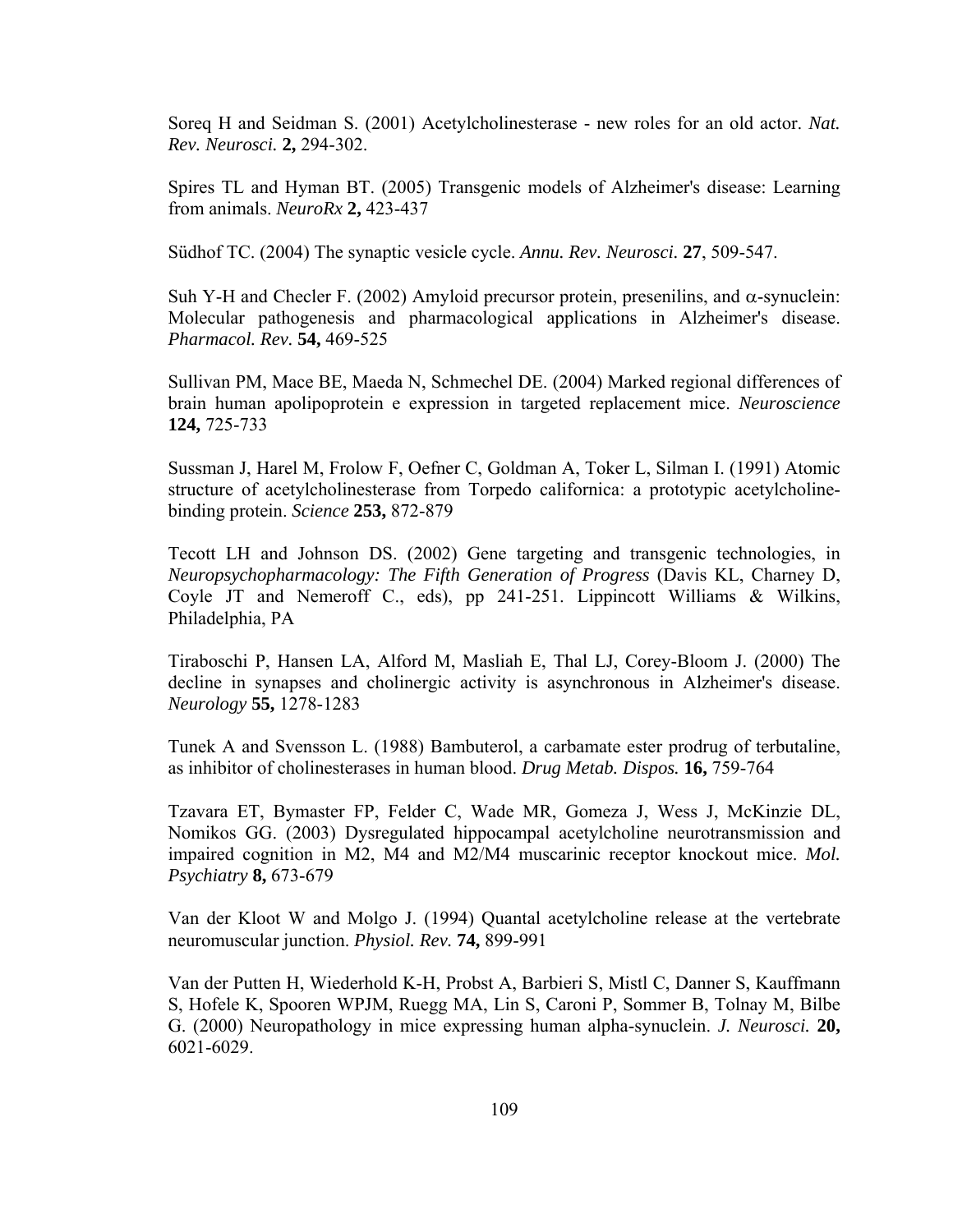Soreq H and Seidman S. (2001) Acetylcholinesterase - new roles for an old actor. *Nat. Rev. Neurosci.* **2,** 294-302.

Spires TL and Hyman BT. (2005) Transgenic models of Alzheimer's disease: Learning from animals. *NeuroRx* **2,** 423-437

Südhof TC. (2004) The synaptic vesicle cycle. *Annu. Rev. Neurosci.* **27**, 509-547.

Suh Y-H and Checler F. (2002) Amyloid precursor protein, presenilins, and $\alpha$-synuclein: Molecular pathogenesis and pharmacological applications in Alzheimer's disease. *Pharmacol. Rev.* **54,** 469-525

Sullivan PM, Mace BE, Maeda N, Schmechel DE. (2004) Marked regional differences of brain human apolipoprotein e expression in targeted replacement mice. *Neuroscience* **124,** 725-733

Sussman J, Harel M, Frolow F, Oefner C, Goldman A, Toker L, Silman I. (1991) Atomic structure of acetylcholinesterase from Torpedo californica: a prototypic acetylcholine-binding protein. *Science* **253,** 872-879

Tecott LH and Johnson DS. (2002) Gene targeting and transgenic technologies, in *Neuropsychopharmacology: The Fifth Generation of Progress* (Davis KL, Charney D, Coyle JT and Nemeroff C., eds), pp 241-251. Lippincott Williams & Wilkins, Philadelphia, PA

Tiraboschi P, Hansen LA, Alford M, Masliah E, Thal LJ, Corey-Bloom J. (2000) The decline in synapses and cholinergic activity is asynchronous in Alzheimer's disease. *Neurology* **55,** 1278-1283

Tunek A and Svensson L. (1988) Bambuterol, a carbamate ester prodrug of terbutaline, as inhibitor of cholinesterases in human blood. *Drug Metab. Dispos.* **16,** 759-764

Tzavara ET, Bymaster FP, Felder C, Wade MR, Gomeza J, Wess J, McKinzie DL, Nomikos GG. (2003) Dysregulated hippocampal acetylcholine neurotransmission and impaired cognition in M2, M4 and M2/M4 muscarinic receptor knockout mice. *Mol. Psychiatry* **8,** 673-679

Van der Kloot W and Molgo J. (1994) Quantal acetylcholine release at the vertebrate neuromuscular junction. *Physiol. Rev.* **74,** 899-991

Van der Putten H, Wiederhold K-H, Probst A, Barbieri S, Mistl C, Danner S, Kauffmann S, Hofele K, Spooren WPJM, Ruegg MA, Lin S, Caroni P, Sommer B, Tolnay M, Bilbe G. (2000) Neuropathology in mice expressing human alpha-synuclein. *J. Neurosci.* **20,** 6021-6029.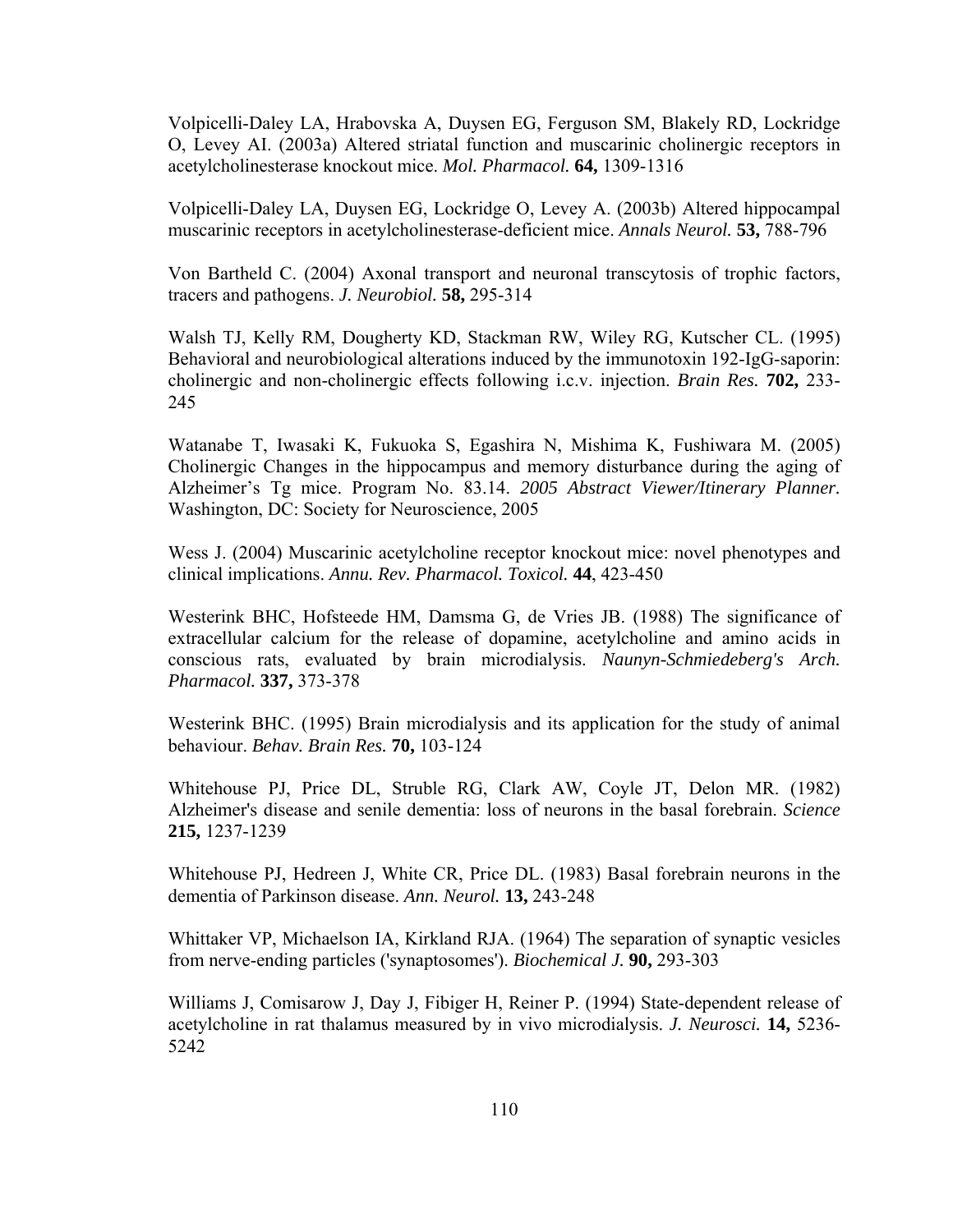Volpicelli-Daley LA, Hrabovska A, Duysen EG, Ferguson SM, Blakely RD, Lockridge O, Levey AI. (2003a) Altered striatal function and muscarinic cholinergic receptors in acetylcholinesterase knockout mice. *Mol. Pharmacol.* **64,** 1309-1316

Volpicelli-Daley LA, Duysen EG, Lockridge O, Levey A. (2003b) Altered hippocampal muscarinic receptors in acetylcholinesterase-deficient mice. *Annals Neurol.* **53,** 788-796

Von Bartheld C. (2004) Axonal transport and neuronal transcytosis of trophic factors, tracers and pathogens. *J. Neurobiol.* **58,** 295-314

Walsh TJ, Kelly RM, Dougherty KD, Stackman RW, Wiley RG, Kutscher CL. (1995) Behavioral and neurobiological alterations induced by the immunotoxin 192-IgG-saporin: cholinergic and non-cholinergic effects following i.c.v. injection. *Brain Res.* **702,** 233-245

Watanabe T, Iwasaki K, Fukuoka S, Egashira N, Mishima K, Fushiwara M. (2005) Cholinergic Changes in the hippocampus and memory disturbance during the aging of Alzheimer's Tg mice. Program No. 83.14. *2005 Abstract Viewer/Itinerary Planner.* Washington, DC: Society for Neuroscience, 2005

Wess J. (2004) Muscarinic acetylcholine receptor knockout mice: novel phenotypes and clinical implications. *Annu. Rev. Pharmacol. Toxicol.* **44**, 423-450

Westerink BHC, Hofsteede HM, Damsma G, de Vries JB. (1988) The significance of extracellular calcium for the release of dopamine, acetylcholine and amino acids in conscious rats, evaluated by brain microdialysis. *Naunyn-Schmiedeberg's Arch. Pharmacol.* **337,** 373-378

Westerink BHC. (1995) Brain microdialysis and its application for the study of animal behaviour. *Behav. Brain Res.* **70,** 103-124

Whitehouse PJ, Price DL, Struble RG, Clark AW, Coyle JT, Delon MR. (1982) Alzheimer's disease and senile dementia: loss of neurons in the basal forebrain. *Science* **215,** 1237-1239

Whitehouse PJ, Hedreen J, White CR, Price DL. (1983) Basal forebrain neurons in the dementia of Parkinson disease. *Ann. Neurol.* **13,** 243-248

Whittaker VP, Michaelson IA, Kirkland RJA. (1964) The separation of synaptic vesicles from nerve-ending particles ('synaptosomes'). *Biochemical J.* **90,** 293-303

Williams J, Comisarow J, Day J, Fibiger H, Reiner P. (1994) State-dependent release of acetylcholine in rat thalamus measured by in vivo microdialysis. *J. Neurosci.* **14,** 5236-5242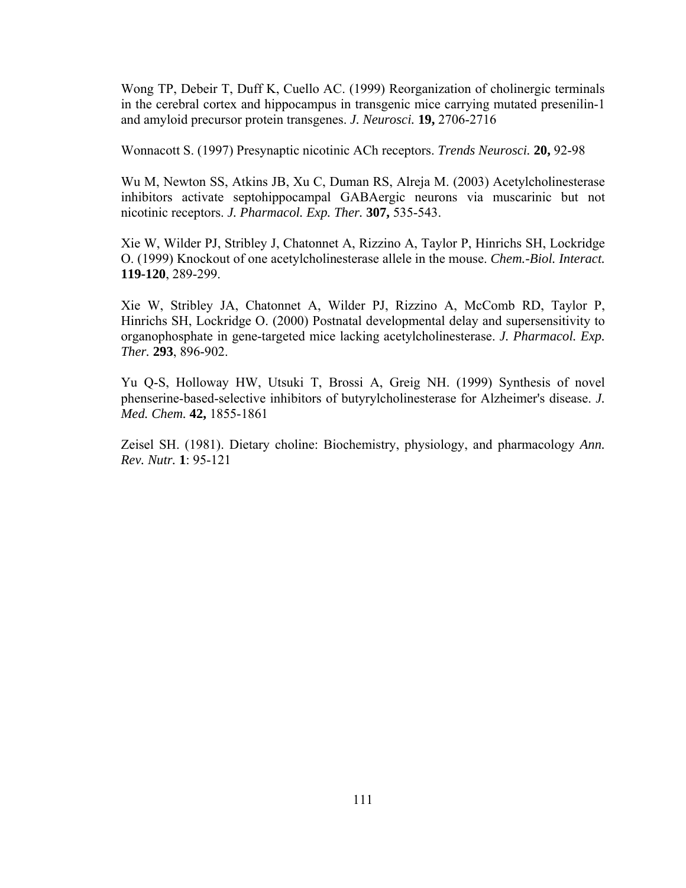Wong TP, Debeir T, Duff K, Cuello AC. (1999) Reorganization of cholinergic terminals in the cerebral cortex and hippocampus in transgenic mice carrying mutated presenilin-1 and amyloid precursor protein transgenes. *J. Neurosci.* **19,** 2706-2716

Wonnacott S. (1997) Presynaptic nicotinic ACh receptors. *Trends Neurosci.* **20,** 92-98

Wu M, Newton SS, Atkins JB, Xu C, Duman RS, Alreja M. (2003) Acetylcholinesterase inhibitors activate septohippocampal GABAergic neurons via muscarinic but not nicotinic receptors. *J. Pharmacol. Exp. Ther.* **307,** 535-543.

Xie W, Wilder PJ, Stribley J, Chatonnet A, Rizzino A, Taylor P, Hinrichs SH, Lockridge O. (1999) Knockout of one acetylcholinesterase allele in the mouse. *Chem.-Biol. Interact.* **119-120**, 289-299.

Xie W, Stribley JA, Chatonnet A, Wilder PJ, Rizzino A, McComb RD, Taylor P, Hinrichs SH, Lockridge O. (2000) Postnatal developmental delay and supersensitivity to organophosphate in gene-targeted mice lacking acetylcholinesterase. *J. Pharmacol. Exp. Ther.* **293**, 896-902.

Yu Q-S, Holloway HW, Utsuki T, Brossi A, Greig NH. (1999) Synthesis of novel phenserine-based-selective inhibitors of butyrylcholinesterase for Alzheimer's disease. *J. Med. Chem.* **42,** 1855-1861

Zeisel SH. (1981). Dietary choline: Biochemistry, physiology, and pharmacology *Ann. Rev. Nutr.* **1**: 95-121